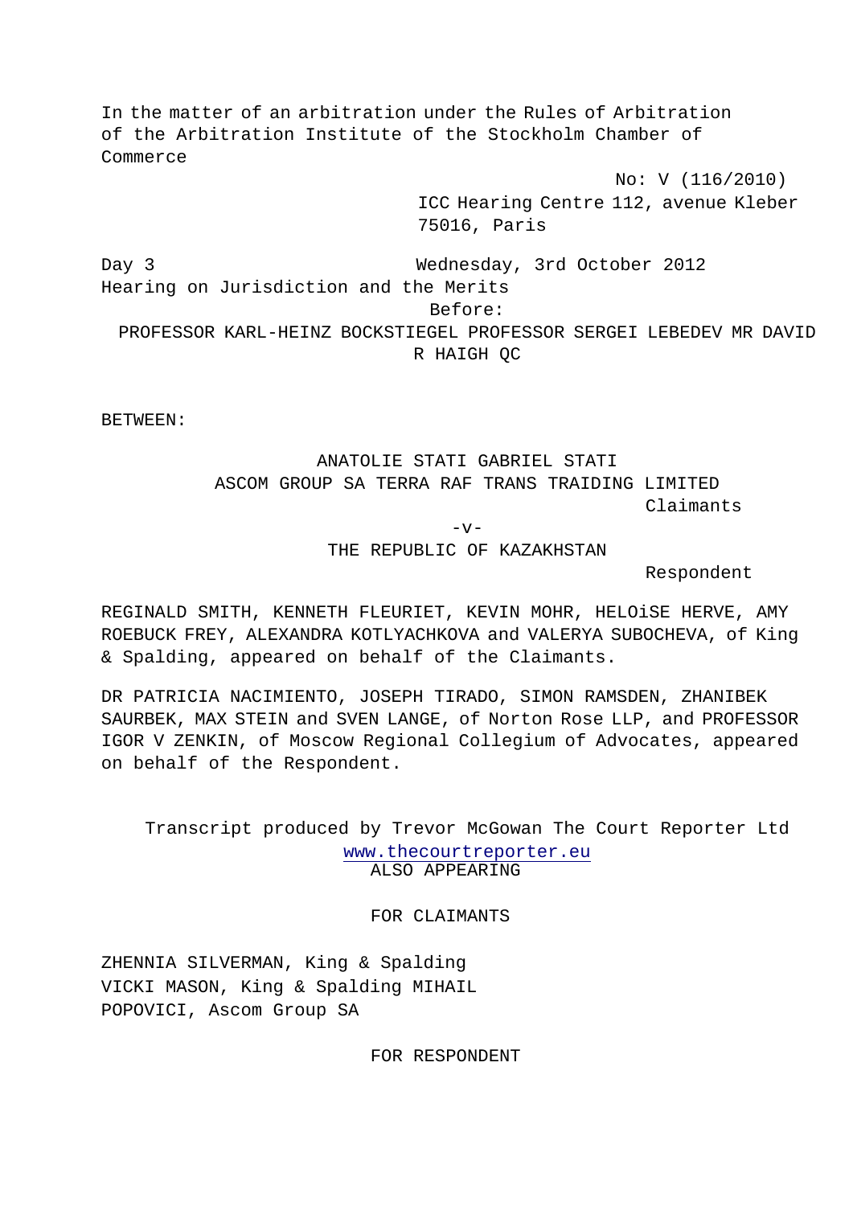In the matter of an arbitration under the Rules of Arbitration of the Arbitration Institute of the Stockholm Chamber of Commerce

No: V (116/2010)

ICC Hearing Centre 112, avenue Kleber
75016, Paris

Day 3 Wednesday, 3rd October 2012

Hearing on Jurisdiction and the Merits

Before:

PROFESSOR KARL-HEINZ BOCKSTIEGEL PROFESSOR SERGEI LEBEDEV MR DAVID R HAIGH QC

BETWEEN:

ANATOLIE STATI GABRIEL STATI
ASCOM GROUP SA TERRA RAF TRANS TRAIDING LIMITED

Claimants

-v-

THE REPUBLIC OF KAZAKHSTAN

Respondent

REGINALD SMITH, KENNETH FLEURIET, KEVIN MOHR, HELOiSE HERVE, AMY ROEBUCK FREY, ALEXANDRA KOTLYACHKOVA and VALERYA SUBOCHEVA, of King & Spalding, appeared on behalf of the Claimants.

DR PATRICIA NACIMIENTO, JOSEPH TIRADO, SIMON RAMSDEN, ZHANIBEK SAURBEK, MAX STEIN and SVEN LANGE, of Norton Rose LLP, and PROFESSOR IGOR V ZENKIN, of Moscow Regional Collegium of Advocates, appeared on behalf of the Respondent.

Transcript produced by Trevor McGowan The Court Reporter Ltd
www.thecourtreporter.eu

ALSO APPEARING

FOR CLAIMANTS

ZHENNIA SILVERMAN, King & Spalding
VICKI MASON, King & Spalding
MIHAIL POPOVICI, Ascom Group SA

FOR RESPONDENT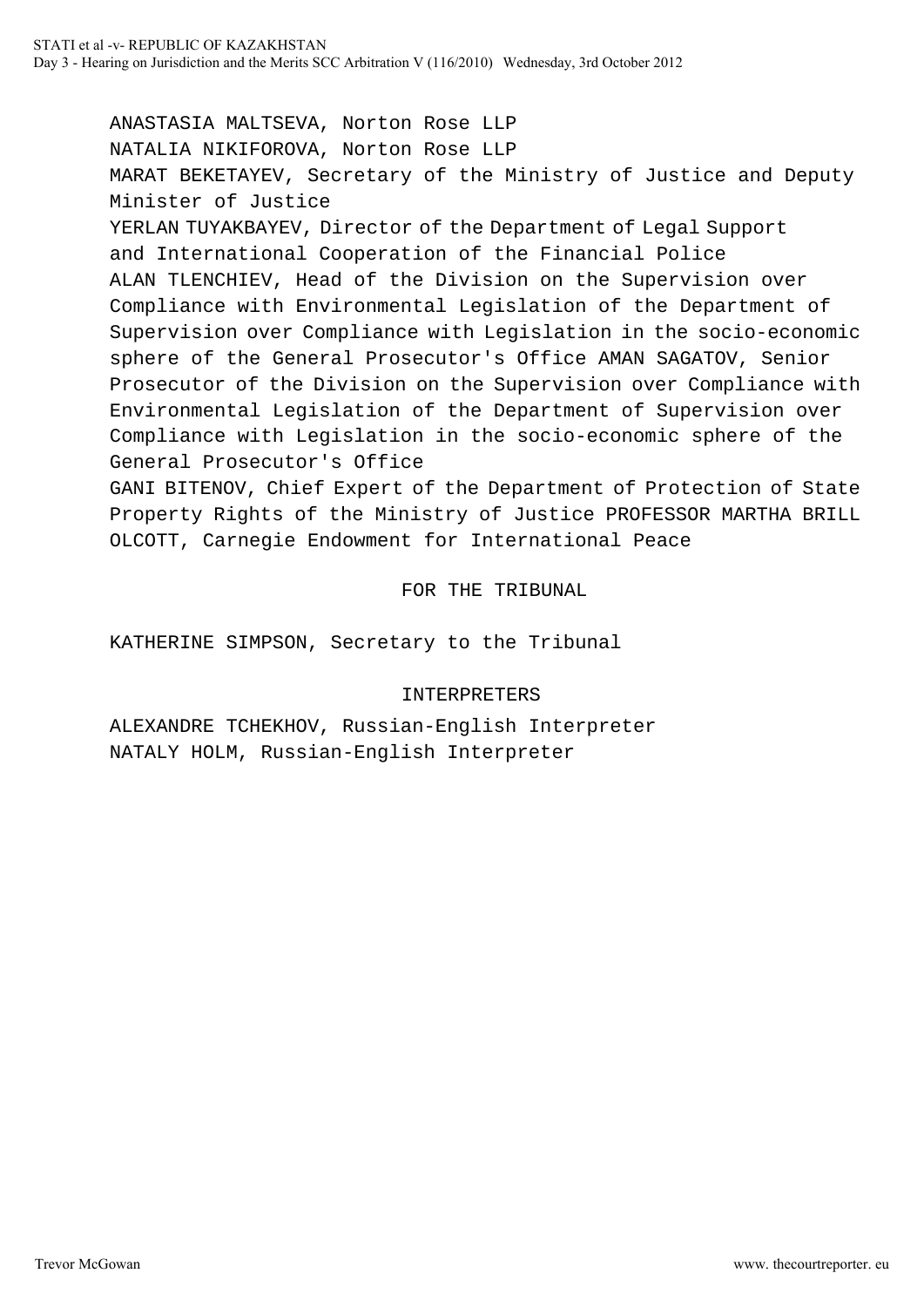ANASTASIA MALTSEVA, Norton Rose LLP
NATALIA NIKIFOROVA, Norton Rose LLP
MARAT BEKETAYEV, Secretary of the Ministry of Justice and Deputy Minister of Justice
YERLAN TUYAKBAYEV, Director of the Department of Legal Support and International Cooperation of the Financial Police
ALAN TLENCHIEV, Head of the Division on the Supervision over Compliance with Environmental Legislation of the Department of Supervision over Compliance with Legislation in the socio-economic sphere of the General Prosecutor's Office AMAN SAGATOV, Senior Prosecutor of the Division on the Supervision over Compliance with Environmental Legislation of the Department of Supervision over Compliance with Legislation in the socio-economic sphere of the General Prosecutor's Office
GANI BITENOV, Chief Expert of the Department of Protection of State Property Rights of the Ministry of Justice PROFESSOR MARTHA BRILL OLCOTT, Carnegie Endowment for International Peace

FOR THE TRIBUNAL

KATHERINE SIMPSON, Secretary to the Tribunal

INTERPRETERS

ALEXANDRE TCHEKHOV, Russian-English Interpreter
NATALY HOLM, Russian-English Interpreter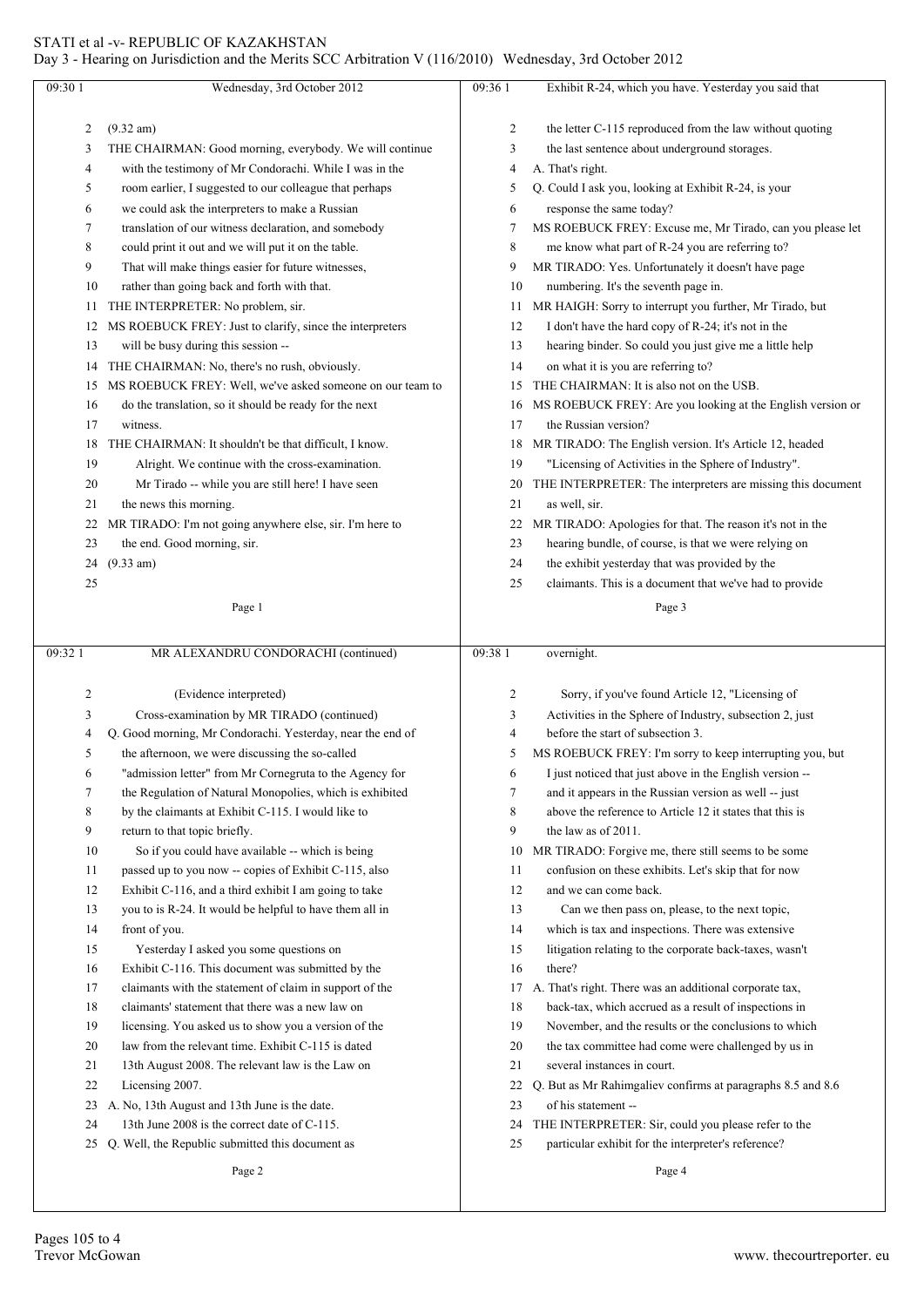Wednesday, 3rd October 2012

(9.32 am)

THE CHAIRMAN: Good morning, everybody. We will continue with the testimony of Mr Condorachi. While I was in the room earlier, I suggested to our colleague that perhaps we could ask the interpreters to make a Russian translation of our witness declaration, and somebody could print it out and we will put it on the table. That will make things easier for future witnesses, rather than going back and forth with that.

THE INTERPRETER: No problem, sir.

MS ROEBUCK FREY: Just to clarify, since the interpreters will be busy during this session --

THE CHAIRMAN: No, there's no rush, obviously.

MS ROEBUCK FREY: Well, we've asked someone on our team to do the translation, so it should be ready for the next witness.

THE CHAIRMAN: It shouldn't be that difficult, I know.

Alright. We continue with the cross-examination.

Mr Tirado -- while you are still here! I have seen the news this morning.

MR TIRADO: I'm not going anywhere else, sir. I'm here to the end. Good morning, sir.

(9.33 am)

MR ALEXANDRU CONDORACHI (continued)

(Evidence interpreted)

Cross-examination by MR TIRADO (continued)

Q. Good morning, Mr Condorachi. Yesterday, near the end of the afternoon, we were discussing the so-called "admission letter" from Mr Cornegruta to the Agency for the Regulation of Natural Monopolies, which is exhibited by the claimants at Exhibit C-115. I would like to return to that topic briefly.

So if you could have available -- which is being passed up to you now -- copies of Exhibit C-115, also Exhibit C-116, and a third exhibit I am going to take you to is R-24. It would be helpful to have them all in front of you.

Yesterday I asked you some questions on Exhibit C-116. This document was submitted by the claimants with the statement of claim in support of the claimants' statement that there was a new law on licensing. You asked us to show you a version of the law from the relevant time. Exhibit C-115 is dated 13th August 2008. The relevant law is the Law on Licensing 2007.

A. No, 13th August and 13th June is the date. 13th June 2008 is the correct date of C-115.

Q. Well, the Republic submitted this document as Exhibit R-24, which you have. Yesterday you said that the letter C-115 reproduced from the law without quoting the last sentence about underground storages.

A. That's right.

Q. Could I ask you, looking at Exhibit R-24, is your response the same today?

MS ROEBUCK FREY: Excuse me, Mr Tirado, can you please let me know what part of R-24 you are referring to?

MR TIRADO: Yes. Unfortunately it doesn't have page numbering. It's the seventh page in.

MR HAIGH: Sorry to interrupt you further, Mr Tirado, but I don't have the hard copy of R-24; it's not in the hearing binder. So could you just give me a little help on what it is you are referring to?

THE CHAIRMAN: It is also not on the USB.

MS ROEBUCK FREY: Are you looking at the English version or the Russian version?

MR TIRADO: The English version. It's Article 12, headed "Licensing of Activities in the Sphere of Industry".

THE INTERPRETER: The interpreters are missing this document as well, sir.

MR TIRADO: Apologies for that. The reason it's not in the hearing bundle, of course, is that we were relying on the exhibit yesterday that was provided by the claimants. This is a document that we've had to provide overnight.

Sorry, if you've found Article 12, "Licensing of Activities in the Sphere of Industry, subsection 2, just before the start of subsection 3.

MS ROEBUCK FREY: I'm sorry to keep interrupting you, but I just noticed that just above in the English version -- and it appears in the Russian version as well -- just above the reference to Article 12 it states that this is the law as of 2011.

MR TIRADO: Forgive me, there still seems to be some confusion on these exhibits. Let's skip that for now and we can come back.

Can we then pass on, please, to the next topic, which is tax and inspections. There was extensive litigation relating to the corporate back-taxes, wasn't there?

A. That's right. There was an additional corporate tax, back-tax, which accrued as a result of inspections in November, and the results or the conclusions to which the tax committee had come were challenged by us in several instances in court.

Q. But as Mr Rahimgaliev confirms at paragraphs 8.5 and 8.6 of his statement --

THE INTERPRETER: Sir, could you please refer to the particular exhibit for the interpreter's reference?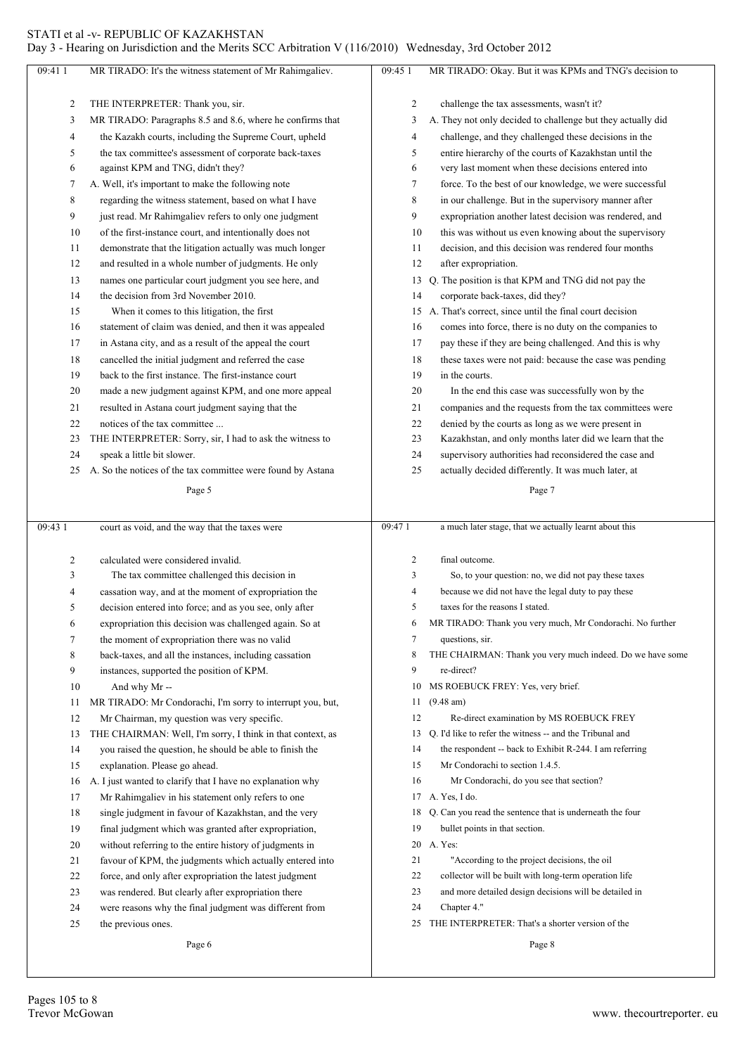MR TIRADO: It's the witness statement of Mr Rahimgaliev.

THE INTERPRETER: Thank you, sir.

MR TIRADO: Paragraphs 8.5 and 8.6, where he confirms that the Kazakh courts, including the Supreme Court, upheld the tax committee's assessment of corporate back-taxes against KPM and TNG, didn't they?

A. Well, it's important to make the following note regarding the witness statement, based on what I have just read. Mr Rahimgaliev refers to only one judgment of the first-instance court, and intentionally does not demonstrate that the litigation actually was much longer and resulted in a whole number of judgments. He only names one particular court judgment you see here, and the decision from 3rd November 2010.

When it comes to this litigation, the first statement of claim was denied, and then it was appealed in Astana city, and as a result of the appeal the court cancelled the initial judgment and referred the case back to the first instance. The first-instance court made a new judgment against KPM, and one more appeal resulted in Astana court judgment saying that the notices of the tax committee ...

THE INTERPRETER: Sorry, sir, I had to ask the witness to speak a little bit slower.

A. So the notices of the tax committee were found by Astana court as void, and the way that the taxes were calculated were considered invalid.

The tax committee challenged this decision in cassation way, and at the moment of expropriation the decision entered into force; and as you see, only after expropriation this decision was challenged again. So at the moment of expropriation there was no valid back-taxes, and all the instances, including cassation instances, supported the position of KPM.

And why Mr --

MR TIRADO: Mr Condorachi, I'm sorry to interrupt you, but, Mr Chairman, my question was very specific.

THE CHAIRMAN: Well, I'm sorry, I think in that context, as you raised the question, he should be able to finish the explanation. Please go ahead.

A. I just wanted to clarify that I have no explanation why Mr Rahimgaliev in his statement only refers to one single judgment in favour of Kazakhstan, and the very final judgment which was granted after expropriation, without referring to the entire history of judgments in favour of KPM, the judgments which actually entered into force, and only after expropriation the latest judgment was rendered. But clearly after expropriation there were reasons why the final judgment was different from the previous ones.

MR TIRADO: Okay. But it was KPMs and TNG's decision to challenge the tax assessments, wasn't it?

A. They not only decided to challenge but they actually did challenge, and they challenged these decisions in the entire hierarchy of the courts of Kazakhstan until the very last moment when these decisions entered into force. To the best of our knowledge, we were successful in our challenge. But in the supervisory manner after expropriation another latest decision was rendered, and this was without us even knowing about the supervisory decision, and this decision was rendered four months after expropriation.

Q. The position is that KPM and TNG did not pay the corporate back-taxes, did they?

A. That's correct, since until the final court decision comes into force, there is no duty on the companies to pay these if they are being challenged. And this is why these taxes were not paid: because the case was pending in the courts.

In the end this case was successfully won by the companies and the requests from the tax committees were denied by the courts as long as we were present in Kazakhstan, and only months later did we learn that the supervisory authorities had reconsidered the case and actually decided differently. It was much later, at a much later stage, that we actually learnt about this final outcome.

So, to your question: no, we did not pay these taxes because we did not have the legal duty to pay these taxes for the reasons I stated.

MR TIRADO: Thank you very much, Mr Condorachi. No further questions, sir.

THE CHAIRMAN: Thank you very much indeed. Do we have some re-direct?

MS ROEBUCK FREY: Yes, very brief.

(9.48 am)

Re-direct examination by MS ROEBUCK FREY

Q. I'd like to refer the witness -- and the Tribunal and the respondent -- back to Exhibit R-244. I am referring Mr Condorachi to section 1.4.5.

Mr Condorachi, do you see that section?

A. Yes, I do.

Q. Can you read the sentence that is underneath the four bullet points in that section.

A. Yes:

"According to the project decisions, the oil collector will be built with long-term operation life and more detailed design decisions will be detailed in Chapter 4."

THE INTERPRETER: That's a shorter version of the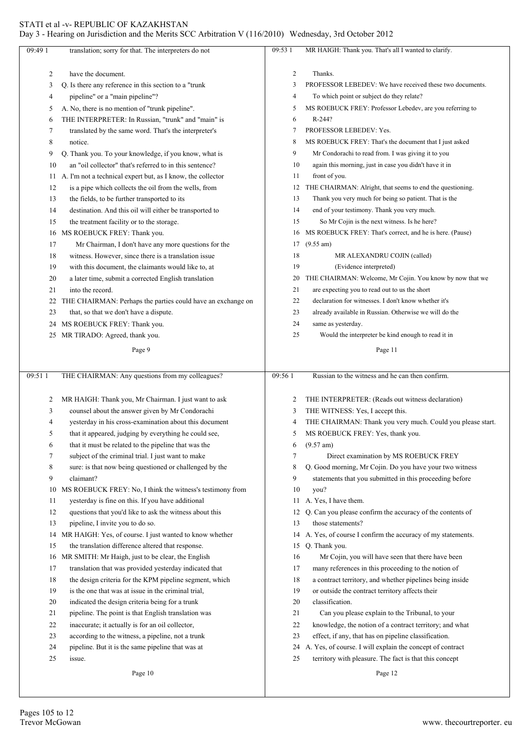translation; sorry for that. The interpreters do not have the document.

Q. Is there any reference in this section to a "trunk pipeline" or a "main pipeline"?

A. No, there is no mention of "trunk pipeline".

THE INTERPRETER: In Russian, "trunk" and "main" is translated by the same word. That's the interpreter's notice.

Q. Thank you. To your knowledge, if you know, what is an "oil collector" that's referred to in this sentence?

A. I'm not a technical expert but, as I know, the collector is a pipe which collects the oil from the wells, from the fields, to be further transported to its destination. And this oil will either be transported to the treatment facility or to the storage.

MS ROEBUCK FREY: Thank you.

Mr Chairman, I don't have any more questions for the witness. However, since there is a translation issue with this document, the claimants would like to, at a later time, submit a corrected English translation into the record.

THE CHAIRMAN: Perhaps the parties could have an exchange on that, so that we don't have a dispute.

MS ROEBUCK FREY: Thank you.

MR TIRADO: Agreed, thank you.

THE CHAIRMAN: Any questions from my colleagues?

MR HAIGH: Thank you, Mr Chairman. I just want to ask counsel about the answer given by Mr Condorachi yesterday in his cross-examination about this document that it appeared, judging by everything he could see, that it must be related to the pipeline that was the subject of the criminal trial. I just want to make sure: is that now being questioned or challenged by the claimant?

MS ROEBUCK FREY: No, I think the witness's testimony from yesterday is fine on this. If you have additional questions that you'd like to ask the witness about this pipeline, I invite you to do so.

MR HAIGH: Yes, of course. I just wanted to know whether the translation difference altered that response.

MR SMITH: Mr Haigh, just to be clear, the English translation that was provided yesterday indicated that the design criteria for the KPM pipeline segment, which is the one that was at issue in the criminal trial, indicated the design criteria being for a trunk pipeline. The point is that English translation was inaccurate; it actually is for an oil collector, according to the witness, a pipeline, not a trunk pipeline. But it is the same pipeline that was at issue.

MR HAIGH: Thank you. That's all I wanted to clarify. Thanks.

PROFESSOR LEBEDEV: We have received these two documents. To which point or subject do they relate?

MS ROEBUCK FREY: Professor Lebedev, are you referring to R-244?

PROFESSOR LEBEDEV: Yes.

MS ROEBUCK FREY: That's the document that I just asked Mr Condorachi to read from. I was giving it to you again this morning, just in case you didn't have it in front of you.

THE CHAIRMAN: Alright, that seems to end the questioning. Thank you very much for being so patient. That is the end of your testimony. Thank you very much.

So Mr Cojin is the next witness. Is he here?

MS ROEBUCK FREY: That's correct, and he is here. (Pause)

(9.55 am)

MR ALEXANDRU COJIN (called)

(Evidence interpreted)

THE CHAIRMAN: Welcome, Mr Cojin. You know by now that we are expecting you to read out to us the short declaration for witnesses. I don't know whether it's already available in Russian. Otherwise we will do the same as yesterday.

Would the interpreter be kind enough to read it in Russian to the witness and he can then confirm.

THE INTERPRETER: (Reads out witness declaration)

THE WITNESS: Yes, I accept this.

THE CHAIRMAN: Thank you very much. Could you please start.

MS ROEBUCK FREY: Yes, thank you.

(9.57 am)

Direct examination by MS ROEBUCK FREY

Q. Good morning, Mr Cojin. Do you have your two witness statements that you submitted in this proceeding before you?

A. Yes, I have them.

Q. Can you please confirm the accuracy of the contents of those statements?

A. Yes, of course I confirm the accuracy of my statements.

Q. Thank you.

Mr Cojin, you will have seen that there have been many references in this proceeding to the notion of a contract territory, and whether pipelines being inside or outside the contract territory affects their classification.

Can you please explain to the Tribunal, to your knowledge, the notion of a contract territory; and what effect, if any, that has on pipeline classification.

A. Yes, of course. I will explain the concept of contract territory with pleasure. The fact is that this concept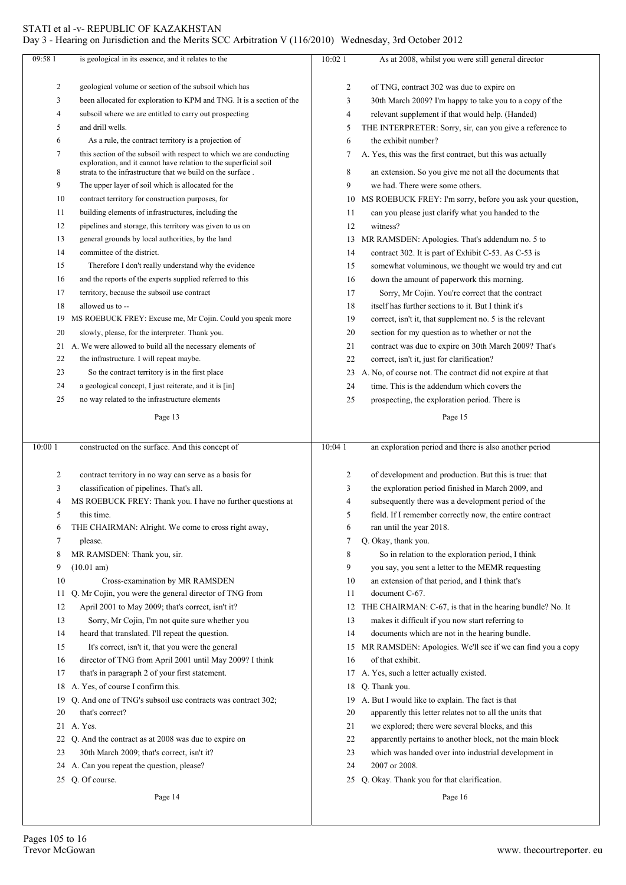is geological in its essence, and it relates to the geological volume or section of the subsoil which has been allocated for exploration to KPM and TNG. It is a section of the subsoil where we are entitled to carry out prospecting and drill wells.

As a rule, the contract territory is a projection of this section of the subsoil with respect to which we are conducting exploration, and it cannot have relation to the superficial soil strata to the infrastructure that we build on the surface. The upper layer of soil which is allocated for the contract territory for construction purposes, for building elements of infrastructures, including the pipelines and storage, this territory was given to us on general grounds by local authorities, by the land committee of the district.

Therefore I don't really understand why the evidence and the reports of the experts supplied referred to this territory, because the subsoil use contract allowed us to --

MS ROEBUCK FREY: Excuse me, Mr Cojin. Could you speak more slowly, please, for the interpreter. Thank you.

A. We were allowed to build all the necessary elements of the infrastructure. I will repeat maybe.

So the contract territory is in the first place a geological concept, I just reiterate, and it is [in] no way related to the infrastructure elements constructed on the surface. And this concept of contract territory in no way can serve as a basis for classification of pipelines. That's all.

MS ROEBUCK FREY: Thank you. I have no further questions at this time.

THE CHAIRMAN: Alright. We come to cross right away, please.

MR RAMSDEN: Thank you, sir.

(10.01 am)

Cross-examination by MR RAMSDEN

Q. Mr Cojin, you were the general director of TNG from April 2001 to May 2009; that's correct, isn't it?

Sorry, Mr Cojin, I'm not quite sure whether you heard that translated. I'll repeat the question.

It's correct, isn't it, that you were the general director of TNG from April 2001 until May 2009? I think that's in paragraph 2 of your first statement.

A. Yes, of course I confirm this.

Q. And one of TNG's subsoil use contracts was contract 302; that's correct?

A. Yes.

Q. And the contract as at 2008 was due to expire on 30th March 2009; that's correct, isn't it?

A. Can you repeat the question, please?

Q. Of course.

As at 2008, whilst you were still general director of TNG, contract 302 was due to expire on 30th March 2009? I'm happy to take you to a copy of the relevant supplement if that would help. (Handed)

THE INTERPRETER: Sorry, sir, can you give a reference to the exhibit number?

A. Yes, this was the first contract, but this was actually an extension. So you give me not all the documents that we had. There were some others.

MS ROEBUCK FREY: I'm sorry, before you ask your question, can you please just clarify what you handed to the witness?

MR RAMSDEN: Apologies. That's addendum no. 5 to contract 302. It is part of Exhibit C-53. As C-53 is somewhat voluminous, we thought we would try and cut down the amount of paperwork this morning.

Sorry, Mr Cojin. You're correct that the contract itself has further sections to it. But I think it's correct, isn't it, that supplement no. 5 is the relevant section for my question as to whether or not the contract was due to expire on 30th March 2009? That's correct, isn't it, just for clarification?

A. No, of course not. The contract did not expire at that time. This is the addendum which covers the prospecting, the exploration period. There is an exploration period and there is also another period of development and production. But this is true: that the exploration period finished in March 2009, and subsequently there was a development period of the field. If I remember correctly now, the entire contract ran until the year 2018.

Q. Okay, thank you.

So in relation to the exploration period, I think you say, you sent a letter to the MEMR requesting an extension of that period, and I think that's document C-67.

THE CHAIRMAN: C-67, is that in the hearing bundle? No. It makes it difficult if you now start referring to documents which are not in the hearing bundle.

MR RAMSDEN: Apologies. We'll see if we can find you a copy of that exhibit.

A. Yes, such a letter actually existed.

Q. Thank you.

A. But I would like to explain. The fact is that apparently this letter relates not to all the units that we explored; there were several blocks, and this apparently pertains to another block, not the main block which was handed over into industrial development in 2007 or 2008.

Q. Okay. Thank you for that clarification.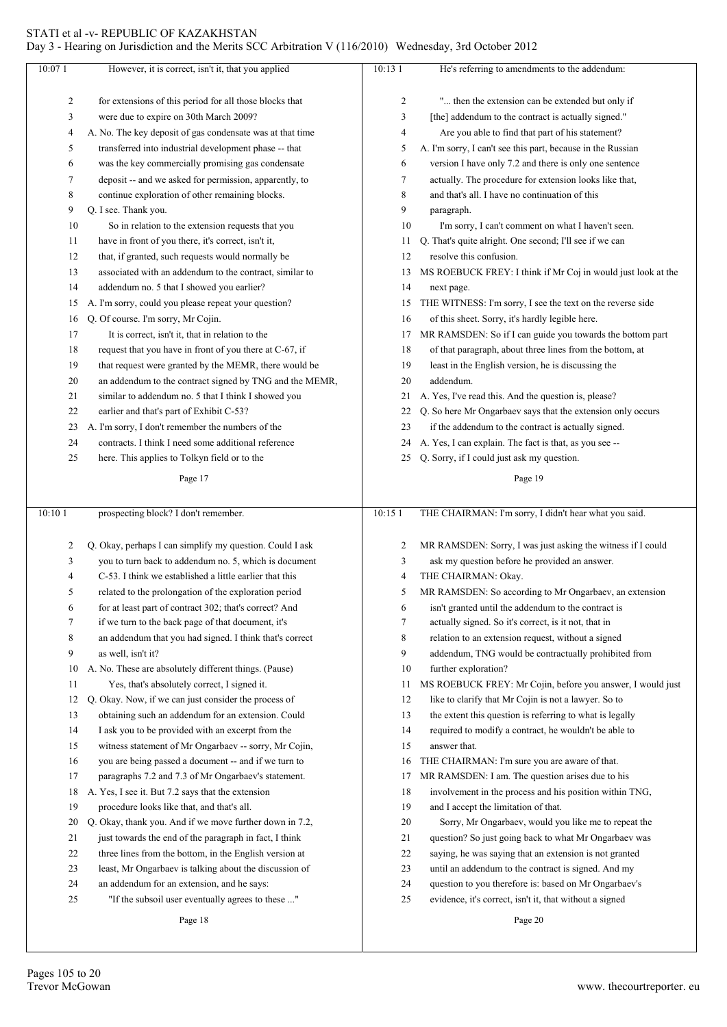However, it is correct, isn't it, that you applied for extensions of this period for all those blocks that were due to expire on 30th March 2009?

A. No. The key deposit of gas condensate was at that time transferred into industrial development phase -- that was the key commercially promising gas condensate deposit -- and we asked for permission, apparently, to continue exploration of other remaining blocks.

Q. I see. Thank you.

So in relation to the extension requests that you have in front of you there, it's correct, isn't it, that, if granted, such requests would normally be associated with an addendum to the contract, similar to addendum no. 5 that I showed you earlier?

A. I'm sorry, could you please repeat your question?

Q. Of course. I'm sorry, Mr Cojin.

It is correct, isn't it, that in relation to the request that you have in front of you there at C-67, if that request were granted by the MEMR, there would be an addendum to the contract signed by TNG and the MEMR, similar to addendum no. 5 that I think I showed you earlier and that's part of Exhibit C-53?

A. I'm sorry, I don't remember the numbers of the contracts. I think I need some additional reference here. This applies to Tolkyn field or to the prospecting block? I don't remember.

Q. Okay, perhaps I can simplify my question. Could I ask you to turn back to addendum no. 5, which is document C-53. I think we established a little earlier that this related to the prolongation of the exploration period for at least part of contract 302; that's correct? And if we turn to the back page of that document, it's an addendum that you had signed. I think that's correct as well, isn't it?

A. No. These are absolutely different things. (Pause)

Yes, that's absolutely correct, I signed it.

Q. Okay. Now, if we can just consider the process of obtaining such an addendum for an extension. Could I ask you to be provided with an excerpt from the witness statement of Mr Ongarbaev -- sorry, Mr Cojin, you are being passed a document -- and if we turn to paragraphs 7.2 and 7.3 of Mr Ongarbaev's statement.

A. Yes, I see it. But 7.2 says that the extension procedure looks like that, and that's all.

Q. Okay, thank you. And if we move further down in 7.2, just towards the end of the paragraph in fact, I think three lines from the bottom, in the English version at least, Mr Ongarbaev is talking about the discussion of an addendum for an extension, and he says:

"If the subsoil user eventually agrees to these ..."

He's referring to amendments to the addendum:

"... then the extension can be extended but only if [the] addendum to the contract is actually signed."

Are you able to find that part of his statement?

A. I'm sorry, I can't see this part, because in the Russian version I have only 7.2 and there is only one sentence actually. The procedure for extension looks like that, and that's all. I have no continuation of this paragraph.

I'm sorry, I can't comment on what I haven't seen.

Q. That's quite alright. One second; I'll see if we can resolve this confusion.

MS ROEBUCK FREY: I think if Mr Coj in would just look at the next page.

THE WITNESS: I'm sorry, I see the text on the reverse side of this sheet. Sorry, it's hardly legible here.

MR RAMSDEN: So if I can guide you towards the bottom part of that paragraph, about three lines from the bottom, at least in the English version, he is discussing the addendum.

A. Yes, I've read this. And the question is, please?

Q. So here Mr Ongarbaev says that the extension only occurs if the addendum to the contract is actually signed.

A. Yes, I can explain. The fact is that, as you see --

Q. Sorry, if I could just ask my question.

THE CHAIRMAN: I'm sorry, I didn't hear what you said.

MR RAMSDEN: Sorry, I was just asking the witness if I could ask my question before he provided an answer.

THE CHAIRMAN: Okay.

MR RAMSDEN: So according to Mr Ongarbaev, an extension isn't granted until the addendum to the contract is actually signed. So it's correct, is it not, that in relation to an extension request, without a signed addendum, TNG would be contractually prohibited from further exploration?

MS ROEBUCK FREY: Mr Cojin, before you answer, I would just like to clarify that Mr Cojin is not a lawyer. So to the extent this question is referring to what is legally required to modify a contract, he wouldn't be able to answer that.

THE CHAIRMAN: I'm sure you are aware of that.

MR RAMSDEN: I am. The question arises due to his involvement in the process and his position within TNG, and I accept the limitation of that.

Sorry, Mr Ongarbaev, would you like me to repeat the question? So just going back to what Mr Ongarbaev was saying, he was saying that an extension is not granted until an addendum to the contract is signed. And my question to you therefore is: based on Mr Ongarbaev's evidence, it's correct, isn't it, that without a signed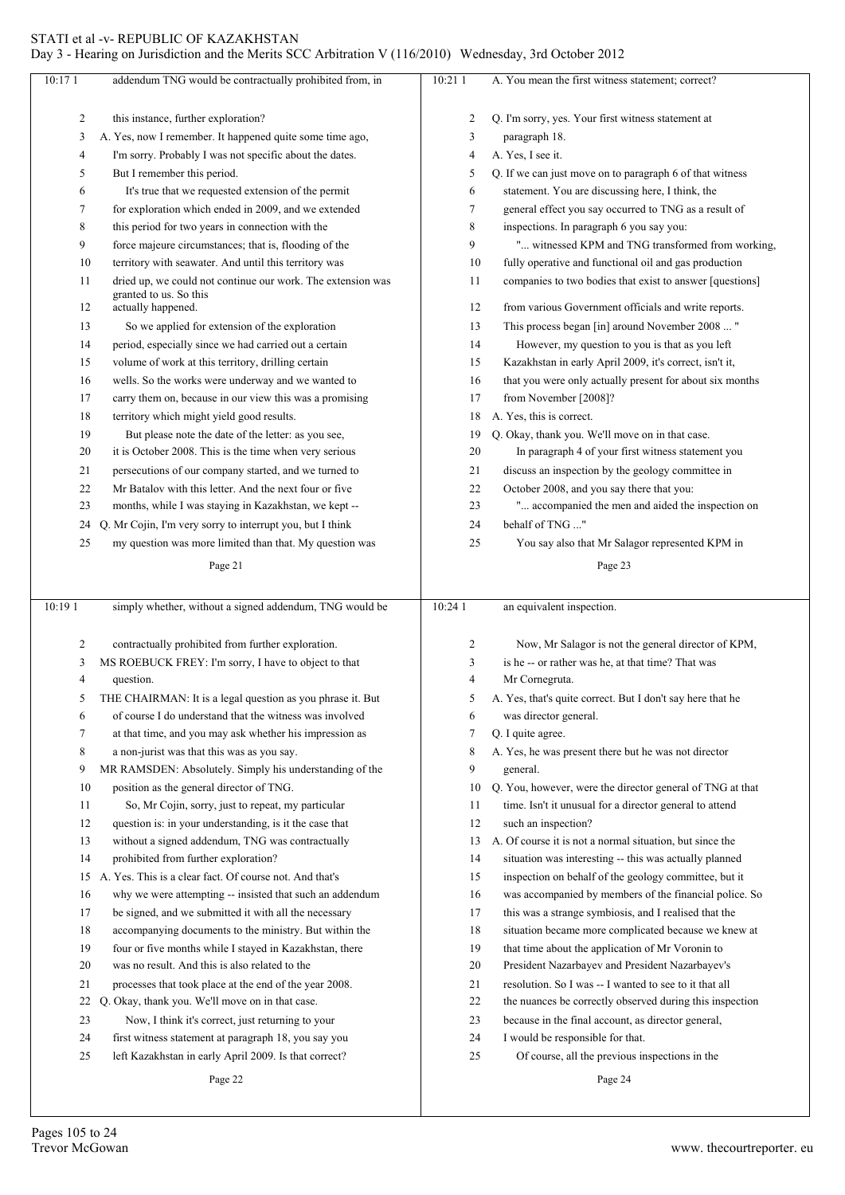**Page 21**

10:17 1 addendum TNG would be contractually prohibited from, in
2 this instance, further exploration?
3 A. Yes, now I remember. It happened quite some time ago,
4 I'm sorry. Probably I was not specific about the dates.
5 But I remember this period.
6 It's true that we requested extension of the permit
7 for exploration which ended in 2009, and we extended
8 this period for two years in connection with the
9 force majeure circumstances; that is, flooding of the
10 territory with seawater. And until this territory was
11 dried up, we could not continue our work. The extension was granted to us. So this
12 actually happened.
13 So we applied for extension of the exploration
14 period, especially since we had carried out a certain
15 volume of work at this territory, drilling certain
16 wells. So the works were underway and we wanted to
17 carry them on, because in our view this was a promising
18 territory which might yield good results.
19 But please note the date of the letter: as you see,
20 it is October 2008. This is the time when very serious
21 persecutions of our company started, and we turned to
22 Mr Batalov with this letter. And the next four or five
23 months, while I was staying in Kazakhstan, we kept --
24 Q. Mr Cojin, I'm very sorry to interrupt you, but I think
25 my question was more limited than that. My question was

**Page 22**

10:19 1 simply whether, without a signed addendum, TNG would be
2 contractually prohibited from further exploration.
3 MS ROEBUCK FREY: I'm sorry, I have to object to that
4 question.
5 THE CHAIRMAN: It is a legal question as you phrase it. But
6 of course I do understand that the witness was involved
7 at that time, and you may ask whether his impression as
8 a non-jurist was that this was as you say.
9 MR RAMSDEN: Absolutely. Simply his understanding of the
10 position as the general director of TNG.
11 So, Mr Cojin, sorry, just to repeat, my particular
12 question is: in your understanding, is it the case that
13 without a signed addendum, TNG was contractually
14 prohibited from further exploration?
15 A. Yes. This is a clear fact. Of course not. And that's
16 why we were attempting -- insisted that such an addendum
17 be signed, and we submitted it with all the necessary
18 accompanying documents to the ministry. But within the
19 four or five months while I stayed in Kazakhstan, there
20 was no result. And this is also related to the
21 processes that took place at the end of the year 2008.
22 Q. Okay, thank you. We'll move on in that case.
23 Now, I think it's correct, just returning to your
24 first witness statement at paragraph 18, you say you
25 left Kazakhstan in early April 2009. Is that correct?

**Page 23**

10:21 1 A. You mean the first witness statement; correct?
2 Q. I'm sorry, yes. Your first witness statement at
3 paragraph 18.
4 A. Yes, I see it.
5 Q. If we can just move on to paragraph 6 of that witness
6 statement. You are discussing here, I think, the
7 general effect you say occurred to TNG as a result of
8 inspections. In paragraph 6 you say you:
9 "... witnessed KPM and TNG transformed from working,
10 fully operative and functional oil and gas production
11 companies to two bodies that exist to answer [questions]
12 from various Government officials and write reports.
13 This process began [in] around November 2008 ... "
14 However, my question to you is that as you left
15 Kazakhstan in early April 2009, it's correct, isn't it,
16 that you were only actually present for about six months
17 from November [2008]?
18 A. Yes, this is correct.
19 Q. Okay, thank you. We'll move on in that case.
20 In paragraph 4 of your first witness statement you
21 discuss an inspection by the geology committee in
22 October 2008, and you say there that you:
23 "... accompanied the men and aided the inspection on
24 behalf of TNG ..."
25 You say also that Mr Salagor represented KPM in

**Page 24**

10:24 1 an equivalent inspection.
2 Now, Mr Salagor is not the general director of KPM,
3 is he -- or rather was he, at that time? That was
4 Mr Cornegruta.
5 A. Yes, that's quite correct. But I don't say here that he
6 was director general.
7 Q. I quite agree.
8 A. Yes, he was present there but he was not director
9 general.
10 Q. You, however, were the director general of TNG at that
11 time. Isn't it unusual for a director general to attend
12 such an inspection?
13 A. Of course it is not a normal situation, but since the
14 situation was interesting -- this was actually planned
15 inspection on behalf of the geology committee, but it
16 was accompanied by members of the financial police. So
17 this was a strange symbiosis, and I realised that the
18 situation became more complicated because we knew at
19 that time about the application of Mr Voronin to
20 President Nazarbayev and President Nazarbayev's
21 resolution. So I was -- I wanted to see to it that all
22 the nuances be correctly observed during this inspection
23 because in the final account, as director general,
24 I would be responsible for that.
25 Of course, all the previous inspections in the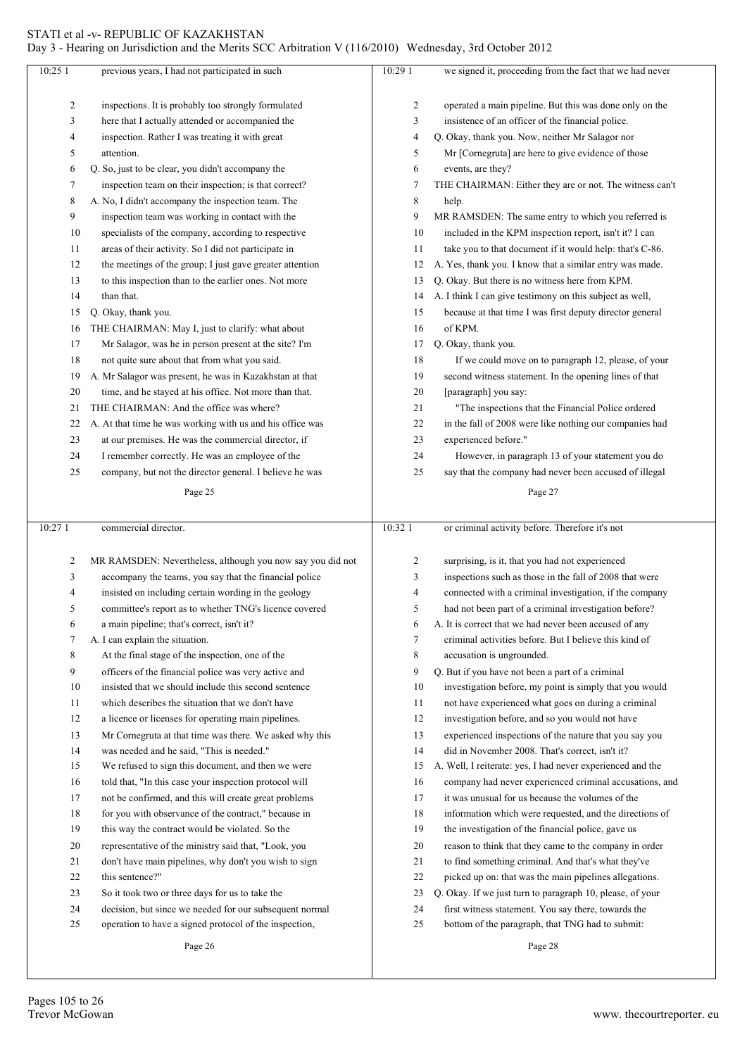**Page 25**

previous years, I had not participated in such inspections. It is probably too strongly formulated here that I actually attended or accompanied the inspection. Rather I was treating it with great attention.

Q. So, just to be clear, you didn't accompany the inspection team on their inspection; is that correct?

A. No, I didn't accompany the inspection team. The inspection team was working in contact with the specialists of the company, according to respective areas of their activity. So I did not participate in the meetings of the group; I just gave greater attention to this inspection than to the earlier ones. Not more than that.

Q. Okay, thank you.

THE CHAIRMAN: May I, just to clarify: what about Mr Salagor, was he in person present at the site? I'm not quite sure about that from what you said.

A. Mr Salagor was present, he was in Kazakhstan at that time, and he stayed at his office. Not more than that.

THE CHAIRMAN: And the office was where?

A. At that time he was working with us and his office was at our premises. He was the commercial director, if I remember correctly. He was an employee of the company, but not the director general. I believe he was

**Page 26**

commercial director.

MR RAMSDEN: Nevertheless, although you now say you did not accompany the teams, you say that the financial police insisted on including certain wording in the geology committee's report as to whether TNG's licence covered a main pipeline; that's correct, isn't it?

A. I can explain the situation.

At the final stage of the inspection, one of the officers of the financial police was very active and insisted that we should include this second sentence which describes the situation that we don't have a licence or licenses for operating main pipelines. Mr Cornegruta at that time was there. We asked why this was needed and he said, "This is needed."

We refused to sign this document, and then we were told that, "In this case your inspection protocol will not be confirmed, and this will create great problems for you with observance of the contract," because in this way the contract would be violated. So the representative of the ministry said that, "Look, you don't have main pipelines, why don't you wish to sign this sentence?"

So it took two or three days for us to take the decision, but since we needed for our subsequent normal operation to have a signed protocol of the inspection,

**Page 27**

we signed it, proceeding from the fact that we had never operated a main pipeline. But this was done only on the insistence of an officer of the financial police.

Q. Okay, thank you. Now, neither Mr Salagor nor Mr [Cornegruta] are here to give evidence of those events, are they?

THE CHAIRMAN: Either they are or not. The witness can't help.

MR RAMSDEN: The same entry to which you referred is included in the KPM inspection report, isn't it? I can take you to that document if it would help: that's C-86.

A. Yes, thank you. I know that a similar entry was made.

Q. Okay. But there is no witness here from KPM.

A. I think I can give testimony on this subject as well, because at that time I was first deputy director general of KPM.

Q. Okay, thank you.

If we could move on to paragraph 12, please, of your second witness statement. In the opening lines of that [paragraph] you say:

"The inspections that the Financial Police ordered in the fall of 2008 were like nothing our companies had experienced before."

However, in paragraph 13 of your statement you do say that the company had never been accused of illegal

**Page 28**

or criminal activity before. Therefore it's not surprising, is it, that you had not experienced inspections such as those in the fall of 2008 that were connected with a criminal investigation, if the company had not been part of a criminal investigation before?

A. It is correct that we had never been accused of any criminal activities before. But I believe this kind of accusation is ungrounded.

Q. But if you have not been a part of a criminal investigation before, my point is simply that you would not have experienced what goes on during a criminal investigation before, and so you would not have experienced inspections of the nature that you say you did in November 2008. That's correct, isn't it?

A. Well, I reiterate: yes, I had never experienced and the company had never experienced criminal accusations, and it was unusual for us because the volumes of the information which were requested, and the directions of the investigation of the financial police, gave us reason to think that they came to the company in order to find something criminal. And that's what they've picked up on: that was the main pipelines allegations.

Q. Okay. If we just turn to paragraph 10, please, of your first witness statement. You say there, towards the bottom of the paragraph, that TNG had to submit: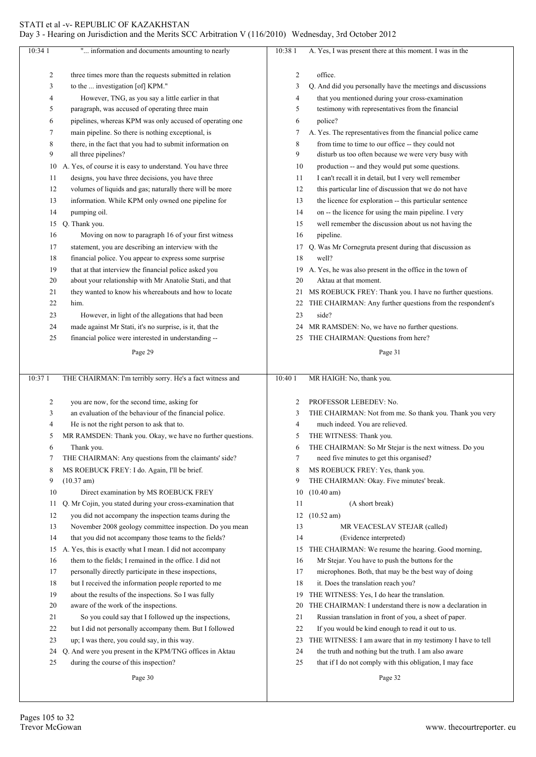"... information and documents amounting to nearly three times more than the requests submitted in relation to the ... investigation [of] KPM."

However, TNG, as you say a little earlier in that paragraph, was accused of operating three main pipelines, whereas KPM was only accused of operating one main pipeline. So there is nothing exceptional, is there, in the fact that you had to submit information on all three pipelines?

A. Yes, of course it is easy to understand. You have three designs, you have three decisions, you have three volumes of liquids and gas; naturally there will be more information. While KPM only owned one pipeline for pumping oil.

Q. Thank you.

Moving on now to paragraph 16 of your first witness statement, you are describing an interview with the financial police. You appear to express some surprise that at that interview the financial police asked you about your relationship with Mr Anatolie Stati, and that they wanted to know his whereabouts and how to locate him.

However, in light of the allegations that had been made against Mr Stati, it's no surprise, is it, that the financial police were interested in understanding --

THE CHAIRMAN: I'm terribly sorry. He's a fact witness and you are now, for the second time, asking for an evaluation of the behaviour of the financial police. He is not the right person to ask that to.

MR RAMSDEN: Thank you. Okay, we have no further questions. Thank you.

THE CHAIRMAN: Any questions from the claimants' side?

MS ROEBUCK FREY: I do. Again, I'll be brief.

(10.37 am)

Direct examination by MS ROEBUCK FREY

Q. Mr Cojin, you stated during your cross-examination that you did not accompany the inspection teams during the November 2008 geology committee inspection. Do you mean that you did not accompany those teams to the fields?

A. Yes, this is exactly what I mean. I did not accompany them to the fields; I remained in the office. I did not personally directly participate in these inspections, but I received the information people reported to me about the results of the inspections. So I was fully aware of the work of the inspections.

So you could say that I followed up the inspections, but I did not personally accompany them. But I followed up; I was there, you could say, in this way.

Q. And were you present in the KPM/TNG offices in Aktau during the course of this inspection?

A. Yes, I was present there at this moment. I was in the office.

Q. And did you personally have the meetings and discussions that you mentioned during your cross-examination testimony with representatives from the financial police?

A. Yes. The representatives from the financial police came from time to time to our office -- they could not disturb us too often because we were very busy with production -- and they would put some questions. I can't recall it in detail, but I very well remember this particular line of discussion that we do not have the licence for exploration -- this particular sentence on -- the licence for using the main pipeline. I very well remember the discussion about us not having the pipeline.

Q. Was Mr Cornegruta present during that discussion as well?

A. Yes, he was also present in the office in the town of Aktau at that moment.

MS ROEBUCK FREY: Thank you. I have no further questions.

THE CHAIRMAN: Any further questions from the respondent's side?

MR RAMSDEN: No, we have no further questions.

THE CHAIRMAN: Questions from here?

MR HAIGH: No, thank you.

PROFESSOR LEBEDEV: No.

THE CHAIRMAN: Not from me. So thank you. Thank you very much indeed. You are relieved.

THE WITNESS: Thank you.

THE CHAIRMAN: So Mr Stejar is the next witness. Do you need five minutes to get this organised?

MS ROEBUCK FREY: Yes, thank you.

THE CHAIRMAN: Okay. Five minutes' break.

(10.40 am)

(A short break)

(10.52 am)

MR VEACESLAV STEJAR (called)

(Evidence interpreted)

THE CHAIRMAN: We resume the hearing. Good morning, Mr Stejar. You have to push the buttons for the microphones. Both, that may be the best way of doing it. Does the translation reach you?

THE WITNESS: Yes, I do hear the translation.

THE CHAIRMAN: I understand there is now a declaration in Russian translation in front of you, a sheet of paper. If you would be kind enough to read it out to us.

THE WITNESS: I am aware that in my testimony I have to tell the truth and nothing but the truth. I am also aware that if I do not comply with this obligation, I may face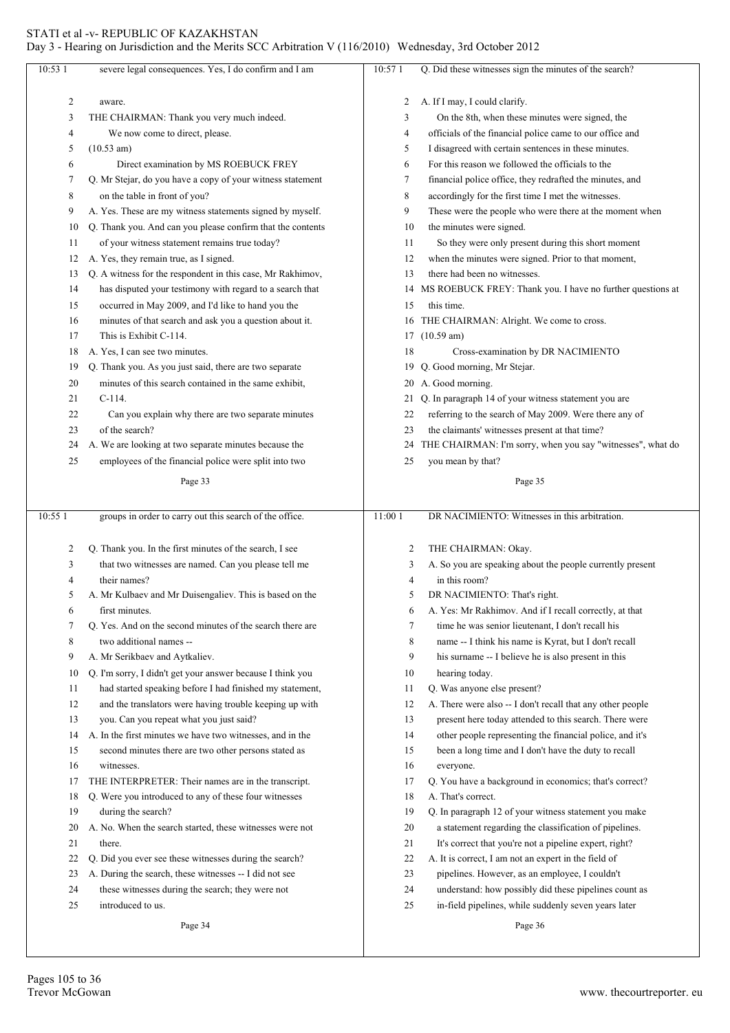severe legal consequences. Yes, I do confirm and I am aware.

THE CHAIRMAN: Thank you very much indeed.

We now come to direct, please.

(10.53 am)

Direct examination by MS ROEBUCK FREY

Q. Mr Stejar, do you have a copy of your witness statement on the table in front of you?

A. Yes. These are my witness statements signed by myself.

Q. Thank you. And can you please confirm that the contents of your witness statement remains true today?

A. Yes, they remain true, as I signed.

Q. A witness for the respondent in this case, Mr Rakhimov, has disputed your testimony with regard to a search that occurred in May 2009, and I'd like to hand you the minutes of that search and ask you a question about it. This is Exhibit C-114.

A. Yes, I can see two minutes.

Q. Thank you. As you just said, there are two separate minutes of this search contained in the same exhibit, C-114.

Can you explain why there are two separate minutes of the search?

A. We are looking at two separate minutes because the employees of the financial police were split into two groups in order to carry out this search of the office.

Q. Thank you. In the first minutes of the search, I see that two witnesses are named. Can you please tell me their names?

A. Mr Kulbaev and Mr Duisengaliev. This is based on the first minutes.

Q. Yes. And on the second minutes of the search there are two additional names --

A. Mr Serikbaev and Aytkaliev.

Q. I'm sorry, I didn't get your answer because I think you had started speaking before I had finished my statement, and the translators were having trouble keeping up with you. Can you repeat what you just said?

A. In the first minutes we have two witnesses, and in the second minutes there are two other persons stated as witnesses.

THE INTERPRETER: Their names are in the transcript.

Q. Were you introduced to any of these four witnesses during the search?

A. No. When the search started, these witnesses were not there.

Q. Did you ever see these witnesses during the search?

A. During the search, these witnesses -- I did not see these witnesses during the search; they were not introduced to us.

Q. Did these witnesses sign the minutes of the search?

A. If I may, I could clarify.

On the 8th, when these minutes were signed, the officials of the financial police came to our office and I disagreed with certain sentences in these minutes. For this reason we followed the officials to the financial police office, they redrafted the minutes, and accordingly for the first time I met the witnesses. These were the people who were there at the moment when the minutes were signed.

So they were only present during this short moment when the minutes were signed. Prior to that moment, there had been no witnesses.

MS ROEBUCK FREY: Thank you. I have no further questions at this time.

THE CHAIRMAN: Alright. We come to cross.

(10.59 am)

Cross-examination by DR NACIMIENTO

Q. Good morning, Mr Stejar.

A. Good morning.

Q. In paragraph 14 of your witness statement you are referring to the search of May 2009. Were there any of the claimants' witnesses present at that time?

THE CHAIRMAN: I'm sorry, when you say "witnesses", what do you mean by that?

DR NACIMIENTO: Witnesses in this arbitration.

THE CHAIRMAN: Okay.

A. So you are speaking about the people currently present in this room?

DR NACIMIENTO: That's right.

A. Yes: Mr Rakhimov. And if I recall correctly, at that time he was senior lieutenant, I don't recall his name -- I think his name is Kyrat, but I don't recall his surname -- I believe he is also present in this hearing today.

Q. Was anyone else present?

A. There were also -- I don't recall that any other people present here today attended to this search. There were other people representing the financial police, and it's been a long time and I don't have the duty to recall everyone.

Q. You have a background in economics; that's correct?

A. That's correct.

Q. In paragraph 12 of your witness statement you make a statement regarding the classification of pipelines. It's correct that you're not a pipeline expert, right?

A. It is correct, I am not an expert in the field of pipelines. However, as an employee, I couldn't understand: how possibly did these pipelines count as in-field pipelines, while suddenly seven years later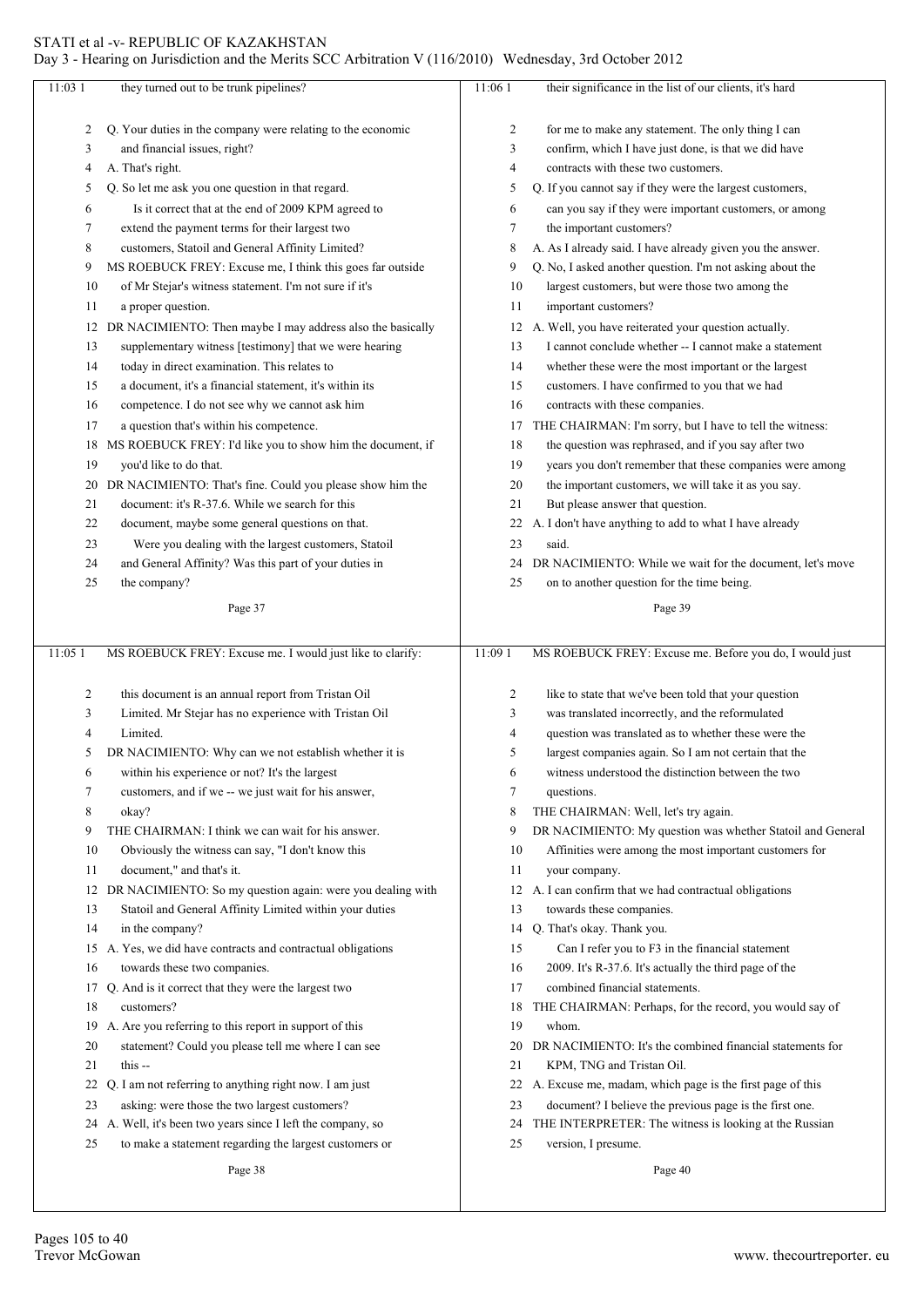they turned out to be trunk pipelines?

Q. Your duties in the company were relating to the economic and financial issues, right?

A. That's right.

Q. So let me ask you one question in that regard.

Is it correct that at the end of 2009 KPM agreed to extend the payment terms for their largest two customers, Statoil and General Affinity Limited?

MS ROEBUCK FREY: Excuse me, I think this goes far outside of Mr Stejar's witness statement. I'm not sure if it's a proper question.

DR NACIMIENTO: Then maybe I may address also the basically supplementary witness [testimony] that we were hearing today in direct examination. This relates to a document, it's a financial statement, it's within its competence. I do not see why we cannot ask him a question that's within his competence.

MS ROEBUCK FREY: I'd like you to show him the document, if you'd like to do that.

DR NACIMIENTO: That's fine. Could you please show him the document: it's R-37.6. While we search for this document, maybe some general questions on that.

Were you dealing with the largest customers, Statoil and General Affinity? Was this part of your duties in the company?

MS ROEBUCK FREY: Excuse me. I would just like to clarify: this document is an annual report from Tristan Oil Limited. Mr Stejar has no experience with Tristan Oil Limited.

DR NACIMIENTO: Why can we not establish whether it is within his experience or not? It's the largest customers, and if we -- we just wait for his answer, okay?

THE CHAIRMAN: I think we can wait for his answer. Obviously the witness can say, "I don't know this document," and that's it.

DR NACIMIENTO: So my question again: were you dealing with Statoil and General Affinity Limited within your duties in the company?

A. Yes, we did have contracts and contractual obligations towards these two companies.

Q. And is it correct that they were the largest two customers?

A. Are you referring to this report in support of this statement? Could you please tell me where I can see this --

Q. I am not referring to anything right now. I am just asking: were those the two largest customers?

A. Well, it's been two years since I left the company, so to make a statement regarding the largest customers or their significance in the list of our clients, it's hard for me to make any statement. The only thing I can confirm, which I have just done, is that we did have contracts with these two customers.

Q. If you cannot say if they were the largest customers, can you say if they were important customers, or among the important customers?

A. As I already said. I have already given you the answer.

Q. No, I asked another question. I'm not asking about the largest customers, but were those two among the important customers?

A. Well, you have reiterated your question actually. I cannot conclude whether -- I cannot make a statement whether these were the most important or the largest customers. I have confirmed to you that we had contracts with these companies.

THE CHAIRMAN: I'm sorry, but I have to tell the witness: the question was rephrased, and if you say after two years you don't remember that these companies were among the important customers, we will take it as you say. But please answer that question.

A. I don't have anything to add to what I have already said.

DR NACIMIENTO: While we wait for the document, let's move on to another question for the time being.

MS ROEBUCK FREY: Excuse me. Before you do, I would just like to state that we've been told that your question was translated incorrectly, and the reformulated question was translated as to whether these were the largest companies again. So I am not certain that the witness understood the distinction between the two questions.

THE CHAIRMAN: Well, let's try again.

DR NACIMIENTO: My question was whether Statoil and General Affinities were among the most important customers for your company.

A. I can confirm that we had contractual obligations towards these companies.

Q. That's okay. Thank you.

Can I refer you to F3 in the financial statement 2009. It's R-37.6. It's actually the third page of the combined financial statements.

THE CHAIRMAN: Perhaps, for the record, you would say of whom.

DR NACIMIENTO: It's the combined financial statements for KPM, TNG and Tristan Oil.

A. Excuse me, madam, which page is the first page of this document? I believe the previous page is the first one.

THE INTERPRETER: The witness is looking at the Russian version, I presume.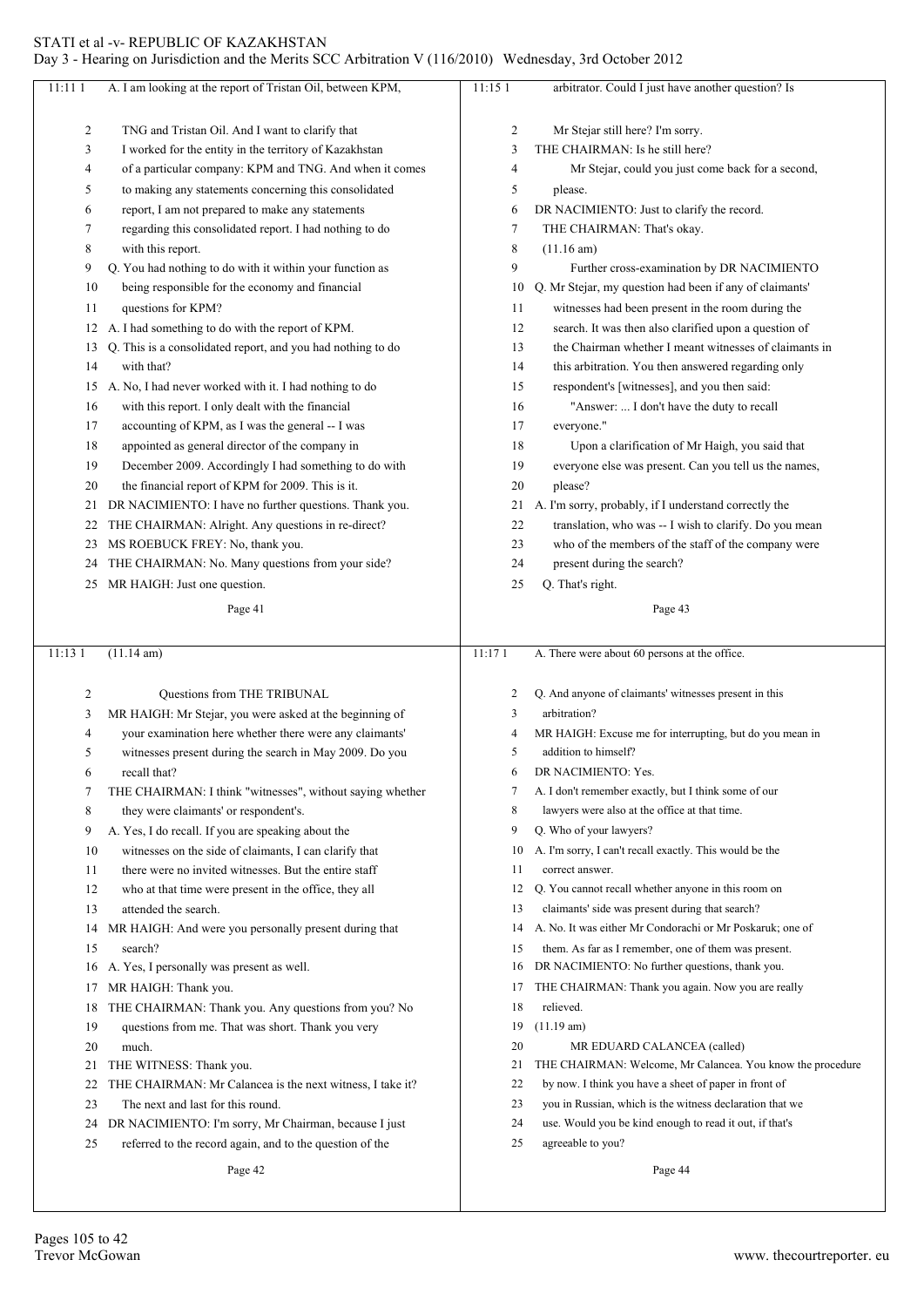A. I am looking at the report of Tristan Oil, between KPM, TNG and Tristan Oil. And I want to clarify that I worked for the entity in the territory of Kazakhstan of a particular company: KPM and TNG. And when it comes to making any statements concerning this consolidated report, I am not prepared to make any statements regarding this consolidated report. I had nothing to do with this report.

Q. You had nothing to do with it within your function as being responsible for the economy and financial questions for KPM?

A. I had something to do with the report of KPM.

Q. This is a consolidated report, and you had nothing to do with that?

A. No, I had never worked with it. I had nothing to do with this report. I only dealt with the financial accounting of KPM, as I was the general -- I was appointed as general director of the company in December 2009. Accordingly I had something to do with the financial report of KPM for 2009. This is it.

DR NACIMIENTO: I have no further questions. Thank you.

THE CHAIRMAN: Alright. Any questions in re-direct?

MS ROEBUCK FREY: No, thank you.

THE CHAIRMAN: No. Many questions from your side?

MR HAIGH: Just one question.

(11.14 am)

Questions from THE TRIBUNAL

MR HAIGH: Mr Stejar, you were asked at the beginning of your examination here whether there were any claimants' witnesses present during the search in May 2009. Do you recall that?

THE CHAIRMAN: I think "witnesses", without saying whether they were claimants' or respondent's.

A. Yes, I do recall. If you are speaking about the witnesses on the side of claimants, I can clarify that there were no invited witnesses. But the entire staff who at that time were present in the office, they all attended the search.

MR HAIGH: And were you personally present during that search?

A. Yes, I personally was present as well.

MR HAIGH: Thank you.

THE CHAIRMAN: Thank you. Any questions from you? No questions from me. That was short. Thank you very much.

THE WITNESS: Thank you.

THE CHAIRMAN: Mr Calancea is the next witness, I take it? The next and last for this round.

DR NACIMIENTO: I'm sorry, Mr Chairman, because I just referred to the record again, and to the question of the arbitrator. Could I just have another question? Is Mr Stejar still here? I'm sorry.

THE CHAIRMAN: Is he still here?

Mr Stejar, could you just come back for a second, please.

DR NACIMIENTO: Just to clarify the record.

THE CHAIRMAN: That's okay.

(11.16 am)

Further cross-examination by DR NACIMIENTO

Q. Mr Stejar, my question had been if any of claimants' witnesses had been present in the room during the search. It was then also clarified upon a question of the Chairman whether I meant witnesses of claimants in this arbitration. You then answered regarding only respondent's [witnesses], and you then said:

"Answer: ... I don't have the duty to recall everyone."

Upon a clarification of Mr Haigh, you said that everyone else was present. Can you tell us the names, please?

A. I'm sorry, probably, if I understand correctly the translation, who was -- I wish to clarify. Do you mean who of the members of the staff of the company were present during the search?

Q. That's right.

A. There were about 60 persons at the office.

Q. And anyone of claimants' witnesses present in this arbitration?

MR HAIGH: Excuse me for interrupting, but do you mean in addition to himself?

DR NACIMIENTO: Yes.

A. I don't remember exactly, but I think some of our lawyers were also at the office at that time.

Q. Who of your lawyers?

A. I'm sorry, I can't recall exactly. This would be the correct answer.

Q. You cannot recall whether anyone in this room on claimants' side was present during that search?

A. No. It was either Mr Condorachi or Mr Poskaruk; one of them. As far as I remember, one of them was present.

DR NACIMIENTO: No further questions, thank you.

THE CHAIRMAN: Thank you again. Now you are really relieved.

(11.19 am)

MR EDUARD CALANCEA (called)

THE CHAIRMAN: Welcome, Mr Calancea. You know the procedure by now. I think you have a sheet of paper in front of you in Russian, which is the witness declaration that we use. Would you be kind enough to read it out, if that's agreeable to you?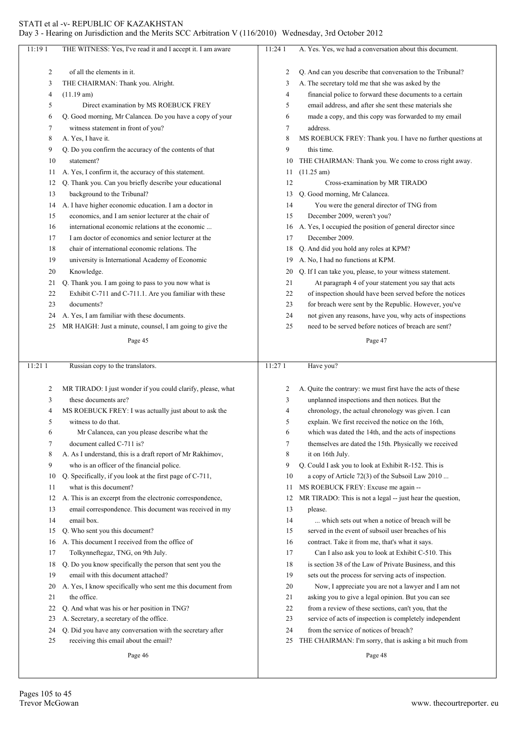THE WITNESS: Yes, I've read it and I accept it. I am aware of all the elements in it.

THE CHAIRMAN: Thank you. Alright.

(11.19 am)

Direct examination by MS ROEBUCK FREY

Q. Good morning, Mr Calancea. Do you have a copy of your witness statement in front of you?

A. Yes, I have it.

Q. Do you confirm the accuracy of the contents of that statement?

A. Yes, I confirm it, the accuracy of this statement.

Q. Thank you. Can you briefly describe your educational background to the Tribunal?

A. I have higher economic education. I am a doctor in economics, and I am senior lecturer at the chair of international economic relations at the economic ... I am doctor of economics and senior lecturer at the chair of international economic relations. The university is International Academy of Economic Knowledge.

Q. Thank you. I am going to pass to you now what is Exhibit C-711 and C-711.1. Are you familiar with these documents?

A. Yes, I am familiar with these documents.

MR HAIGH: Just a minute, counsel, I am going to give the Russian copy to the translators.

MR TIRADO: I just wonder if you could clarify, please, what these documents are?

MS ROEBUCK FREY: I was actually just about to ask the witness to do that.

Mr Calancea, can you please describe what the document called C-711 is?

A. As I understand, this is a draft report of Mr Rakhimov, who is an officer of the financial police.

Q. Specifically, if you look at the first page of C-711, what is this document?

A. This is an excerpt from the electronic correspondence, email correspondence. This document was received in my email box.

Q. Who sent you this document?

A. This document I received from the office of Tolkynneftegaz, TNG, on 9th July.

Q. Do you know specifically the person that sent you the email with this document attached?

A. Yes, I know specifically who sent me this document from the office.

Q. And what was his or her position in TNG?

A. Secretary, a secretary of the office.

Q. Did you have any conversation with the secretary after receiving this email about the email?

A. Yes. Yes, we had a conversation about this document.

Q. And can you describe that conversation to the Tribunal?

A. The secretary told me that she was asked by the financial police to forward these documents to a certain email address, and after she sent these materials she made a copy, and this copy was forwarded to my email address.

MS ROEBUCK FREY: Thank you. I have no further questions at this time.

THE CHAIRMAN: Thank you. We come to cross right away.

(11.25 am)

Cross-examination by MR TIRADO

Q. Good morning, Mr Calancea.

You were the general director of TNG from December 2009, weren't you?

A. Yes, I occupied the position of general director since December 2009.

Q. And did you hold any roles at KPM?

A. No, I had no functions at KPM.

Q. If I can take you, please, to your witness statement.

At paragraph 4 of your statement you say that acts of inspection should have been served before the notices for breach were sent by the Republic. However, you've not given any reasons, have you, why acts of inspections need to be served before notices of breach are sent? Have you?

A. Quite the contrary: we must first have the acts of these unplanned inspections and then notices. But the chronology, the actual chronology was given. I can explain. We first received the notice on the 16th, which was dated the 14th, and the acts of inspections themselves are dated the 15th. Physically we received it on 16th July.

Q. Could I ask you to look at Exhibit R-152. This is a copy of Article 72(3) of the Subsoil Law 2010 ...

MS ROEBUCK FREY: Excuse me again --

MR TIRADO: This is not a legal -- just hear the question, please.

... which sets out when a notice of breach will be served in the event of subsoil user breaches of his contract. Take it from me, that's what it says.

Can I also ask you to look at Exhibit C-510. This is section 38 of the Law of Private Business, and this sets out the process for serving acts of inspection.

Now, I appreciate you are not a lawyer and I am not asking you to give a legal opinion. But you can see from a review of these sections, can't you, that the service of acts of inspection is completely independent from the service of notices of breach?

THE CHAIRMAN: I'm sorry, that is asking a bit much from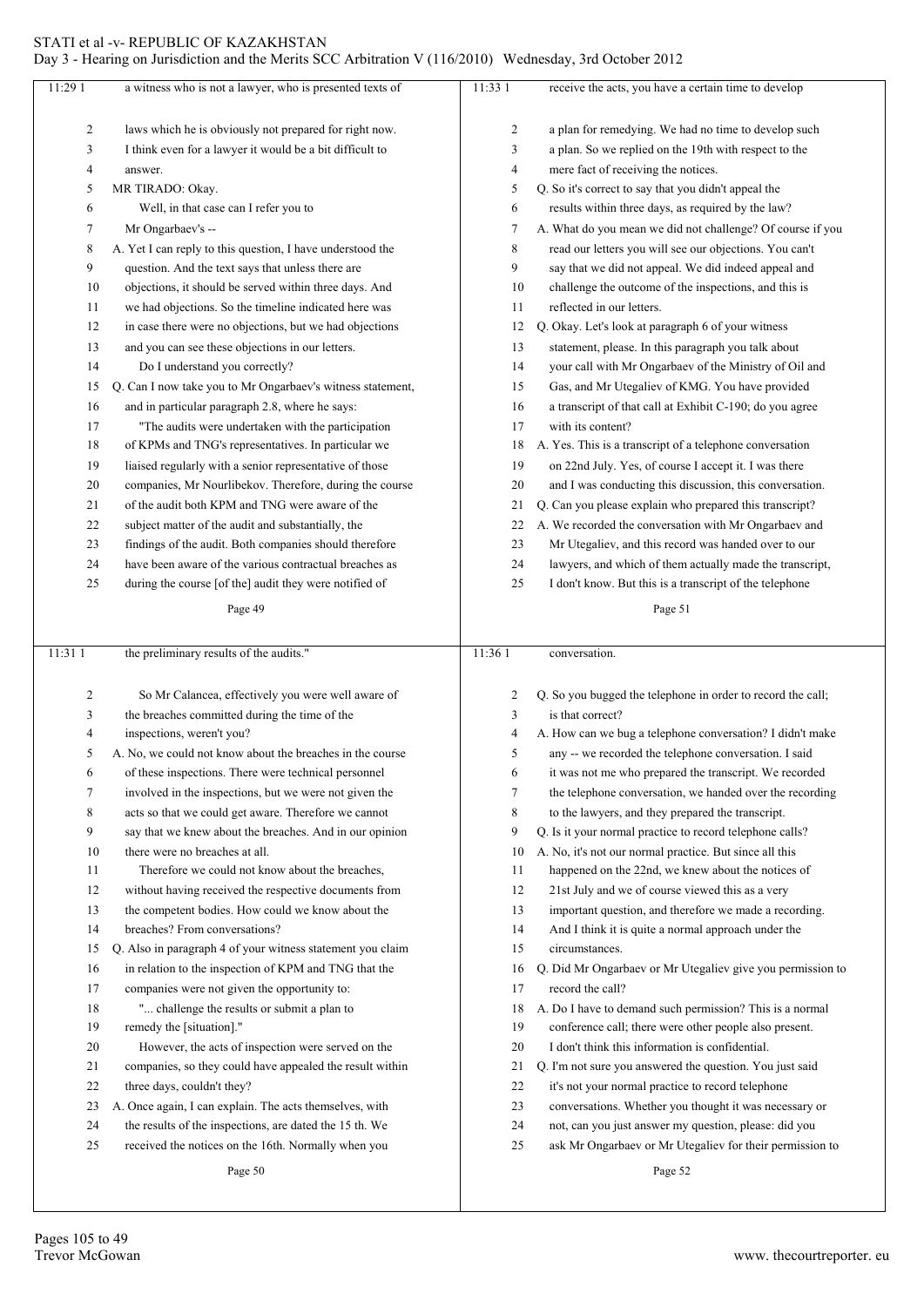a witness who is not a lawyer, who is presented texts of laws which he is obviously not prepared for right now. I think even for a lawyer it would be a bit difficult to answer.

MR TIRADO: Okay.

Well, in that case can I refer you to Mr Ongarbaev's --

A. Yet I can reply to this question, I have understood the question. And the text says that unless there are objections, it should be served within three days. And we had objections. So the timeline indicated here was in case there were no objections, but we had objections and you can see these objections in our letters.

Do I understand you correctly?

Q. Can I now take you to Mr Ongarbaev's witness statement, and in particular paragraph 2.8, where he says:

"The audits were undertaken with the participation of KPMs and TNG's representatives. In particular we liaised regularly with a senior representative of those companies, Mr Nourlibekov. Therefore, during the course of the audit both KPM and TNG were aware of the subject matter of the audit and substantially, the findings of the audit. Both companies should therefore have been aware of the various contractual breaches as during the course [of the] audit they were notified of the preliminary results of the audits."

So Mr Calancea, effectively you were well aware of the breaches committed during the time of the inspections, weren't you?

A. No, we could not know about the breaches in the course of these inspections. There were technical personnel involved in the inspections, but we were not given the acts so that we could get aware. Therefore we cannot say that we knew about the breaches. And in our opinion there were no breaches at all.

Therefore we could not know about the breaches, without having received the respective documents from the competent bodies. How could we know about the breaches? From conversations?

Q. Also in paragraph 4 of your witness statement you claim in relation to the inspection of KPM and TNG that the companies were not given the opportunity to:

"... challenge the results or submit a plan to remedy the [situation]."

However, the acts of inspection were served on the companies, so they could have appealed the result within three days, couldn't they?

A. Once again, I can explain. The acts themselves, with the results of the inspections, are dated the 15 th. We received the notices on the 16th. Normally when you receive the acts, you have a certain time to develop a plan for remedying. We had no time to develop such a plan. So we replied on the 19th with respect to the mere fact of receiving the notices.

Q. So it's correct to say that you didn't appeal the results within three days, as required by the law?

A. What do you mean we did not challenge? Of course if you read our letters you will see our objections. You can't say that we did not appeal. We did indeed appeal and challenge the outcome of the inspections, and this is reflected in our letters.

Q. Okay. Let's look at paragraph 6 of your witness statement, please. In this paragraph you talk about your call with Mr Ongarbaev of the Ministry of Oil and Gas, and Mr Utegaliev of KMG. You have provided a transcript of that call at Exhibit C-190; do you agree with its content?

A. Yes. This is a transcript of a telephone conversation on 22nd July. Yes, of course I accept it. I was there and I was conducting this discussion, this conversation.

Q. Can you please explain who prepared this transcript?

A. We recorded the conversation with Mr Ongarbaev and Mr Utegaliev, and this record was handed over to our lawyers, and which of them actually made the transcript, I don't know. But this is a transcript of the telephone conversation.

Q. So you bugged the telephone in order to record the call; is that correct?

A. How can we bug a telephone conversation? I didn't make any -- we recorded the telephone conversation. I said it was not me who prepared the transcript. We recorded the telephone conversation, we handed over the recording to the lawyers, and they prepared the transcript.

Q. Is it your normal practice to record telephone calls?

A. No, it's not our normal practice. But since all this happened on the 22nd, we knew about the notices of 21st July and we of course viewed this as a very important question, and therefore we made a recording. And I think it is quite a normal approach under the circumstances.

Q. Did Mr Ongarbaev or Mr Utegaliev give you permission to record the call?

A. Do I have to demand such permission? This is a normal conference call; there were other people also present. I don't think this information is confidential.

Q. I'm not sure you answered the question. You just said it's not your normal practice to record telephone conversations. Whether you thought it was necessary or not, can you just answer my question, please: did you ask Mr Ongarbaev or Mr Utegaliev for their permission to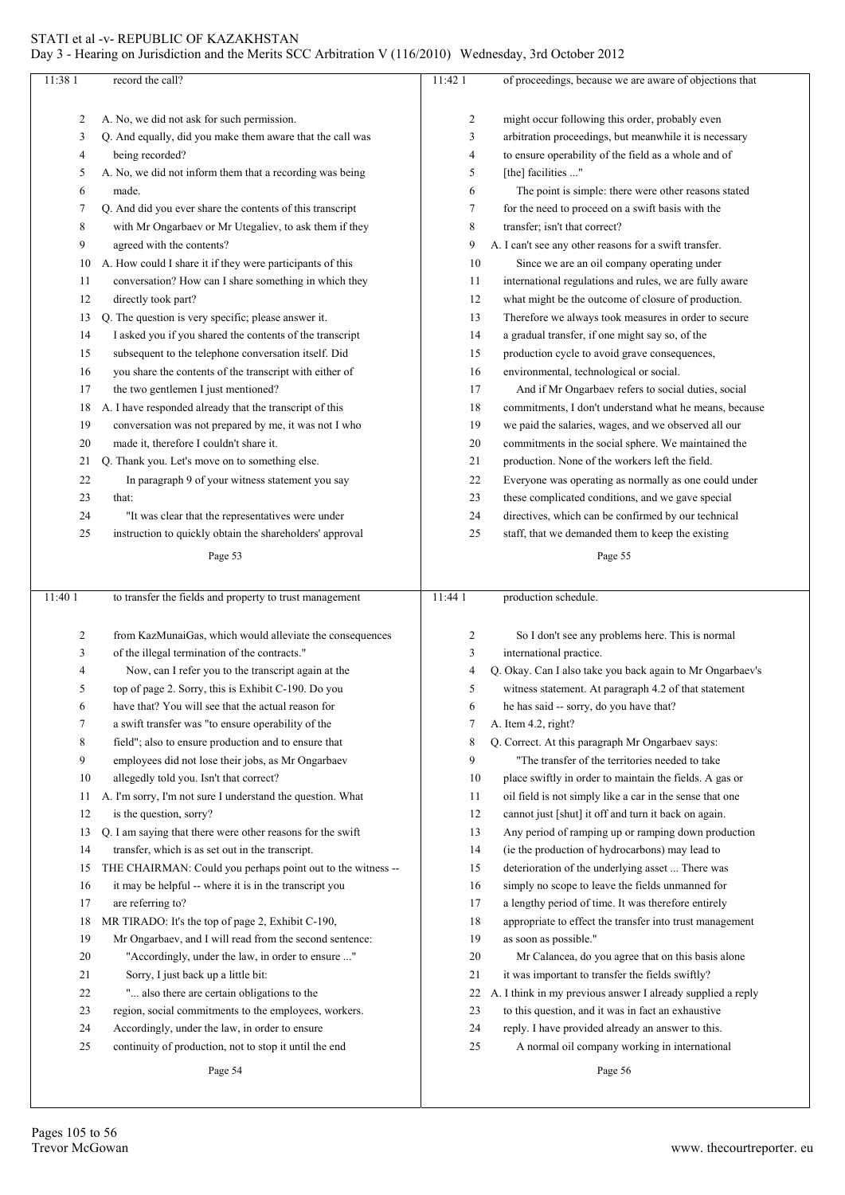11:38 1 record the call?

2 A. No, we did not ask for such permission.
3 Q. And equally, did you make them aware that the call was
4 being recorded?
5 A. No, we did not inform them that a recording was being
6 made.
7 Q. And did you ever share the contents of this transcript
8 with Mr Ongarbaev or Mr Utegaliev, to ask them if they
9 agreed with the contents?
10 A. How could I share it if they were participants of this
11 conversation? How can I share something in which they
12 directly took part?
13 Q. The question is very specific; please answer it.
14 I asked you if you shared the contents of the transcript
15 subsequent to the telephone conversation itself. Did
16 you share the contents of the transcript with either of
17 the two gentlemen I just mentioned?
18 A. I have responded already that the transcript of this
19 conversation was not prepared by me, it was not I who
20 made it, therefore I couldn't share it.
21 Q. Thank you. Let's move on to something else.
22 In paragraph 9 of your witness statement you say
23 that:
24 "It was clear that the representatives were under
25 instruction to quickly obtain the shareholders' approval

11:40 1 to transfer the fields and property to trust management
2 from KazMunaiGas, which would alleviate the consequences
3 of the illegal termination of the contracts."
4 Now, can I refer you to the transcript again at the
5 top of page 2. Sorry, this is Exhibit C-190. Do you
6 have that? You will see that the actual reason for
7 a swift transfer was "to ensure operability of the
8 field"; also to ensure production and to ensure that
9 employees did not lose their jobs, as Mr Ongarbaev
10 allegedly told you. Isn't that correct?
11 A. I'm sorry, I'm not sure I understand the question. What
12 is the question, sorry?
13 Q. I am saying that there were other reasons for the swift
14 transfer, which is as set out in the transcript.
15 THE CHAIRMAN: Could you perhaps point out to the witness --
16 it may be helpful -- where it is in the transcript you
17 are referring to?
18 MR TIRADO: It's the top of page 2, Exhibit C-190,
19 Mr Ongarbaev, and I will read from the second sentence:
20 "Accordingly, under the law, in order to ensure ..."
21 Sorry, I just back up a little bit:
22 "... also there are certain obligations to the
23 region, social commitments to the employees, workers.
24 Accordingly, under the law, in order to ensure
25 continuity of production, not to stop it until the end

11:42 1 of proceedings, because we are aware of objections that
2 might occur following this order, probably even
3 arbitration proceedings, but meanwhile it is necessary
4 to ensure operability of the field as a whole and of
5 [the] facilities ..."
6 The point is simple: there were other reasons stated
7 for the need to proceed on a swift basis with the
8 transfer; isn't that correct?
9 A. I can't see any other reasons for a swift transfer.
10 Since we are an oil company operating under
11 international regulations and rules, we are fully aware
12 what might be the outcome of closure of production.
13 Therefore we always took measures in order to secure
14 a gradual transfer, if one might say so, of the
15 production cycle to avoid grave consequences,
16 environmental, technological or social.
17 And if Mr Ongarbaev refers to social duties, social
18 commitments, I don't understand what he means, because
19 we paid the salaries, wages, and we observed all our
20 commitments in the social sphere. We maintained the
21 production. None of the workers left the field.
22 Everyone was operating as normally as one could under
23 these complicated conditions, and we gave special
24 directives, which can be confirmed by our technical
25 staff, that we demanded them to keep the existing

11:44 1 production schedule.
2 So I don't see any problems here. This is normal
3 international practice.
4 Q. Okay. Can I also take you back again to Mr Ongarbaev's
5 witness statement. At paragraph 4.2 of that statement
6 he has said -- sorry, do you have that?
7 A. Item 4.2, right?
8 Q. Correct. At this paragraph Mr Ongarbaev says:
9 "The transfer of the territories needed to take
10 place swiftly in order to maintain the fields. A gas or
11 oil field is not simply like a car in the sense that one
12 cannot just [shut] it off and turn it back on again.
13 Any period of ramping up or ramping down production
14 (ie the production of hydrocarbons) may lead to
15 deterioration of the underlying asset ... There was
16 simply no scope to leave the fields unmanned for
17 a lengthy period of time. It was therefore entirely
18 appropriate to effect the transfer into trust management
19 as soon as possible."
20 Mr Calancea, do you agree that on this basis alone
21 it was important to transfer the fields swiftly?
22 A. I think in my previous answer I already supplied a reply
23 to this question, and it was in fact an exhaustive
24 reply. I have provided already an answer to this.
25 A normal oil company working in international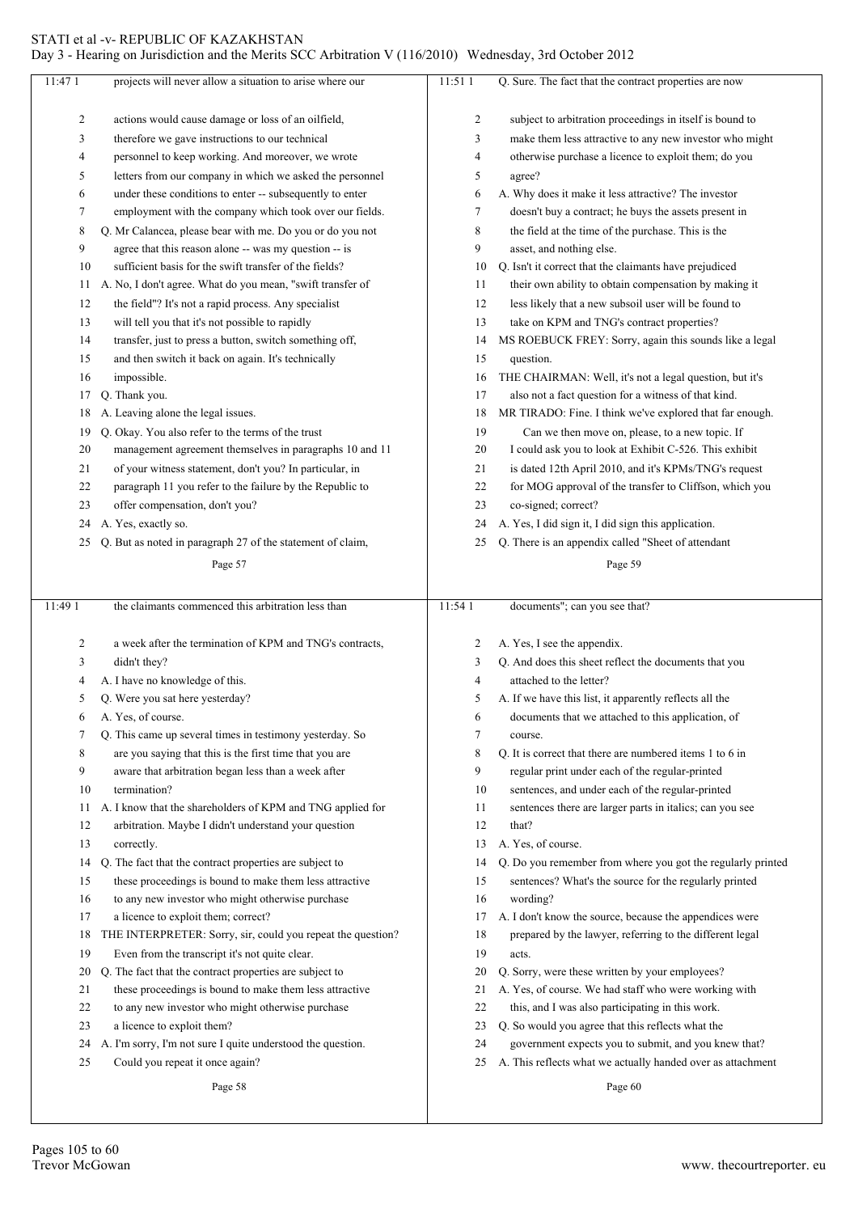Page 57

11:47 projects will never allow a situation to arise where our
actions would cause damage or loss of an oilfield,
therefore we gave instructions to our technical
personnel to keep working. And moreover, we wrote
letters from our company in which we asked the personnel
under these conditions to enter -- subsequently to enter
employment with the company which took over our fields.

Q. Mr Calancea, please bear with me. Do you or do you not
agree that this reason alone -- was my question -- is
sufficient basis for the swift transfer of the fields?

A. No, I don't agree. What do you mean, "swift transfer of
the field"? It's not a rapid process. Any specialist
will tell you that it's not possible to rapidly
transfer, just to press a button, switch something off,
and then switch it back on again. It's technically
impossible.

Q. Thank you.

A. Leaving alone the legal issues.

Q. Okay. You also refer to the terms of the trust
management agreement themselves in paragraphs 10 and 11
of your witness statement, don't you? In particular, in
paragraph 11 you refer to the failure by the Republic to
offer compensation, don't you?

A. Yes, exactly so.

Q. But as noted in paragraph 27 of the statement of claim,

Page 58

11:49 the claimants commenced this arbitration less than
a week after the termination of KPM and TNG's contracts,
didn't they?

A. I have no knowledge of this.

Q. Were you sat here yesterday?

A. Yes, of course.

Q. This came up several times in testimony yesterday. So
are you saying that this is the first time that you are
aware that arbitration began less than a week after
termination?

A. I know that the shareholders of KPM and TNG applied for
arbitration. Maybe I didn't understand your question
correctly.

Q. The fact that the contract properties are subject to
these proceedings is bound to make them less attractive
to any new investor who might otherwise purchase
a licence to exploit them; correct?

THE INTERPRETER: Sorry, sir, could you repeat the question?
Even from the transcript it's not quite clear.

Q. The fact that the contract properties are subject to
these proceedings is bound to make them less attractive
to any new investor who might otherwise purchase
a licence to exploit them?

A. I'm sorry, I'm not sure I quite understood the question.
Could you repeat it once again?

Page 59

11:51 Q. Sure. The fact that the contract properties are now
subject to arbitration proceedings in itself is bound to
make them less attractive to any new investor who might
otherwise purchase a licence to exploit them; do you
agree?

A. Why does it make it less attractive? The investor
doesn't buy a contract; he buys the assets present in
the field at the time of the purchase. This is the
asset, and nothing else.

Q. Isn't it correct that the claimants have prejudiced
their own ability to obtain compensation by making it
less likely that a new subsoil user will be found to
take on KPM and TNG's contract properties?

MS ROEBUCK FREY: Sorry, again this sounds like a legal
question.

THE CHAIRMAN: Well, it's not a legal question, but it's
also not a fact question for a witness of that kind.

MR TIRADO: Fine. I think we've explored that far enough.
Can we then move on, please, to a new topic. If
I could ask you to look at Exhibit C-526. This exhibit
is dated 12th April 2010, and it's KPMs/TNG's request
for MOG approval of the transfer to Cliffson, which you
co-signed; correct?

A. Yes, I did sign it, I did sign this application.

Q. There is an appendix called "Sheet of attendant

Page 60

11:54 documents"; can you see that?

A. Yes, I see the appendix.

Q. And does this sheet reflect the documents that you
attached to the letter?

A. If we have this list, it apparently reflects all the
documents that we attached to this application, of
course.

Q. It is correct that there are numbered items 1 to 6 in
regular print under each of the regular-printed
sentences, and under each of the regular-printed
sentences there are larger parts in italics; can you see
that?

A. Yes, of course.

Q. Do you remember from where you got the regularly printed
sentences? What's the source for the regularly printed
wording?

A. I don't know the source, because the appendices were
prepared by the lawyer, referring to the different legal
acts.

Q. Sorry, were these written by your employees?

A. Yes, of course. We had staff who were working with
this, and I was also participating in this work.

Q. So would you agree that this reflects what the
government expects you to submit, and you knew that?

A. This reflects what we actually handed over as attachment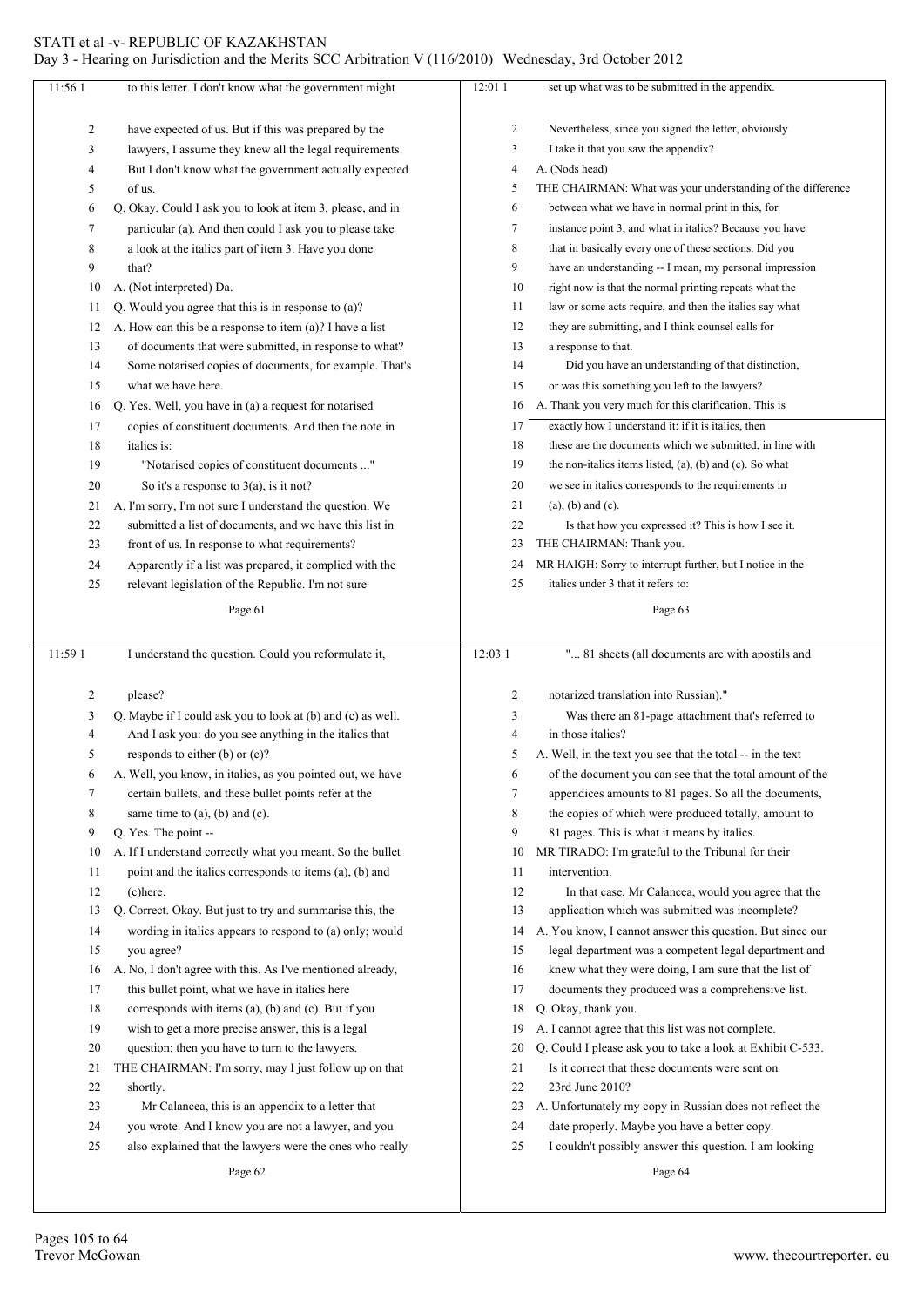**Page 61**

11:56 1 to this letter. I don't know what the government might
2 have expected of us. But if this was prepared by the
3 lawyers, I assume they knew all the legal requirements.
4 But I don't know what the government actually expected
5 of us.
6 Q. Okay. Could I ask you to look at item 3, please, and in
7 particular (a). And then could I ask you to please take
8 a look at the italics part of item 3. Have you done
9 that?
10 A. (Not interpreted) Da.
11 Q. Would you agree that this is in response to (a)?
12 A. How can this be a response to item (a)? I have a list
13 of documents that were submitted, in response to what?
14 Some notarised copies of documents, for example. That's
15 what we have here.
16 Q. Yes. Well, you have in (a) a request for notarised
17 copies of constituent documents. And then the note in
18 italics is:
19 "Notarised copies of constituent documents ..."
20 So it's a response to 3(a), is it not?
21 A. I'm sorry, I'm not sure I understand the question. We
22 submitted a list of documents, and we have this list in
23 front of us. In response to what requirements?
24 Apparently if a list was prepared, it complied with the
25 relevant legislation of the Republic. I'm not sure

**Page 62**

11:59 1 I understand the question. Could you reformulate it,
2 please?
3 Q. Maybe if I could ask you to look at (b) and (c) as well.
4 And I ask you: do you see anything in the italics that
5 responds to either (b) or (c)?
6 A. Well, you know, in italics, as you pointed out, we have
7 certain bullets, and these bullet points refer at the
8 same time to (a), (b) and (c).
9 Q. Yes. The point --
10 A. If I understand correctly what you meant. So the bullet
11 point and the italics corresponds to items (a), (b) and
12 (c)here.
13 Q. Correct. Okay. But just to try and summarise this, the
14 wording in italics appears to respond to (a) only; would
15 you agree?
16 A. No, I don't agree with this. As I've mentioned already,
17 this bullet point, what we have in italics here
18 corresponds with items (a), (b) and (c). But if you
19 wish to get a more precise answer, this is a legal
20 question: then you have to turn to the lawyers.
21 THE CHAIRMAN: I'm sorry, may I just follow up on that
22 shortly.
23 Mr Calancea, this is an appendix to a letter that
24 you wrote. And I know you are not a lawyer, and you
25 also explained that the lawyers were the ones who really

**Page 63**

12:01 1 set up what was to be submitted in the appendix.
2 Nevertheless, since you signed the letter, obviously
3 I take it that you saw the appendix?
4 A. (Nods head)
5 THE CHAIRMAN: What was your understanding of the difference
6 between what we have in normal print in this, for
7 instance point 3, and what in italics? Because you have
8 that in basically every one of these sections. Did you
9 have an understanding -- I mean, my personal impression
10 right now is that the normal printing repeats what the
11 law or some acts require, and then the italics say what
12 they are submitting, and I think counsel calls for
13 a response to that.
14 Did you have an understanding of that distinction,
15 or was this something you left to the lawyers?
16 A. Thank you very much for this clarification. This is
17 exactly how I understand it: if it is italics, then
18 these are the documents which we submitted, in line with
19 the non-italics items listed, (a), (b) and (c). So what
20 we see in italics corresponds to the requirements in
21 (a), (b) and (c).
22 Is that how you expressed it? This is how I see it.
23 THE CHAIRMAN: Thank you.
24 MR HAIGH: Sorry to interrupt further, but I notice in the
25 italics under 3 that it refers to:

**Page 64**

12:03 1 "... 81 sheets (all documents are with apostils and
2 notarized translation into Russian)."
3 Was there an 81-page attachment that's referred to
4 in those italics?
5 A. Well, in the text you see that the total -- in the text
6 of the document you can see that the total amount of the
7 appendices amounts to 81 pages. So all the documents,
8 the copies of which were produced totally, amount to
9 81 pages. This is what it means by italics.
10 MR TIRADO: I'm grateful to the Tribunal for their
11 intervention.
12 In that case, Mr Calancea, would you agree that the
13 application which was submitted was incomplete?
14 A. You know, I cannot answer this question. But since our
15 legal department was a competent legal department and
16 knew what they were doing, I am sure that the list of
17 documents they produced was a comprehensive list.
18 Q. Okay, thank you.
19 A. I cannot agree that this list was not complete.
20 Q. Could I please ask you to take a look at Exhibit C-533.
21 Is it correct that these documents were sent on
22 23rd June 2010?
23 A. Unfortunately my copy in Russian does not reflect the
24 date properly. Maybe you have a better copy.
25 I couldn't possibly answer this question. I am looking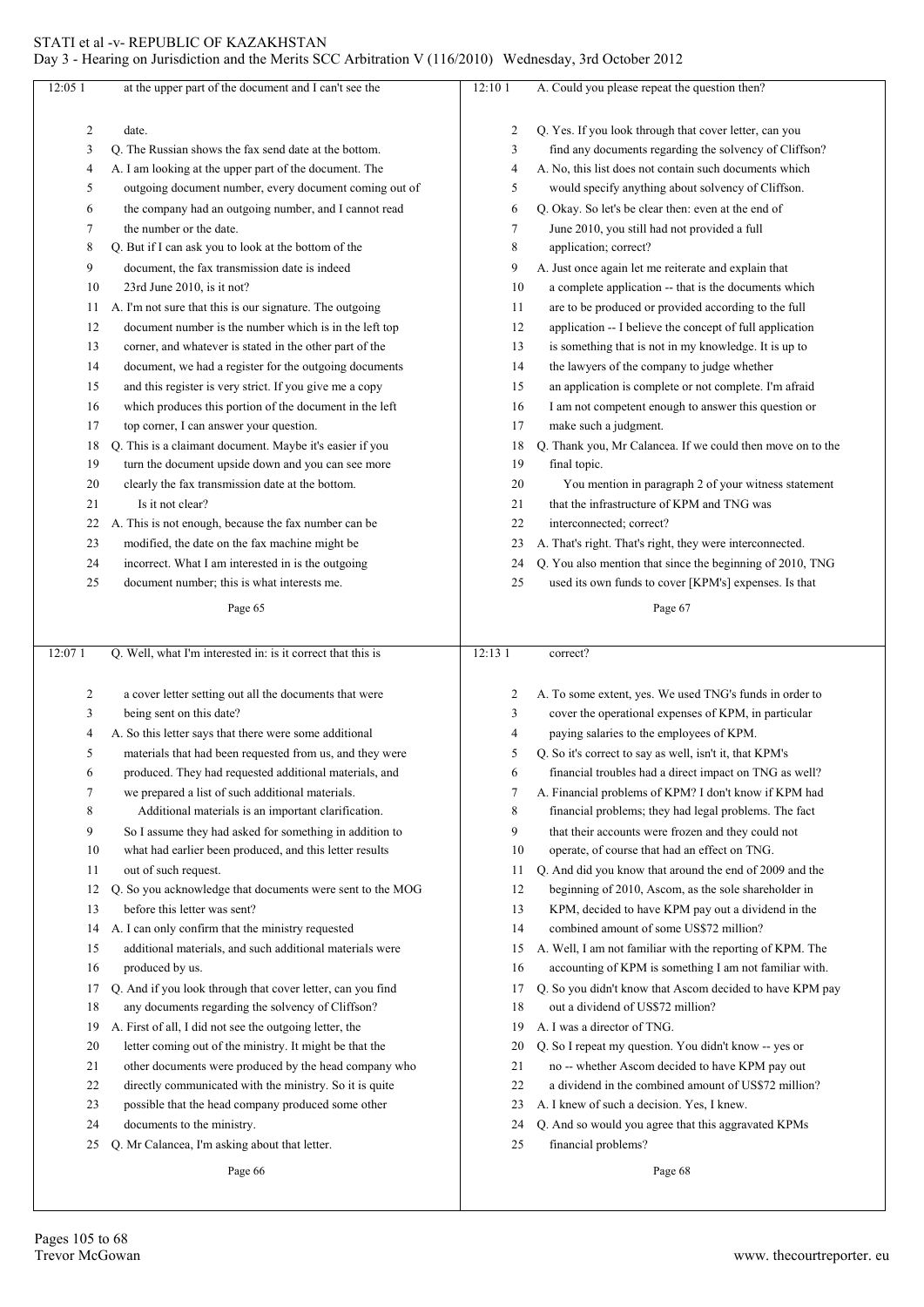12:05

at the upper part of the document and I can't see the date.

Q. The Russian shows the fax send date at the bottom.

A. I am looking at the upper part of the document. The outgoing document number, every document coming out of the company had an outgoing number, and I cannot read the number or the date.

Q. But if I can ask you to look at the bottom of the document, the fax transmission date is indeed 23rd June 2010, is it not?

A. I'm not sure that this is our signature. The outgoing document number is the number which is in the left top corner, and whatever is stated in the other part of the document, we had a register for the outgoing documents and this register is very strict. If you give me a copy which produces this portion of the document in the left top corner, I can answer your question.

Q. This is a claimant document. Maybe it's easier if you turn the document upside down and you can see more clearly the fax transmission date at the bottom.

Is it not clear?

A. This is not enough, because the fax number can be modified, the date on the fax machine might be incorrect. What I am interested in is the outgoing document number; this is what interests me.

12:07

Q. Well, what I'm interested in: is it correct that this is a cover letter setting out all the documents that were being sent on this date?

A. So this letter says that there were some additional materials that had been requested from us, and they were produced. They had requested additional materials, and we prepared a list of such additional materials.

Additional materials is an important clarification. So I assume they had asked for something in addition to what had earlier been produced, and this letter results out of such request.

Q. So you acknowledge that documents were sent to the MOG before this letter was sent?

A. I can only confirm that the ministry requested additional materials, and such additional materials were produced by us.

Q. And if you look through that cover letter, can you find any documents regarding the solvency of Cliffson?

A. First of all, I did not see the outgoing letter, the letter coming out of the ministry. It might be that the other documents were produced by the head company who directly communicated with the ministry. So it is quite possible that the head company produced some other documents to the ministry.

Q. Mr Calancea, I'm asking about that letter.

12:10

A. Could you please repeat the question then?

Q. Yes. If you look through that cover letter, can you find any documents regarding the solvency of Cliffson?

A. No, this list does not contain such documents which would specify anything about solvency of Cliffson.

Q. Okay. So let's be clear then: even at the end of June 2010, you still had not provided a full application; correct?

A. Just once again let me reiterate and explain that a complete application -- that is the documents which are to be produced or provided according to the full application -- I believe the concept of full application is something that is not in my knowledge. It is up to the lawyers of the company to judge whether an application is complete or not complete. I'm afraid I am not competent enough to answer this question or make such a judgment.

Q. Thank you, Mr Calancea. If we could then move on to the final topic.

You mention in paragraph 2 of your witness statement that the infrastructure of KPM and TNG was interconnected; correct?

A. That's right. That's right, they were interconnected.

Q. You also mention that since the beginning of 2010, TNG used its own funds to cover [KPM's] expenses. Is that correct?

12:13

A. To some extent, yes. We used TNG's funds in order to cover the operational expenses of KPM, in particular paying salaries to the employees of KPM.

Q. So it's correct to say as well, isn't it, that KPM's financial troubles had a direct impact on TNG as well?

A. Financial problems of KPM? I don't know if KPM had financial problems; they had legal problems. The fact that their accounts were frozen and they could not operate, of course that had an effect on TNG.

Q. And did you know that around the end of 2009 and the beginning of 2010, Ascom, as the sole shareholder in KPM, decided to have KPM pay out a dividend in the combined amount of some US$72 million?

A. Well, I am not familiar with the reporting of KPM. The accounting of KPM is something I am not familiar with.

Q. So you didn't know that Ascom decided to have KPM pay out a dividend of US$72 million?

A. I was a director of TNG.

Q. So I repeat my question. You didn't know -- yes or no -- whether Ascom decided to have KPM pay out a dividend in the combined amount of US$72 million?

A. I knew of such a decision. Yes, I knew.

Q. And so would you agree that this aggravated KPMs financial problems?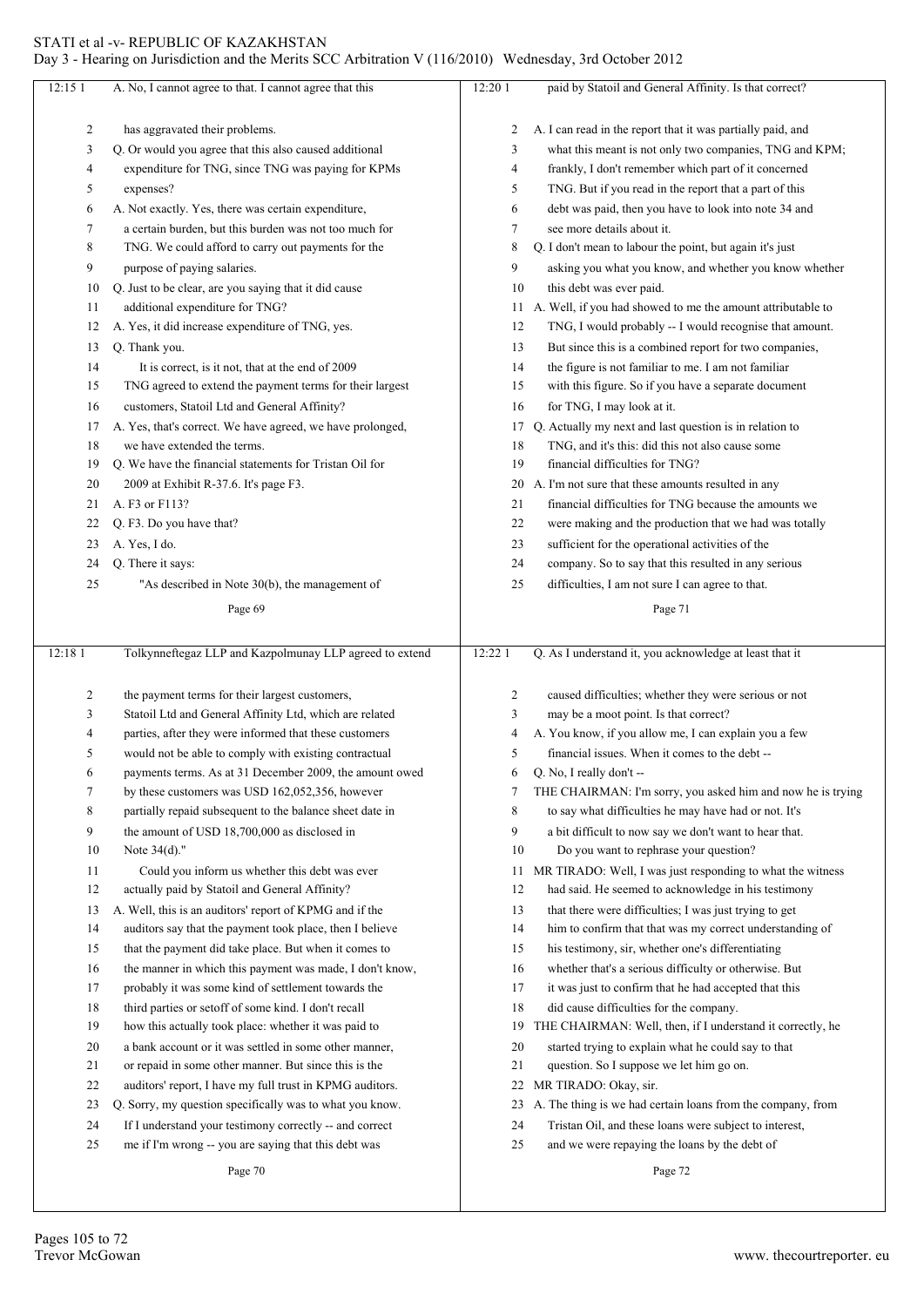12:15

A. No, I cannot agree to that. I cannot agree that this has aggravated their problems.

Q. Or would you agree that this also caused additional expenditure for TNG, since TNG was paying for KPMs expenses?

A. Not exactly. Yes, there was certain expenditure, a certain burden, but this burden was not too much for TNG. We could afford to carry out payments for the purpose of paying salaries.

Q. Just to be clear, are you saying that it did cause additional expenditure for TNG?

A. Yes, it did increase expenditure of TNG, yes.

Q. Thank you.

It is correct, is it not, that at the end of 2009 TNG agreed to extend the payment terms for their largest customers, Statoil Ltd and General Affinity?

A. Yes, that's correct. We have agreed, we have prolonged, we have extended the terms.

Q. We have the financial statements for Tristan Oil for 2009 at Exhibit R-37.6. It's page F3.

A. F3 or F113?

Q. F3. Do you have that?

A. Yes, I do.

Q. There it says:

"As described in Note 30(b), the management of

12:18

Tolkynneftegaz LLP and Kazpolmunay LLP agreed to extend the payment terms for their largest customers, Statoil Ltd and General Affinity Ltd, which are related parties, after they were informed that these customers would not be able to comply with existing contractual payments terms. As at 31 December 2009, the amount owed by these customers was USD 162,052,356, however partially repaid subsequent to the balance sheet date in the amount of USD 18,700,000 as disclosed in Note 34(d)."

Could you inform us whether this debt was ever actually paid by Statoil and General Affinity?

A. Well, this is an auditors' report of KPMG and if the auditors say that the payment took place, then I believe that the payment did take place. But when it comes to the manner in which this payment was made, I don't know, probably it was some kind of settlement towards the third parties or setoff of some kind. I don't recall how this actually took place: whether it was paid to a bank account or it was settled in some other manner, or repaid in some other manner. But since this is the auditors' report, I have my full trust in KPMG auditors.

Q. Sorry, my question specifically was to what you know. If I understand your testimony correctly -- and correct me if I'm wrong -- you are saying that this debt was

12:20

paid by Statoil and General Affinity. Is that correct?

A. I can read in the report that it was partially paid, and what this meant is not only two companies, TNG and KPM; frankly, I don't remember which part of it concerned TNG. But if you read in the report that a part of this debt was paid, then you have to look into note 34 and see more details about it.

Q. I don't mean to labour the point, but again it's just asking you what you know, and whether you know whether this debt was ever paid.

A. Well, if you had showed to me the amount attributable to TNG, I would probably -- I would recognise that amount. But since this is a combined report for two companies, the figure is not familiar to me. I am not familiar with this figure. So if you have a separate document for TNG, I may look at it.

Q. Actually my next and last question is in relation to TNG, and it's this: did this not also cause some financial difficulties for TNG?

A. I'm not sure that these amounts resulted in any financial difficulties for TNG because the amounts we were making and the production that we had was totally sufficient for the operational activities of the company. So to say that this resulted in any serious difficulties, I am not sure I can agree to that.

12:22

Q. As I understand it, you acknowledge at least that it caused difficulties; whether they were serious or not may be a moot point. Is that correct?

A. You know, if you allow me, I can explain you a few financial issues. When it comes to the debt --

Q. No, I really don't --

THE CHAIRMAN: I'm sorry, you asked him and now he is trying to say what difficulties he may have had or not. It's a bit difficult to now say we don't want to hear that.

Do you want to rephrase your question?

MR TIRADO: Well, I was just responding to what the witness had said. He seemed to acknowledge in his testimony that there were difficulties; I was just trying to get him to confirm that that was my correct understanding of his testimony, sir, whether one's differentiating whether that's a serious difficulty or otherwise. But it was just to confirm that he had accepted that this did cause difficulties for the company.

THE CHAIRMAN: Well, then, if I understand it correctly, he started trying to explain what he could say to that question. So I suppose we let him go on.

MR TIRADO: Okay, sir.

A. The thing is we had certain loans from the company, from Tristan Oil, and these loans were subject to interest, and we were repaying the loans by the debt of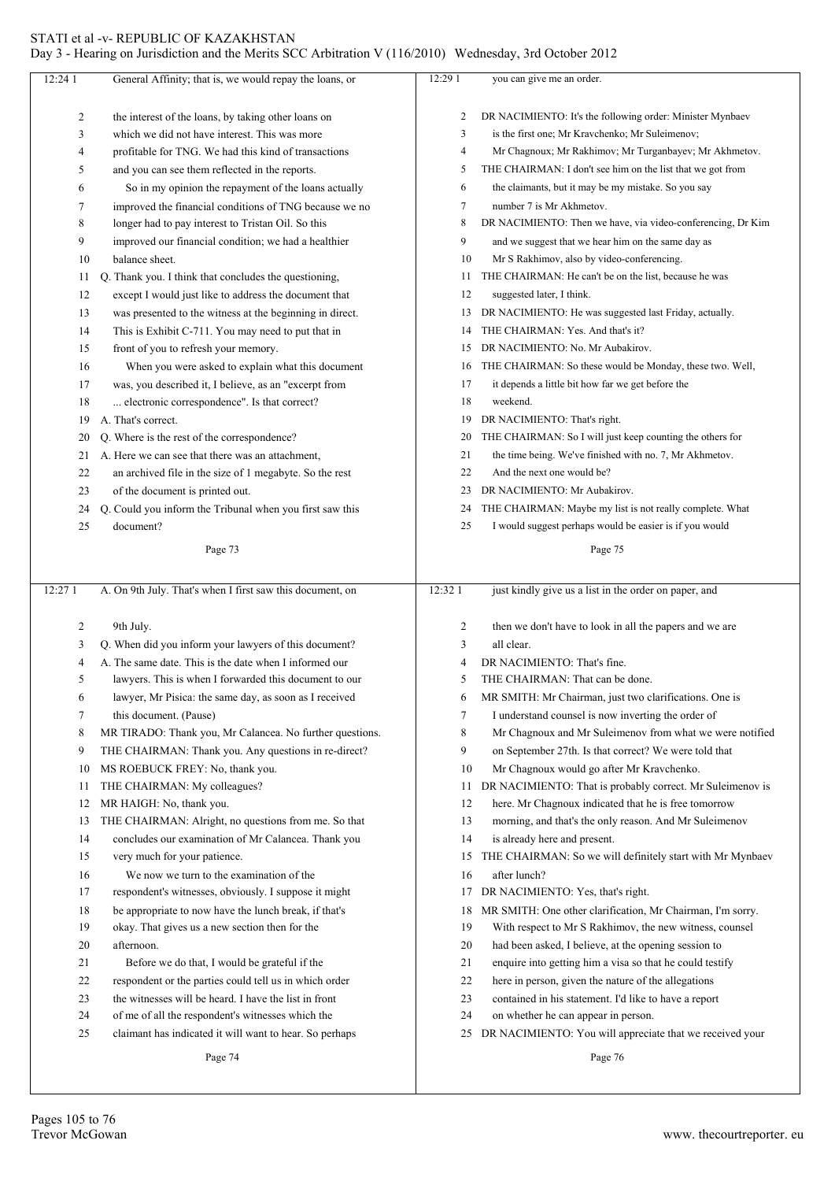**Page 73**

12:24 1 General Affinity; that is, we would repay the loans, or
2 the interest of the loans, by taking other loans on
3 which we did not have interest. This was more
4 profitable for TNG. We had this kind of transactions
5 and you can see them reflected in the reports.
6 So in my opinion the repayment of the loans actually
7 improved the financial conditions of TNG because we no
8 longer had to pay interest to Tristan Oil. So this
9 improved our financial condition; we had a healthier
10 balance sheet.
11 Q. Thank you. I think that concludes the questioning,
12 except I would just like to address the document that
13 was presented to the witness at the beginning in direct.
14 This is Exhibit C-711. You may need to put that in
15 front of you to refresh your memory.
16 When you were asked to explain what this document
17 was, you described it, I believe, as an "excerpt from
18 ... electronic correspondence". Is that correct?
19 A. That's correct.
20 Q. Where is the rest of the correspondence?
21 A. Here we can see that there was an attachment,
22 an archived file in the size of 1 megabyte. So the rest
23 of the document is printed out.
24 Q. Could you inform the Tribunal when you first saw this
25 document?

**Page 74**

12:27 1 A. On 9th July. That's when I first saw this document, on
2 9th July.
3 Q. When did you inform your lawyers of this document?
4 A. The same date. This is the date when I informed our
5 lawyers. This is when I forwarded this document to our
6 lawyer, Mr Pisica: the same day, as soon as I received
7 this document. (Pause)
8 MR TIRADO: Thank you, Mr Calancea. No further questions.
9 THE CHAIRMAN: Thank you. Any questions in re-direct?
10 MS ROEBUCK FREY: No, thank you.
11 THE CHAIRMAN: My colleagues?
12 MR HAIGH: No, thank you.
13 THE CHAIRMAN: Alright, no questions from me. So that
14 concludes our examination of Mr Calancea. Thank you
15 very much for your patience.
16 We now we turn to the examination of the
17 respondent's witnesses, obviously. I suppose it might
18 be appropriate to now have the lunch break, if that's
19 okay. That gives us a new section then for the
20 afternoon.
21 Before we do that, I would be grateful if the
22 respondent or the parties could tell us in which order
23 the witnesses will be heard. I have the list in front
24 of me of all the respondent's witnesses which the
25 claimant has indicated it will want to hear. So perhaps

**Page 75**

12:29 1 you can give me an order.
2 DR NACIMIENTO: It's the following order: Minister Mynbaev
3 is the first one; Mr Kravchenko; Mr Suleimenov;
4 Mr Chagnoux; Mr Rakhimov; Mr Turganbayev; Mr Akhmetov.
5 THE CHAIRMAN: I don't see him on the list that we got from
6 the claimants, but it may be my mistake. So you say
7 number 7 is Mr Akhmetov.
8 DR NACIMIENTO: Then we have, via video-conferencing, Dr Kim
9 and we suggest that we hear him on the same day as
10 Mr S Rakhimov, also by video-conferencing.
11 THE CHAIRMAN: He can't be on the list, because he was
12 suggested later, I think.
13 DR NACIMIENTO: He was suggested last Friday, actually.
14 THE CHAIRMAN: Yes. And that's it?
15 DR NACIMIENTO: No. Mr Aubakirov.
16 THE CHAIRMAN: So these would be Monday, these two. Well,
17 it depends a little bit how far we get before the
18 weekend.
19 DR NACIMIENTO: That's right.
20 THE CHAIRMAN: So I will just keep counting the others for
21 the time being. We've finished with no. 7, Mr Akhmetov.
22 And the next one would be?
23 DR NACIMIENTO: Mr Aubakirov.
24 THE CHAIRMAN: Maybe my list is not really complete. What
25 I would suggest perhaps would be easier is if you would

**Page 76**

12:32 1 just kindly give us a list in the order on paper, and
2 then we don't have to look in all the papers and we are
3 all clear.
4 DR NACIMIENTO: That's fine.
5 THE CHAIRMAN: That can be done.
6 MR SMITH: Mr Chairman, just two clarifications. One is
7 I understand counsel is now inverting the order of
8 Mr Chagnoux and Mr Suleimenov from what we were notified
9 on September 27th. Is that correct? We were told that
10 Mr Chagnoux would go after Mr Kravchenko.
11 DR NACIMIENTO: That is probably correct. Mr Suleimenov is
12 here. Mr Chagnoux indicated that he is free tomorrow
13 morning, and that's the only reason. And Mr Suleimenov
14 is already here and present.
15 THE CHAIRMAN: So we will definitely start with Mr Mynbaev
16 after lunch?
17 DR NACIMIENTO: Yes, that's right.
18 MR SMITH: One other clarification, Mr Chairman, I'm sorry.
19 With respect to Mr S Rakhimov, the new witness, counsel
20 had been asked, I believe, at the opening session to
21 enquire into getting him a visa so that he could testify
22 here in person, given the nature of the allegations
23 contained in his statement. I'd like to have a report
24 on whether he can appear in person.
25 DR NACIMIENTO: You will appreciate that we received your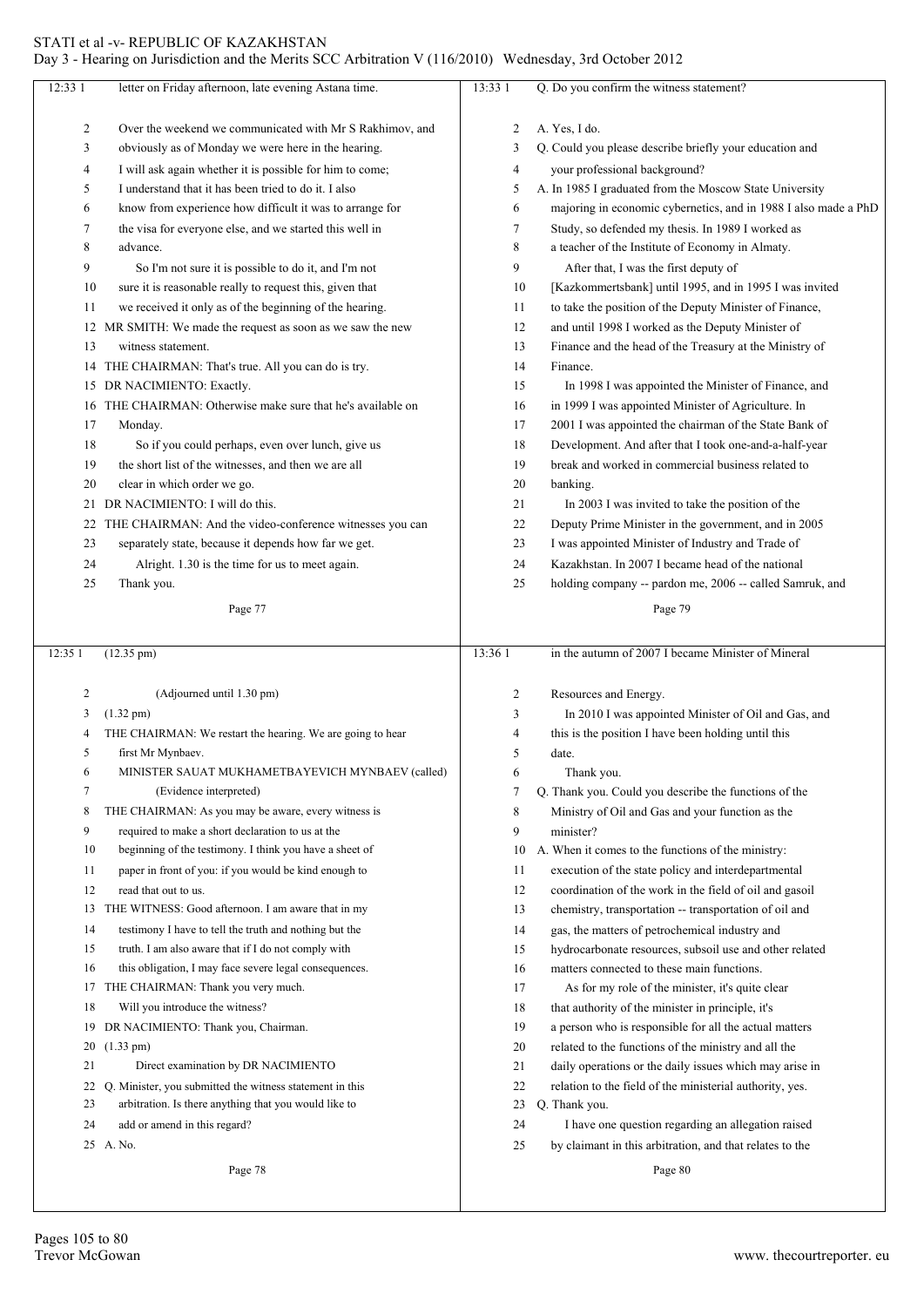Page 77

letter on Friday afternoon, late evening Astana time.

Over the weekend we communicated with Mr S Rakhimov, and obviously as of Monday we were here in the hearing.

I will ask again whether it is possible for him to come; I understand that it has been tried to do it. I also know from experience how difficult it was to arrange for the visa for everyone else, and we started this well in advance.

So I'm not sure it is possible to do it, and I'm not sure it is reasonable really to request this, given that we received it only as of the beginning of the hearing.

MR SMITH: We made the request as soon as we saw the new witness statement.

THE CHAIRMAN: That's true. All you can do is try.

DR NACIMIENTO: Exactly.

THE CHAIRMAN: Otherwise make sure that he's available on Monday.

So if you could perhaps, even over lunch, give us the short list of the witnesses, and then we are all clear in which order we go.

DR NACIMIENTO: I will do this.

THE CHAIRMAN: And the video-conference witnesses you can separately state, because it depends how far we get.

Alright. 1.30 is the time for us to meet again.

Thank you.

Page 78

(12.35 pm)

(Adjourned until 1.30 pm)

(1.32 pm)

THE CHAIRMAN: We restart the hearing. We are going to hear first Mr Mynbaev.

MINISTER SAUAT MUKHAMETBAYEVICH MYNBAEV (called)

(Evidence interpreted)

THE CHAIRMAN: As you may be aware, every witness is required to make a short declaration to us at the beginning of the testimony. I think you have a sheet of paper in front of you: if you would be kind enough to read that out to us.

THE WITNESS: Good afternoon. I am aware that in my testimony I have to tell the truth and nothing but the truth. I am also aware that if I do not comply with this obligation, I may face severe legal consequences.

THE CHAIRMAN: Thank you very much.

Will you introduce the witness?

DR NACIMIENTO: Thank you, Chairman.

(1.33 pm)

Direct examination by DR NACIMIENTO

Q. Minister, you submitted the witness statement in this arbitration. Is there anything that you would like to add or amend in this regard?

A. No.

Page 79

Q. Do you confirm the witness statement?

A. Yes, I do.

Q. Could you please describe briefly your education and your professional background?

A. In 1985 I graduated from the Moscow State University majoring in economic cybernetics, and in 1988 I also made a PhD Study, so defended my thesis. In 1989 I worked as a teacher of the Institute of Economy in Almaty.

After that, I was the first deputy of [Kazkommertsbank] until 1995, and in 1995 I was invited to take the position of the Deputy Minister of Finance, and until 1998 I worked as the Deputy Minister of Finance and the head of the Treasury at the Ministry of Finance.

In 1998 I was appointed the Minister of Finance, and in 1999 I was appointed Minister of Agriculture. In 2001 I was appointed the chairman of the State Bank of Development. And after that I took one-and-a-half-year break and worked in commercial business related to banking.

In 2003 I was invited to take the position of the Deputy Prime Minister in the government, and in 2005 I was appointed Minister of Industry and Trade of Kazakhstan. In 2007 I became head of the national holding company -- pardon me, 2006 -- called Samruk, and

Page 80

in the autumn of 2007 I became Minister of Mineral Resources and Energy.

In 2010 I was appointed Minister of Oil and Gas, and this is the position I have been holding until this date.

Thank you.

Q. Thank you. Could you describe the functions of the Ministry of Oil and Gas and your function as the minister?

A. When it comes to the functions of the ministry: execution of the state policy and interdepartmental coordination of the work in the field of oil and gasoil chemistry, transportation -- transportation of oil and gas, the matters of petrochemical industry and hydrocarbonate resources, subsoil use and other related matters connected to these main functions.

As for my role of the minister, it's quite clear that authority of the minister in principle, it's a person who is responsible for all the actual matters related to the functions of the ministry and all the daily operations or the daily issues which may arise in relation to the field of the ministerial authority, yes.

Q. Thank you.

I have one question regarding an allegation raised by claimant in this arbitration, and that relates to the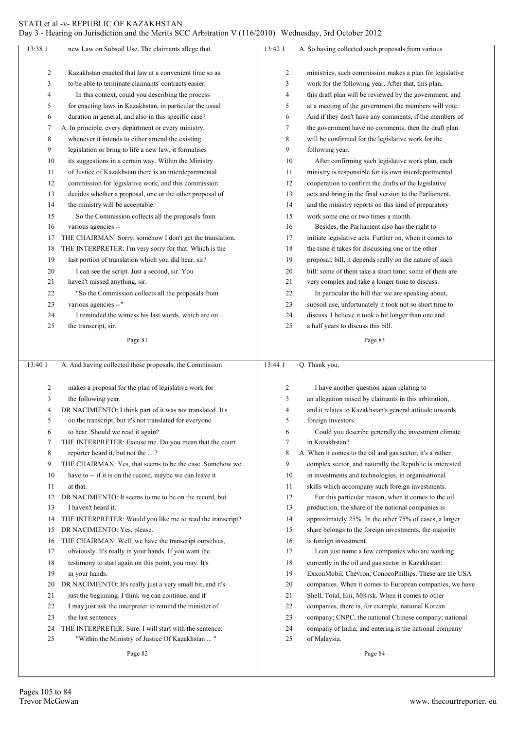new Law on Subsoil Use. The claimants allege that Kazakhstan enacted that law at a convenient time so as to be able to terminate claimants' contracts easier.

In this context, could you describing the process for enacting laws in Kazakhstan, in particular the usual duration in general, and also in this specific case?

A. In principle, every department or every ministry, whenever it intends to either amend the existing legislation or bring to life a new law, it formalises its suggestions in a certain way. Within the Ministry of Justice of Kazakhstan there is an interdepartmental commission for legislative work, and this commission decides whether a proposal, one or the other proposal of the ministry will be acceptable.

So the Commission collects all the proposals from various agencies --

THE CHAIRMAN: Sorry, somehow I don't get the translation.

THE INTERPRETER: I'm very sorry for that. Which is the last portion of translation which you did hear, sir?

I can see the script. Just a second, sir. You haven't missed anything, sir.

"So the Commission collects all the proposals from various agencies --"

I reminded the witness his last words, which are on the transcript, sir.

A. And having collected these proposals, the Commission makes a proposal for the plan of legislative work for the following year.

DR NACIMIENTO: I think part of it was not translated. It's on the transcript, but it's not translated for everyone to hear. Should we read it again?

THE INTERPRETER: Excuse me. Do you mean that the court reporter heard it, but not the ... ?

THE CHAIRMAN: Yes, that seems to be the case. Somehow we have to -- if it is on the record, maybe we can leave it at that.

DR NACIMIENTO: It seems to me to be on the record, but I haven't heard it.

THE INTERPRETER: Would you like me to read the transcript?

DR NACIMIENTO: Yes, please.

THE CHAIRMAN: Well, we have the transcript ourselves, obviously. It's really in your hands. If you want the testimony to start again on this point, you may. It's in your hands.

DR NACIMIENTO: It's really just a very small bit, and it's just the beginning. I think we can continue, and if I may just ask the interpreter to remind the minister of the last sentences.

THE INTERPRETER: Sure. I will start with the sentence: "Within the Ministry of Justice Of Kazakhstan ... "

A. So having collected such proposals from various ministries, such commission makes a plan for legislative work for the following year. After that, this plan, this draft plan will be reviewed by the government, and at a meeting of the government the members will vote. And if they don't have any comments, if the members of the government have no comments, then the draft plan will be confirmed for the legislative work for the following year.

After confirming such legislative work plan, each ministry is responsible for its own interdepartmental cooperation to confirm the drafts of the legislative acts and bring in the final version to the Parliament, and the ministry reports on this kind of preparatory work some one or two times a month.

Besides, the Parliament also has the right to initiate legislative acts. Further on, when it comes to the time it takes for discussing one or the other proposal, bill, it depends really on the nature of such bill: some of them take a short time; some of them are very complex and take a longer time to discuss.

In particular the bill that we are speaking about, subsoil use, unfortunately it took not so short time to discuss. I believe it took a bit longer than one and a half years to discuss this bill.

Q. Thank you.

I have another question again relating to an allegation raised by claimants in this arbitration, and it relates to Kazakhstan's general attitude towards foreign investors.

Could you describe generally the investment climate in Kazakhstan?

A. When it comes to the oil and gas sector, it's a rather complex sector, and naturally the Republic is interested in investments and technologies, in organisational skills which accompany such foreign investments.

For this particular reason, when it comes to the oil production, the share of the national companies is approximately 25%. In the other 75% of cases, a larger share belongs to the foreign investments, the majority is foreign investment.

I can just name a few companies who are working currently in the oil and gas sector in Kazakhstan: ExxonMobil, Chevron, ConocoPhillips. These are the USA companies. When it comes to European companies, we have Shell, Total, Eni, M®rsk. When it comes to other companies, there is, for example, national Korean company; CNPC, the national Chinese company; national company of India; and entering is the national company of Malaysia.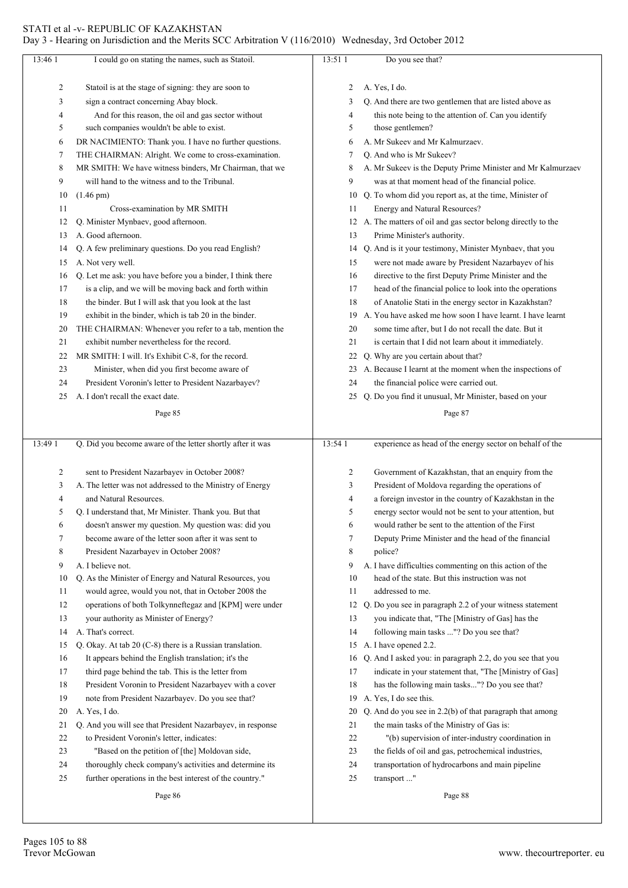**Page 85**

13:46 1 I could go on stating the names, such as Statoil.

2 Statoil is at the stage of signing: they are soon to
3 sign a contract concerning Abay block.
4 And for this reason, the oil and gas sector without
5 such companies wouldn't be able to exist.
6 DR NACIMIENTO: Thank you. I have no further questions.
7 THE CHAIRMAN: Alright. We come to cross-examination.
8 MR SMITH: We have witness binders, Mr Chairman, that we
9 will hand to the witness and to the Tribunal.
10 (1.46 pm)
11 Cross-examination by MR SMITH
12 Q. Minister Mynbaev, good afternoon.
13 A. Good afternoon.
14 Q. A few preliminary questions. Do you read English?
15 A. Not very well.
16 Q. Let me ask: you have before you a binder, I think there
17 is a clip, and we will be moving back and forth within
18 the binder. But I will ask that you look at the last
19 exhibit in the binder, which is tab 20 in the binder.
20 THE CHAIRMAN: Whenever you refer to a tab, mention the
21 exhibit number nevertheless for the record.
22 MR SMITH: I will. It's Exhibit C-8, for the record.
23 Minister, when did you first become aware of
24 President Voronin's letter to President Nazarbayev?
25 A. I don't recall the exact date.

**Page 86**

13:49 1 Q. Did you become aware of the letter shortly after it was
2 sent to President Nazarbayev in October 2008?
3 A. The letter was not addressed to the Ministry of Energy
4 and Natural Resources.
5 Q. I understand that, Mr Minister. Thank you. But that
6 doesn't answer my question. My question was: did you
7 become aware of the letter soon after it was sent to
8 President Nazarbayev in October 2008?
9 A. I believe not.
10 Q. As the Minister of Energy and Natural Resources, you
11 would agree, would you not, that in October 2008 the
12 operations of both Tolkynneftegaz and [KPM] were under
13 your authority as Minister of Energy?
14 A. That's correct.
15 Q. Okay. At tab 20 (C-8) there is a Russian translation.
16 It appears behind the English translation; it's the
17 third page behind the tab. This is the letter from
18 President Voronin to President Nazarbayev with a cover
19 note from President Nazarbayev. Do you see that?
20 A. Yes, I do.
21 Q. And you will see that President Nazarbayev, in response
22 to President Voronin's letter, indicates:
23 "Based on the petition of [the] Moldovan side,
24 thoroughly check company's activities and determine its
25 further operations in the best interest of the country."

**Page 87**

13:51 1 Do you see that?
2 A. Yes, I do.
3 Q. And there are two gentlemen that are listed above as
4 this note being to the attention of. Can you identify
5 those gentlemen?
6 A. Mr Sukeev and Mr Kalmurzaev.
7 Q. And who is Mr Sukeev?
8 A. Mr Sukeev is the Deputy Prime Minister and Mr Kalmurzaev
9 was at that moment head of the financial police.
10 Q. To whom did you report as, at the time, Minister of
11 Energy and Natural Resources?
12 A. The matters of oil and gas sector belong directly to the
13 Prime Minister's authority.
14 Q. And is it your testimony, Minister Mynbaev, that you
15 were not made aware by President Nazarbayev of his
16 directive to the first Deputy Prime Minister and the
17 head of the financial police to look into the operations
18 of Anatolie Stati in the energy sector in Kazakhstan?
19 A. You have asked me how soon I have learnt. I have learnt
20 some time after, but I do not recall the date. But it
21 is certain that I did not learn about it immediately.
22 Q. Why are you certain about that?
23 A. Because I learnt at the moment when the inspections of
24 the financial police were carried out.
25 Q. Do you find it unusual, Mr Minister, based on your

**Page 88**

13:54 1 experience as head of the energy sector on behalf of the
2 Government of Kazakhstan, that an enquiry from the
3 President of Moldova regarding the operations of
4 a foreign investor in the country of Kazakhstan in the
5 energy sector would not be sent to your attention, but
6 would rather be sent to the attention of the First
7 Deputy Prime Minister and the head of the financial
8 police?
9 A. I have difficulties commenting on this action of the
10 head of the state. But this instruction was not
11 addressed to me.
12 Q. Do you see in paragraph 2.2 of your witness statement
13 you indicate that, "The [Ministry of Gas] has the
14 following main tasks ..."? Do you see that?
15 A. I have opened 2.2.
16 Q. And I asked you: in paragraph 2.2, do you see that you
17 indicate in your statement that, "The [Ministry of Gas]
18 has the following main tasks..."? Do you see that?
19 A. Yes, I do see this.
20 Q. And do you see in 2.2(b) of that paragraph that among
21 the main tasks of the Ministry of Gas is:
22 "(b) supervision of inter-industry coordination in
23 the fields of oil and gas, petrochemical industries,
24 transportation of hydrocarbons and main pipeline
25 transport ..."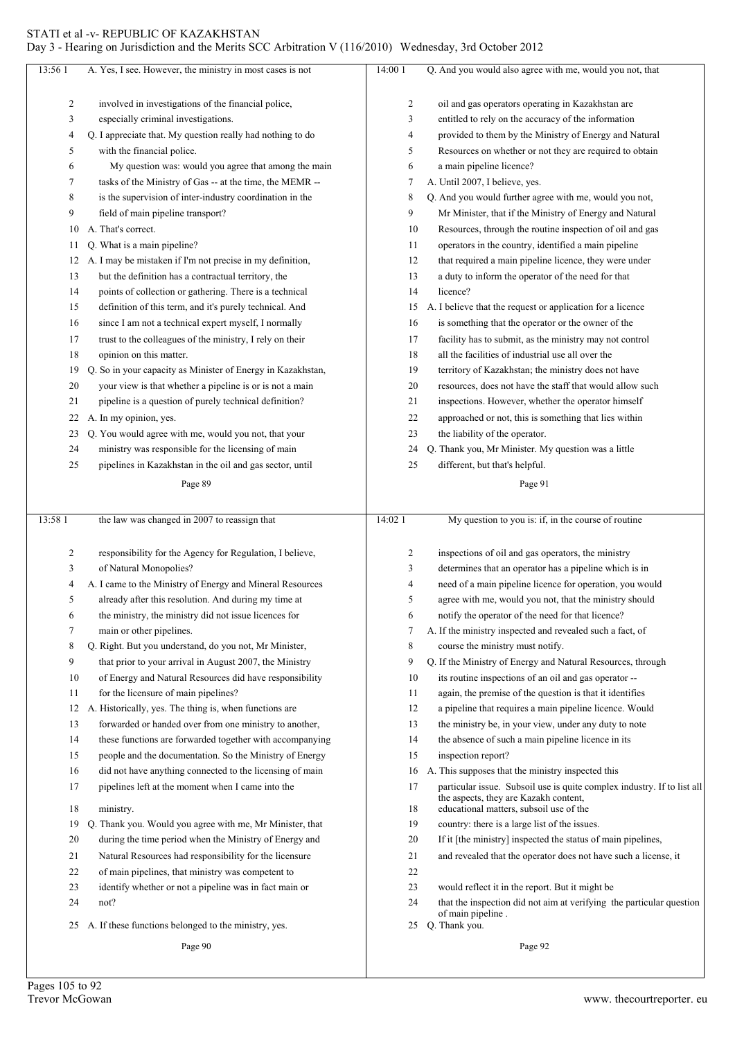A. Yes, I see. However, the ministry in most cases is not involved in investigations of the financial police, especially criminal investigations.

Q. I appreciate that. My question really had nothing to do with the financial police.

My question was: would you agree that among the main tasks of the Ministry of Gas -- at the time, the MEMR -- is the supervision of inter-industry coordination in the field of main pipeline transport?

A. That's correct.

Q. What is a main pipeline?

A. I may be mistaken if I'm not precise in my definition, but the definition has a contractual territory, the points of collection or gathering. There is a technical definition of this term, and it's purely technical. And since I am not a technical expert myself, I normally trust to the colleagues of the ministry, I rely on their opinion on this matter.

Q. So in your capacity as Minister of Energy in Kazakhstan, your view is that whether a pipeline is or is not a main pipeline is a question of purely technical definition?

A. In my opinion, yes.

Q. You would agree with me, would you not, that your ministry was responsible for the licensing of main pipelines in Kazakhstan in the oil and gas sector, until the law was changed in 2007 to reassign that responsibility for the Agency for Regulation, I believe, of Natural Monopolies?

A. I came to the Ministry of Energy and Mineral Resources already after this resolution. And during my time at the ministry, the ministry did not issue licences for main or other pipelines.

Q. Right. But you understand, do you not, Mr Minister, that prior to your arrival in August 2007, the Ministry of Energy and Natural Resources did have responsibility for the licensure of main pipelines?

A. Historically, yes. The thing is, when functions are forwarded or handed over from one ministry to another, these functions are forwarded together with accompanying people and the documentation. So the Ministry of Energy did not have anything connected to the licensing of main pipelines left at the moment when I came into the ministry.

Q. Thank you. Would you agree with me, Mr Minister, that during the time period when the Ministry of Energy and Natural Resources had responsibility for the licensure of main pipelines, that ministry was competent to identify whether or not a pipeline was in fact main or not?

A. If these functions belonged to the ministry, yes.

Q. And you would also agree with me, would you not, that oil and gas operators operating in Kazakhstan are entitled to rely on the accuracy of the information provided to them by the Ministry of Energy and Natural Resources on whether or not they are required to obtain a main pipeline licence?

A. Until 2007, I believe, yes.

Q. And you would further agree with me, would you not, Mr Minister, that if the Ministry of Energy and Natural Resources, through the routine inspection of oil and gas operators in the country, identified a main pipeline that required a main pipeline licence, they were under a duty to inform the operator of the need for that licence?

A. I believe that the request or application for a licence is something that the operator or the owner of the facility has to submit, as the ministry may not control all the facilities of industrial use all over the territory of Kazakhstan; the ministry does not have resources, does not have the staff that would allow such inspections. However, whether the operator himself approached or not, this is something that lies within the liability of the operator.

Q. Thank you, Mr Minister. My question was a little different, but that's helpful.

My question to you is: if, in the course of routine inspections of oil and gas operators, the ministry determines that an operator has a pipeline which is in need of a main pipeline licence for operation, you would agree with me, would you not, that the ministry should notify the operator of the need for that licence?

A. If the ministry inspected and revealed such a fact, of course the ministry must notify.

Q. If the Ministry of Energy and Natural Resources, through its routine inspections of an oil and gas operator -- again, the premise of the question is that it identifies a pipeline that requires a main pipeline licence. Would the ministry be, in your view, under any duty to note the absence of such a main pipeline licence in its inspection report?

A. This supposes that the ministry inspected this particular issue. Subsoil use is quite complex industry. If to list all the aspects, they are Kazakh content, educational matters, subsoil use of the country: there is a large list of the issues.

If [the ministry] inspected the status of main pipelines, and revealed that the operator does not have such a license, it would reflect it in the report. But it might be that the inspection did not aim at verifying the particular question of main pipeline .

Q. Thank you.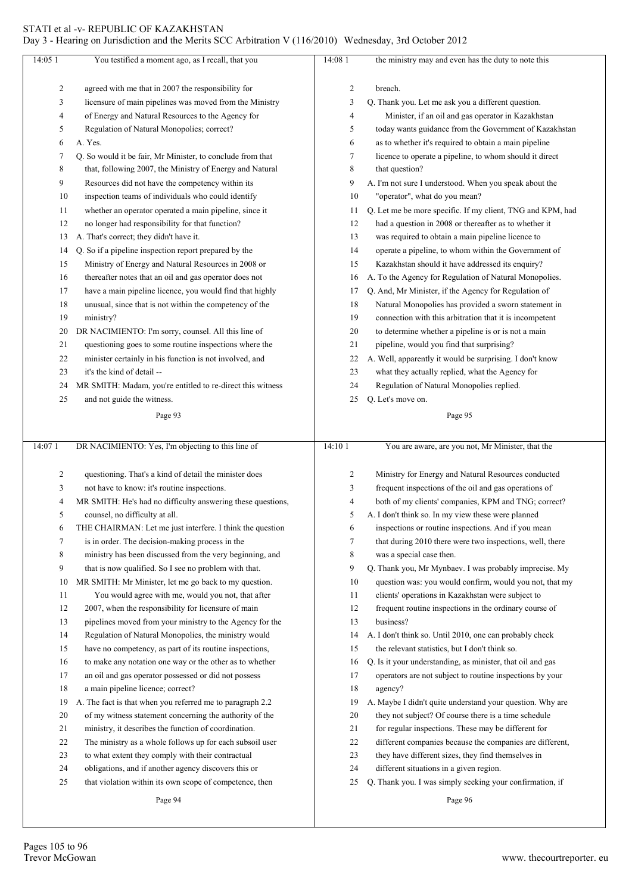You testified a moment ago, as I recall, that you agreed with me that in 2007 the responsibility for licensure of main pipelines was moved from the Ministry of Energy and Natural Resources to the Agency for Regulation of Natural Monopolies; correct?

A. Yes.

Q. So would it be fair, Mr Minister, to conclude from that that, following 2007, the Ministry of Energy and Natural Resources did not have the competency within its inspection teams of individuals who could identify whether an operator operated a main pipeline, since it no longer had responsibility for that function?

A. That's correct; they didn't have it.

Q. So if a pipeline inspection report prepared by the Ministry of Energy and Natural Resources in 2008 or thereafter notes that an oil and gas operator does not have a main pipeline licence, you would find that highly unusual, since that is not within the competency of the ministry?

DR NACIMIENTO: I'm sorry, counsel. All this line of questioning goes to some routine inspections where the minister certainly in his function is not involved, and it's the kind of detail --

MR SMITH: Madam, you're entitled to re-direct this witness and not guide the witness.

DR NACIMIENTO: Yes, I'm objecting to this line of questioning. That's a kind of detail the minister does not have to know: it's routine inspections.

MR SMITH: He's had no difficulty answering these questions, counsel, no difficulty at all.

THE CHAIRMAN: Let me just interfere. I think the question is in order. The decision-making process in the ministry has been discussed from the very beginning, and that is now qualified. So I see no problem with that.

MR SMITH: Mr Minister, let me go back to my question.

You would agree with me, would you not, that after 2007, when the responsibility for licensure of main pipelines moved from your ministry to the Agency for the Regulation of Natural Monopolies, the ministry would have no competency, as part of its routine inspections, to make any notation one way or the other as to whether an oil and gas operator possessed or did not possess a main pipeline licence; correct?

A. The fact is that when you referred me to paragraph 2.2 of my witness statement concerning the authority of the ministry, it describes the function of coordination. The ministry as a whole follows up for each subsoil user to what extent they comply with their contractual obligations, and if another agency discovers this or that violation within its own scope of competence, then the ministry may and even has the duty to note this breach.

Q. Thank you. Let me ask you a different question.

Minister, if an oil and gas operator in Kazakhstan today wants guidance from the Government of Kazakhstan as to whether it's required to obtain a main pipeline licence to operate a pipeline, to whom should it direct that question?

A. I'm not sure I understood. When you speak about the "operator", what do you mean?

Q. Let me be more specific. If my client, TNG and KPM, had had a question in 2008 or thereafter as to whether it was required to obtain a main pipeline licence to operate a pipeline, to whom within the Government of Kazakhstan should it have addressed its enquiry?

A. To the Agency for Regulation of Natural Monopolies.

Q. And, Mr Minister, if the Agency for Regulation of Natural Monopolies has provided a sworn statement in connection with this arbitration that it is incompetent to determine whether a pipeline is or is not a main pipeline, would you find that surprising?

A. Well, apparently it would be surprising. I don't know what they actually replied, what the Agency for Regulation of Natural Monopolies replied.

Q. Let's move on.

You are aware, are you not, Mr Minister, that the Ministry for Energy and Natural Resources conducted frequent inspections of the oil and gas operations of both of my clients' companies, KPM and TNG; correct?

A. I don't think so. In my view these were planned inspections or routine inspections. And if you mean that during 2010 there were two inspections, well, there was a special case then.

Q. Thank you, Mr Mynbaev. I was probably imprecise. My question was: you would confirm, would you not, that my clients' operations in Kazakhstan were subject to frequent routine inspections in the ordinary course of business?

A. I don't think so. Until 2010, one can probably check the relevant statistics, but I don't think so.

Q. Is it your understanding, as minister, that oil and gas operators are not subject to routine inspections by your agency?

A. Maybe I didn't quite understand your question. Why are they not subject? Of course there is a time schedule for regular inspections. These may be different for different companies because the companies are different, they have different sizes, they find themselves in different situations in a given region.

Q. Thank you. I was simply seeking your confirmation, if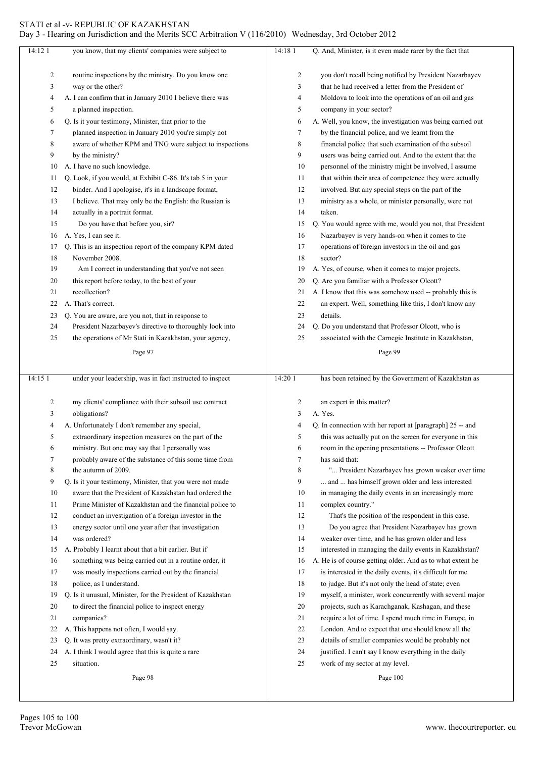Page 97

14:12 you know, that my clients' companies were subject to routine inspections by the ministry. Do you know one way or the other?

A. I can confirm that in January 2010 I believe there was a planned inspection.

Q. Is it your testimony, Minister, that prior to the planned inspection in January 2010 you're simply not aware of whether KPM and TNG were subject to inspections by the ministry?

A. I have no such knowledge.

Q. Look, if you would, at Exhibit C-86. It's tab 5 in your binder. And I apologise, it's in a landscape format, I believe. That may only be the English: the Russian is actually in a portrait format.

Do you have that before you, sir?

A. Yes, I can see it.

Q. This is an inspection report of the company KPM dated November 2008.

Am I correct in understanding that you've not seen this report before today, to the best of your recollection?

A. That's correct.

Q. You are aware, are you not, that in response to President Nazarbayev's directive to thoroughly look into the operations of Mr Stati in Kazakhstan, your agency,

Page 98

14:15 under your leadership, was in fact instructed to inspect my clients' compliance with their subsoil use contract obligations?

A. Unfortunately I don't remember any special, extraordinary inspection measures on the part of the ministry. But one may say that I personally was probably aware of the substance of this some time from the autumn of 2009.

Q. Is it your testimony, Minister, that you were not made aware that the President of Kazakhstan had ordered the Prime Minister of Kazakhstan and the financial police to conduct an investigation of a foreign investor in the energy sector until one year after that investigation was ordered?

A. Probably I learnt about that a bit earlier. But if something was being carried out in a routine order, it was mostly inspections carried out by the financial police, as I understand.

Q. Is it unusual, Minister, for the President of Kazakhstan to direct the financial police to inspect energy companies?

A. This happens not often, I would say.

Q. It was pretty extraordinary, wasn't it?

A. I think I would agree that this is quite a rare situation.

Page 99

14:18 Q. And, Minister, is it even made rarer by the fact that you don't recall being notified by President Nazarbayev that he had received a letter from the President of Moldova to look into the operations of an oil and gas company in your sector?

A. Well, you know, the investigation was being carried out by the financial police, and we learnt from the financial police that such examination of the subsoil users was being carried out. And to the extent that the personnel of the ministry might be involved, I assume that within their area of competence they were actually involved. But any special steps on the part of the ministry as a whole, or minister personally, were not taken.

Q. You would agree with me, would you not, that President Nazarbayev is very hands-on when it comes to the operations of foreign investors in the oil and gas sector?

A. Yes, of course, when it comes to major projects.

Q. Are you familiar with a Professor Olcott?

A. I know that this was somehow used -- probably this is an expert. Well, something like this, I don't know any details.

Q. Do you understand that Professor Olcott, who is associated with the Carnegie Institute in Kazakhstan,

Page 100

14:20 has been retained by the Government of Kazakhstan as an expert in this matter?

A. Yes.

Q. In connection with her report at [paragraph] 25 -- and this was actually put on the screen for everyone in this room in the opening presentations -- Professor Olcott has said that:

"... President Nazarbayev has grown weaker over time ... and ... has himself grown older and less interested in managing the daily events in an increasingly more complex country."

That's the position of the respondent in this case.

Do you agree that President Nazarbayev has grown weaker over time, and he has grown older and less interested in managing the daily events in Kazakhstan?

A. He is of course getting older. And as to what extent he is interested in the daily events, it's difficult for me to judge. But it's not only the head of state; even myself, a minister, work concurrently with several major projects, such as Karachganak, Kashagan, and these require a lot of time. I spend much time in Europe, in London. And to expect that one should know all the details of smaller companies would be probably not justified. I can't say I know everything in the daily work of my sector at my level.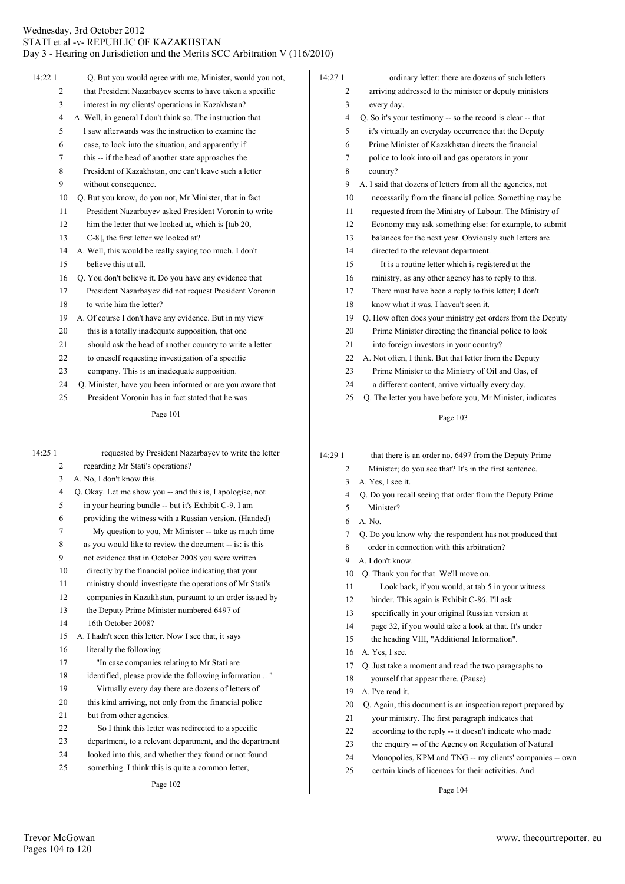**Page 101**

14:22 1 Q. But you would agree with me, Minister, would you not,
2 that President Nazarbayev seems to have taken a specific
3 interest in my clients' operations in Kazakhstan?
4 A. Well, in general I don't think so. The instruction that
5 I saw afterwards was the instruction to examine the
6 case, to look into the situation, and apparently if
7 this -- if the head of another state approaches the
8 President of Kazakhstan, one can't leave such a letter
9 without consequence.
10 Q. But you know, do you not, Mr Minister, that in fact
11 President Nazarbayev asked President Voronin to write
12 him the letter that we looked at, which is [tab 20,
13 C-8], the first letter we looked at?
14 A. Well, this would be really saying too much. I don't
15 believe this at all.
16 Q. You don't believe it. Do you have any evidence that
17 President Nazarbayev did not request President Voronin
18 to write him the letter?
19 A. Of course I don't have any evidence. But in my view
20 this is a totally inadequate supposition, that one
21 should ask the head of another country to write a letter
22 to oneself requesting investigation of a specific
23 company. This is an inadequate supposition.
24 Q. Minister, have you been informed or are you aware that
25 President Voronin has in fact stated that he was

**Page 102**

14:25 1 requested by President Nazarbayev to write the letter
2 regarding Mr Stati's operations?
3 A. No, I don't know this.
4 Q. Okay. Let me show you -- and this is, I apologise, not
5 in your hearing bundle -- but it's Exhibit C-9. I am
6 providing the witness with a Russian version. (Handed)
7 My question to you, Mr Minister -- take as much time
8 as you would like to review the document -- is: is this
9 not evidence that in October 2008 you were written
10 directly by the financial police indicating that your
11 ministry should investigate the operations of Mr Stati's
12 companies in Kazakhstan, pursuant to an order issued by
13 the Deputy Prime Minister numbered 6497 of
14 16th October 2008?
15 A. I hadn't seen this letter. Now I see that, it says
16 literally the following:
17 "In case companies relating to Mr Stati are
18 identified, please provide the following information... "
19 Virtually every day there are dozens of letters of
20 this kind arriving, not only from the financial police
21 but from other agencies.
22 So I think this letter was redirected to a specific
23 department, to a relevant department, and the department
24 looked into this, and whether they found or not found
25 something. I think this is quite a common letter,

**Page 103**

14:27 1 ordinary letter: there are dozens of such letters
2 arriving addressed to the minister or deputy ministers
3 every day.
4 Q. So it's your testimony -- so the record is clear -- that
5 it's virtually an everyday occurrence that the Deputy
6 Prime Minister of Kazakhstan directs the financial
7 police to look into oil and gas operators in your
8 country?
9 A. I said that dozens of letters from all the agencies, not
10 necessarily from the financial police. Something may be
11 requested from the Ministry of Labour. The Ministry of
12 Economy may ask something else: for example, to submit
13 balances for the next year. Obviously such letters are
14 directed to the relevant department.
15 It is a routine letter which is registered at the
16 ministry, as any other agency has to reply to this.
17 There must have been a reply to this letter; I don't
18 know what it was. I haven't seen it.
19 Q. How often does your ministry get orders from the Deputy
20 Prime Minister directing the financial police to look
21 into foreign investors in your country?
22 A. Not often, I think. But that letter from the Deputy
23 Prime Minister to the Ministry of Oil and Gas, of
24 a different content, arrive virtually every day.
25 Q. The letter you have before you, Mr Minister, indicates

**Page 104**

14:29 1 that there is an order no. 6497 from the Deputy Prime
2 Minister; do you see that? It's in the first sentence.
3 A. Yes, I see it.
4 Q. Do you recall seeing that order from the Deputy Prime
5 Minister?
6 A. No.
7 Q. Do you know why the respondent has not produced that
8 order in connection with this arbitration?
9 A. I don't know.
10 Q. Thank you for that. We'll move on.
11 Look back, if you would, at tab 5 in your witness
12 binder. This again is Exhibit C-86. I'll ask
13 specifically in your original Russian version at
14 page 32, if you would take a look at that. It's under
15 the heading VIII, "Additional Information".
16 A. Yes, I see.
17 Q. Just take a moment and read the two paragraphs to
18 yourself that appear there. (Pause)
19 A. I've read it.
20 Q. Again, this document is an inspection report prepared by
21 your ministry. The first paragraph indicates that
22 according to the reply -- it doesn't indicate who made
23 the enquiry -- of the Agency on Regulation of Natural
24 Monopolies, KPM and TNG -- my clients' companies -- own
25 certain kinds of licences for their activities. And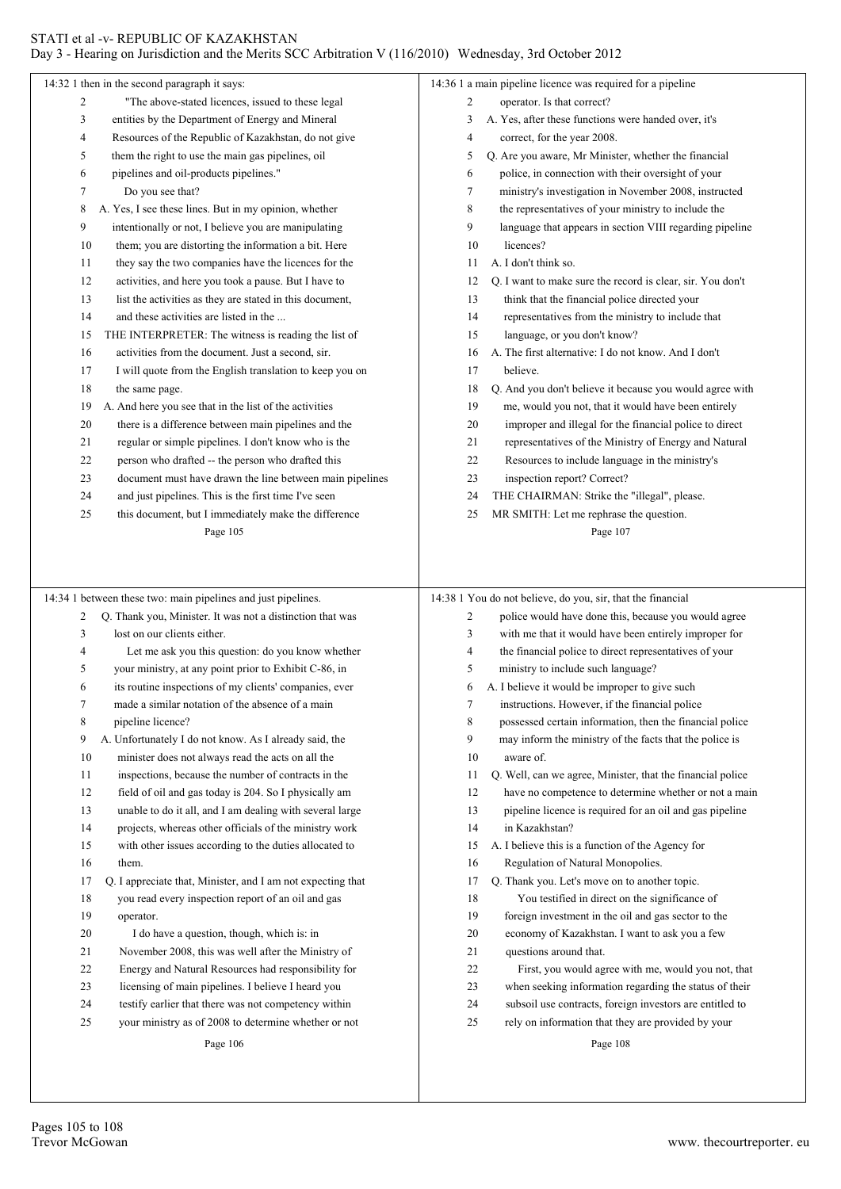14:32 1 then in the second paragraph it says:

2 "The above-stated licences, issued to these legal
3 entities by the Department of Energy and Mineral
4 Resources of the Republic of Kazakhstan, do not give
5 them the right to use the main gas pipelines, oil
6 pipelines and oil-products pipelines."
7 Do you see that?
8 A. Yes, I see these lines. But in my opinion, whether
9 intentionally or not, I believe you are manipulating
10 them; you are distorting the information a bit. Here
11 they say the two companies have the licences for the
12 activities, and here you took a pause. But I have to
13 list the activities as they are stated in this document,
14 and these activities are listed in the ...
15 THE INTERPRETER: The witness is reading the list of
16 activities from the document. Just a second, sir.
17 I will quote from the English translation to keep you on
18 the same page.
19 A. And here you see that in the list of the activities
20 there is a difference between main pipelines and the
21 regular or simple pipelines. I don't know who is the
22 person who drafted -- the person who drafted this
23 document must have drawn the line between main pipelines
24 and just pipelines. This is the first time I've seen
25 this document, but I immediately make the difference

Page 105

14:34 1 between these two: main pipelines and just pipelines.
2 Q. Thank you, Minister. It was not a distinction that was
3 lost on our clients either.
4 Let me ask you this question: do you know whether
5 your ministry, at any point prior to Exhibit C-86, in
6 its routine inspections of my clients' companies, ever
7 made a similar notation of the absence of a main
8 pipeline licence?
9 A. Unfortunately I do not know. As I already said, the
10 minister does not always read the acts on all the
11 inspections, because the number of contracts in the
12 field of oil and gas today is 204. So I physically am
13 unable to do it all, and I am dealing with several large
14 projects, whereas other officials of the ministry work
15 with other issues according to the duties allocated to
16 them.
17 Q. I appreciate that, Minister, and I am not expecting that
18 you read every inspection report of an oil and gas
19 operator.
20 I do have a question, though, which is: in
21 November 2008, this was well after the Ministry of
22 Energy and Natural Resources had responsibility for
23 licensing of main pipelines. I believe I heard you
24 testify earlier that there was not competency within
25 your ministry as of 2008 to determine whether or not

Page 106

14:36 1 a main pipeline licence was required for a pipeline
2 operator. Is that correct?
3 A. Yes, after these functions were handed over, it's
4 correct, for the year 2008.
5 Q. Are you aware, Mr Minister, whether the financial
6 police, in connection with their oversight of your
7 ministry's investigation in November 2008, instructed
8 the representatives of your ministry to include the
9 language that appears in section VIII regarding pipeline
10 licences?
11 A. I don't think so.
12 Q. I want to make sure the record is clear, sir. You don't
13 think that the financial police directed your
14 representatives from the ministry to include that
15 language, or you don't know?
16 A. The first alternative: I do not know. And I don't
17 believe.
18 Q. And you don't believe it because you would agree with
19 me, would you not, that it would have been entirely
20 improper and illegal for the financial police to direct
21 representatives of the Ministry of Energy and Natural
22 Resources to include language in the ministry's
23 inspection report? Correct?
24 THE CHAIRMAN: Strike the "illegal", please.
25 MR SMITH: Let me rephrase the question.

Page 107

14:38 1 You do not believe, do you, sir, that the financial
2 police would have done this, because you would agree
3 with me that it would have been entirely improper for
4 the financial police to direct representatives of your
5 ministry to include such language?
6 A. I believe it would be improper to give such
7 instructions. However, if the financial police
8 possessed certain information, then the financial police
9 may inform the ministry of the facts that the police is
10 aware of.
11 Q. Well, can we agree, Minister, that the financial police
12 have no competence to determine whether or not a main
13 pipeline licence is required for an oil and gas pipeline
14 in Kazakhstan?
15 A. I believe this is a function of the Agency for
16 Regulation of Natural Monopolies.
17 Q. Thank you. Let's move on to another topic.
18 You testified in direct on the significance of
19 foreign investment in the oil and gas sector to the
20 economy of Kazakhstan. I want to ask you a few
21 questions around that.
22 First, you would agree with me, would you not, that
23 when seeking information regarding the status of their
24 subsoil use contracts, foreign investors are entitled to
25 rely on information that they are provided by your

Page 108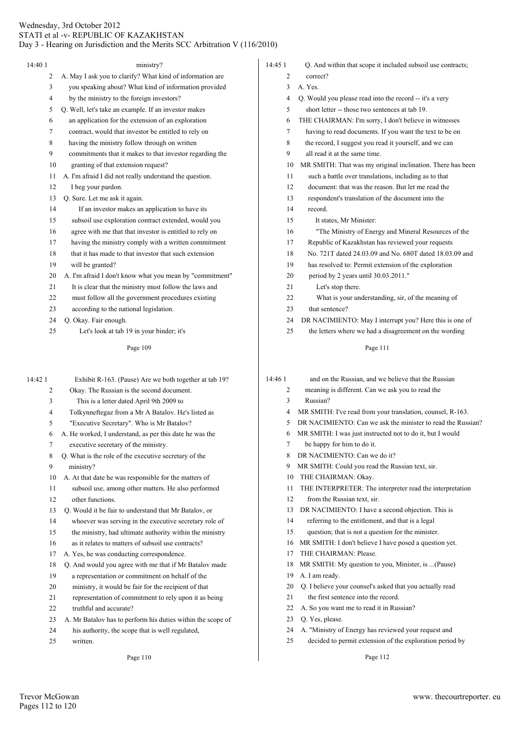Page 109

14:40 1 ministry?
2 A. May I ask you to clarify? What kind of information are
3 you speaking about? What kind of information provided
4 by the ministry to the foreign investors?
5 Q. Well, let's take an example. If an investor makes
6 an application for the extension of an exploration
7 contract, would that investor be entitled to rely on
8 having the ministry follow through on written
9 commitments that it makes to that investor regarding the
10 granting of that extension request?
11 A. I'm afraid I did not really understand the question.
12 I beg your pardon.
13 Q. Sure. Let me ask it again.
14 If an investor makes an application to have its
15 subsoil use exploration contract extended, would you
16 agree with me that that investor is entitled to rely on
17 having the ministry comply with a written commitment
18 that it has made to that investor that such extension
19 will be granted?
20 A. I'm afraid I don't know what you mean by "commitment"
21 It is clear that the ministry must follow the laws and
22 must follow all the government procedures existing
23 according to the national legislation.
24 Q. Okay. Fair enough.
25 Let's look at tab 19 in your binder; it's

Page 110

14:42 1 Exhibit R-163. (Pause) Are we both together at tab 19?
2 Okay. The Russian is the second document.
3 This is a letter dated April 9th 2009 to
4 Tolkynneftegaz from a Mr A Batalov. He's listed as
5 "Executive Secretary". Who is Mr Batalov?
6 A. He worked, I understand, as per this date he was the
7 executive secretary of the ministry.
8 Q. What is the role of the executive secretary of the
9 ministry?
10 A. At that date he was responsible for the matters of
11 subsoil use, among other matters. He also performed
12 other functions.
13 Q. Would it be fair to understand that Mr Batalov, or
14 whoever was serving in the executive secretary role of
15 the ministry, had ultimate authority within the ministry
16 as it relates to matters of subsoil use contracts?
17 A. Yes, he was conducting correspondence.
18 Q. And would you agree with me that if Mr Batalov made
19 a representation or commitment on behalf of the
20 ministry, it would be fair for the recipient of that
21 representation of commitment to rely upon it as being
22 truthful and accurate?
23 A. Mr Batalov has to perform his duties within the scope of
24 his authority, the scope that is well regulated,
25 written.

Page 111

14:45 1 Q. And within that scope it included subsoil use contracts;
2 correct?
3 A. Yes.
4 Q. Would you please read into the record -- it's a very
5 short letter -- those two sentences at tab 19.
6 THE CHAIRMAN: I'm sorry, I don't believe in witnesses
7 having to read documents. If you want the text to be on
8 the record, I suggest you read it yourself, and we can
9 all read it at the same time.
10 MR SMITH: That was my original inclination. There has been
11 such a battle over translations, including as to that
12 document: that was the reason. But let me read the
13 respondent's translation of the document into the
14 record.
15 It states, Mr Minister:
16 "The Ministry of Energy and Mineral Resources of the
17 Republic of Kazakhstan has reviewed your requests
18 No. 721T dated 24.03.09 and No. 680T dated 18.03.09 and
19 has resolved to: Permit extension of the exploration
20 period by 2 years until 30.03.2011."
21 Let's stop there.
22 What is your understanding, sir, of the meaning of
23 that sentence?
24 DR NACIMIENTO: May I interrupt you? Here this is one of
25 the letters where we had a disagreement on the wording

Page 112

14:46 1 and on the Russian, and we believe that the Russian
2 meaning is different. Can we ask you to read the
3 Russian?
4 MR SMITH: I've read from your translation, counsel, R-163.
5 DR NACIMIENTO: Can we ask the minister to read the Russian?
6 MR SMITH: I was just instructed not to do it, but I would
7 be happy for him to do it.
8 DR NACIMIENTO: Can we do it?
9 MR SMITH: Could you read the Russian text, sir.
10 THE CHAIRMAN: Okay.
11 THE INTERPRETER: The interpreter read the interpretation
12 from the Russian text, sir.
13 DR NACIMIENTO: I have a second objection. This is
14 referring to the entitlement, and that is a legal
15 question; that is not a question for the minister.
16 MR SMITH: I don't believe I have posed a question yet.
17 THE CHAIRMAN: Please.
18 MR SMITH: My question to you, Minister, is ...(Pause)
19 A. I am ready.
20 Q. I believe your counsel's asked that you actually read
21 the first sentence into the record.
22 A. So you want me to read it in Russian?
23 Q. Yes, please.
24 A. "Ministry of Energy has reviewed your request and
25 decided to permit extension of the exploration period by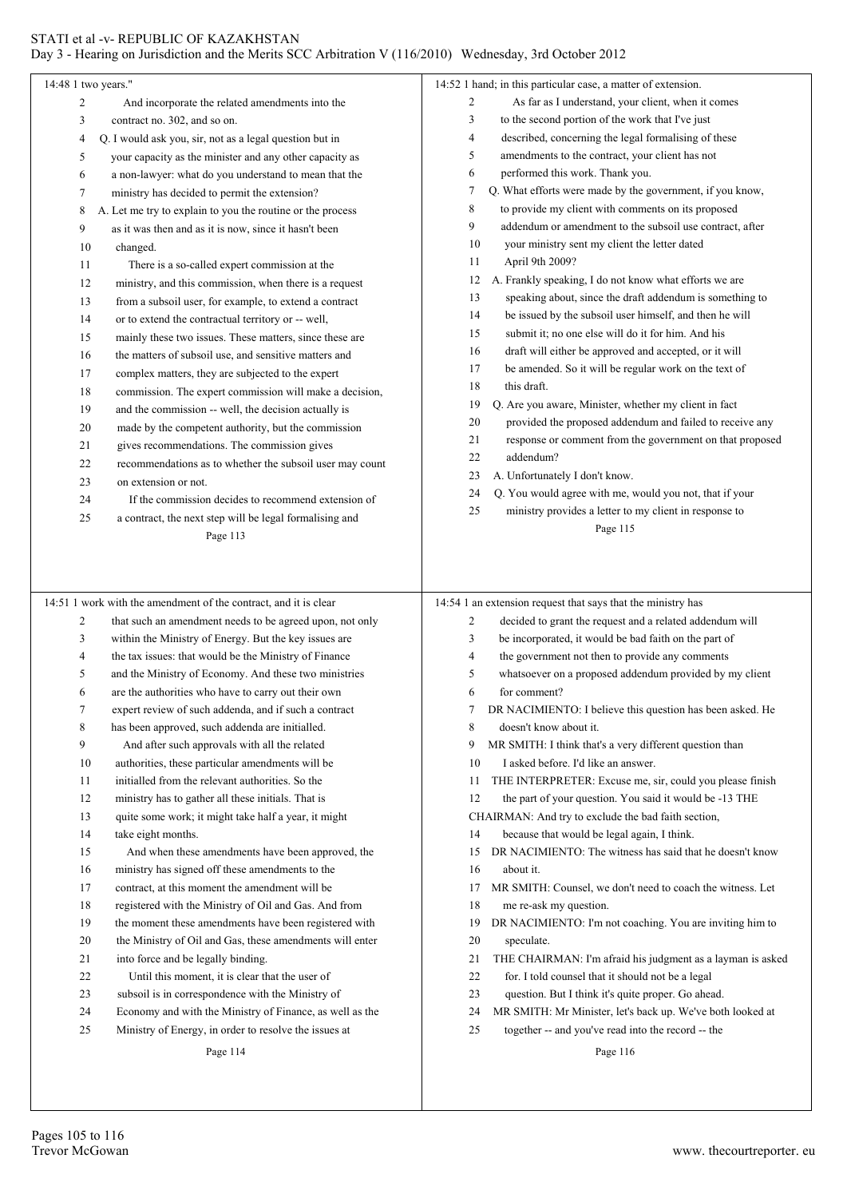Page 113

14:48 1 two years."

2 And incorporate the related amendments into the

3 contract no. 302, and so on.

4 Q. I would ask you, sir, not as a legal question but in

5 your capacity as the minister and any other capacity as

6 a non-lawyer: what do you understand to mean that the

7 ministry has decided to permit the extension?

8 A. Let me try to explain to you the routine or the process

9 as it was then and as it is now, since it hasn't been

10 changed.

11 There is a so-called expert commission at the

12 ministry, and this commission, when there is a request

13 from a subsoil user, for example, to extend a contract

14 or to extend the contractual territory or -- well,

15 mainly these two issues. These matters, since these are

16 the matters of subsoil use, and sensitive matters and

17 complex matters, they are subjected to the expert

18 commission. The expert commission will make a decision,

19 and the commission -- well, the decision actually is

20 made by the competent authority, but the commission

21 gives recommendations. The commission gives

22 recommendations as to whether the subsoil user may count

23 on extension or not.

24 If the commission decides to recommend extension of

25 a contract, the next step will be legal formalising and

Page 114

14:51 1 work with the amendment of the contract, and it is clear

2 that such an amendment needs to be agreed upon, not only

3 within the Ministry of Energy. But the key issues are

4 the tax issues: that would be the Ministry of Finance

5 and the Ministry of Economy. And these two ministries

6 are the authorities who have to carry out their own

7 expert review of such addenda, and if such a contract

8 has been approved, such addenda are initialled.

9 And after such approvals with all the related

10 authorities, these particular amendments will be

11 initialled from the relevant authorities. So the

12 ministry has to gather all these initials. That is

13 quite some work; it might take half a year, it might

14 take eight months.

15 And when these amendments have been approved, the

16 ministry has signed off these amendments to the

17 contract, at this moment the amendment will be

18 registered with the Ministry of Oil and Gas. And from

19 the moment these amendments have been registered with

20 the Ministry of Oil and Gas, these amendments will enter

21 into force and be legally binding.

22 Until this moment, it is clear that the user of

23 subsoil is in correspondence with the Ministry of

24 Economy and with the Ministry of Finance, as well as the

25 Ministry of Energy, in order to resolve the issues at

Page 115

14:52 1 hand; in this particular case, a matter of extension.

2 As far as I understand, your client, when it comes

3 to the second portion of the work that I've just

4 described, concerning the legal formalising of these

5 amendments to the contract, your client has not

6 performed this work. Thank you.

7 Q. What efforts were made by the government, if you know,

8 to provide my client with comments on its proposed

9 addendum or amendment to the subsoil use contract, after

10 your ministry sent my client the letter dated

11 April 9th 2009?

12 A. Frankly speaking, I do not know what efforts we are

13 speaking about, since the draft addendum is something to

14 be issued by the subsoil user himself, and then he will

15 submit it; no one else will do it for him. And his

16 draft will either be approved and accepted, or it will

17 be amended. So it will be regular work on the text of

18 this draft.

19 Q. Are you aware, Minister, whether my client in fact

20 provided the proposed addendum and failed to receive any

21 response or comment from the government on that proposed

22 addendum?

23 A. Unfortunately I don't know.

24 Q. You would agree with me, would you not, that if your

25 ministry provides a letter to my client in response to

Page 116

14:54 1 an extension request that says that the ministry has

2 decided to grant the request and a related addendum will

3 be incorporated, it would be bad faith on the part of

4 the government not then to provide any comments

5 whatsoever on a proposed addendum provided by my client

6 for comment?

7 DR NACIMIENTO: I believe this question has been asked. He

8 doesn't know about it.

9 MR SMITH: I think that's a very different question than

10 I asked before. I'd like an answer.

11 THE INTERPRETER: Excuse me, sir, could you please finish

12 the part of your question. You said it would be -13 THE

CHAIRMAN: And try to exclude the bad faith section,

14 because that would be legal again, I think.

15 DR NACIMIENTO: The witness has said that he doesn't know

16 about it.

17 MR SMITH: Counsel, we don't need to coach the witness. Let

18 me re-ask my question.

19 DR NACIMIENTO: I'm not coaching. You are inviting him to

20 speculate.

21 THE CHAIRMAN: I'm afraid his judgment as a layman is asked

22 for. I told counsel that it should not be a legal

23 question. But I think it's quite proper. Go ahead.

24 MR SMITH: Mr Minister, let's back up. We've both looked at

25 together -- and you've read into the record -- the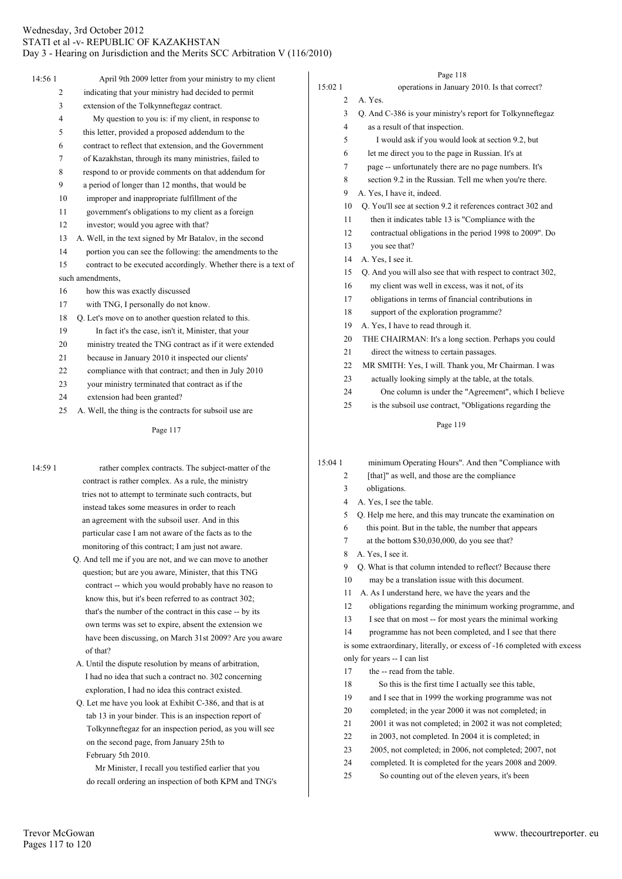14:56 1 April 9th 2009 letter from your ministry to my client
2 indicating that your ministry had decided to permit
3 extension of the Tolkynneftegaz contract.
4 My question to you is: if my client, in response to
5 this letter, provided a proposed addendum to the
6 contract to reflect that extension, and the Government
7 of Kazakhstan, through its many ministries, failed to
8 respond to or provide comments on that addendum for
9 a period of longer than 12 months, that would be
10 improper and inappropriate fulfillment of the
11 government's obligations to my client as a foreign
12 investor; would you agree with that?
13 A. Well, in the text signed by Mr Batalov, in the second
14 portion you can see the following: the amendments to the
15 contract to be executed accordingly. Whether there is a text of such amendments,
16 how this was exactly discussed
17 with TNG, I personally do not know.
18 Q. Let's move on to another question related to this.
19 In fact it's the case, isn't it, Minister, that your
20 ministry treated the TNG contract as if it were extended
21 because in January 2010 it inspected our clients'
22 compliance with that contract; and then in July 2010
23 your ministry terminated that contract as if the
24 extension had been granted?
25 A. Well, the thing is the contracts for subsoil use are

Page 117

14:59 1 rather complex contracts. The subject-matter of the
contract is rather complex. As a rule, the ministry
tries not to attempt to terminate such contracts, but
instead takes some measures in order to reach
an agreement with the subsoil user. And in this
particular case I am not aware of the facts as to the
monitoring of this contract; I am just not aware.
Q. And tell me if you are not, and we can move to another
question; but are you aware, Minister, that this TNG
contract -- which you would probably have no reason to
know this, but it's been referred to as contract 302;
that's the number of the contract in this case -- by its
own terms was set to expire, absent the extension we
have been discussing, on March 31st 2009? Are you aware
of that?
A. Until the dispute resolution by means of arbitration,
I had no idea that such a contract no. 302 concerning
exploration, I had no idea this contract existed.
Q. Let me have you look at Exhibit C-386, and that is at
tab 13 in your binder. This is an inspection report of
Tolkynneftegaz for an inspection period, as you will see
on the second page, from January 25th to
February 5th 2010.
Mr Minister, I recall you testified earlier that you
do recall ordering an inspection of both KPM and TNG's

Page 118

15:02 1 operations in January 2010. Is that correct?
2 A. Yes.
3 Q. And C-386 is your ministry's report for Tolkynneftegaz
4 as a result of that inspection.
5 I would ask if you would look at section 9.2, but
6 let me direct you to the page in Russian. It's at
7 page -- unfortunately there are no page numbers. It's
8 section 9.2 in the Russian. Tell me when you're there.
9 A. Yes, I have it, indeed.
10 Q. You'll see at section 9.2 it references contract 302 and
11 then it indicates table 13 is "Compliance with the
12 contractual obligations in the period 1998 to 2009". Do
13 you see that?
14 A. Yes, I see it.
15 Q. And you will also see that with respect to contract 302,
16 my client was well in excess, was it not, of its
17 obligations in terms of financial contributions in
18 support of the exploration programme?
19 A. Yes, I have to read through it.
20 THE CHAIRMAN: It's a long section. Perhaps you could
21 direct the witness to certain passages.
22 MR SMITH: Yes, I will. Thank you, Mr Chairman. I was
23 actually looking simply at the table, at the totals.
24 One column is under the "Agreement", which I believe
25 is the subsoil use contract, "Obligations regarding the

Page 119

15:04 1 minimum Operating Hours". And then "Compliance with
2 [that]" as well, and those are the compliance
3 obligations.
4 A. Yes, I see the table.
5 Q. Help me here, and this may truncate the examination on
6 this point. But in the table, the number that appears
7 at the bottom $30,030,000, do you see that?
8 A. Yes, I see it.
9 Q. What is that column intended to reflect? Because there
10 may be a translation issue with this document.
11 A. As I understand here, we have the years and the
12 obligations regarding the minimum working programme, and
13 I see that on most -- for most years the minimal working
14 programme has not been completed, and I see that there
is some extraordinary, literally, or excess of -16 completed with excess only for years -- I can list
17 the -- read from the table.
18 So this is the first time I actually see this table,
19 and I see that in 1999 the working programme was not
20 completed; in the year 2000 it was not completed; in
21 2001 it was not completed; in 2002 it was not completed;
22 in 2003, not completed. In 2004 it is completed; in
23 2005, not completed; in 2006, not completed; 2007, not
24 completed. It is completed for the years 2008 and 2009.
25 So counting out of the eleven years, it's been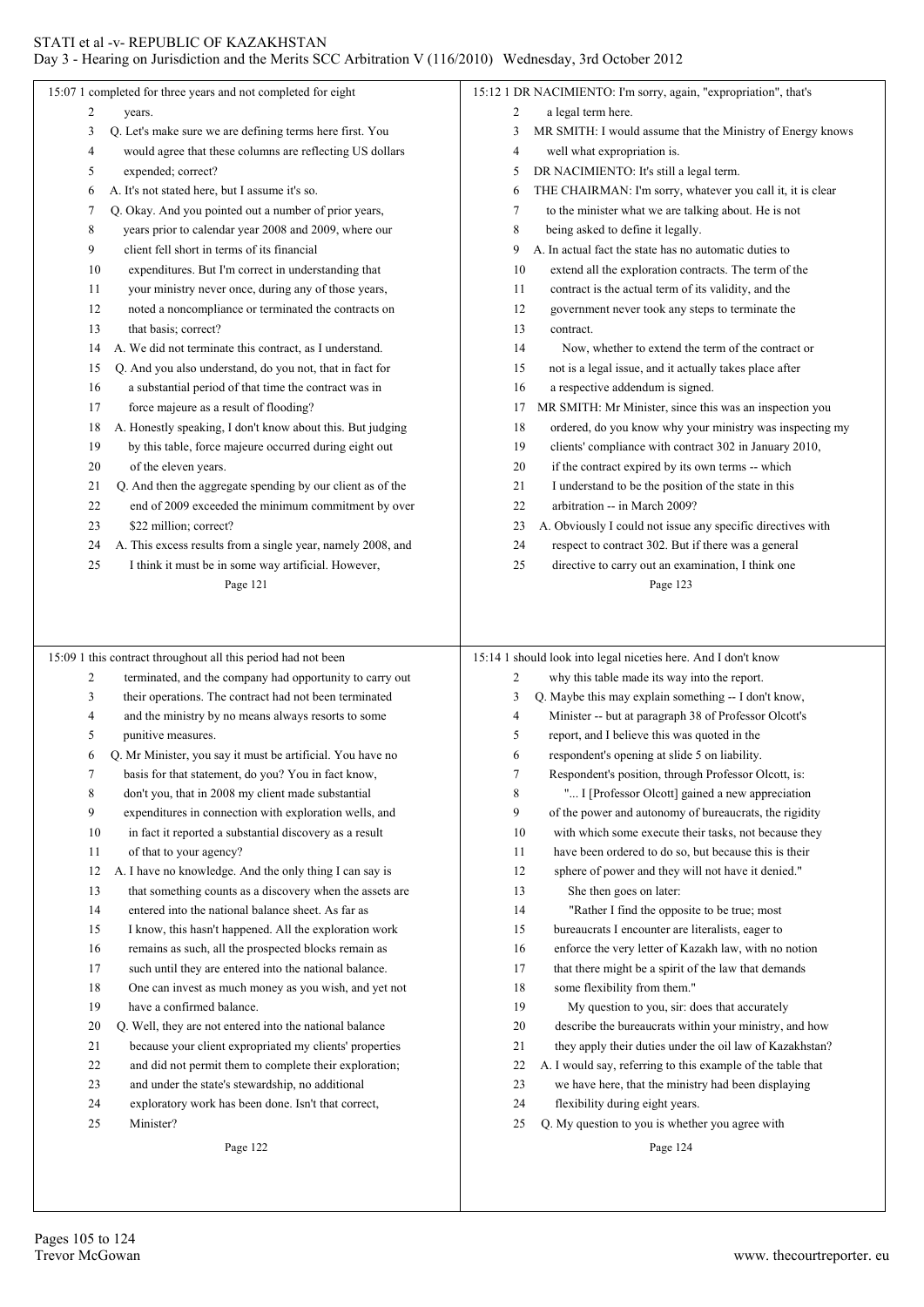15:07 1 completed for three years and not completed for eight
2 years.
3 Q. Let's make sure we are defining terms here first. You
4 would agree that these columns are reflecting US dollars
5 expended; correct?
6 A. It's not stated here, but I assume it's so.
7 Q. Okay. And you pointed out a number of prior years,
8 years prior to calendar year 2008 and 2009, where our
9 client fell short in terms of its financial
10 expenditures. But I'm correct in understanding that
11 your ministry never once, during any of those years,
12 noted a noncompliance or terminated the contracts on
13 that basis; correct?
14 A. We did not terminate this contract, as I understand.
15 Q. And you also understand, do you not, that in fact for
16 a substantial period of that time the contract was in
17 force majeure as a result of flooding?
18 A. Honestly speaking, I don't know about this. But judging
19 by this table, force majeure occurred during eight out
20 of the eleven years.
21 Q. And then the aggregate spending by our client as of the
22 end of 2009 exceeded the minimum commitment by over
23 $22 million; correct?
24 A. This excess results from a single year, namely 2008, and
25 I think it must be in some way artificial. However,

Page 121

15:09 1 this contract throughout all this period had not been
2 terminated, and the company had opportunity to carry out
3 their operations. The contract had not been terminated
4 and the ministry by no means always resorts to some
5 punitive measures.
6 Q. Mr Minister, you say it must be artificial. You have no
7 basis for that statement, do you? You in fact know,
8 don't you, that in 2008 my client made substantial
9 expenditures in connection with exploration wells, and
10 in fact it reported a substantial discovery as a result
11 of that to your agency?
12 A. I have no knowledge. And the only thing I can say is
13 that something counts as a discovery when the assets are
14 entered into the national balance sheet. As far as
15 I know, this hasn't happened. All the exploration work
16 remains as such, all the prospected blocks remain as
17 such until they are entered into the national balance.
18 One can invest as much money as you wish, and yet not
19 have a confirmed balance.
20 Q. Well, they are not entered into the national balance
21 because your client expropriated my clients' properties
22 and did not permit them to complete their exploration;
23 and under the state's stewardship, no additional
24 exploratory work has been done. Isn't that correct,
25 Minister?

Page 122

15:12 1 DR NACIMIENTO: I'm sorry, again, "expropriation", that's
2 a legal term here.
3 MR SMITH: I would assume that the Ministry of Energy knows
4 well what expropriation is.
5 DR NACIMIENTO: It's still a legal term.
6 THE CHAIRMAN: I'm sorry, whatever you call it, it is clear
7 to the minister what we are talking about. He is not
8 being asked to define it legally.
9 A. In actual fact the state has no automatic duties to
10 extend all the exploration contracts. The term of the
11 contract is the actual term of its validity, and the
12 government never took any steps to terminate the
13 contract.
14 Now, whether to extend the term of the contract or
15 not is a legal issue, and it actually takes place after
16 a respective addendum is signed.
17 MR SMITH: Mr Minister, since this was an inspection you
18 ordered, do you know why your ministry was inspecting my
19 clients' compliance with contract 302 in January 2010,
20 if the contract expired by its own terms -- which
21 I understand to be the position of the state in this
22 arbitration -- in March 2009?
23 A. Obviously I could not issue any specific directives with
24 respect to contract 302. But if there was a general
25 directive to carry out an examination, I think one

Page 123

15:14 1 should look into legal niceties here. And I don't know
2 why this table made its way into the report.
3 Q. Maybe this may explain something -- I don't know,
4 Minister -- but at paragraph 38 of Professor Olcott's
5 report, and I believe this was quoted in the
6 respondent's opening at slide 5 on liability.
7 Respondent's position, through Professor Olcott, is:
8 "... I [Professor Olcott] gained a new appreciation
9 of the power and autonomy of bureaucrats, the rigidity
10 with which some execute their tasks, not because they
11 have been ordered to do so, but because this is their
12 sphere of power and they will not have it denied."
13 She then goes on later:
14 "Rather I find the opposite to be true; most
15 bureaucrats I encounter are literalists, eager to
16 enforce the very letter of Kazakh law, with no notion
17 that there might be a spirit of the law that demands
18 some flexibility from them."
19 My question to you, sir: does that accurately
20 describe the bureaucrats within your ministry, and how
21 they apply their duties under the oil law of Kazakhstan?
22 A. I would say, referring to this example of the table that
23 we have here, that the ministry had been displaying
24 flexibility during eight years.
25 Q. My question to you is whether you agree with

Page 124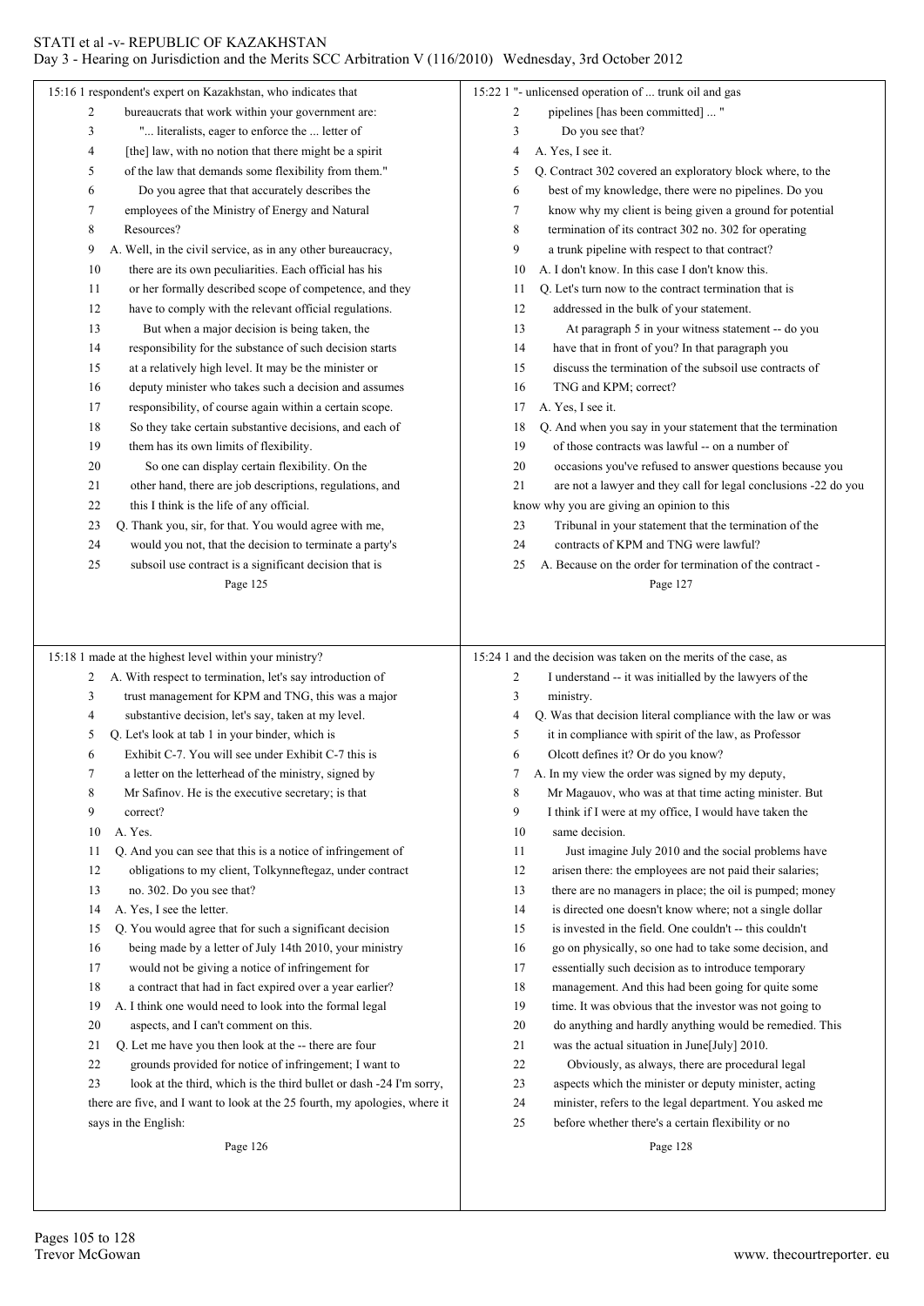15:16 1 respondent's expert on Kazakhstan, who indicates that
2 bureaucrats that work within your government are:
3 "... literalists, eager to enforce the ... letter of
4 [the] law, with no notion that there might be a spirit
5 of the law that demands some flexibility from them."
6 Do you agree that that accurately describes the
7 employees of the Ministry of Energy and Natural
8 Resources?
9 A. Well, in the civil service, as in any other bureaucracy,
10 there are its own peculiarities. Each official has his
11 or her formally described scope of competence, and they
12 have to comply with the relevant official regulations.
13 But when a major decision is being taken, the
14 responsibility for the substance of such decision starts
15 at a relatively high level. It may be the minister or
16 deputy minister who takes such a decision and assumes
17 responsibility, of course again within a certain scope.
18 So they take certain substantive decisions, and each of
19 them has its own limits of flexibility.
20 So one can display certain flexibility. On the
21 other hand, there are job descriptions, regulations, and
22 this I think is the life of any official.
23 Q. Thank you, sir, for that. You would agree with me,
24 would you not, that the decision to terminate a party's
25 subsoil use contract is a significant decision that is

Page 125

15:18 1 made at the highest level within your ministry?
2 A. With respect to termination, let's say introduction of
3 trust management for KPM and TNG, this was a major
4 substantive decision, let's say, taken at my level.
5 Q. Let's look at tab 1 in your binder, which is
6 Exhibit C-7. You will see under Exhibit C-7 this is
7 a letter on the letterhead of the ministry, signed by
8 Mr Safinov. He is the executive secretary; is that
9 correct?
10 A. Yes.
11 Q. And you can see that this is a notice of infringement of
12 obligations to my client, Tolkynneftegaz, under contract
13 no. 302. Do you see that?
14 A. Yes, I see the letter.
15 Q. You would agree that for such a significant decision
16 being made by a letter of July 14th 2010, your ministry
17 would not be giving a notice of infringement for
18 a contract that had in fact expired over a year earlier?
19 A. I think one would need to look into the formal legal
20 aspects, and I can't comment on this.
21 Q. Let me have you then look at the -- there are four
22 grounds provided for notice of infringement; I want to
23 look at the third, which is the third bullet or dash -24 I'm sorry, there are five, and I want to look at the 25 fourth, my apologies, where it says in the English:

Page 126

15:22 1 "- unlicensed operation of ... trunk oil and gas
2 pipelines [has been committed] ... "
3 Do you see that?
4 A. Yes, I see it.
5 Q. Contract 302 covered an exploratory block where, to the
6 best of my knowledge, there were no pipelines. Do you
7 know why my client is being given a ground for potential
8 termination of its contract 302 no. 302 for operating
9 a trunk pipeline with respect to that contract?
10 A. I don't know. In this case I don't know this.
11 Q. Let's turn now to the contract termination that is
12 addressed in the bulk of your statement.
13 At paragraph 5 in your witness statement -- do you
14 have that in front of you? In that paragraph you
15 discuss the termination of the subsoil use contracts of
16 TNG and KPM; correct?
17 A. Yes, I see it.
18 Q. And when you say in your statement that the termination
19 of those contracts was lawful -- on a number of
20 occasions you've refused to answer questions because you
21 are not a lawyer and they call for legal conclusions -22 do you know why you are giving an opinion to this
23 Tribunal in your statement that the termination of the
24 contracts of KPM and TNG were lawful?
25 A. Because on the order for termination of the contract -

Page 127

15:24 1 and the decision was taken on the merits of the case, as
2 I understand -- it was initialled by the lawyers of the
3 ministry.
4 Q. Was that decision literal compliance with the law or was
5 it in compliance with spirit of the law, as Professor
6 Olcott defines it? Or do you know?
7 A. In my view the order was signed by my deputy,
8 Mr Magauov, who was at that time acting minister. But
9 I think if I were at my office, I would have taken the
10 same decision.
11 Just imagine July 2010 and the social problems have
12 arisen there: the employees are not paid their salaries;
13 there are no managers in place; the oil is pumped; money
14 is directed one doesn't know where; not a single dollar
15 is invested in the field. One couldn't -- this couldn't
16 go on physically, so one had to take some decision, and
17 essentially such decision as to introduce temporary
18 management. And this had been going for quite some
19 time. It was obvious that the investor was not going to
20 do anything and hardly anything would be remedied. This
21 was the actual situation in June[July] 2010.
22 Obviously, as always, there are procedural legal
23 aspects which the minister or deputy minister, acting
24 minister, refers to the legal department. You asked me
25 before whether there's a certain flexibility or no

Page 128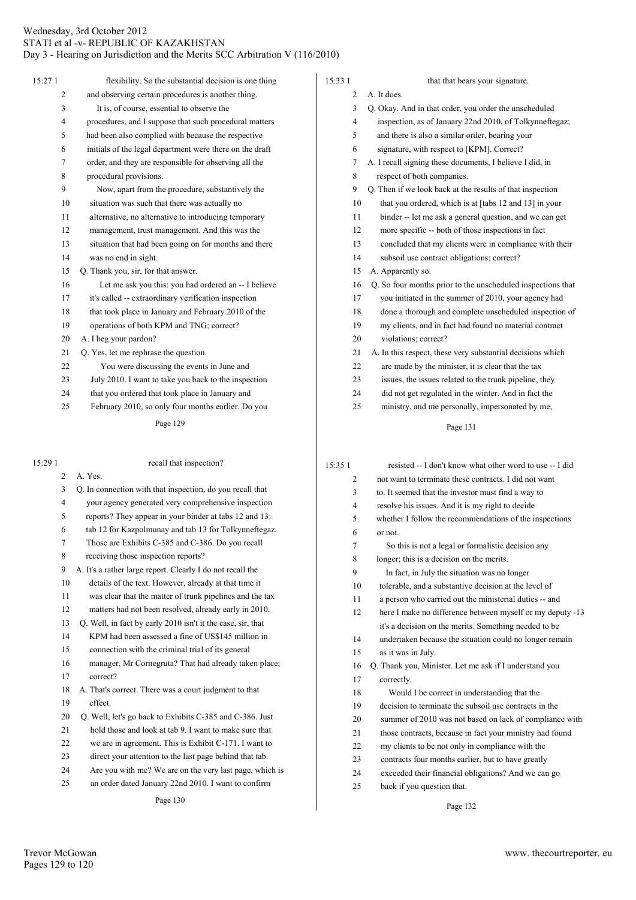flexibility. So the substantial decision is one thing and observing certain procedures is another thing.

It is, of course, essential to observe the procedures, and I suppose that such procedural matters had been also complied with because the respective initials of the legal department were there on the draft order, and they are responsible for observing all the procedural provisions.

Now, apart from the procedure, substantively the situation was such that there was actually no alternative, no alternative to introducing temporary management, trust management. And this was the situation that had been going on for months and there was no end in sight.

Q. Thank you, sir, for that answer.

Let me ask you this: you had ordered an -- I believe it's called -- extraordinary verification inspection that took place in January and February 2010 of the operations of both KPM and TNG; correct?

A. I beg your pardon?

Q. Yes, let me rephrase the question.

You were discussing the events in June and July 2010. I want to take you back to the inspection that you ordered that took place in January and February 2010, so only four months earlier. Do you recall that inspection?

A. Yes.

Q. In connection with that inspection, do you recall that your agency generated very comprehensive inspection reports? They appear in your binder at tabs 12 and 13: tab 12 for Kazpolmunay and tab 13 for Tolkynneftegaz. Those are Exhibits C-385 and C-386. Do you recall receiving those inspection reports?

A. It's a rather large report. Clearly I do not recall the details of the text. However, already at that time it was clear that the matter of trunk pipelines and the tax matters had not been resolved, already early in 2010.

Q. Well, in fact by early 2010 isn't it the case, sir, that KPM had been assessed a fine of US$145 million in connection with the criminal trial of its general manager, Mr Cornegruta? That had already taken place; correct?

A. That's correct. There was a court judgment to that effect.

Q. Well, let's go back to Exhibits C-385 and C-386. Just hold those and look at tab 9. I want to make sure that we are in agreement. This is Exhibit C-171. I want to direct your attention to the last page behind that tab. Are you with me? We are on the very last page, which is an order dated January 22nd 2010. I want to confirm that that bears your signature.

A. It does.

Q. Okay. And in that order, you order the unscheduled inspection, as of January 22nd 2010, of Tolkynneftegaz; and there is also a similar order, bearing your signature, with respect to [KPM]. Correct?

A. I recall signing these documents, I believe I did, in respect of both companies.

Q. Then if we look back at the results of that inspection that you ordered, which is at [tabs 12 and 13] in your binder -- let me ask a general question, and we can get more specific -- both of those inspections in fact concluded that my clients were in compliance with their subsoil use contract obligations; correct?

A. Apparently so.

Q. So four months prior to the unscheduled inspections that you initiated in the summer of 2010, your agency had done a thorough and complete unscheduled inspection of my clients, and in fact had found no material contract violations; correct?

A. In this respect, these very substantial decisions which are made by the minister, it is clear that the tax issues, the issues related to the trunk pipeline, they did not get regulated in the winter. And in fact the ministry, and me personally, impersonated by me, resisted -- I don't know what other word to use -- I did not want to terminate these contracts. I did not want to. It seemed that the investor must find a way to resolve his issues. And it is my right to decide whether I follow the recommendations of the inspections or not.

So this is not a legal or formalistic decision any longer; this is a decision on the merits.

In fact, in July the situation was no longer tolerable, and a substantive decision at the level of a person who carried out the ministerial duties -- and here I make no difference between myself or my deputy -- it's a decision on the merits. Something needed to be undertaken because the situation could no longer remain as it was in July.

Q. Thank you, Minister. Let me ask if I understand you correctly.

Would I be correct in understanding that the decision to terminate the subsoil use contracts in the summer of 2010 was not based on lack of compliance with those contracts, because in fact your ministry had found my clients to be not only in compliance with the contracts four months earlier, but to have greatly exceeded their financial obligations? And we can go back if you question that.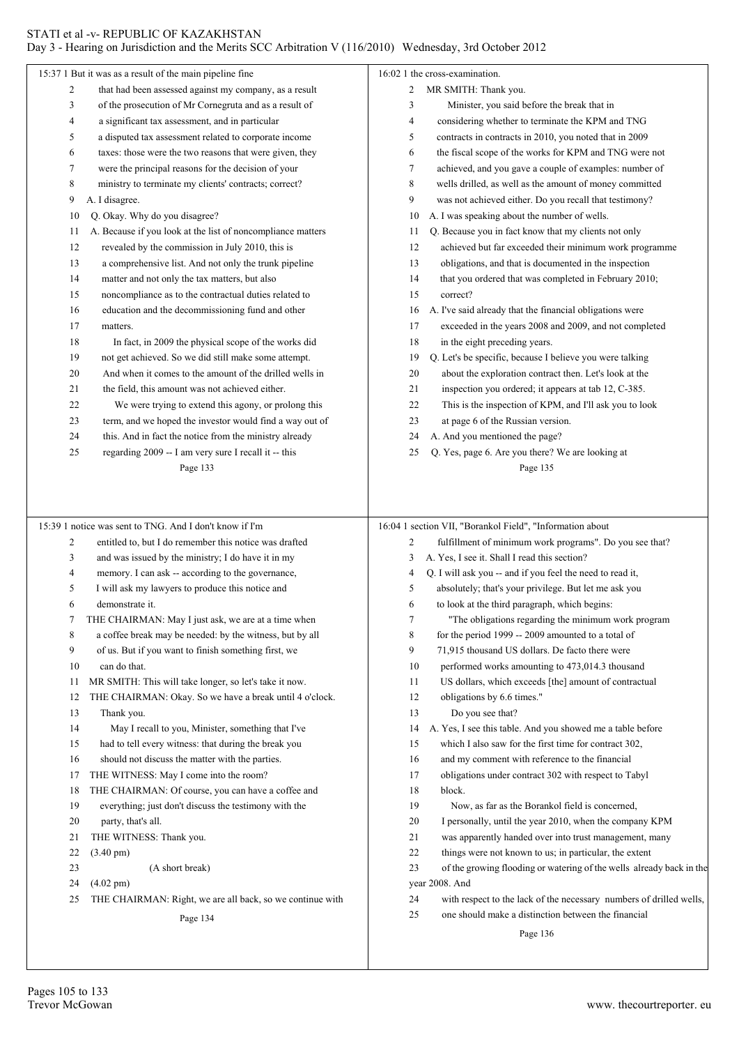15:37 1 But it was as a result of the main pipeline fine
2 that had been assessed against my company, as a result
3 of the prosecution of Mr Cornegruta and as a result of
4 a significant tax assessment, and in particular
5 a disputed tax assessment related to corporate income
6 taxes: those were the two reasons that were given, they
7 were the principal reasons for the decision of your
8 ministry to terminate my clients' contracts; correct?
9 A. I disagree.
10 Q. Okay. Why do you disagree?
11 A. Because if you look at the list of noncompliance matters
12 revealed by the commission in July 2010, this is
13 a comprehensive list. And not only the trunk pipeline
14 matter and not only the tax matters, but also
15 noncompliance as to the contractual duties related to
16 education and the decommissioning fund and other
17 matters.
18 In fact, in 2009 the physical scope of the works did
19 not get achieved. So we did still make some attempt.
20 And when it comes to the amount of the drilled wells in
21 the field, this amount was not achieved either.
22 We were trying to extend this agony, or prolong this
23 term, and we hoped the investor would find a way out of
24 this. And in fact the notice from the ministry already
25 regarding 2009 -- I am very sure I recall it -- this

Page 133

15:39 1 notice was sent to TNG. And I don't know if I'm
2 entitled to, but I do remember this notice was drafted
3 and was issued by the ministry; I do have it in my
4 memory. I can ask -- according to the governance,
5 I will ask my lawyers to produce this notice and
6 demonstrate it.
7 THE CHAIRMAN: May I just ask, we are at a time when
8 a coffee break may be needed: by the witness, but by all
9 of us. But if you want to finish something first, we
10 can do that.
11 MR SMITH: This will take longer, so let's take it now.
12 THE CHAIRMAN: Okay. So we have a break until 4 o'clock.
13 Thank you.
14 May I recall to you, Minister, something that I've
15 had to tell every witness: that during the break you
16 should not discuss the matter with the parties.
17 THE WITNESS: May I come into the room?
18 THE CHAIRMAN: Of course, you can have a coffee and
19 everything; just don't discuss the testimony with the
20 party, that's all.
21 THE WITNESS: Thank you.
22 (3.40 pm)
23 (A short break)
24 (4.02 pm)
25 THE CHAIRMAN: Right, we are all back, so we continue with

Page 134

16:02 1 the cross-examination.
2 MR SMITH: Thank you.
3 Minister, you said before the break that in
4 considering whether to terminate the KPM and TNG
5 contracts in contracts in 2010, you noted that in 2009
6 the fiscal scope of the works for KPM and TNG were not
7 achieved, and you gave a couple of examples: number of
8 wells drilled, as well as the amount of money committed
9 was not achieved either. Do you recall that testimony?
10 A. I was speaking about the number of wells.
11 Q. Because you in fact know that my clients not only
12 achieved but far exceeded their minimum work programme
13 obligations, and that is documented in the inspection
14 that you ordered that was completed in February 2010;
15 correct?
16 A. I've said already that the financial obligations were
17 exceeded in the years 2008 and 2009, and not completed
18 in the eight preceding years.
19 Q. Let's be specific, because I believe you were talking
20 about the exploration contract then. Let's look at the
21 inspection you ordered; it appears at tab 12, C-385.
22 This is the inspection of KPM, and I'll ask you to look
23 at page 6 of the Russian version.
24 A. And you mentioned the page?
25 Q. Yes, page 6. Are you there? We are looking at

Page 135

16:04 1 section VII, "Borankol Field", "Information about
2 fulfillment of minimum work programs". Do you see that?
3 A. Yes, I see it. Shall I read this section?
4 Q. I will ask you -- and if you feel the need to read it,
5 absolutely; that's your privilege. But let me ask you
6 to look at the third paragraph, which begins:
7 "The obligations regarding the minimum work program
8 for the period 1999 -- 2009 amounted to a total of
9 71,915 thousand US dollars. De facto there were
10 performed works amounting to 473,014.3 thousand
11 US dollars, which exceeds [the] amount of contractual
12 obligations by 6.6 times."
13 Do you see that?
14 A. Yes, I see this table. And you showed me a table before
15 which I also saw for the first time for contract 302,
16 and my comment with reference to the financial
17 obligations under contract 302 with respect to Tabyl
18 block.
19 Now, as far as the Borankol field is concerned,
20 I personally, until the year 2010, when the company KPM
21 was apparently handed over into trust management, many
22 things were not known to us; in particular, the extent
23 of the growing flooding or watering of the wells already back in the year 2008. And
24 with respect to the lack of the necessary numbers of drilled wells,
25 one should make a distinction between the financial

Page 136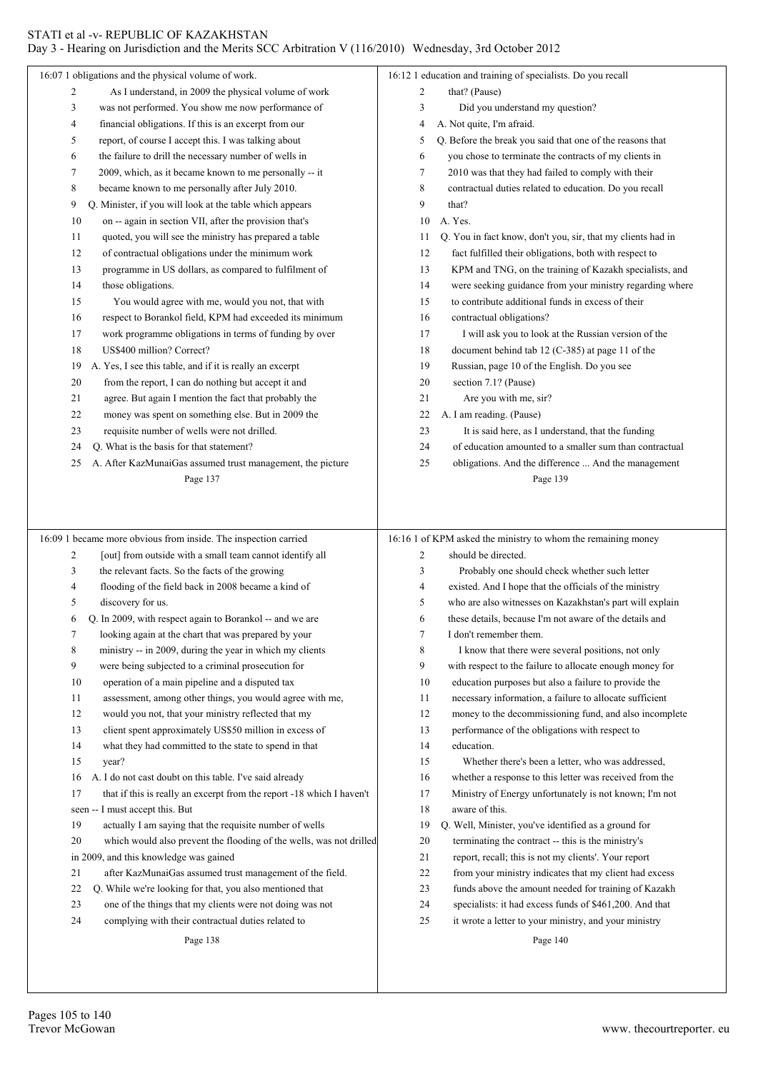16:07 1 obligations and the physical volume of work.
2 As I understand, in 2009 the physical volume of work
3 was not performed. You show me now performance of
4 financial obligations. If this is an excerpt from our
5 report, of course I accept this. I was talking about
6 the failure to drill the necessary number of wells in
7 2009, which, as it became known to me personally -- it
8 became known to me personally after July 2010.
9 Q. Minister, if you will look at the table which appears
10 on -- again in section VII, after the provision that's
11 quoted, you will see the ministry has prepared a table
12 of contractual obligations under the minimum work
13 programme in US dollars, as compared to fulfilment of
14 those obligations.
15 You would agree with me, would you not, that with
16 respect to Borankol field, KPM had exceeded its minimum
17 work programme obligations in terms of funding by over
18 US$400 million? Correct?
19 A. Yes, I see this table, and if it is really an excerpt
20 from the report, I can do nothing but accept it and
21 agree. But again I mention the fact that probably the
22 money was spent on something else. But in 2009 the
23 requisite number of wells were not drilled.
24 Q. What is the basis for that statement?
25 A. After KazMunaiGas assumed trust management, the picture

Page 137

16:09 1 became more obvious from inside. The inspection carried
2 [out] from outside with a small team cannot identify all
3 the relevant facts. So the facts of the growing
4 flooding of the field back in 2008 became a kind of
5 discovery for us.
6 Q. In 2009, with respect again to Borankol -- and we are
7 looking again at the chart that was prepared by your
8 ministry -- in 2009, during the year in which my clients
9 were being subjected to a criminal prosecution for
10 operation of a main pipeline and a disputed tax
11 assessment, among other things, you would agree with me,
12 would you not, that your ministry reflected that my
13 client spent approximately US$50 million in excess of
14 what they had committed to the state to spend in that
15 year?
16 A. I do not cast doubt on this table. I've said already
17 that if this is really an excerpt from the report -18 which I haven't seen -- I must accept this. But
19 actually I am saying that the requisite number of wells
20 which would also prevent the flooding of the wells, was not drilled in 2009, and this knowledge was gained
21 after KazMunaiGas assumed trust management of the field.
22 Q. While we're looking for that, you also mentioned that
23 one of the things that my clients were not doing was not
24 complying with their contractual duties related to

Page 138

16:12 1 education and training of specialists. Do you recall
2 that? (Pause)
3 Did you understand my question?
4 A. Not quite, I'm afraid.
5 Q. Before the break you said that one of the reasons that
6 you chose to terminate the contracts of my clients in
7 2010 was that they had failed to comply with their
8 contractual duties related to education. Do you recall
9 that?
10 A. Yes.
11 Q. You in fact know, don't you, sir, that my clients had in
12 fact fulfilled their obligations, both with respect to
13 KPM and TNG, on the training of Kazakh specialists, and
14 were seeking guidance from your ministry regarding where
15 to contribute additional funds in excess of their
16 contractual obligations?
17 I will ask you to look at the Russian version of the
18 document behind tab 12 (C-385) at page 11 of the
19 Russian, page 10 of the English. Do you see
20 section 7.1? (Pause)
21 Are you with me, sir?
22 A. I am reading. (Pause)
23 It is said here, as I understand, that the funding
24 of education amounted to a smaller sum than contractual
25 obligations. And the difference ... And the management

Page 139

16:16 1 of KPM asked the ministry to whom the remaining money
2 should be directed.
3 Probably one should check whether such letter
4 existed. And I hope that the officials of the ministry
5 who are also witnesses on Kazakhstan's part will explain
6 these details, because I'm not aware of the details and
7 I don't remember them.
8 I know that there were several positions, not only
9 with respect to the failure to allocate enough money for
10 education purposes but also a failure to provide the
11 necessary information, a failure to allocate sufficient
12 money to the decommissioning fund, and also incomplete
13 performance of the obligations with respect to
14 education.
15 Whether there's been a letter, who was addressed,
16 whether a response to this letter was received from the
17 Ministry of Energy unfortunately is not known; I'm not
18 aware of this.
19 Q. Well, Minister, you've identified as a ground for
20 terminating the contract -- this is the ministry's
21 report, recall; this is not my clients'. Your report
22 from your ministry indicates that my client had excess
23 funds above the amount needed for training of Kazakh
24 specialists: it had excess funds of $461,200. And that
25 it wrote a letter to your ministry, and your ministry

Page 140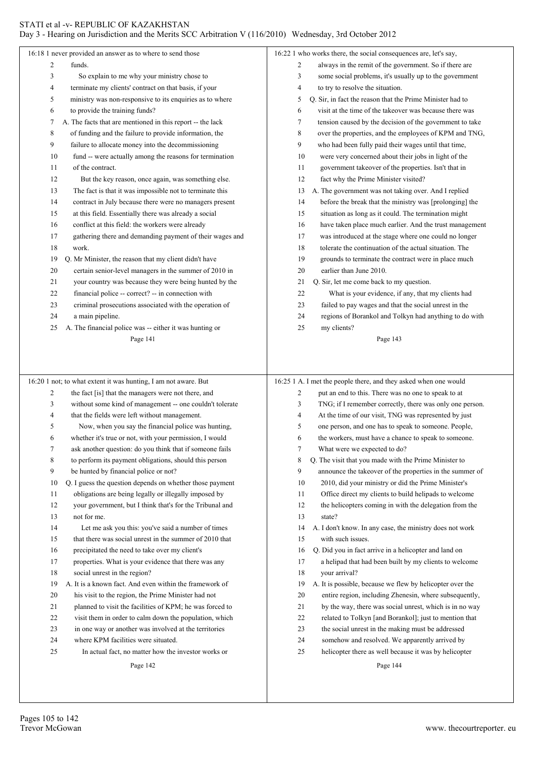16:18 1 never provided an answer as to where to send those
2 funds.
3 So explain to me why your ministry chose to
4 terminate my clients' contract on that basis, if your
5 ministry was non-responsive to its enquiries as to where
6 to provide the training funds?
7 A. The facts that are mentioned in this report -- the lack
8 of funding and the failure to provide information, the
9 failure to allocate money into the decommissioning
10 fund -- were actually among the reasons for termination
11 of the contract.
12 But the key reason, once again, was something else.
13 The fact is that it was impossible not to terminate this
14 contract in July because there were no managers present
15 at this field. Essentially there was already a social
16 conflict at this field: the workers were already
17 gathering there and demanding payment of their wages and
18 work.
19 Q. Mr Minister, the reason that my client didn't have
20 certain senior-level managers in the summer of 2010 in
21 your country was because they were being hunted by the
22 financial police -- correct? -- in connection with
23 criminal prosecutions associated with the operation of
24 a main pipeline.
25 A. The financial police was -- either it was hunting or

Page 141

16:20 1 not; to what extent it was hunting, I am not aware. But
2 the fact [is] that the managers were not there, and
3 without some kind of management -- one couldn't tolerate
4 that the fields were left without management.
5 Now, when you say the financial police was hunting,
6 whether it's true or not, with your permission, I would
7 ask another question: do you think that if someone fails
8 to perform its payment obligations, should this person
9 be hunted by financial police or not?
10 Q. I guess the question depends on whether those payment
11 obligations are being legally or illegally imposed by
12 your government, but I think that's for the Tribunal and
13 not for me.
14 Let me ask you this: you've said a number of times
15 that there was social unrest in the summer of 2010 that
16 precipitated the need to take over my client's
17 properties. What is your evidence that there was any
18 social unrest in the region?
19 A. It is a known fact. And even within the framework of
20 his visit to the region, the Prime Minister had not
21 planned to visit the facilities of KPM; he was forced to
22 visit them in order to calm down the population, which
23 in one way or another was involved at the territories
24 where KPM facilities were situated.
25 In actual fact, no matter how the investor works or

Page 142

16:22 1 who works there, the social consequences are, let's say,
2 always in the remit of the government. So if there are
3 some social problems, it's usually up to the government
4 to try to resolve the situation.
5 Q. Sir, in fact the reason that the Prime Minister had to
6 visit at the time of the takeover was because there was
7 tension caused by the decision of the government to take
8 over the properties, and the employees of KPM and TNG,
9 who had been fully paid their wages until that time,
10 were very concerned about their jobs in light of the
11 government takeover of the properties. Isn't that in
12 fact why the Prime Minister visited?
13 A. The government was not taking over. And I replied
14 before the break that the ministry was [prolonging] the
15 situation as long as it could. The termination might
16 have taken place much earlier. And the trust management
17 was introduced at the stage where one could no longer
18 tolerate the continuation of the actual situation. The
19 grounds to terminate the contract were in place much
20 earlier than June 2010.
21 Q. Sir, let me come back to my question.
22 What is your evidence, if any, that my clients had
23 failed to pay wages and that the social unrest in the
24 regions of Borankol and Tolkyn had anything to do with
25 my clients?

Page 143

16:25 1 A. I met the people there, and they asked when one would
2 put an end to this. There was no one to speak to at
3 TNG; if I remember correctly, there was only one person.
4 At the time of our visit, TNG was represented by just
5 one person, and one has to speak to someone. People,
6 the workers, must have a chance to speak to someone.
7 What were we expected to do?
8 Q. The visit that you made with the Prime Minister to
9 announce the takeover of the properties in the summer of
10 2010, did your ministry or did the Prime Minister's
11 Office direct my clients to build helipads to welcome
12 the helicopters coming in with the delegation from the
13 state?
14 A. I don't know. In any case, the ministry does not work
15 with such issues.
16 Q. Did you in fact arrive in a helicopter and land on
17 a helipad that had been built by my clients to welcome
18 your arrival?
19 A. It is possible, because we flew by helicopter over the
20 entire region, including Zhenesin, where subsequently,
21 by the way, there was social unrest, which is in no way
22 related to Tolkyn [and Borankol]; just to mention that
23 the social unrest in the making must be addressed
24 somehow and resolved. We apparently arrived by
25 helicopter there as well because it was by helicopter

Page 144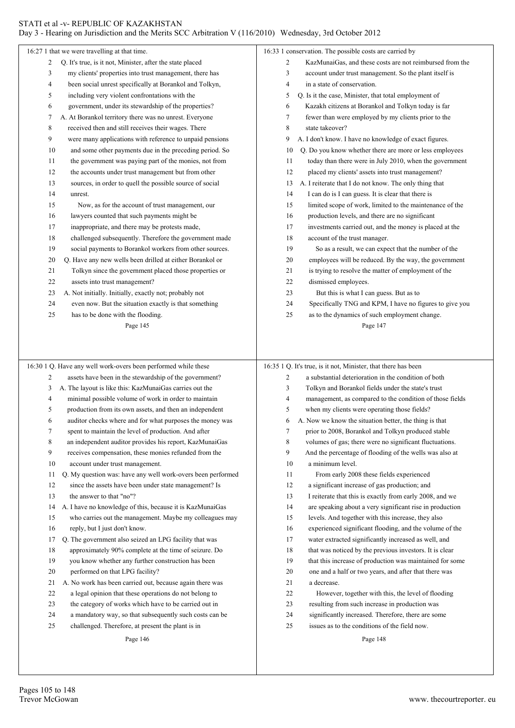16:27 1 that we were travelling at that time.

2 Q. It's true, is it not, Minister, after the state placed
3 my clients' properties into trust management, there has
4 been social unrest specifically at Borankol and Tolkyn,
5 including very violent confrontations with the
6 government, under its stewardship of the properties?
7 A. At Borankol territory there was no unrest. Everyone
8 received then and still receives their wages. There
9 were many applications with reference to unpaid pensions
10 and some other payments due in the preceding period. So
11 the government was paying part of the monies, not from
12 the accounts under trust management but from other
13 sources, in order to quell the possible source of social
14 unrest.
15 Now, as for the account of trust management, our
16 lawyers counted that such payments might be
17 inappropriate, and there may be protests made,
18 challenged subsequently. Therefore the government made
19 social payments to Borankol workers from other sources.
20 Q. Have any new wells been drilled at either Borankol or
21 Tolkyn since the government placed those properties or
22 assets into trust management?
23 A. Not initially. Initially, exactly not; probably not
24 even now. But the situation exactly is that something
25 has to be done with the flooding.

Page 145

16:30 1 Q. Have any well work-overs been performed while these
2 assets have been in the stewardship of the government?
3 A. The layout is like this: KazMunaiGas carries out the
4 minimal possible volume of work in order to maintain
5 production from its own assets, and then an independent
6 auditor checks where and for what purposes the money was
7 spent to maintain the level of production. And after
8 an independent auditor provides his report, KazMunaiGas
9 receives compensation, these monies refunded from the
10 account under trust management.
11 Q. My question was: have any well work-overs been performed
12 since the assets have been under state management? Is
13 the answer to that "no"?
14 A. I have no knowledge of this, because it is KazMunaiGas
15 who carries out the management. Maybe my colleagues may
16 reply, but I just don't know.
17 Q. The government also seized an LPG facility that was
18 approximately 90% complete at the time of seizure. Do
19 you know whether any further construction has been
20 performed on that LPG facility?
21 A. No work has been carried out, because again there was
22 a legal opinion that these operations do not belong to
23 the category of works which have to be carried out in
24 a mandatory way, so that subsequently such costs can be
25 challenged. Therefore, at present the plant is in

Page 146

16:33 1 conservation. The possible costs are carried by
2 KazMunaiGas, and these costs are not reimbursed from the
3 account under trust management. So the plant itself is
4 in a state of conservation.
5 Q. Is it the case, Minister, that total employment of
6 Kazakh citizens at Borankol and Tolkyn today is far
7 fewer than were employed by my clients prior to the
8 state takeover?
9 A. I don't know. I have no knowledge of exact figures.
10 Q. Do you know whether there are more or less employees
11 today than there were in July 2010, when the government
12 placed my clients' assets into trust management?
13 A. I reiterate that I do not know. The only thing that
14 I can do is I can guess. It is clear that there is
15 limited scope of work, limited to the maintenance of the
16 production levels, and there are no significant
17 investments carried out, and the money is placed at the
18 account of the trust manager.
19 So as a result, we can expect that the number of the
20 employees will be reduced. By the way, the government
21 is trying to resolve the matter of employment of the
22 dismissed employees.
23 But this is what I can guess. But as to
24 Specifically TNG and KPM, I have no figures to give you
25 as to the dynamics of such employment change.

Page 147

16:35 1 Q. It's true, is it not, Minister, that there has been
2 a substantial deterioration in the condition of both
3 Tolkyn and Borankol fields under the state's trust
4 management, as compared to the condition of those fields
5 when my clients were operating those fields?
6 A. Now we know the situation better, the thing is that
7 prior to 2008, Borankol and Tolkyn produced stable
8 volumes of gas; there were no significant fluctuations.
9 And the percentage of flooding of the wells was also at
10 a minimum level.
11 From early 2008 these fields experienced
12 a significant increase of gas production; and
13 I reiterate that this is exactly from early 2008, and we
14 are speaking about a very significant rise in production
15 levels. And together with this increase, they also
16 experienced significant flooding, and the volume of the
17 water extracted significantly increased as well, and
18 that was noticed by the previous investors. It is clear
19 that this increase of production was maintained for some
20 one and a half or two years, and after that there was
21 a decrease.
22 However, together with this, the level of flooding
23 resulting from such increase in production was
24 significantly increased. Therefore, there are some
25 issues as to the conditions of the field now.

Page 148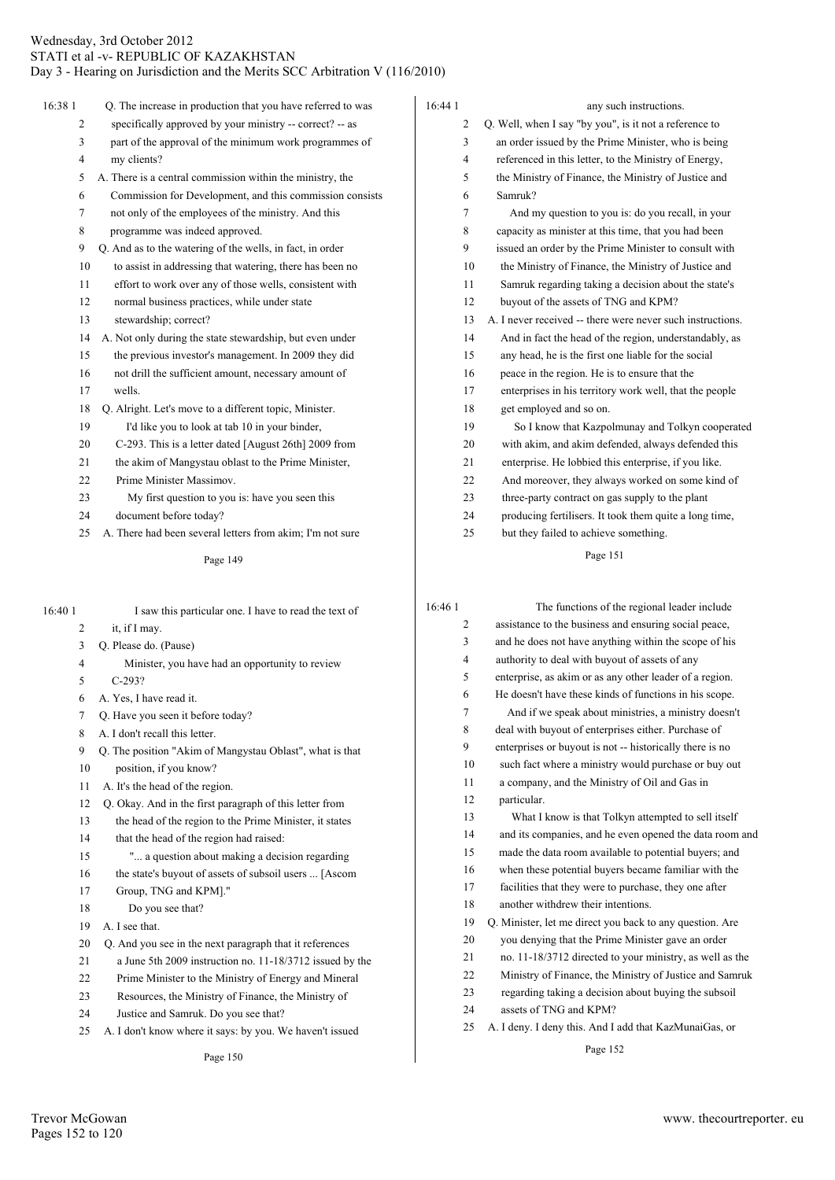16:38

Q. The increase in production that you have referred to was specifically approved by your ministry -- correct? -- as part of the approval of the minimum work programmes of my clients?

A. There is a central commission within the ministry, the Commission for Development, and this commission consists not only of the employees of the ministry. And this programme was indeed approved.

Q. And as to the watering of the wells, in fact, in order to assist in addressing that watering, there has been no effort to work over any of those wells, consistent with normal business practices, while under state stewardship; correct?

A. Not only during the state stewardship, but even under the previous investor's management. In 2009 they did not drill the sufficient amount, necessary amount of wells.

Q. Alright. Let's move to a different topic, Minister.

I'd like you to look at tab 10 in your binder, C-293. This is a letter dated [August 26th] 2009 from the akim of Mangystau oblast to the Prime Minister, Prime Minister Massimov.

My first question to you is: have you seen this document before today?

A. There had been several letters from akim; I'm not sure

16:40

I saw this particular one. I have to read the text of it, if I may.

Q. Please do. (Pause)

Minister, you have had an opportunity to review C-293?

A. Yes, I have read it.

Q. Have you seen it before today?

A. I don't recall this letter.

Q. The position "Akim of Mangystau Oblast", what is that position, if you know?

A. It's the head of the region.

Q. Okay. And in the first paragraph of this letter from the head of the region to the Prime Minister, it states that the head of the region had raised:

"... a question about making a decision regarding the state's buyout of assets of subsoil users ... [Ascom Group, TNG and KPM]."

Do you see that?

A. I see that.

Q. And you see in the next paragraph that it references a June 5th 2009 instruction no. 11-18/3712 issued by the Prime Minister to the Ministry of Energy and Mineral Resources, the Ministry of Finance, the Ministry of Justice and Samruk. Do you see that?

A. I don't know where it says: by you. We haven't issued

16:44

any such instructions.

Q. Well, when I say "by you", is it not a reference to an order issued by the Prime Minister, who is being referenced in this letter, to the Ministry of Energy, the Ministry of Finance, the Ministry of Justice and Samruk?

And my question to you is: do you recall, in your capacity as minister at this time, that you had been issued an order by the Prime Minister to consult with the Ministry of Finance, the Ministry of Justice and Samruk regarding taking a decision about the state's buyout of the assets of TNG and KPM?

A. I never received -- there were never such instructions. And in fact the head of the region, understandably, as any head, he is the first one liable for the social peace in the region. He is to ensure that the enterprises in his territory work well, that the people get employed and so on.

So I know that Kazpolmunay and Tolkyn cooperated with akim, and akim defended, always defended this enterprise. He lobbied this enterprise, if you like. And moreover, they always worked on some kind of three-party contract on gas supply to the plant producing fertilisers. It took them quite a long time, but they failed to achieve something.

16:46

The functions of the regional leader include assistance to the business and ensuring social peace, and he does not have anything within the scope of his authority to deal with buyout of assets of any enterprise, as akim or as any other leader of a region. He doesn't have these kinds of functions in his scope.

And if we speak about ministries, a ministry doesn't deal with buyout of enterprises either. Purchase of enterprises or buyout is not -- historically there is no such fact where a ministry would purchase or buy out a company, and the Ministry of Oil and Gas in particular.

What I know is that Tolkyn attempted to sell itself and its companies, and he even opened the data room and made the data room available to potential buyers; and when these potential buyers became familiar with the facilities that they were to purchase, they one after another withdrew their intentions.

Q. Minister, let me direct you back to any question. Are you denying that the Prime Minister gave an order no. 11-18/3712 directed to your ministry, as well as the Ministry of Finance, the Ministry of Justice and Samruk regarding taking a decision about buying the subsoil assets of TNG and KPM?

A. I deny. I deny this. And I add that KazMunaiGas, or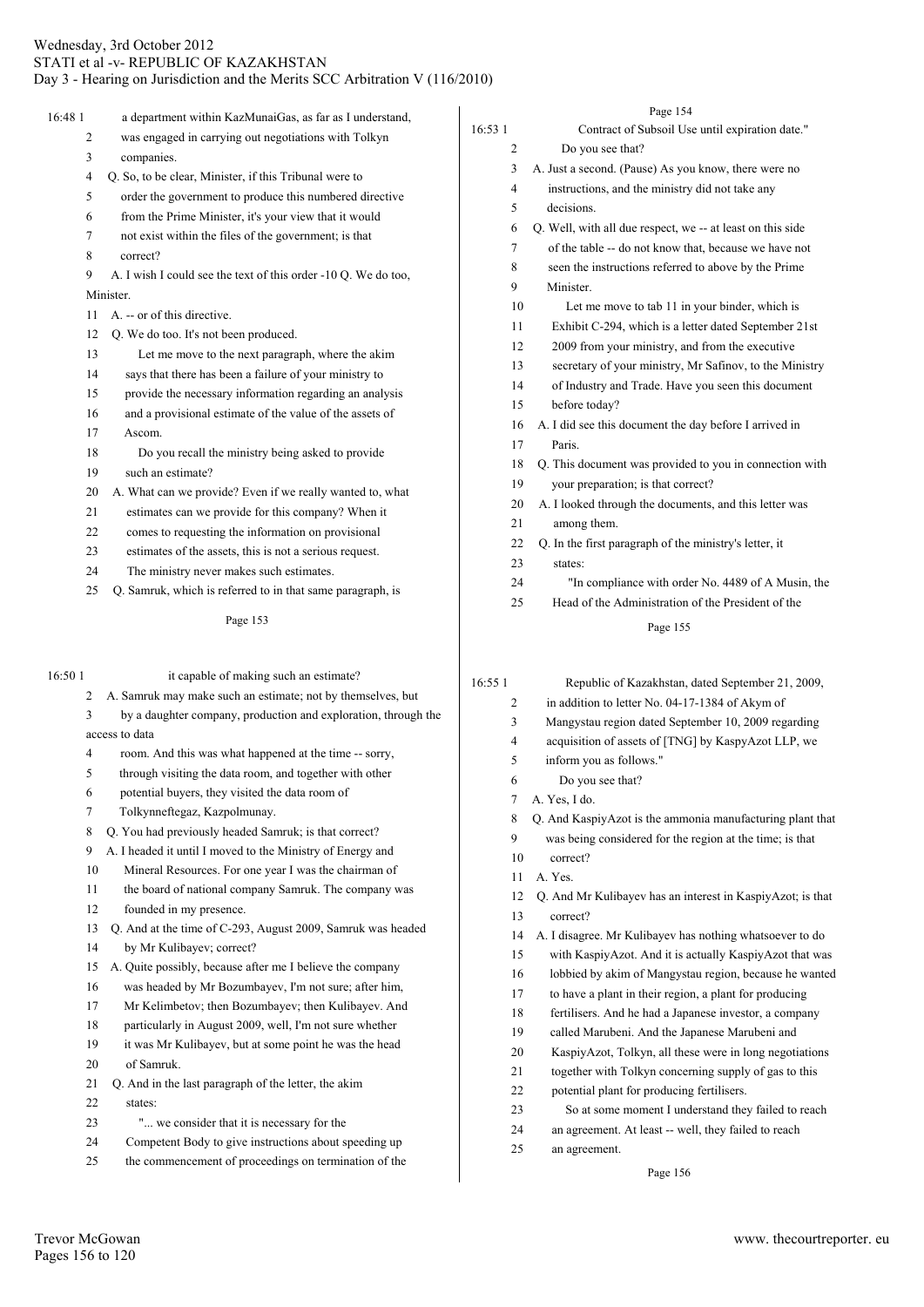16:48 1 a department within KazMunaiGas, as far as I understand,
2 was engaged in carrying out negotiations with Tolkyn
3 companies.
4 Q. So, to be clear, Minister, if this Tribunal were to
5 order the government to produce this numbered directive
6 from the Prime Minister, it's your view that it would
7 not exist within the files of the government; is that
8 correct?
9 A. I wish I could see the text of this order -10 Q. We do too, Minister.
11 A. -- or of this directive.
12 Q. We do too. It's not been produced.
13 Let me move to the next paragraph, where the akim
14 says that there has been a failure of your ministry to
15 provide the necessary information regarding an analysis
16 and a provisional estimate of the value of the assets of
17 Ascom.
18 Do you recall the ministry being asked to provide
19 such an estimate?
20 A. What can we provide? Even if we really wanted to, what
21 estimates can we provide for this company? When it
22 comes to requesting the information on provisional
23 estimates of the assets, this is not a serious request.
24 The ministry never makes such estimates.
25 Q. Samruk, which is referred to in that same paragraph, is

Page 153

16:50 1 it capable of making such an estimate?
2 A. Samruk may make such an estimate; not by themselves, but
3 by a daughter company, production and exploration, through the access to data
4 room. And this was what happened at the time -- sorry,
5 through visiting the data room, and together with other
6 potential buyers, they visited the data room of
7 Tolkynneftegaz, Kazpolmunay.
8 Q. You had previously headed Samruk; is that correct?
9 A. I headed it until I moved to the Ministry of Energy and
10 Mineral Resources. For one year I was the chairman of
11 the board of national company Samruk. The company was
12 founded in my presence.
13 Q. And at the time of C-293, August 2009, Samruk was headed
14 by Mr Kulibayev; correct?
15 A. Quite possibly, because after me I believe the company
16 was headed by Mr Bozumbayev, I'm not sure; after him,
17 Mr Kelimbetov; then Bozumbayev; then Kulibayev. And
18 particularly in August 2009, well, I'm not sure whether
19 it was Mr Kulibayev, but at some point he was the head
20 of Samruk.
21 Q. And in the last paragraph of the letter, the akim
22 states:
23 "... we consider that it is necessary for the
24 Competent Body to give instructions about speeding up
25 the commencement of proceedings on termination of the

Page 154

16:53 1 Contract of Subsoil Use until expiration date."
2 Do you see that?
3 A. Just a second. (Pause) As you know, there were no
4 instructions, and the ministry did not take any
5 decisions.
6 Q. Well, with all due respect, we -- at least on this side
7 of the table -- do not know that, because we have not
8 seen the instructions referred to above by the Prime
9 Minister.
10 Let me move to tab 11 in your binder, which is
11 Exhibit C-294, which is a letter dated September 21st
12 2009 from your ministry, and from the executive
13 secretary of your ministry, Mr Safinov, to the Ministry
14 of Industry and Trade. Have you seen this document
15 before today?
16 A. I did see this document the day before I arrived in
17 Paris.
18 Q. This document was provided to you in connection with
19 your preparation; is that correct?
20 A. I looked through the documents, and this letter was
21 among them.
22 Q. In the first paragraph of the ministry's letter, it
23 states:
24 "In compliance with order No. 4489 of A Musin, the
25 Head of the Administration of the President of the

Page 155

16:55 1 Republic of Kazakhstan, dated September 21, 2009,
2 in addition to letter No. 04-17-1384 of Akym of
3 Mangystau region dated September 10, 2009 regarding
4 acquisition of assets of [TNG] by KaspyAzot LLP, we
5 inform you as follows."
6 Do you see that?
7 A. Yes, I do.
8 Q. And KaspiyAzot is the ammonia manufacturing plant that
9 was being considered for the region at the time; is that
10 correct?
11 A. Yes.
12 Q. And Mr Kulibayev has an interest in KaspiyAzot; is that
13 correct?
14 A. I disagree. Mr Kulibayev has nothing whatsoever to do
15 with KaspiyAzot. And it is actually KaspiyAzot that was
16 lobbied by akim of Mangystau region, because he wanted
17 to have a plant in their region, a plant for producing
18 fertilisers. And he had a Japanese investor, a company
19 called Marubeni. And the Japanese Marubeni and
20 KaspiyAzot, Tolkyn, all these were in long negotiations
21 together with Tolkyn concerning supply of gas to this
22 potential plant for producing fertilisers.
23 So at some moment I understand they failed to reach
24 an agreement. At least -- well, they failed to reach
25 an agreement.

Page 156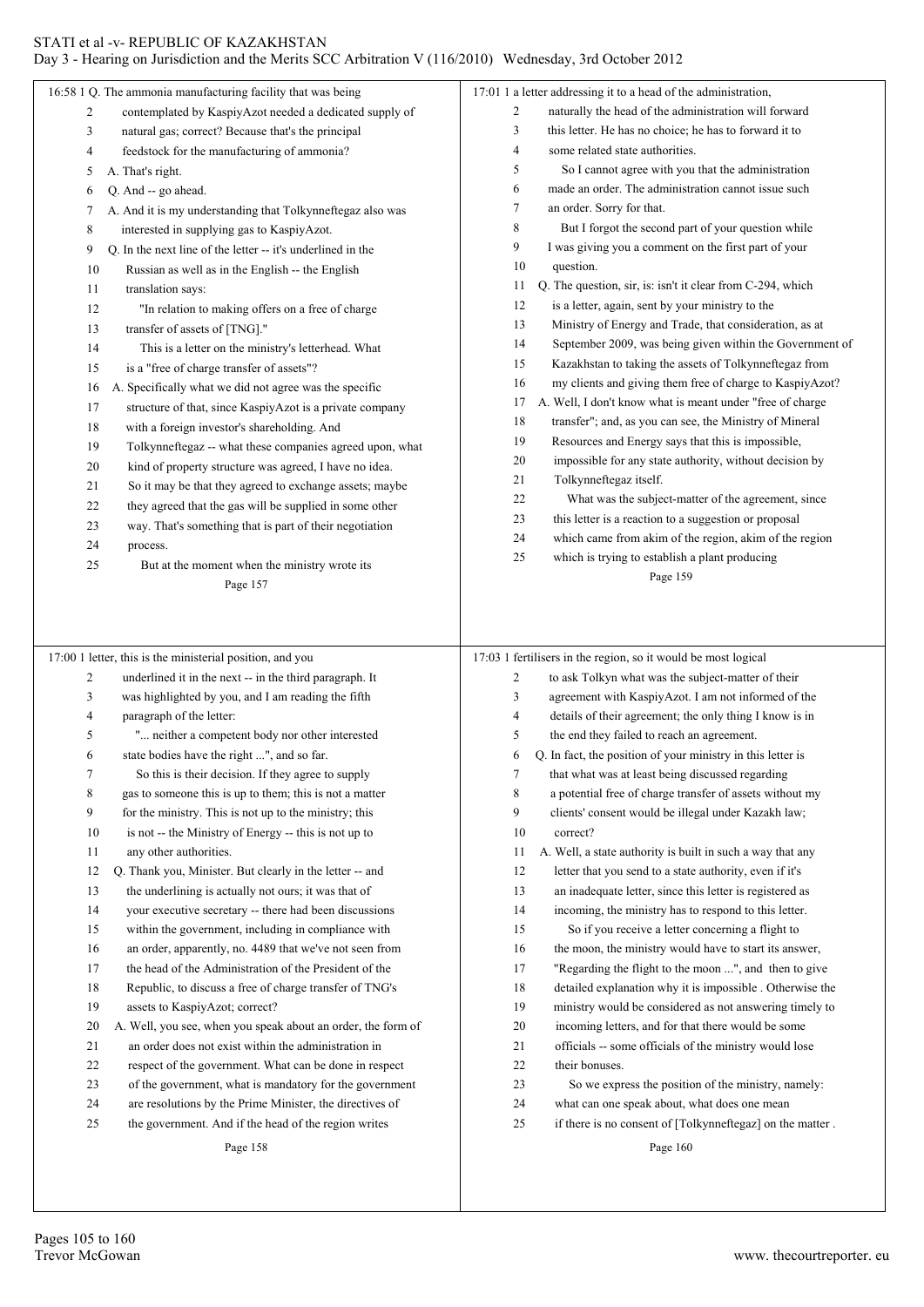16:58 1 Q. The ammonia manufacturing facility that was being
2 contemplated by KaspiyAzot needed a dedicated supply of
3 natural gas; correct? Because that's the principal
4 feedstock for the manufacturing of ammonia?
5 A. That's right.
6 Q. And -- go ahead.
7 A. And it is my understanding that Tolkynneftegaz also was
8 interested in supplying gas to KaspiyAzot.
9 Q. In the next line of the letter -- it's underlined in the
10 Russian as well as in the English -- the English
11 translation says:
12 "In relation to making offers on a free of charge
13 transfer of assets of [TNG]."
14 This is a letter on the ministry's letterhead. What
15 is a "free of charge transfer of assets"?
16 A. Specifically what we did not agree was the specific
17 structure of that, since KaspiyAzot is a private company
18 with a foreign investor's shareholding. And
19 Tolkynneftegaz -- what these companies agreed upon, what
20 kind of property structure was agreed, I have no idea.
21 So it may be that they agreed to exchange assets; maybe
22 they agreed that the gas will be supplied in some other
23 way. That's something that is part of their negotiation
24 process.
25 But at the moment when the ministry wrote its

Page 157

17:00 1 letter, this is the ministerial position, and you
2 underlined it in the next -- in the third paragraph. It
3 was highlighted by you, and I am reading the fifth
4 paragraph of the letter:
5 "... neither a competent body nor other interested
6 state bodies have the right ...", and so far.
7 So this is their decision. If they agree to supply
8 gas to someone this is up to them; this is not a matter
9 for the ministry. This is not up to the ministry; this
10 is not -- the Ministry of Energy -- this is not up to
11 any other authorities.
12 Q. Thank you, Minister. But clearly in the letter -- and
13 the underlining is actually not ours; it was that of
14 your executive secretary -- there had been discussions
15 within the government, including in compliance with
16 an order, apparently, no. 4489 that we've not seen from
17 the head of the Administration of the President of the
18 Republic, to discuss a free of charge transfer of TNG's
19 assets to KaspiyAzot; correct?
20 A. Well, you see, when you speak about an order, the form of
21 an order does not exist within the administration in
22 respect of the government. What can be done in respect
23 of the government, what is mandatory for the government
24 are resolutions by the Prime Minister, the directives of
25 the government. And if the head of the region writes

Page 158

17:01 1 a letter addressing it to a head of the administration,
2 naturally the head of the administration will forward
3 this letter. He has no choice; he has to forward it to
4 some related state authorities.
5 So I cannot agree with you that the administration
6 made an order. The administration cannot issue such
7 an order. Sorry for that.
8 But I forgot the second part of your question while
9 I was giving you a comment on the first part of your
10 question.
11 Q. The question, sir, is: isn't it clear from C-294, which
12 is a letter, again, sent by your ministry to the
13 Ministry of Energy and Trade, that consideration, as at
14 September 2009, was being given within the Government of
15 Kazakhstan to taking the assets of Tolkynneftegaz from
16 my clients and giving them free of charge to KaspiyAzot?
17 A. Well, I don't know what is meant under "free of charge
18 transfer"; and, as you can see, the Ministry of Mineral
19 Resources and Energy says that this is impossible,
20 impossible for any state authority, without decision by
21 Tolkynneftegaz itself.
22 What was the subject-matter of the agreement, since
23 this letter is a reaction to a suggestion or proposal
24 which came from akim of the region, akim of the region
25 which is trying to establish a plant producing

Page 159

17:03 1 fertilisers in the region, so it would be most logical
2 to ask Tolkyn what was the subject-matter of their
3 agreement with KaspiyAzot. I am not informed of the
4 details of their agreement; the only thing I know is in
5 the end they failed to reach an agreement.
6 Q. In fact, the position of your ministry in this letter is
7 that what was at least being discussed regarding
8 a potential free of charge transfer of assets without my
9 clients' consent would be illegal under Kazakh law;
10 correct?
11 A. Well, a state authority is built in such a way that any
12 letter that you send to a state authority, even if it's
13 an inadequate letter, since this letter is registered as
14 incoming, the ministry has to respond to this letter.
15 So if you receive a letter concerning a flight to
16 the moon, the ministry would have to start its answer,
17 "Regarding the flight to the moon ...", and then to give
18 detailed explanation why it is impossible . Otherwise the
19 ministry would be considered as not answering timely to
20 incoming letters, and for that there would be some
21 officials -- some officials of the ministry would lose
22 their bonuses.
23 So we express the position of the ministry, namely:
24 what can one speak about, what does one mean
25 if there is no consent of [Tolkynneftegaz] on the matter .

Page 160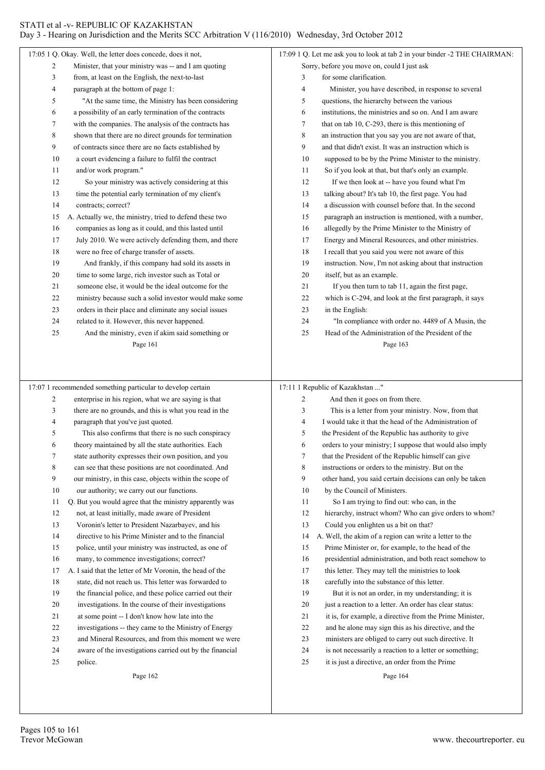17:05 1 Q. Okay. Well, the letter does concede, does it not,
2 Minister, that your ministry was -- and I am quoting
3 from, at least on the English, the next-to-last
4 paragraph at the bottom of page 1:
5 "At the same time, the Ministry has been considering
6 a possibility of an early termination of the contracts
7 with the companies. The analysis of the contracts has
8 shown that there are no direct grounds for termination
9 of contracts since there are no facts established by
10 a court evidencing a failure to fulfil the contract
11 and/or work program."
12 So your ministry was actively considering at this
13 time the potential early termination of my client's
14 contracts; correct?
15 A. Actually we, the ministry, tried to defend these two
16 companies as long as it could, and this lasted until
17 July 2010. We were actively defending them, and there
18 were no free of charge transfer of assets.
19 And frankly, if this company had sold its assets in
20 time to some large, rich investor such as Total or
21 someone else, it would be the ideal outcome for the
22 ministry because such a solid investor would make some
23 orders in their place and eliminate any social issues
24 related to it. However, this never happened.
25 And the ministry, even if akim said something or

Page 161

17:07 1 recommended something particular to develop certain
2 enterprise in his region, what we are saying is that
3 there are no grounds, and this is what you read in the
4 paragraph that you've just quoted.
5 This also confirms that there is no such conspiracy
6 theory maintained by all the state authorities. Each
7 state authority expresses their own position, and you
8 can see that these positions are not coordinated. And
9 our ministry, in this case, objects within the scope of
10 our authority; we carry out our functions.
11 Q. But you would agree that the ministry apparently was
12 not, at least initially, made aware of President
13 Voronin's letter to President Nazarbayev, and his
14 directive to his Prime Minister and to the financial
15 police, until your ministry was instructed, as one of
16 many, to commence investigations; correct?
17 A. I said that the letter of Mr Voronin, the head of the
18 state, did not reach us. This letter was forwarded to
19 the financial police, and these police carried out their
20 investigations. In the course of their investigations
21 at some point -- I don't know how late into the
22 investigations -- they came to the Ministry of Energy
23 and Mineral Resources, and from this moment we were
24 aware of the investigations carried out by the financial
25 police.

Page 162

17:09 1 Q. Let me ask you to look at tab 2 in your binder -2 THE CHAIRMAN:
Sorry, before you move on, could I just ask
3 for some clarification.
4 Minister, you have described, in response to several
5 questions, the hierarchy between the various
6 institutions, the ministries and so on. And I am aware
7 that on tab 10, C-293, there is this mentioning of
8 an instruction that you say you are not aware of that,
9 and that didn't exist. It was an instruction which is
10 supposed to be by the Prime Minister to the ministry.
11 So if you look at that, but that's only an example.
12 If we then look at -- have you found what I'm
13 talking about? It's tab 10, the first page. You had
14 a discussion with counsel before that. In the second
15 paragraph an instruction is mentioned, with a number,
16 allegedly by the Prime Minister to the Ministry of
17 Energy and Mineral Resources, and other ministries.
18 I recall that you said you were not aware of this
19 instruction. Now, I'm not asking about that instruction
20 itself, but as an example.
21 If you then turn to tab 11, again the first page,
22 which is C-294, and look at the first paragraph, it says
23 in the English:
24 "In compliance with order no. 4489 of A Musin, the
25 Head of the Administration of the President of the

Page 163

17:11 1 Republic of Kazakhstan ..."
2 And then it goes on from there.
3 This is a letter from your ministry. Now, from that
4 I would take it that the head of the Administration of
5 the President of the Republic has authority to give
6 orders to your ministry; I suppose that would also imply
7 that the President of the Republic himself can give
8 instructions or orders to the ministry. But on the
9 other hand, you said certain decisions can only be taken
10 by the Council of Ministers.
11 So I am trying to find out: who can, in the
12 hierarchy, instruct whom? Who can give orders to whom?
13 Could you enlighten us a bit on that?
14 A. Well, the akim of a region can write a letter to the
15 Prime Minister or, for example, to the head of the
16 presidential administration, and both react somehow to
17 this letter. They may tell the ministries to look
18 carefully into the substance of this letter.
19 But it is not an order, in my understanding; it is
20 just a reaction to a letter. An order has clear status:
21 it is, for example, a directive from the Prime Minister,
22 and he alone may sign this as his directive, and the
23 ministers are obliged to carry out such directive. It
24 is not necessarily a reaction to a letter or something;
25 it is just a directive, an order from the Prime

Page 164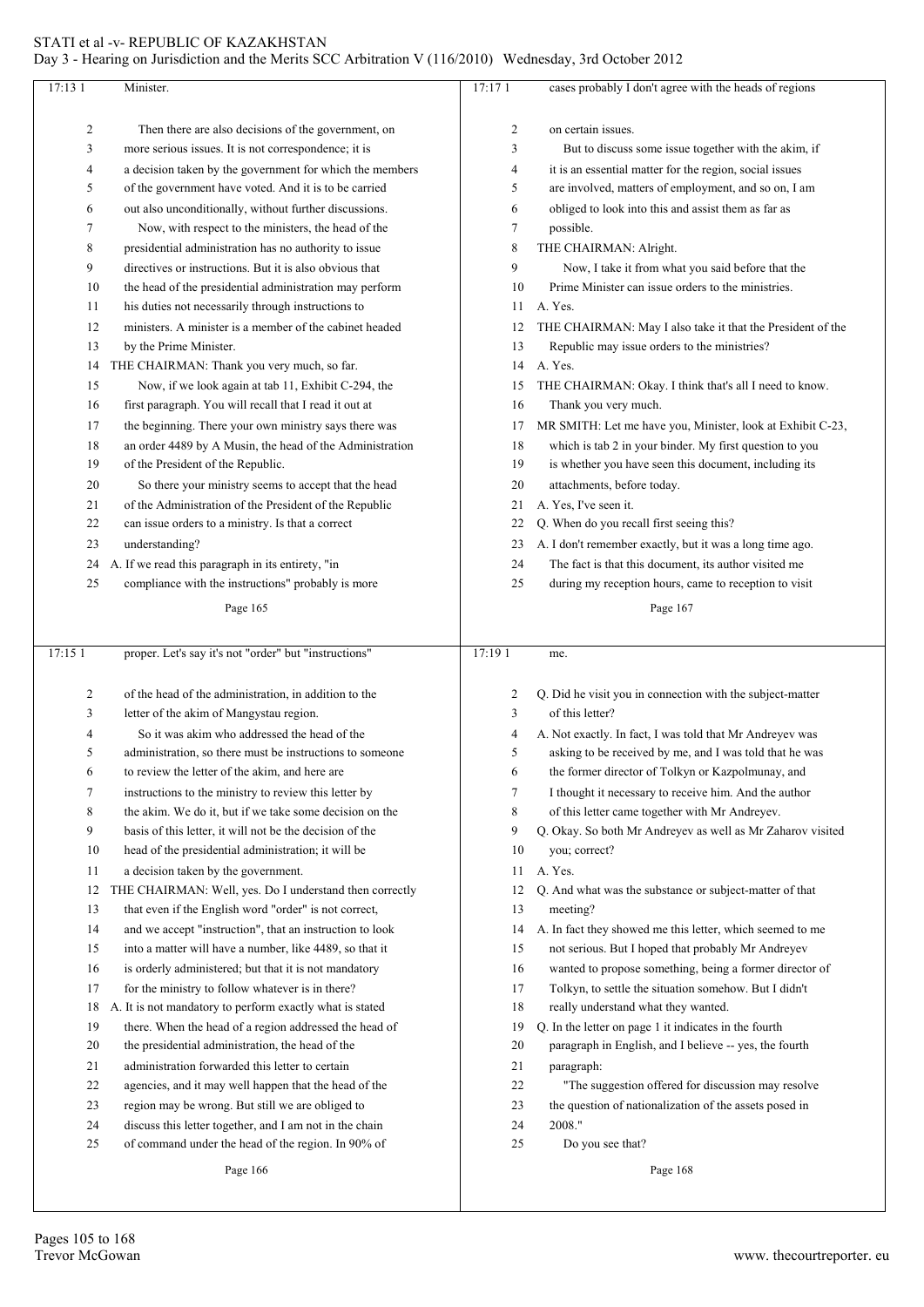Minister.

Then there are also decisions of the government, on more serious issues. It is not correspondence; it is a decision taken by the government for which the members of the government have voted. And it is to be carried out also unconditionally, without further discussions.

Now, with respect to the ministers, the head of the presidential administration has no authority to issue directives or instructions. But it is also obvious that the head of the presidential administration may perform his duties not necessarily through instructions to ministers. A minister is a member of the cabinet headed by the Prime Minister.

THE CHAIRMAN: Thank you very much, so far.

Now, if we look again at tab 11, Exhibit C-294, the first paragraph. You will recall that I read it out at the beginning. There your own ministry says there was an order 4489 by A Musin, the head of the Administration of the President of the Republic.

So there your ministry seems to accept that the head of the Administration of the President of the Republic can issue orders to a ministry. Is that a correct understanding?

A. If we read this paragraph in its entirety, "in compliance with the instructions" probably is more proper. Let's say it's not "order" but "instructions" of the head of the administration, in addition to the letter of the akim of Mangystau region.

So it was akim who addressed the head of the administration, so there must be instructions to someone to review the letter of the akim, and here are instructions to the ministry to review this letter by the akim. We do it, but if we take some decision on the basis of this letter, it will not be the decision of the head of the presidential administration; it will be a decision taken by the government.

THE CHAIRMAN: Well, yes. Do I understand then correctly that even if the English word "order" is not correct, and we accept "instruction", that an instruction to look into a matter will have a number, like 4489, so that it is orderly administered; but that it is not mandatory for the ministry to follow whatever is in there?

A. It is not mandatory to perform exactly what is stated there. When the head of a region addressed the head of the presidential administration, the head of the administration forwarded this letter to certain agencies, and it may well happen that the head of the region may be wrong. But still we are obliged to discuss this letter together, and I am not in the chain of command under the head of the region. In 90% of cases probably I don't agree with the heads of regions on certain issues.

But to discuss some issue together with the akim, if it is an essential matter for the region, social issues are involved, matters of employment, and so on, I am obliged to look into this and assist them as far as possible.

THE CHAIRMAN: Alright.

Now, I take it from what you said before that the Prime Minister can issue orders to the ministries.

A. Yes.

THE CHAIRMAN: May I also take it that the President of the Republic may issue orders to the ministries?

A. Yes.

THE CHAIRMAN: Okay. I think that's all I need to know. Thank you very much.

MR SMITH: Let me have you, Minister, look at Exhibit C-23, which is tab 2 in your binder. My first question to you is whether you have seen this document, including its attachments, before today.

A. Yes, I've seen it.

Q. When do you recall first seeing this?

A. I don't remember exactly, but it was a long time ago. The fact is that this document, its author visited me during my reception hours, came to reception to visit me.

Q. Did he visit you in connection with the subject-matter of this letter?

A. Not exactly. In fact, I was told that Mr Andreyev was asking to be received by me, and I was told that he was the former director of Tolkyn or Kazpolmunay, and I thought it necessary to receive him. And the author of this letter came together with Mr Andreyev.

Q. Okay. So both Mr Andreyev as well as Mr Zaharov visited you; correct?

A. Yes.

Q. And what was the substance or subject-matter of that meeting?

A. In fact they showed me this letter, which seemed to me not serious. But I hoped that probably Mr Andreyev wanted to propose something, being a former director of Tolkyn, to settle the situation somehow. But I didn't really understand what they wanted.

Q. In the letter on page 1 it indicates in the fourth paragraph in English, and I believe -- yes, the fourth paragraph:

"The suggestion offered for discussion may resolve the question of nationalization of the assets posed in 2008."

Do you see that?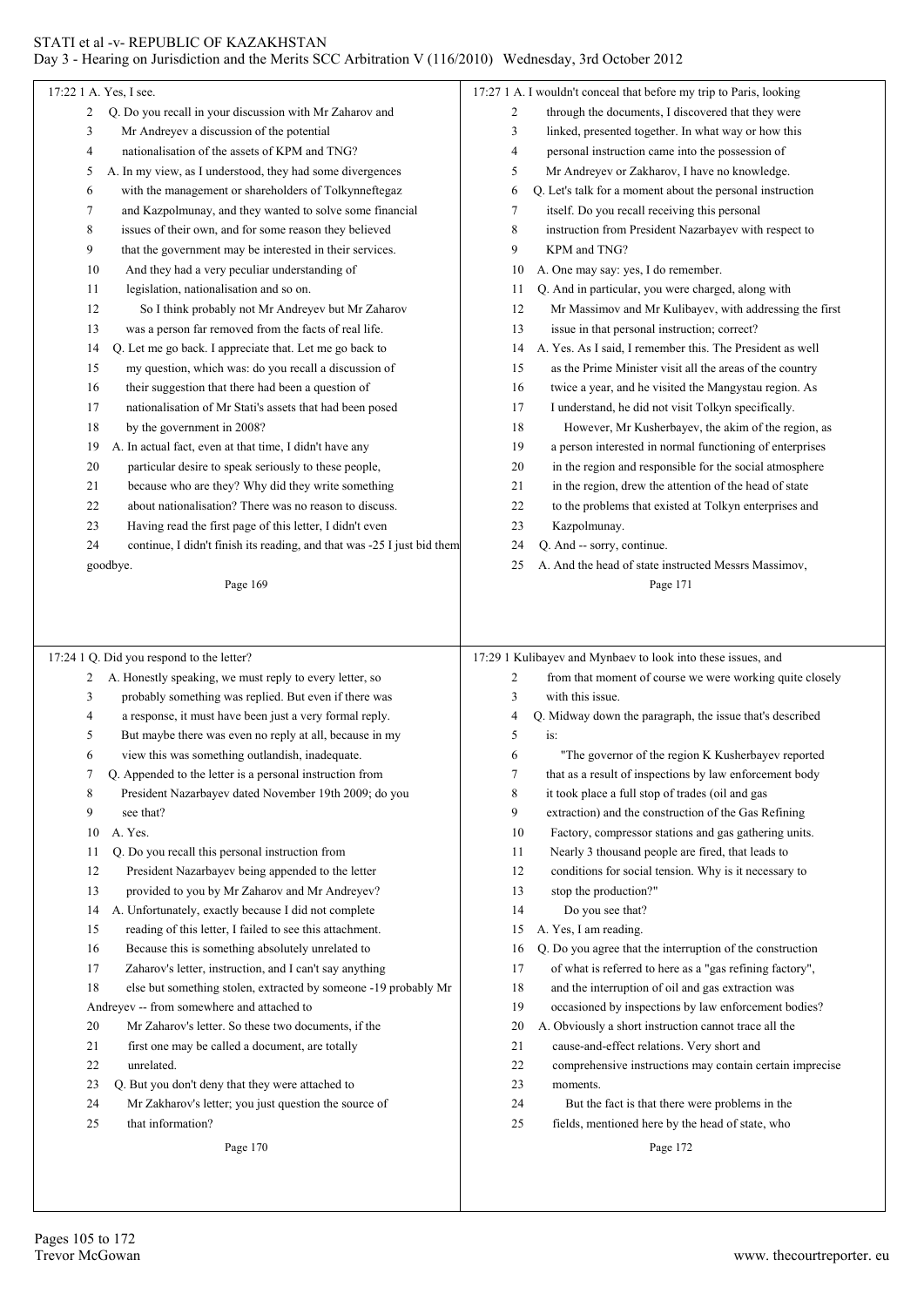17:22 1 A. Yes, I see.

2 Q. Do you recall in your discussion with Mr Zaharov and
3 Mr Andreyev a discussion of the potential
4 nationalisation of the assets of KPM and TNG?
5 A. In my view, as I understood, they had some divergences
6 with the management or shareholders of Tolkynneftegaz
7 and Kazpolmunay, and they wanted to solve some financial
8 issues of their own, and for some reason they believed
9 that the government may be interested in their services.
10 And they had a very peculiar understanding of
11 legislation, nationalisation and so on.
12 So I think probably not Mr Andreyev but Mr Zaharov
13 was a person far removed from the facts of real life.
14 Q. Let me go back. I appreciate that. Let me go back to
15 my question, which was: do you recall a discussion of
16 their suggestion that there had been a question of
17 nationalisation of Mr Stati's assets that had been posed
18 by the government in 2008?
19 A. In actual fact, even at that time, I didn't have any
20 particular desire to speak seriously to these people,
21 because who are they? Why did they write something
22 about nationalisation? There was no reason to discuss.
23 Having read the first page of this letter, I didn't even
24 continue, I didn't finish its reading, and that was -25 I just bid them goodbye.

Page 169

17:24 1 Q. Did you respond to the letter?
2 A. Honestly speaking, we must reply to every letter, so
3 probably something was replied. But even if there was
4 a response, it must have been just a very formal reply.
5 But maybe there was even no reply at all, because in my
6 view this was something outlandish, inadequate.
7 Q. Appended to the letter is a personal instruction from
8 President Nazarbayev dated November 19th 2009; do you
9 see that?
10 A. Yes.
11 Q. Do you recall this personal instruction from
12 President Nazarbayev being appended to the letter
13 provided to you by Mr Zaharov and Mr Andreyev?
14 A. Unfortunately, exactly because I did not complete
15 reading of this letter, I failed to see this attachment.
16 Because this is something absolutely unrelated to
17 Zaharov's letter, instruction, and I can't say anything
18 else but something stolen, extracted by someone -19 probably Mr Andreyev -- from somewhere and attached to
20 Mr Zaharov's letter. So these two documents, if the
21 first one may be called a document, are totally
22 unrelated.
23 Q. But you don't deny that they were attached to
24 Mr Zakharov's letter; you just question the source of
25 that information?

Page 170

17:27 1 A. I wouldn't conceal that before my trip to Paris, looking
2 through the documents, I discovered that they were
3 linked, presented together. In what way or how this
4 personal instruction came into the possession of
5 Mr Andreyev or Zakharov, I have no knowledge.
6 Q. Let's talk for a moment about the personal instruction
7 itself. Do you recall receiving this personal
8 instruction from President Nazarbayev with respect to
9 KPM and TNG?
10 A. One may say: yes, I do remember.
11 Q. And in particular, you were charged, along with
12 Mr Massimov and Mr Kulibayev, with addressing the first
13 issue in that personal instruction; correct?
14 A. Yes. As I said, I remember this. The President as well
15 as the Prime Minister visit all the areas of the country
16 twice a year, and he visited the Mangystau region. As
17 I understand, he did not visit Tolkyn specifically.
18 However, Mr Kusherbayev, the akim of the region, as
19 a person interested in normal functioning of enterprises
20 in the region and responsible for the social atmosphere
21 in the region, drew the attention of the head of state
22 to the problems that existed at Tolkyn enterprises and
23 Kazpolmunay.
24 Q. And -- sorry, continue.
25 A. And the head of state instructed Messrs Massimov,

Page 171

17:29 1 Kulibayev and Mynbaev to look into these issues, and
2 from that moment of course we were working quite closely
3 with this issue.
4 Q. Midway down the paragraph, the issue that's described
5 is:
6 "The governor of the region K Kusherbayev reported
7 that as a result of inspections by law enforcement body
8 it took place a full stop of trades (oil and gas
9 extraction) and the construction of the Gas Refining
10 Factory, compressor stations and gas gathering units.
11 Nearly 3 thousand people are fired, that leads to
12 conditions for social tension. Why is it necessary to
13 stop the production?"
14 Do you see that?
15 A. Yes, I am reading.
16 Q. Do you agree that the interruption of the construction
17 of what is referred to here as a "gas refining factory",
18 and the interruption of oil and gas extraction was
19 occasioned by inspections by law enforcement bodies?
20 A. Obviously a short instruction cannot trace all the
21 cause-and-effect relations. Very short and
22 comprehensive instructions may contain certain imprecise
23 moments.
24 But the fact is that there were problems in the
25 fields, mentioned here by the head of state, who

Page 172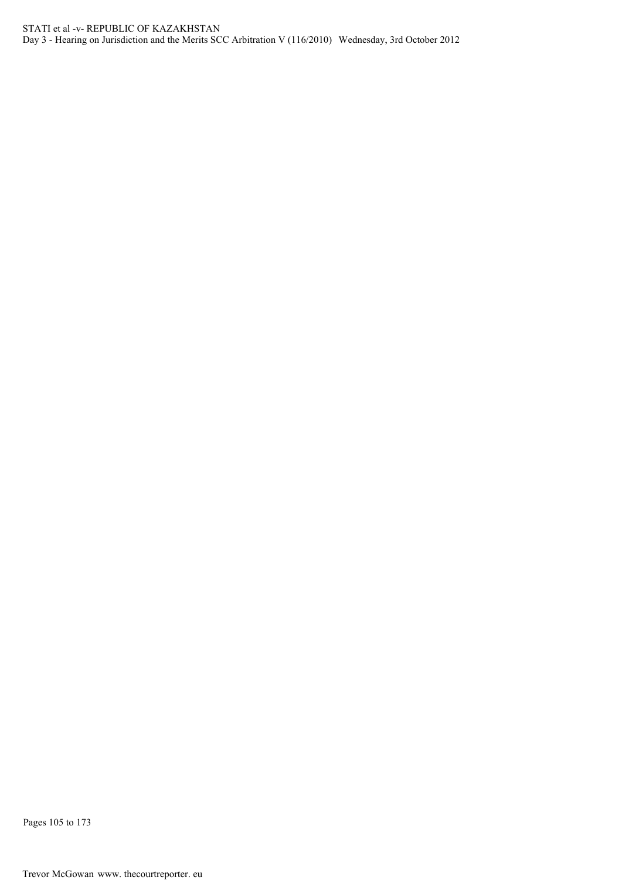Pages 105 to 173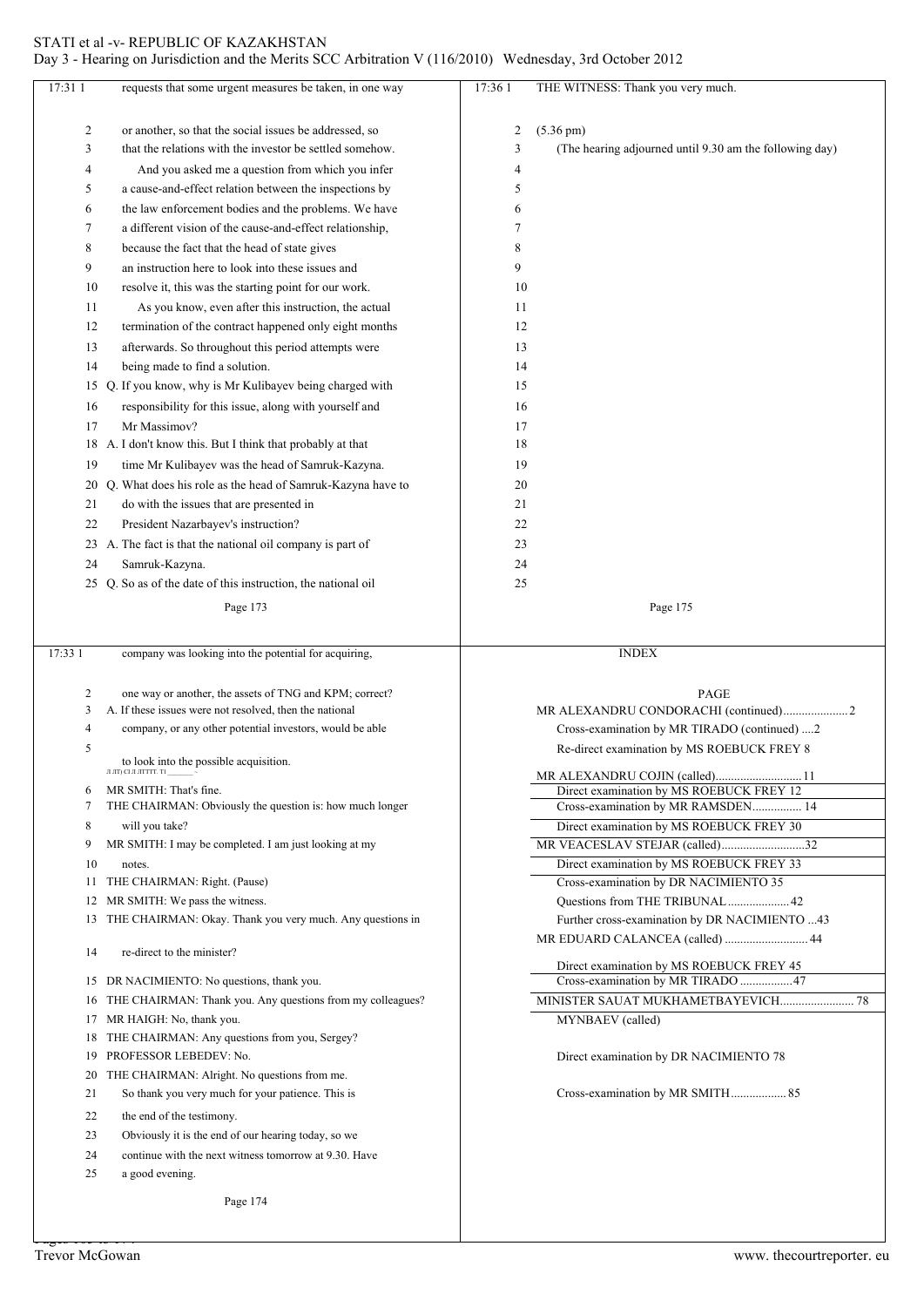17:31 1 requests that some urgent measures be taken, in one way
2 or another, so that the social issues be addressed, so
3 that the relations with the investor be settled somehow.
4 And you asked me a question from which you infer
5 a cause-and-effect relation between the inspections by
6 the law enforcement bodies and the problems. We have
7 a different vision of the cause-and-effect relationship,
8 because the fact that the head of state gives
9 an instruction here to look into these issues and
10 resolve it, this was the starting point for our work.
11 As you know, even after this instruction, the actual
12 termination of the contract happened only eight months
13 afterwards. So throughout this period attempts were
14 being made to find a solution.
15 Q. If you know, why is Mr Kulibayev being charged with
16 responsibility for this issue, along with yourself and
17 Mr Massimov?
18 A. I don't know this. But I think that probably at that
19 time Mr Kulibayev was the head of Samruk-Kazyna.
20 Q. What does his role as the head of Samruk-Kazyna have to
21 do with the issues that are presented in
22 President Nazarbayev's instruction?
23 A. The fact is that the national oil company is part of
24 Samruk-Kazyna.
25 Q. So as of the date of this instruction, the national oil

Page 173

17:33 1 company was looking into the potential for acquiring,
2 one way or another, the assets of TNG and KPM; correct?
3 A. If these issues were not resolved, then the national
4 company, or any other potential investors, would be able
5 to look into the possible acquisition.
6 MR SMITH: That's fine.
7 THE CHAIRMAN: Obviously the question is: how much longer
8 will you take?
9 MR SMITH: I may be completed. I am just looking at my
10 notes.
11 THE CHAIRMAN: Right. (Pause)
12 MR SMITH: We pass the witness.
13 THE CHAIRMAN: Okay. Thank you very much. Any questions in
14 re-direct to the minister?
15 DR NACIMIENTO: No questions, thank you.
16 THE CHAIRMAN: Thank you. Any questions from my colleagues?
17 MR HAIGH: No, thank you.
18 THE CHAIRMAN: Any questions from you, Sergey?
19 PROFESSOR LEBEDEV: No.
20 THE CHAIRMAN: Alright. No questions from me.
21 So thank you very much for your patience. This is
22 the end of the testimony.
23 Obviously it is the end of our hearing today, so we
24 continue with the next witness tomorrow at 9.30. Have
25 a good evening.

Page 174

17:36 1 THE WITNESS: Thank you very much.
2 (5.36 pm)
3 (The hearing adjourned until 9.30 am the following day)
4
5
6
7
8
9
10
11
12
13
14
15
16
17
18
19
20
21
22
23
24
25

Page 175

INDEX

| | PAGE |
|---|---|
| MR ALEXANDRU CONDORACHI (continued) | 2 |
| Cross-examination by MR TIRADO (continued) | 2 |
| Re-direct examination by MS ROEBUCK FREY | 8 |
| MR ALEXANDRU COJIN (called) | 11 |
| Direct examination by MS ROEBUCK FREY | 12 |
| Cross-examination by MR RAMSDEN | 14 |
| Direct examination by MS ROEBUCK FREY | 30 |
| MR VEACESLAV STEJAR (called) | 32 |
| Direct examination by MS ROEBUCK FREY | 33 |
| Cross-examination by DR NACIMIENTO | 35 |
| Questions from THE TRIBUNAL | 42 |
| Further cross-examination by DR NACIMIENTO | 43 |
| MR EDUARD CALANCEA (called) | 44 |
| Direct examination by MS ROEBUCK FREY | 45 |
| Cross-examination by MR TIRADO | 47 |
| MINISTER SAUAT MUKHAMETBAYEVICH MYNBAEV (called) | 78 |
| Direct examination by DR NACIMIENTO | 78 |
| Cross-examination by MR SMITH | 85 |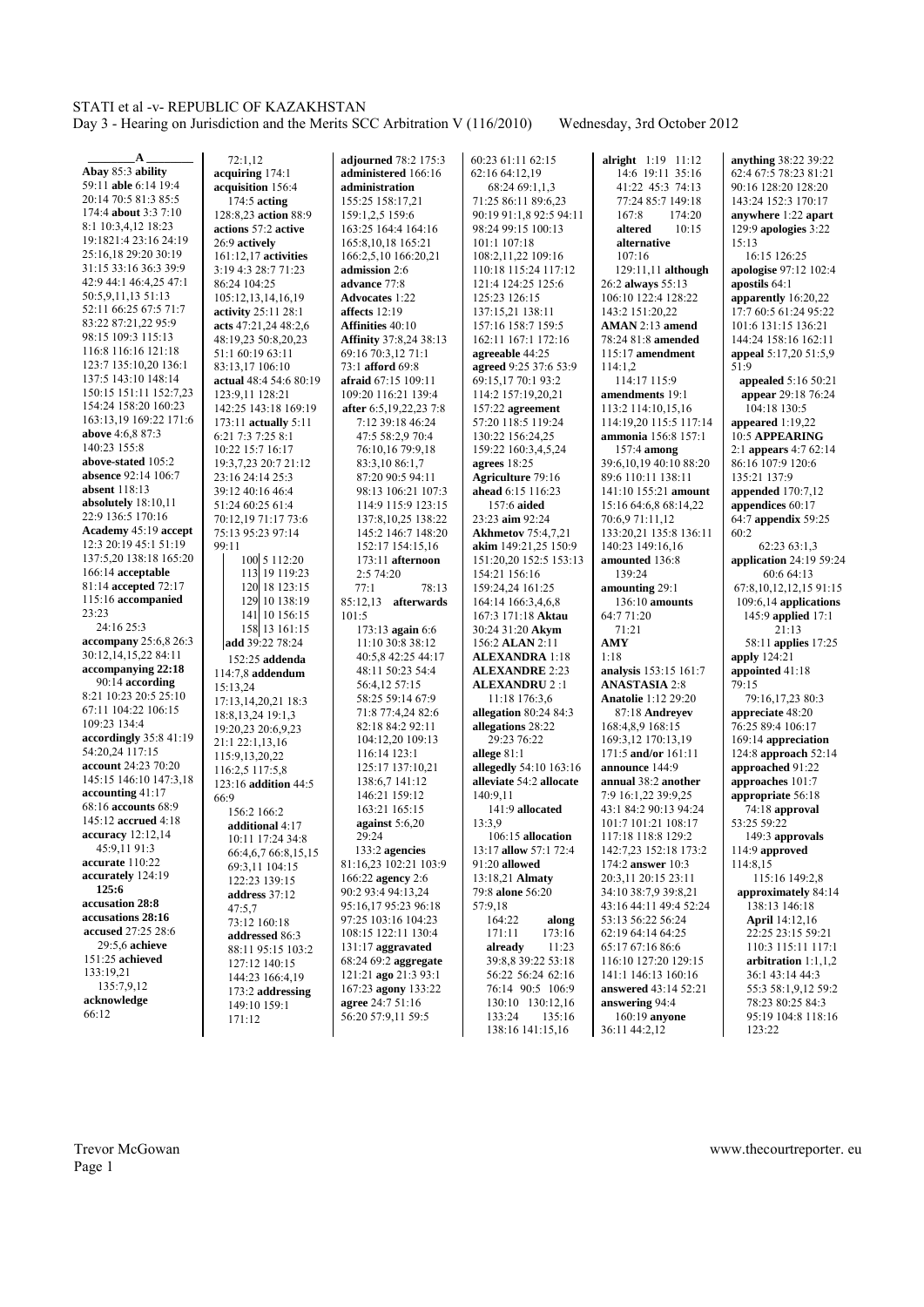**A**

**Abay** 85:3 **ability** 59:11 **able** 6:14 19:4 20:14 70:5 81:3 85:5 174:4 **about** 3:3 7:10 8:1 10:3,4,12 18:23 19:1821:4 23:16 24:19 25:16,18 29:20 30:19 31:15 33:16 36:3 39:9 42:9 44:1 46:4,25 47:1 50:5,9,11,13 51:13 52:11 66:25 67:5 71:7 83:22 87:21,22 95:9 98:15 109:3 115:13 116:8 116:16 121:18 123:7 135:10,20 136:1 137:5 143:10 148:14 150:15 151:11 152:7,23 154:24 158:20 160:23 163:13,19 169:22 171:6 **above** 4:6,8 87:3 140:23 155:8 **above-stated** 105:2 **absence** 92:14 106:7 **absent** 118:13 **absolutely** 18:10,11 22:9 136:5 170:16 **Academy** 45:19 **accept** 12:3 20:19 45:1 51:19 137:5,20 138:18 165:20 166:14 **acceptable** 81:14 **accepted** 72:17 115:16 **accompanied** 23:23 24:16 25:3 **accompany** 25:6,8 26:3 30:12,14,15,22 84:11 **accompanying 22:18** 90:14 **according** 8:21 10:23 20:5 25:10 67:11 104:22 106:15 109:23 134:4 **accordingly** 35:8 41:19 54:20,24 117:15 **account** 24:23 70:20 145:15 146:10 147:3,18 **accounting** 41:17 68:16 **accounts** 68:9 145:12 **accrued** 4:18 **accuracy** 12:12,14 45:9,11 91:3 **accurate** 110:22 **accurately** 124:19 **125:6** **accusation 28:8** **accusations 28:16** **accused** 27:25 28:6 29:5,6 **achieve** 151:25 **achieved** 133:19,21 135:7,9,12 **acknowledge** 66:12

72:1,12 **acquiring** 174:1 **acquisition** 156:4 174:5 **acting** 128:8,23 **action** 88:9 **actions** 57:2 **active** 26:9 **actively** 161:12,17 **activities** 3:19 4:3 28:7 71:23 86:24 104:25 105:12,13,14,16,19 **activity** 25:11 28:1 **acts** 47:21,24 48:2,6 48:19,23 50:8,20,23 51:1 60:19 63:11 83:13,17 106:10 **actual** 48:4 54:6 80:19 123:9,11 128:21 142:25 143:18 169:19 173:11 **actually** 5:11 6:21 7:3 7:25 8:1 10:22 15:7 16:17 19:3,7,23 20:7 21:12 23:16 24:14 25:3 39:12 42:10 46:4 51:24 60:25 61:4 70:12,19 71:17 73:6 75:13 95:23 97:14 99:11 100 5 112:20 113 19 119:23 120 18 123:15 129 10 138:19 141 10 156:15 158 13 161:15 **add** 39:22 78:24 152:25 **addenda** 114:7,8 **addendum** 15:13,24 17:13,14,20,21 18:3 18:8,13,24 19:1,3 19:20,23 20:6,9,23 21:1 22:1,13,16 115:9,13,20,22 116:2,5 117:5,8 123:16 **addition** 44:5 66:9 156:2 166:2 **additional** 4:17 10:11 17:24 34:8 66:4,6,7 66:8,15,15 69:3,11 104:15 122:23 139:15 **address** 37:12 47:5,7 73:12 160:18 **addressed** 86:3 88:11 95:15 103:2 127:12 140:15 144:23 166:4,19 173:2 **addressing** 149:10 159:1 171:12

**adjourned** 78:2 175:3 **administered** 166:16 **administration** 155:25 158:17,21 159:1,2,5 159:6 163:25 164:4 164:16 165:8,10,18 165:21 166:2,5,10 166:20,21 **admission** 2:6 **advance** 77:8 **Advocates** 1:22 **affects** 12:19 **Affinities** 40:10 **Affinity** 37:8,24 38:13 69:16 70:3,12 71:1 73:1 **afford** 69:8 **afraid** 67:15 109:11 109:20 116:21 139:4 **after** 6:5,19,22,23 7:8 7:12 39:18 46:24 47:5 58:2,9 70:4 76:10,16 79:9,18 83:3,10 86:1,7 87:20 90:5 94:11 98:13 106:21 107:3 114:9 115:9 123:15 137:8,10,25 138:22 145:2 146:7 148:20 152:17 154:15,16 173:11 **afternoon** 2:5 74:20 77:1 78:13 85:12,13 **afterwards** 101:5 173:13 **again** 6:6 11:10 30:8 38:12 40:5,8 42:25 44:17 48:11 50:23 54:4 56:4,12 57:15 58:25 59:14 67:9 71:8 77:4,24 82:6 82:18 84:2 92:11 104:12,20 109:13 116:14 123:1 125:17 137:10,21 138:6,7 141:12 146:21 159:12 163:21 165:15 **against** 5:6,20 29:24 133:2 **agencies** 81:16,23 102:21 103:9 166:22 **agency** 2:6 90:2 93:4 94:13,24 95:16,17 95:23 96:18 97:25 103:16 104:23 108:15 122:11 130:4 131:17 **aggravated** 68:24 69:2 **aggregate** 121:21 **ago** 21:3 93:1 167:23 **agony** 133:22 **agree** 24:7 51:16 56:20 57:9,11 59:5

60:23 61:11 62:15 62:16 64:12,19 68:24 69:1,1,3 71:25 86:11 89:6,23 90:19 91:1,8 92:5 94:11 98:24 99:15 100:13 101:1 107:18 108:2,11,22 109:16 110:18 115:24 117:12 121:4 124:25 125:6 125:23 126:15 137:15,21 138:11 157:16 158:7 159:5 162:11 167:1 172:16 **agreeable** 44:25 **agreed** 9:25 37:6 53:9 69:15,17 70:1 93:2 114:2 157:19,20,21 157:22 **agreement** 57:20 118:5 119:24 130:22 156:24,25 159:22 160:3,4,5,24 **agrees** 18:25 **Agriculture** 79:16 **ahead** 6:15 116:23 157:6 **aided** 23:23 **aim** 92:24 **Akhmetov** 75:4,7,21 **akim** 149:21,25 150:9 151:20,22 152:5 153:13 154:21 156:16 159:24,24 161:25 164:14 166:3,4,6,8 167:3 171:18 **Aktau** 30:24 31:20 **Akym** 156:2 **ALAN** 2:11 **ALEXANDRA** 1:18 **ALEXANDRE** 2:23 **ALEXANDRU** 2 :1 11:18 176:3,6 **allegation** 80:24 84:3 **allegations** 28:22 29:23 76:22 **allege** 81:1 **allegedly** 54:10 163:16 **alleviate** 54:2 **allocate** 140:9,11 141:9 **allocated** 13:3,9 106:15 **allocation** 13:17 **allow** 57:1 72:4 91:20 **allowed** 13:18,21 **Almaty** 79:8 **alone** 56:20 57:9,18 164:22 **along** 171:11 173:16 **already** 11:23 39:8,8 39:22 53:18 56:22 56:24 62:16 76:14 90:5 106:9 130:10 130:12,16 133:24 135:16 138:16 141:15,16

**alright** 1:19 11:12 14:6 19:11 35:16 41:22 45:3 74:13 77:24 85:7 149:18 167:8 174:20 **altered** 10:15 **alternative** 107:16 129:11,11 **although** 26:2 **always** 55:13 106:10 122:4 128:22 143:2 151:20,22 **AMAN** 2:13 **amend** 78:24 81:8 **amended** 115:17 **amendment** 114:1,2 114:17 115:9 **amendments** 19:1 113:2 114:10,15,16 114:19,20 115:5 117:14 **ammonia** 156:8 157:1 157:4 **among** 39:6,10,19 40:10 88:20 89:6 110:11 138:11 141:10 155:21 **amount** 15:16 64:6,8 68:14,22 70:6,9 71:11,12 133:20,21 135:8 136:11 140:23 149:16,16 **amounted** 136:8 139:24 **amounting** 29:1 136:10 **amounts** 64:7 71:20 71:21 **AMY** 1:18 **analysis** 153:15 161:7 **ANASTASIA** 2:8 **Anatolie** 1:12 29:20 87:18 **Andreyev** 168:4,8,9 168:15 169:3,12 170:13,19 171:5 **and/or** 161:11 **announce** 144:9 **annual** 38:2 **another** 7:9 16:1,22 39:9,25 43:1 84:2 90:13 94:24 101:7 101:21 108:17 117:18 118:8 129:2 142:7,23 152:18 173:2 174:2 **answer** 10:3 20:3,11 20:15 23:11 34:10 38:7,9 39:8,21 43:16 44:11 49:4 52:24 53:13 56:22 56:24 62:19 64:14 64:25 65:17 67:16 86:6 116:10 127:20 129:15 141:1 146:13 160:16 **answered** 43:14 52:21 **answering** 94:4 160:19 **anyone** 36:11 44:2,12

**anything** 38:22 39:22 62:4 67:5 78:23 81:21 90:16 128:20 128:20 143:24 152:3 170:17 **anywhere** 1:22 **apart** 129:9 **apologies** 3:22 15:13 16:15 126:25 **apologise** 97:12 102:4 **apostils** 64:1 **apparently** 16:20,22 17:7 60:5 61:24 95:22 101:6 131:15 136:21 144:24 158:16 162:11 **appeal** 5:17,20 51:5,9 51:9 **appealed** 5:16 50:21 **appear** 29:18 76:24 104:18 130:5 **appeared** 1:19,22 10:5 **APPEARING** 2:1 **appears** 4:7 62:14 86:16 107:9 120:6 135:21 137:9 **appended** 170:7,12 **appendices** 60:17 64:7 **appendix** 59:25 60:2 62:23 63:1,3 **application** 24:19 59:24 60:6 64:13 67:8,10,12,12,15 91:15 109:6,14 **applications** 145:9 **applied** 17:1 21:13 58:11 **applies** 17:25 **apply** 124:21 **appointed** 41:18 79:15 79:16,17,23 80:3 **appreciate** 48:20 76:25 89:4 106:17 169:14 **appreciation** 124:8 **approach** 52:14 **approached** 91:22 **approaches** 101:7 **appropriate** 56:18 74:18 **approval** 53:25 59:22 149:3 **approvals** 114:9 **approved** 114:8,15 115:16 149:2,8 **approximately** 84:14 138:13 146:18 **April** 14:12,16 22:25 23:15 59:21 110:3 115:11 117:1 **arbitration** 1:1,1,2 36:1 43:14 44:3 55:3 58:1,9,12 59:2 78:23 80:25 84:3 95:19 104:8 118:16 123:22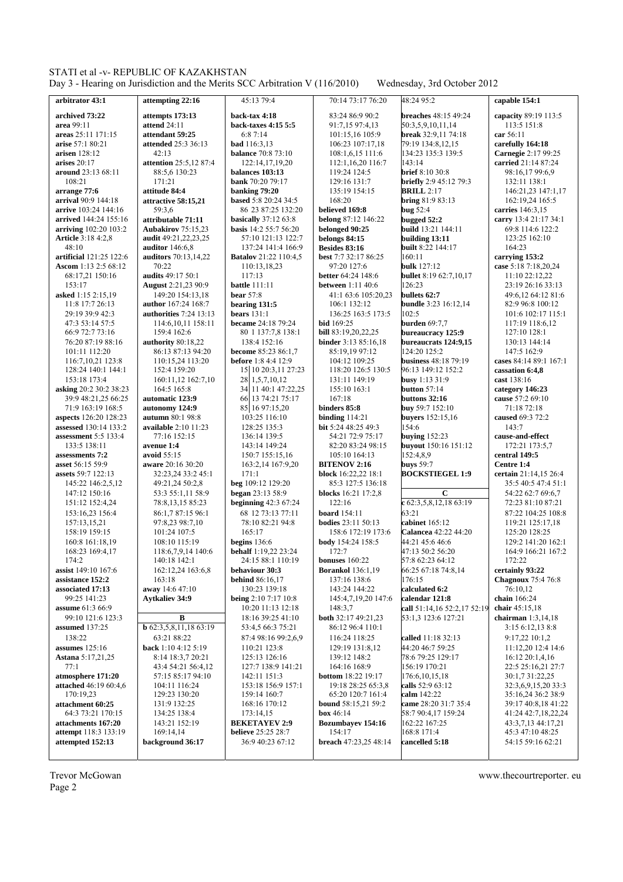**arbitrator** 43:1
**archived** 73:22
**area** 99:11
**areas** 25:11 171:15
**arise** 57:1 80:21
**arisen** 128:12
**arises** 20:17
**around** 23:13 68:11 108:21
**arrange** 77:6
**arrival** 90:9 144:18
**arrive** 103:24 144:16
**arrived** 144:24 155:16
**arriving** 102:20 103:2
**Article** 3:18 4:2,8 48:10
**artificial** 121:25 122:6
**Ascom** 1:13 2:5 68:12 68:17,21 150:16 153:17
**asked** 1:15 2:15,19 11:8 17:7 26:13 29:19 39:9 42:3 47:3 53:14 57:5 66:9 72:7 73:16 76:20 87:19 88:16 101:11 112:20 116:7,10,21 123:8 128:24 140:1 144:1 153:18 173:4
**asking** 20:2 30:2 38:23 39:9 48:21,25 66:25 71:9 163:19 168:5
**aspects** 126:20 128:23
**assessed** 130:14 133:2
**assessment** 5:5 133:4 133:5 138:11
**assessments** 7:2
**asset** 56:15 59:9
**assets** 59:7 122:13 145:22 146:2,5,12 147:12 150:16 151:12 152:4,24 153:16,23 156:4 157:13,15,21 158:19 159:15 160:8 161:18,19 168:23 169:4,17 174:2
**assist** 149:10 167:6
**assistance** 152:2
**associated** 17:13 99:25 141:23
**assume** 61:3 66:9 99:10 121:6 123:3
**assumed** 137:25 138:22
**assumes** 125:16
**Astana** 5:17,21,25 77:1
**atmosphere** 171:20
**attached** 46:19 60:4,6 170:19,23
**attachment** 60:25 64:3 73:21 170:15
**attachments** 167:20
**attempt** 118:3 133:19
**attempted** 152:13
**attempting** 22:16
**attempts** 173:13
**attend** 24:11
**attendant** 59:25
**attended** 25:3 36:13 42:13
**attention** 25:5,12 87:4 88:5,6 130:23 171:21
**attitude** 84:4
**attractive** 58:15,21 59:3,6
**attributable** 71:11
**Aubakirov** 75:15,23
**audit** 49:21,22,23,25
**auditor** 146:6,8
**auditors** 70:13,14,22 70:22
**audits** 49:17 50:1
**August** 2:21,23 90:9 149:20 154:13,18
**author** 167:24 168:7
**authorities** 7:24 13:13 114:6,10,11 158:11 159:4 162:6
**authority** 80:18,22 86:13 87:13 94:20 110:15,24 113:20 152:4 159:20 160:11,12 162:7,10 164:5 165:8
**automatic** 123:9
**autonomy** 124:9
**autumn** 80:1 98:8
**available** 2:10 11:23 77:16 152:15
**avenue** 1:4
**avoid** 55:15
**aware** 20:16 30:20 32:23,24 33:2 45:1 49:21,24 50:2,8 53:3 55:1,11 58:9 78:8,13,15 85:23 86:1,7 87:15 96:1 97:8,23 98:7,10 101:24 107:5 108:10 115:19 118:6,7,9,14 140:6 140:18 142:1 162:12,24 163:6,8 163:18
**away** 14:6 47:10
**Aytkaliev** 34:9

**B**

**b** 62:3,5,8,11,18 63:19 63:21 88:22
**back** 1:10 4:12 5:19 8:14 18:3,7 20:21 43:4 54:21 56:4,12 57:15 85:17 94:10 104:11 116:24 129:23 130:20 131:9 132:25 134:25 138:4 143:21 152:19 169:14,14
**background** 36:17
45:13 79:4
**back-tax** 4:18
**back-taxes** 4:15 5:5 6:8 7:14
**bad** 116:3,13
**balance** 70:8 73:10 122:14,17,19,20
**balances** 103:13
**bank** 70:20 79:17
**banking** 79:20
**based** 5:8 20:24 34:5 86 23 87:25 132:20
**basically** 37:12 63:8
**basis** 14:2 55:7 56:20 57:10 121:13 122:7 137:24 141:4 166:9
**Batalov** 21:22 110:4,5 110:13,18,23 117:13
**battle** 111:11
**bear** 57:8
**bearing** 131:5
**bears** 131:1
**became** 24:18 79:24 80 1 137:7,8 138:1 138:4 152:16
**become** 85:23 86:1,7
**before** 1:8 4:4 12:9 15 10 20:3,11 27:23 28 1,5,7,10,12 34 11 40:1 47:22,25 66 13 74:21 75:17 85 16 97:15,20 103:25 116:10 128:25 135:3 136:14 139:5 143:14 149:24 150:7 155:15,16 163:2,14 167:9,20 171:1
**beg** 109:12 129:20
**began** 23:13 58:9
**beginning** 42:3 67:24 68 12 73:13 77:11 78:10 82:21 94:8 165:17
**begins** 136:6
**behalf** 1:19,22 23:24 24:15 88:1 110:19
**behaviour** 30:3
**behind** 86:16,17 130:23 139:18
**being** 2:10 7:17 10:8 10:20 11:13 12:18 18:16 39:25 41:10 53:4,5 66:3 75:21 87:4 98:16 99:2,6,9 110:21 123:8 125:13 126:16 127:7 138:9 141:21 142:11 151:3 153:18 156:9 157:1 159:14 160:7 168:16 170:12 173:14,15
**BEKETAYEV** 2:9
**believe** 25:25 28:7 36:9 40:23 67:12
70:14 73:17 76:20 83:24 86:9 90:2 91:7,15 97:4,13 101:15,16 105:9 106:23 107:17,18 108:1,6,15 111:6 112:1,16,20 116:7 119:24 124:5 129:16 131:7 135:19 154:15 168:20
**believed** 169:8
**belong** 87:12 146:22
**belonged** 90:25
**belongs** 84:15
**Besides** 83:16
**best** 7:7 32:17 86:25 97:20 127:6
**better** 64:24 148:6
**between** 1:11 40:6 41:1 63:6 105:20,23 106:1 132:12 136:25 163:5 173:5
**bid** 169:25
**bill** 83:19,20,22,25
**binder** 3:13 85:16,18 85:19,19 97:12 104:12 109:25 118:20 126:5 130:5 131:11 149:19 155:10 163:1 167:18
**binders** 85:8
**binding** 114:21
**bit** 5:24 48:25 49:3 54:21 72:9 75:17 82:20 83:24 98:15 105:10 164:13
**BITENOV** 2:16
**block** 16:22,22 18:1 85:3 127:5 136:18
**blocks** 16:21 17:2,8 122:16
**board** 154:11
**bodies** 23:11 50:13 158:6 172:19 173:6 172:7
**body** 154:24 158:5
**bonuses** 160:22
**Borankol** 136:1,19 137:16 138:6 143:24 144:22 145:4,7,19,20 147:6 148:3,7
**both** 32:17 49:21,23 86:12 96:4 110:1 116:24 118:25 129:19 131:8,12 139:12 148:2 164:16 168:9
**bottom** 18:22 19:17 19:18 28:25 65:3,8 65:20 120:7 161:4
**bound** 58:15,21 59:2
**box** 46:14
**Bozumbayev** 154:16 154:17
**breach** 47:23,25 48:14
48:24 95:2
**breaches** 48:15 49:24 50:3,5,9,10,11,14 79:19 134:8,12,15 134:23 135:3 139:5 143:14
**break** 32:9,11 74:18
**brief** 8:10 30:8
**briefly** 2:9 45:12 79:3
**BRILL** 2:17
**bring** 81:9 83:13
**bug** 52:4
**bugged** 52:2
**build** 13:21 144:11
**building** 13:11
**built** 8:22 144:17 160:11
**bulk** 127:12
**bullet** 8:19 62:7,10,17 126:23
**bullets** 62:7
**bundle** 3:23 16:12,14 102:5
**burden** 69:7,7
**bureaucracy** 125:9
**bureaucrats** 124:9,15 124:20 125:2
**business** 48:18 79:19 96:13 149:12 152:2
**busy** 1:13 31:9
**button** 57:14
**buttons** 32:16
**buy** 59:7 152:10
**buyers** 152:15,16 154:6
**buying** 152:23
**buyout** 150:16 151:12 152:4,8,9
**buys** 59:7
**BOCKSTIEGEL** 1:9

**C**

**c** 62:3,5,8,12,18 63:19 63:21
**cabinet** 165:12
**Calancea** 42:22 44:20 44:21 45:6 46:6 47:13 50:2 56:20 57:8 62:23 64:12 66:25 67:18 74:8,14 176:15
**calculated** 6:2
**calendar** 121:8
**call** 51:14,16 52:2,17 52:19 53:1,3 123:6 127:21
**called** 11:18 32:13 44:20 46:7 59:25 78:6 79:25 129:17 156:19 170:21 176:6,10,15,18
**calls** 52:9 63:12
**calm** 142:22
**came** 28:20 31:7 35:4 58:7 90:4,17 159:24 162:22 167:25 168:8 171:4
**cancelled** 5:18
**capable** 154:1
**capacity** 89:19 113:5 113:5 151:8
**car** 56:11
**carefully** 164:18
**Carnegie** 2:17 99:25
**carried** 21:14 87:24 98:16,17 99:6,9 132:11 138:1 146:21,23 147:1,17 162:19,24 165:5
**carries** 146:3,15
**carry** 13:4 21:17 34:1 69:8 114:6 122:1 123:25 162:10 164:23
**carrying** 153:2
**case** 5:18 7:18,20,24 11:10 22:12,22 23:19 26:16 33:13 49:6,12 64:12 81:6 82:9 96:8 100:12 101:6 102:17 115:1 117:19 118:6,12 127:10 128:1 130:13 144:14 147:5 162:9
**cases** 84:14 89:1 167:1
**cassation** 6:4,8
**cast** 138:16
**category** 146:23
**cause** 57:2 69:10 71:18 72:18
**caused** 69:3 72:2 143:7
**cause-and-effect** 172:21 173:5,7
**central** 149:5
**Centre** 1:4
**certain** 21:14,15 26:4 35:5 40:5 47:4 51:1 54:22 62:7 69:6,7 72:23 81:10 87:21 87:22 104:25 108:8 119:21 125:17,18 125:20 128:25 129:2 141:20 162:1 164:9 166:21 167:2 172:22
**certainly** 93:22
**Chagnoux** 75:4 76:8 76:10,12
**chain** 166:24
**chair** 45:15,18
**chairman** 1:3,14,18 3:15 6:12,13 8:8 9:17,22 10:1,2 11:12,20 12:4 14:6 16:12 20:1,4,16 22:5 25:16,21 27:7 30:1,7 31:22,25 32:3,6,9,15,20 33:3 35:16,24 36:2 38:9 39:17 40:8,18 41:22 41:24 42:7,18,22,24 43:3,7,13 44:17,21 45:3 47:10 48:25 54:15 59:16 62:21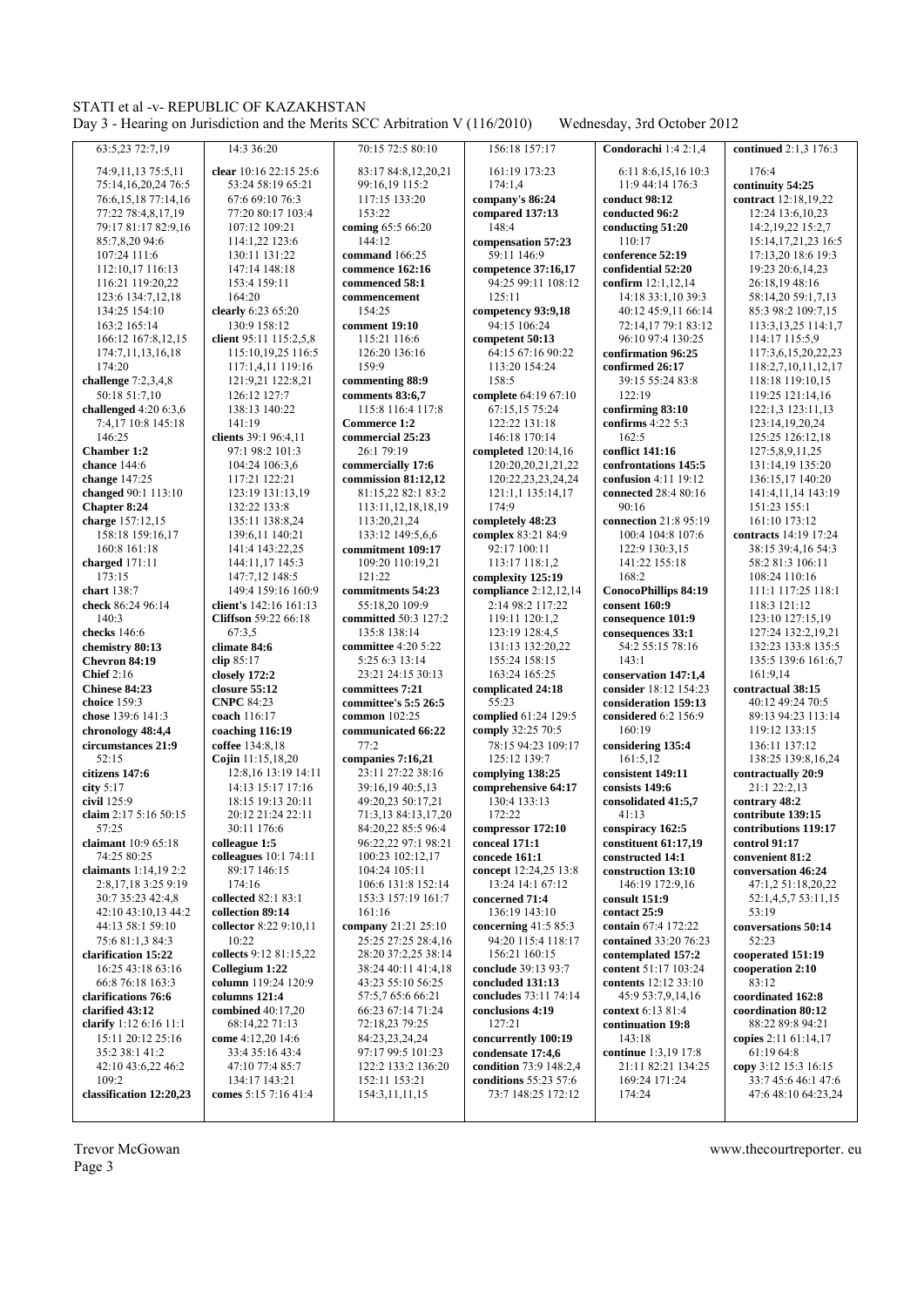63:5,23 72:7,19
74:9,11,13 75:5,11
75:14,16,20,24 76:5
76:6,15,18 77:14,16
77:22 78:4,8,17,19
79:17 81:17 82:9,16
85:7,8,20 94:6
107:24 111:6
112:10,17 116:13
116:21 119:20,22
123:6 134:7,12,18
134:25 154:10
163:2 165:14
166:12 167:8,12,15
174:7,11,13,16,18
174:20

**challenge** 7:2,3,4,8
50:18 51:7,10

**challenged** 4:20 6:3,6
7:4,17 10:8 145:18
146:25

**Chamber 1:2**

**chance** 104:6

**change** 147:25

**changed** 90:1 113:10

**Chapter 8:24**

**charge** 157:12,15
158:18 159:16,17
160:8 161:18

**charged** 171:11
173:15

**chart** 138:7

**check** 86:24 96:14
140:3

**checks** 146:6

**chemistry 80:13**

**Chevron 84:19**

**Chief** 2:16

**Chinese 84:23**

**choice** 159:3

**chose** 139:6 141:3

**chronology 48:4,4**

**circumstances 21:9**
52:15

**citizens 147:6**

**city** 5:17

**civil** 125:9

**claim** 2:17 5:16 50:15
57:25

**claimant** 10:9 65:18
74:25 80:25

**claimants** 1:14,19 2:2
2:8,17,18 3:25 9:19
30:7 35:23 42:4,8
42:10 43:10,13 44:2
44:13 58:1 59:10
75:6 81:1,3 84:3

**clarification 15:22**
16:25 43:18 63:16
66:8 76:18 163:3

**clarifications 76:6**

**clarified 43:12**

**clarify** 1:12 6:16 11:1
15:11 20:12 25:16
35:2 38:1 41:2
42:10 43:6,22 46:2
109:2

**classification 12:20,23**

14:3 36:20

**clear** 10:16 22:15 25:6
53:24 58:19 65:21
67:6 69:10 76:3
77:20 80:17 103:4
107:12 109:21
114:1,22 123:6
130:11 131:22
147:14 148:18
153:4 159:11
164:20

**clearly** 6:23 65:20
130:9 158:12

**client** 95:11 115:2,5,8
115:10,19,25 116:5
117:1,4,11 119:16
121:9,21 122:8,21
126:12 127:7
138:13 140:22
141:19

**clients** 39:1 96:4,11
97:1 98:2 101:3
104:24 106:3,6
117:21 122:21
123:19 131:13,19
132:22 133:8
135:11 138:8,24
139:6,11 140:21
141:4 143:22,25
144:11,17 145:3
147:7,12 148:5
149:4 159:16 160:9

**client's** 142:16 161:13

**Cliffson** 59:22 66:18
67:3,5

**climate 84:6**

**clip** 85:17

**closely 172:2**

**closure 55:12**

**CNPC** 84:23

**coach** 116:17

**coaching 116:19**

**coffee** 134:8,18

**Cojin** 11:15,18,20
12:8,16 13:19 14:11
14:13 15:17 17:16
18:15 19:13 20:11
20:12 21:24 22:11
30:11 176:6

**colleague 1:5**

**colleagues** 10:1 74:11
89:17 146:15
174:16

**collected** 82:1 83:1

**collection 89:14**

**collector** 8:22 9:10,11
10:22

**collects** 9:12 81:15,22

**Collegium 1:22**

**column** 119:24 120:9

**columns 121:4**

**combined** 40:17,20
68:14,22 71:13

**come** 4:12,20 14:6
33:4 35:16 43:4
47:10 77:4 85:7
134:17 143:21

**comes** 5:15 7:16 41:4

70:15 72:5 80:10
83:17 84:8,12,20,21
99:16,19 115:2
117:15 133:20
153:22

**coming** 65:5 66:20
144:12

**command** 166:25

**commence 162:16**

**commenced 58:1**

**commencement**
154:25

**comment 19:10**
115:21 116:6
126:20 136:16
159:9

**commenting 88:9**

**comments 83:6,7**
115:8 116:4 117:8

**Commerce 1:2**

**commercial 25:23**
26:1 79:19

**commercially 17:6**

**commission 81:12,12**
81:15,22 82:1 83:2
113:11,12,18,18,19
113:20,21,24
133:12 149:5,6,6

**commitment 109:17**
109:20 110:19,21
121:22

**commitments 54:23**
55:18,20 109:9

**committed** 50:3 127:2
135:8 138:14

**committee** 4:20 5:22
5:25 6:3 13:14
23:21 24:15 30:13

**committees 7:21**

**committee's 5:5 26:5**

**common** 102:25

**communicated 66:22**
77:2

**companies 7:16,21**
23:11 27:22 38:16
39:16,19 40:5,13
49:20,23 50:17,21
71:3,13 84:13,17,20
84:20,22 85:5 96:4
96:22,22 97:1 98:21
100:23 102:12,17
104:24 105:11
106:6 131:8 152:14
153:3 157:19 161:7
161:16

**company** 21:22 25:10
25:25 27:25 28:4,16
28:20 37:2,25 38:14
38:24 40:11 41:4,18
43:23 55:10 56:25
57:5,7 65:6 66:21
66:23 67:14 71:24
72:18,23 79:25
84:23,23,24,24
97:17 99:5 101:23
122:2 133:2 136:20
152:11 153:21
154:3,11,11,15

156:18 157:17
161:19 173:23
174:1,4

**company's 86:24**

**compared 137:13**
148:4

**compensation 57:23**
59:11 146:9

**competence 37:16,17**
94:25 99:11 108:12
125:11

**competency 93:9,18**
94:15 106:24

**competent 50:13**
64:15 67:16 90:22
113:20 154:24
158:5

**complete** 64:19 67:10
67:15,15 75:24
122:22 131:18
146:18 170:14

**completed** 120:14,16
120:20,20,21,21,22
120:22,23,23,24,24
121:1,1 135:14,17
174:9

**completely 48:23**

**complex** 83:21 84:9
92:17 100:11
113:17 118:1,2

**complexity 125:19**

**compliance** 2:12,12,14
2:14 98:2 117:22
119:11 120:1,2
123:19 128:4,5
131:13 132:20,22
155:24 158:15
163:24 165:25

**complicated 24:18**
55:23

**complied** 61:24 129:5

**comply** 32:25 70:5
78:15 94:23 109:17
125:12 139:7

**complying 138:25**

**comprehensive 64:17**
130:4 133:13
172:22

**compressor 172:10**

**conceal 171:1**

**concede 161:1**

**concept** 12:24,25 13:8
13:24 14:1 67:12

**concerned 71:4**
136:19 143:10

**concerning** 41:5 85:3
94:20 115:4 118:17
156:21 160:15

**conclude** 39:13 93:7

**concluded 131:13**

**concludes** 73:11 74:14

**conclusions 4:19**
127:21

**concurrently 100:19**

**condensate 17:4,6**

**condition** 73:9 148:2,4

**conditions** 55:23 57:6
73:7 148:25 172:12

**Condorachi** 1:4 2:1,4
6:11 8:6,15,16 10:3
11:9 44:14 176:3

**conduct 98:12**

**conducted 96:2**

**conducting 51:20**
110:17

**conference 52:19**

**confidential 52:20**

**confirm** 12:1,12,14
14:18 33:1,10 39:3
40:12 45:9,11 66:14
72:14,17 79:1 83:12
96:10 97:4 130:25

**confirmation 96:25**

**confirmed 26:17**
39:15 55:24 83:8
122:19

**confirming 83:10**

**confirms** 4:22 5:3
162:5

**conflict 141:16**

**confrontations 145:5**

**confusion** 4:11 19:12

**connected** 28:4 80:16
90:16

**connection** 21:8 95:19
100:4 104:8 107:6
122:9 130:3,15
141:22 155:18
168:2

**ConocoPhillips 84:19**

**consent 160:9**

**consequence 101:9**

**consequences 33:1**
54:2 55:15 78:16
143:1

**conservation 147:1,4**

**consider** 18:12 154:23

**consideration 159:13**

**considered** 6:2 156:9
160:19

**considering 135:4**
161:5,12

**consistent 149:11**

**consists 149:6**

**consolidated 41:5,7**
41:13

**conspiracy 162:5**

**constituent 61:17,19**

**constructed 14:1**

**construction 13:10**
146:19 172:9,16

**consult 151:9**

**contact 25:9**

**contain** 67:4 172:22

**contained** 33:20 76:23

**contemplated 157:2**

**content** 51:17 103:24

**contents** 12:12 33:10
45:9 53:7,9,14,16

**context** 6:13 81:4

**continuation 19:8**
143:18

**continue** 1:3,19 17:8
21:11 82:21 134:25
169:24 171:24
174:24

**continued** 2:1,3 176:3
176:4

**continuity 54:25**

**contract** 12:18,19,22
12:24 13:6,10,23
14:2,19,22 15:2,7
15:14,17,21,23 16:5
17:13,20 18:6 19:3
19:23 20:6,14,23
26:18,19 48:16
58:14,20 59:1,7,13
85:3 98:2 109:7,15
113:3,13,25 114:1,7
114:17 115:5,9
117:3,6,15,20,22,23
118:2,7,10,11,12,17
118:18 119:10,15
119:25 121:14,16
122:1,3 123:11,13
123:14,19,20,24
125:25 126:12,18
127:5,8,9,11,25
131:14,19 135:20
136:15,17 140:20
141:4,11,14 143:19
151:23 155:1
161:10 173:12

**contracts** 14:19 17:24
38:15 39:4,16 54:3
58:2 81:3 106:11
108:24 110:16
111:1 117:25 118:1
118:3 121:12
123:10 127:15,19
127:24 132:2,19,21
132:23 133:8 135:5
135:5 139:6 161:6,7
161:9,14

**contractual 38:15**
40:12 49:24 70:5
89:13 94:23 113:14
119:12 133:15
136:11 137:12
138:25 139:8,16,24

**contractually 20:9**
21:1 22:2,13

**contrary 48:2**

**contribute 139:15**

**contributions 119:17**

**control 91:17**

**convenient 81:2**

**conversation 46:24**
47:1,2 51:18,20,22
52:1,4,5,7 53:11,15
53:19

**conversations 50:14**
52:23

**cooperated 151:19**

**cooperation 2:10**
83:12

**coordinated 162:8**

**coordination 80:12**
88:22 89:8 94:21

**copies** 2:11 61:14,17
61:19 64:8

**copy** 3:12 15:3 16:15
33:7 45:6 46:1 47:6
47:6 48:10 64:23,24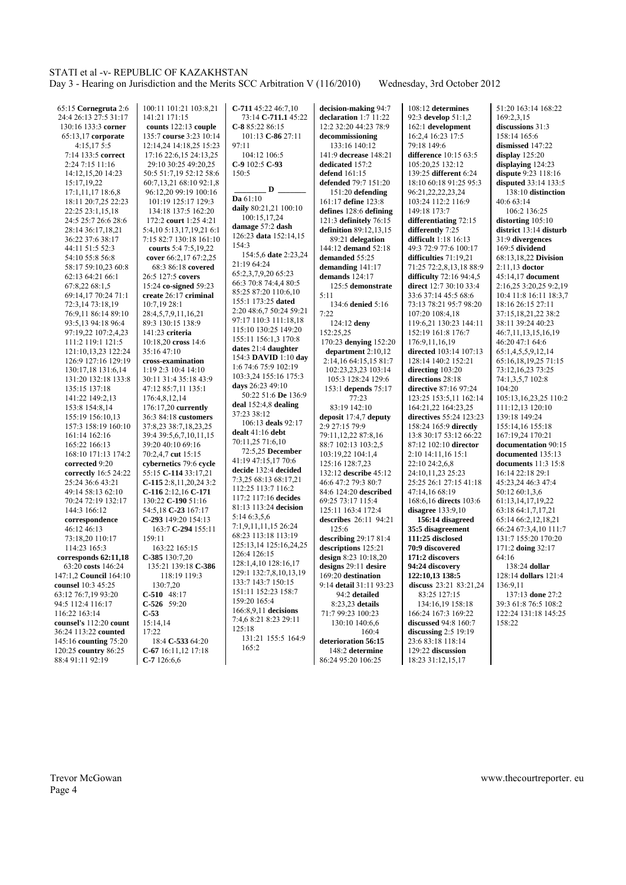65:15 **Cornegruta** 2:6 24:4 26:13 27:5 31:17 130:16 133:3 **corner** 65:13,17 **corporate** 4:15,17 5:5 7:14 133:5 **correct** 2:24 7:15 11:16 14:12,15,20 14:23 15:17,19,22 17:1,11,17 18:6,8 18:11 20:7,25 22:23 22:25 23:1,15,18 24:5 25:7 26:6 28:6 28:14 36:17,18,21 36:22 37:6 38:17 44:11 51:5 52:3 54:10 55:8 56:8 58:17 59:10,23 60:8 62:13 64:21 66:1 67:8,22 68:1,5 69:14,17 70:24 71:1 72:3,14 73:18,19 76:9,11 86:14 89:10 93:5,13 94:18 96:4 97:19,22 107:2,4,23 111:2 119:1 121:5 121:10,13,23 122:24 126:9 127:16 129:19 130:17,18 131:6,14 131:20 132:18 133:8 135:15 137:18 141:22 149:2,13 153:8 154:8,14 155:19 156:10,13 157:3 158:19 160:10 161:14 162:16 165:22 166:13 168:10 171:13 174:2 **corrected** 9:20 **correctly** 16:5 24:22 25:24 36:6 43:21 49:14 58:13 62:10 70:24 72:19 132:17 144:3 166:12 **correspondence** 46:12 46:13 73:18,20 110:17 114:23 165:3 **corresponds 62:11,18** 63:20 **costs** 146:24 147:1,2 **Council** 164:10 **counsel** 10:3 45:25 63:12 76:7,19 93:20 94:5 112:4 116:17 116:22 163:14 **counsel's** 112:20 **count** 36:24 113:22 **counted** 145:16 **counting** 75:20 120:25 **country** 86:25 88:4 91:11 92:19

100:11 101:21 103:8,21 141:21 171:15 **counts** 122:13 **couple** 135:7 **course** 3:23 10:14 12:14,24 14:18,25 15:23 17:16 22:6,15 24:13,25 29:10 30:25 49:20,25 50:5 51:7,19 52:12 58:6 60:7,13,21 68:10 92:1,8 96:12,20 99:19 100:16 101:19 125:17 129:3 134:18 137:5 162:20 172:2 **court** 1:25 4:21 5:4,10 5:13,17,19,21 6:1 7:15 82:7 130:18 161:10 **courts** 5:4 73:5,19,22 **cover** 66:2,17 67:2,25 68:3 86:18 **covered** 26:5 127:5 **covers** 15:24 **co-signed** 59:23 **create** 26:17 **criminal** 10:7,19 28:1 28:4,5,7,9,11,16,21 89:3 130:15 138:9 141:23 **criteria** 10:18,20 **cross** 14:6 35:16 47:10 **cross-examination** 1:19 2:3 10:4 14:10 30:11 31:4 35:18 43:9 47:12 85:7,11 135:1 176:4,8,12,14 176:17,20 **currently** 36:3 84:18 **customers** 37:8,23 38:7,18,23,25 39:4 39:5,6,7,10,11,15 39:20 40:10 69:16 70:2,4,7 **cut** 15:15 **cybernetics** 79:6 **cycle** 55:15 **C-114** 33:17,21 **C-115** 2:8,11,20,24 3:2 **C-116** 2:12,16 **C-171** 130:22 **C-190** 51:16 54:5,18 **C-23** 167:17 **C-293** 149:20 154:13 163:7 **C-294** 155:11 159:11 163:22 165:15 **C-385** 130:7,20 135:21 139:18 **C-386** 118:19 119:3 130:7,20 **C-510** 48:17 **C-526** 59:20 **C-53** 15:14,14 17:22 18:4 **C-533** 64:20 **C-67** 16:11,12 17:18 **C-7** 126:6,6

**C-711** 45:22 46:7,10 73:14 **C-711.1** 45:22 **C-8** 85:22 86:15 101:13 **C-86** 27:11 97:11 **C-9** 102:5 **C-93** 150:5

**D**

**Da** 61:10 **daily** 80:21,21 100:10 100:15,17,24 **damage** 57:2 **dash** 126:23 **data** 152:14,15 154:3 154:5,6 **date** 2:23,24 21:19 64:24 65:2,3,7,9,20 65:23 66:3 70:8 74:4,4 80:5 85:25 87:20 110:6,10 155:1 173:25 **dated** 2:20 48:6,7 50:24 59:21 97:17 110:3 111:8,18 115:10 130:25 149:20 155:11 156:1,3 170:8 **dates** 21:4 **daughter** 154:3 **DAVID** 1:10 **day** 1:6 74:6 75:9 102:19 103:3,24 155:16 175:3 **days** 26:23 49:10 50:22 51:6 **De** 136:9 **deal** 152:4,8 **dealing** 37:23 38:12 106:13 **deals** 92:17 **dealt** 41:16 **debt** 70:11,25 71:6,10 72:5,25 **December** 41:19 47:15,17 70:6 **decide** 132:4 **decided** 7:3,25 68:13 68:17,21 112:25 113:7 116:2 117:2 117:16 **decides** 81:13 113:24 **decision** 5:14 6:3,5,6 7:1,9,11,11,15 26:24 68:23 113:18 113:19 125:13,14 125:16,24,25 126:4 126:15 128:1,4,10 128:16,17 129:1 132:7,8,10,13,19 133:7 143:7 150:15 151:11 152:23 158:7 159:20 165:4 166:8,9,11 **decisions** 7:4,6 8:21 8:23 29:11 125:18 131:21 155:5 164:9 165:2

**decision-making** 94:7 **declaration** 1:7 11:22 12:2 32:20 44:23 78:9 **decommissioning** 133:16 140:12 141:9 **decrease** 148:21 **dedicated** 157:2 **defend** 161:15 **defended** 79:7 151:20 151:20 **defending** 161:17 **define** 123:8 **defines** 128:6 **defining** 121:3 **definitely** 76:15 **definition** 89:12,13,15 89:21 **delegation** 144:12 **demand** 52:18 **demanded** 55:25 **demanding** 141:17 **demands** 124:17 125:5 **demonstrate** 5:11 134:6 **denied** 5:16 7:22 124:12 **deny** 152:25,25 170:23 **denying** 152:20 **department** 2:10,12 2:14,16 64:15,15 81:7 102:23,23,23 103:14 105:3 128:24 129:6 153:1 **depends** 75:17 77:23 83:19 142:10 **deposit** 17:4,7 **deputy** 2:9 27:15 79:9 79:11,12,22 87:8,16 88:7 102:13 103:2,5 103:19,22 104:1,4 125:16 128:7,23 132:12 **describe** 45:12 46:6 47:2 79:3 80:7 84:6 124:20 **described** 69:25 73:17 115:4 125:11 163:4 172:4 **describes** 26:11 94:21 125:6 **describing** 29:17 81:4 **descriptions** 125:21 **design** 8:23 10:18,20 **designs** 29:11 **desire** 169:20 **destination** 9:14 **detail** 31:11 93:23 94:2 **detailed** 8:23,23 **details** 71:7 99:23 100:23 130:10 140:6,6 160:4 **deterioration 56:15** 148:2 **determine** 86:24 95:20 106:25

108:12 **determines** 92:3 **develop** 51:1,2 162:1 **development** 16:2,4 16:23 17:5 79:18 149:6 **difference** 10:15 63:5 105:20,25 132:12 139:25 **different** 6:24 18:10 60:18 91:25 95:3 96:21,22,22,23,24 103:24 112:2 116:9 149:18 173:7 **differentiating** 72:15 **differently** 7:25 **difficult** 1:18 16:13 49:3 72:9 77:6 100:17 **difficulties** 71:19,21 71:25 72:2,8,13,18 88:9 **difficulty** 72:16 94:4,5 **direct** 12:7 30:10 33:4 33:6 37:14 45:5 68:6 73:13 78:21 95:7 98:20 107:20 108:4,18 119:6,21 130:23 144:11 152:19 161:8 176:7 176:9,11,16,19 **directed** 103:14 107:13 128:14 140:2 152:21 **directing** 103:20 **directions** 28:18 **directive** 87:16 97:24 123:25 153:5,11 162:14 164:21,22 164:23,25 **directives** 55:24 123:23 158:24 165:9 **directly** 13:8 30:17 53:12 66:22 87:12 102:10 **director** 2:10 14:11,16 15:1 22:10 24:2,6,8 24:10,11,23 25:23 25:25 26:1 27:15 41:18 47:14,16 68:19 168:6,16 **directs** 103:6 **disagree** 133:9,10 **156:14 disagreed** **35:5 disagreement** **111:25 disclosed** **70:9 discovered** **171:2 discovers** **94:24 discovery** **122:10,13 138:5** **discuss** 23:21 83:21,24 83:25 127:15 134:16,19 158:18 166:24 167:3 169:22 **discussed** 94:8 160:7 **discussing** 2:5 19:19 23:6 83:18 118:14 129:22 **discussion** 18:23 31:12,15,17

51:20 163:14 168:22 169:2,3,15 **discussions** 31:3 158:14 165:6 **dismissed** 147:22 **display** 125:20 **displaying** 124:23 **dispute** 9:23 118:16 **disputed** 33:14 133:5 138:10 **distinction** 40:6 63:14 106:2 136:25 **distorting** 105:10 **district** 13:14 **disturb** 31:9 **divergences** 169:5 **dividend** 68:13,18,22 **Division** 2:11,13 **doctor** 45:14,17 **document** 2:16,25 3:20,25 9:2,19 10:4 11:8 16:11 18:3,7 18:16 26:15 27:11 37:15,18,21,22 38:2 38:11 39:24 40:23 46:7,11,13,15,16,19 46:20 47:1 64:6 65:1,4,5,5,9,12,14 65:16,18,19,25 71:15 73:12,16,23 73:25 74:1,3,5,7 102:8 104:20 105:13,16,23,25 110:2 111:12,13 120:10 139:18 149:24 155:14,16 155:18 167:19,24 170:21 **documentation** 90:15 **documented** 135:13 **documents** 11:3 15:8 16:14 22:18 29:1 45:23,24 46:3 47:4 50:12 60:1,3,6 61:13,14,17,19,22 63:18 64:1,7,17,21 65:14 66:2,12,18,21 66:24 67:3,4,10 111:7 131:7 155:20 170:20 171:2 **doing** 32:17 64:16 138:24 **dollar** 128:14 **dollars** 121:4 136:9,11 137:13 **done** 27:2 39:3 61:8 76:5 108:2 122:24 131:18 145:25 158:22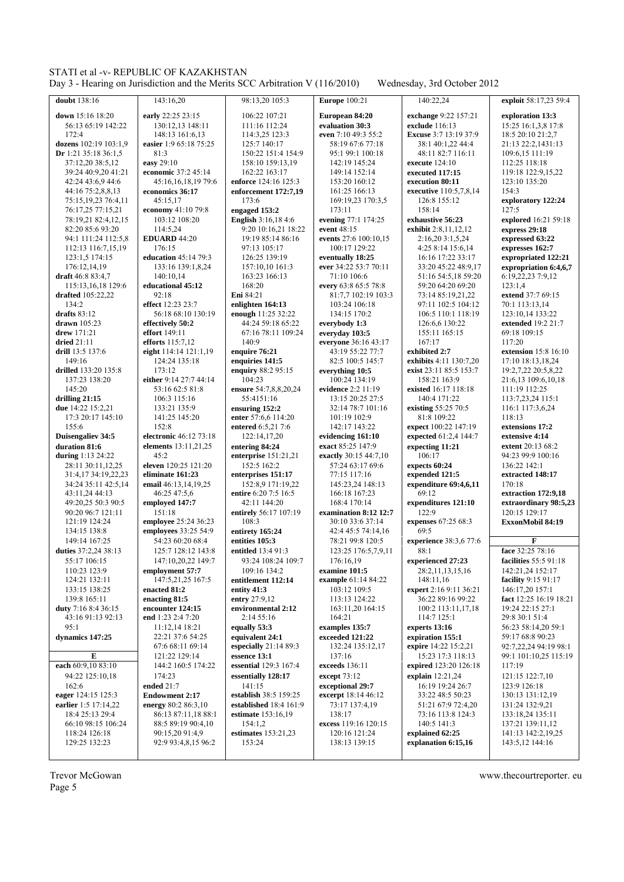doubt 138:16

down 15:16 18:20 56:13 65:19 142:22 172:4
dozens 102:19 103:1,9
Dr 1:21 35:18 36:1,5 37:12,20 38:5,12 39:24 40:9,20 41:21 42:24 43:6,9 44:6 44:16 75:2,8,8,13 75:15,19,23 76:4,11 76:17,25 77:15,21 78:19,21 82:4,12,15 82:20 85:6 93:20 94:1 111:24 112:5,8 112:13 116:7,15,19 123:1,5 174:15 176:12,14,19
draft 46:8 83:4,7 115:13,16,18 129:6
drafted 105:22,22 134:2
drafts 83:12
drawn 105:23
drew 171:21
dried 21:11
drill 13:5 137:6 149:16
drilled 133:20 135:8 137:23 138:20 145:20
drilling 21:15
due 14:22 15:2,21 17:3 20:17 145:10 155:6
Duisengaliev 34:5
duration 81:6
during 1:13 24:22 28:11 30:11,12,25 31:4,17 34:19,22,23 34:24 35:11 42:5,14 43:11,24 44:13 49:20,25 50:3 90:5 90:20 96:7 121:11 121:19 124:24 134:15 138:8 149:14 167:25
duties 37:2,24 38:13 55:17 106:15 110:23 123:9 124:21 132:11 133:15 138:25 139:8 165:11
duty 7:16 8:4 36:15 43:16 91:13 92:13 95:1
dynamics 147:25

**E**

each 60:9,10 83:10 94:22 125:10,18 162:6
eager 124:15 125:3
earlier 1:5 17:14,22 18:4 25:13 29:4 66:10 98:15 106:24 118:24 126:18 129:25 132:23

143:16,20
early 22:25 23:15 130:12,13 148:11 148:13 161:6,13
easier 1:9 65:18 75:25 81:3
easy 29:10
economic 37:2 45:14 45:16,16,18,19 79:6
economics 36:17 45:15,17
economy 41:10 79:8 103:12 108:20 114:5,24
EDUARD 44:20 176:15
education 45:14 79:3 133:16 139:1,8,24 140:10,14
educational 45:12 92:18
effect 12:23 23:7 56:18 68:10 130:19
effectively 50:2
effort 149:11
efforts 115:7,12
eight 114:14 121:1,19 124:24 135:18 173:12
either 9:14 27:7 44:14 53:16 62:5 81:8 106:3 115:16 133:21 135:9 141:25 145:20 152:8
electronic 46:12 73:18
elements 13:11,21,25 45:2
eleven 120:25 121:20
eliminate 161:23
email 46:13,14,19,25 46:25 47:5,6
employed 147:7 151:18
employee 25:24 36:23
employees 33:25 54:9 54:23 60:20 68:4 125:7 128:12 143:8 147:10,20,22 149:7
employment 57:7 147:5,21,25 167:5
enacted 81:2
enacting 81:5
encounter 124:15
end 1:23 2:4 7:20 11:12,14 18:21 22:21 37:6 54:25 67:6 68:11 69:14 121:22 129:14 144:2 160:5 174:22 174:23
ended 21:7
Endowment 2:17
energy 80:2 86:3,10 86:13 87:11,18 88:1 88:5 89:19 90:4,10 90:15,20 91:4,9 92:9 93:4,8,15 96:2

98:13,20 105:3 106:22 107:21 111:16 112:24 114:3,25 123:3 125:7 140:17 150:22 151:4 154:9 158:10 159:13,19 162:22 163:17
enforce 124:16 125:3
enforcement 172:7,19 173:6
engaged 153:2
English 3:16,18 4:6 9:20 10:16,21 18:22 19:19 85:14 86:16 97:13 105:17 126:25 139:19 157:10,10 161:3 163:23 166:13 168:20
Eni 84:21
enlighten 164:13
enough 11:25 32:22 44:24 59:18 65:22 67:16 78:11 109:24 140:9
enquire 76:21
enquiries 141:5
enquiry 88:2 95:15 104:23
ensure 54:7,8,8,20,24 55:4151:16
ensuring 152:2
enter 57:6,6 114:20
entered 6:5,21 7:6 122:14,17,20
entering 84:24
enterprise 151:21,21 152:5 162:2
enterprises 151:17 152:8,9 171:19,22
entire 6:20 7:5 16:5 42:11 144:20
entirely 56:17 107:19 108:3
entirety 165:24
entities 105:3
entitled 13:4 91:3 93:24 108:24 109:7 109:16 134:2
entitlement 112:14
entity 41:3
entry 27:9,12
environmental 2:12 2:14 55:16
equally 53:3
equivalent 24:1
especially 21:14 89:3
essence 13:1
essential 129:3 167:4
essentially 128:17 141:15
establish 38:5 159:25
established 18:4 161:9
estimate 153:16,19 154:1,2
estimates 153:21,23 153:24

Europe 100:21

European 84:20
evaluation 30:3
even 7:10 49:3 55:2 58:19 67:6 77:18 95:1 99:1 100:18 142:19 145:24 149:14 152:14 153:20 160:12 161:25 166:13 169:19,23 170:3,5 173:11
evening 77:1 174:25
event 48:15
events 27:6 100:10,15 100:17 129:22
eventually 18:25
ever 34:22 53:7 70:11 71:10 106:6
every 63:8 65:5 78:8 81:7,7 102:19 103:3 103:24 106:18 134:15 170:2
everybody 1:3
everyday 103:5
everyone 36:16 43:17 43:19 55:22 77:7 82:5 100:5 145:7
everything 10:5 100:24 134:19
evidence 2:2 11:19 13:15 20:25 27:5 32:14 78:7 101:16 101:19 102:9 142:17 143:22
evidencing 161:10
exact 85:25 147:9
exactly 30:15 44:7,10 57:24 63:17 69:6 77:15 117:16 145:23,24 148:13 166:18 167:23 168:4 170:14
examination 8:12 12:7 30:10 33:6 37:14 42:4 45:5 74:14,16 78:21 99:8 120:5 123:25 176:5,7,9,11 176:16,19
examine 101:5
example 61:14 84:22 103:12 109:5 113:13 124:22 163:11,20 164:15 164:21
examples 135:7
exceeded 121:22 132:24 135:12,17 137:16
exceeds 136:11
except 73:12
exceptional 29:7
excerpt 18:14 46:12 73:17 137:4,19 138:17
excess 119:16 120:15 120:16 121:24 138:13 139:15

140:22,24

exchange 9:22 157:21
exclude 116:13
Excuse 3:7 13:19 37:9 38:1 40:1,22 44:4 48:11 82:7 116:11
execute 124:10
executed 117:15
execution 80:11
executive 110:5,7,8,14 126:8 155:12 158:14
exhaustive 56:23
exhibit 2:8,11,12,12 2:16,20 3:1,5,24 4:25 8:14 15:6,14 16:16 17:22 33:17 33:20 45:22 48:9,17 51:16 54:5,18 59:20 59:20 64:20 69:20 73:14 85:19,21,22 97:11 102:5 104:12 106:5 110:1 118:19 126:6,6 130:22 155:11 165:15 167:17
exhibited 2:7
exhibits 4:11 130:7,20
exist 23:11 85:5 153:7 158:21 163:9
existed 16:17 118:18 140:4 171:22
existing 55:25 70:5 81:8 109:22
expect 100:22 147:19
expected 61:2,4 144:7
expecting 11:21 106:17
expects 60:24
expended 121:5
expenditure 69:4,6,11 69:12
expenditures 121:10 122:9
expenses 67:25 68:3 69:5
experience 38:3,6 77:6 88:1
experienced 27:23 28:2,11,13,15,16 148:11,16
expert 2:16 9:11 36:21 36:22 89:16 99:22 100:2 113:11,17,18 114:7 125:1
experts 13:16
expiration 155:1
expire 14:22 15:2,21 15:23 17:3 118:13
expired 123:20 126:18
explain 12:21,24 16:19 19:24 26:7 33:22 48:5 50:23 51:21 67:9 72:4,20 73:16 113:8 124:3 140:5 141:3
explained 62:25
explanation 6:15,16

exploit 58:17,23 59:4

exploration 13:3 15:25 16:1,3,8 17:8 18:5 20:10 21:2,7 21:13 22:2,1431:13 109:6,15 111:19 112:25 118:18 119:18 122:9,15,22 123:10 135:20 154:3
exploratory 122:24 127:5
explored 16:21 59:18
express 29:18
expressed 63:22
expresses 162:7
expropriated 122:21
expropriation 6:4,6,7 6:19,22,23 7:9,12 123:1,4
extend 37:7 69:15 70:1 113:13,14 123:10,14 133:22
extended 19:2 21:7 69:18 109:15 117:20
extension 15:8 16:10 17:10 18:13,18,24 19:2,7,22 20:5,8,22 21:6,13 109:6,10,18 111:19 112:25 113:7,23,24 115:1 116:1 117:3,6,24 118:13
extensions 17:2
extensive 4:14
extent 20:13 68:2 94:23 99:9 100:16 136:22 142:1
extracted 148:17 170:18
extraction 172:9,18
extraordinary 98:5,23 120:15 129:17
ExxonMobil 84:19

**F**

face 32:25 78:16
facilities 55:5 91:18 142:21,24 152:17
facility 9:15 91:17 146:17,20 157:1
fact 12:25 16:19 18:21 19:24 22:15 27:1 29:8 30:1 51:4 56:23 58:14,20 59:1 59:17 68:8 90:23 92:7,22,24 94:19 98:1 99:1 101:10,25 115:19 117:19 121:15 122:7,10 123:9 126:18 130:13 131:12,19 131:24 132:9,21 133:18,24 135:11 137:21 139:11,12 141:13 142:2,19,25 143:5,12 144:16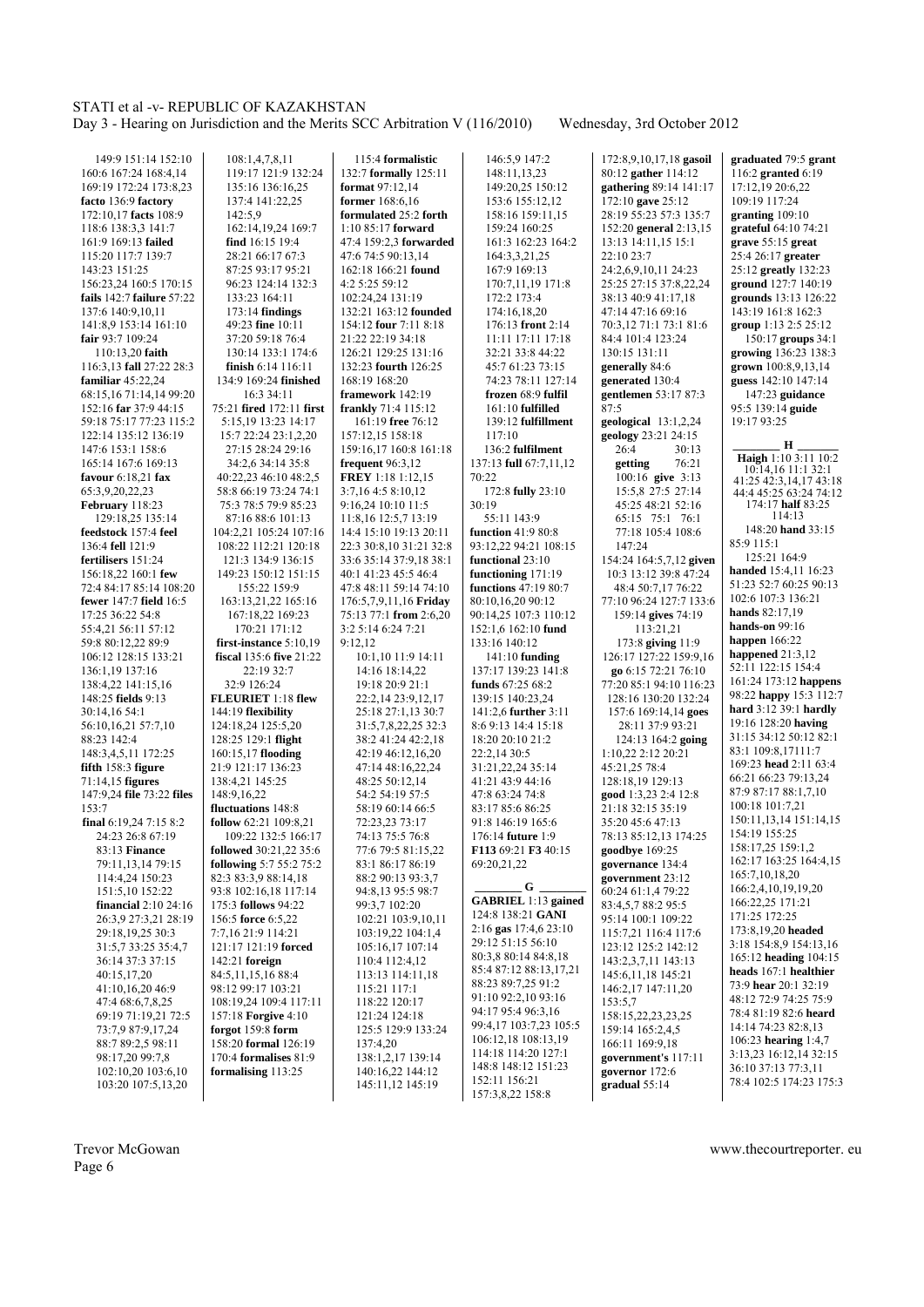149:9 151:14 152:10
160:6 167:24 168:4,14
169:19 172:24 173:8,23
**facto** 136:9 **factory**
172:10,17 **facts** 108:9
118:6 138:3,3 141:7
161:9 169:13 **failed**
115:20 117:7 139:7
143:23 151:25
156:23,24 160:5 170:15
**fails** 142:7 **failure** 57:22
137:6 140:9,10,11
141:8,9 153:14 161:10
**fair** 93:7 109:24
110:13,20 **faith**
116:3,13 **fall** 27:22 28:3
**familiar** 45:22,24
68:15,16 71:14,14 99:20
152:16 **far** 37:9 44:15
59:18 75:17 77:23 115:2
122:14 135:12 136:19
147:6 153:1 158:6
165:14 167:6 169:13
**favour** 6:18,21 **fax**
65:3,9,20,22,23
**February** 118:23
129:18,25 135:14
**feedstock** 157:4 **feel**
136:4 **fell** 121:9
**fertilisers** 151:24
156:18,22 160:1 **few**
72:4 84:17 85:14 108:20
**fewer** 147:7 **field** 16:5
17:25 36:22 54:8
55:4,21 56:11 57:12
59:8 80:12,22 89:9
106:12 128:15 133:21
136:1,19 137:16
138:4,22 141:15,16
148:25 **fields** 9:13
30:14,16 54:1
56:10,16,21 57:7,10
88:23 142:4
148:3,4,5,11 172:25
**fifth** 158:3 **figure**
71:14,15 **figures**
147:9,24 **file** 73:22 **files**
153:7
**final** 6:19,24 7:15 8:2
24:23 26:8 67:19
83:13 **Finance**
79:11,13,14 79:15
114:4,24 150:23
151:5,10 152:22
**financial** 2:10 24:16
26:3,9 27:3,21 28:19
29:18,19,25 30:3
31:5,7 33:25 35:4,7
36:14 37:3 37:15
40:15,17,20
41:10,16,20 46:9
47:4 68:6,7,8,25
69:19 71:19,21 72:5
73:7,9 87:9,17,24
88:7 89:2,5 98:11
98:17,20 99:7,8
102:10,20 103:6,10
103:20 107:5,13,20
108:1,4,7,8,11
119:17 121:9 132:24
135:16 136:16,25
137:4 141:22,25
142:5,9
162:14,19,24 169:7
**find** 16:15 19:4
28:21 66:17 67:3
87:25 93:17 95:21
96:23 124:14 132:3
133:23 164:11
173:14 **findings**
49:23 **fine** 10:11
37:20 59:18 76:4
130:14 133:1 174:6
**finish** 6:14 116:11
134:9 169:24 **finished**
16:3 34:11
75:21 **fired** 172:11 **first**
5:15,19 13:23 14:17
15:7 22:24 23:1,2,20
27:15 28:24 29:16
34:2,6 34:14 35:8
40:22,23 46:10 48:2,5
58:8 66:19 73:24 74:1
75:3 78:5 79:9 85:23
87:16 88:6 101:13
104:2,21 105:24 107:16
108:22 112:21 120:18
121:3 134:9 136:15
149:23 150:12 151:15
155:22 159:9
163:13,21,22 165:16
167:18,22 169:23
170:21 171:12
**first-instance** 5:10,19
**fiscal** 135:6 **five** 21:22
22:19 32:7
32:9 126:24
**FLEURIET** 1:18 **flew**
144:19 **flexibility**
124:18,24 125:5,20
128:25 129:1 **flight**
160:15,17 **flooding**
21:9 121:17 136:23
138:4,21 145:25
148:9,16,22
**fluctuations** 148:8
**follow** 62:21 109:8,21
109:22 132:5 166:17
**followed** 30:21,22 35:6
**following** 5:7 55:2 75:2
82:3 83:3,9 88:14,18
93:8 102:16,18 117:14
175:3 **follows** 94:22
156:5 **force** 6:5,22
7:7,16 21:9 114:21
121:17 121:19 **forced**
142:21 **foreign**
84:5,11,15,16 88:4
98:12 99:17 103:21
108:19,24 109:4 117:11
157:18 **Forgive** 4:10
**forgot** 159:8 **form**
158:20 **formal** 126:19
170:4 **formalises** 81:9
**formalising** 113:25
115:4 **formalistic**
132:7 **formally** 125:11
**format** 97:12,14
**former** 168:6,16
**formulated** 25:2 **forth**
1:10 85:17 **forward**
47:4 159:2,3 **forwarded**
47:6 74:5 90:13,14
162:18 166:21 **found**
4:2 5:25 59:12
102:24,24 131:19
132:21 163:12 **founded**
154:12 **four** 7:11 8:18
21:22 22:19 34:18
126:21 129:25 131:16
132:23 **fourth** 126:25
168:19 168:20
**framework** 142:19
**frankly** 71:4 115:12
161:19 **free** 76:12
157:12,15 158:18
159:16,17 160:8 161:18
**frequent** 96:3,12
**FREY** 1:18 1:12,15
3:7,16 4:5 8:10,12
9:16,24 10:10 11:5
11:8,16 12:5,7 13:19
14:4 15:10 19:13 20:11
22:3 30:8,10 31:21 32:8
33:6 35:14 37:9,18 38:1
40:1 41:23 45:5 46:4
47:8 48:11 59:14 74:10
176:5,7,9,11,16 **Friday**
75:13 77:1 **from** 2:6,20
3:2 5:14 6:24 7:21
9:12,12
10:1,10 11:9 14:11
14:16 18:14,22
19:18 20:9 21:1
22:2,14 23:9,12,17
25:18 27:1,13 30:7
31:5,7,8,22,25 32:3
38:2 41:24 42:2,18
42:19 46:12,16,20
47:14 48:16,22,24
48:25 50:12,14
54:2 54:19 57:5
58:19 60:14 66:5
72:23,23 73:17
74:13 75:5 76:8
77:6 79:5 81:15,22
83:1 86:17 86:19
88:2 90:13 93:3,7
94:8,13 95:5 98:7
99:3,7 102:20
102:21 103:9,10,11
103:19,22 104:1,4
105:16,17 107:14
110:4 112:4,12
113:13 114:11,18
115:21 117:1
118:22 120:17
121:24 124:18
125:5 129:9 133:24
137:4,20
138:1,2,17 139:14
140:16,22 144:12
145:11,12 145:19
146:5,9 147:2
148:11,13,23
149:20,25 150:12
153:6 155:12,12
158:16 159:11,15
159:24 160:25
161:3 162:23 164:2
164:3,3,21,25
167:9 169:3
170:7,11,19 171:8
172:2 173:4
174:16,18,20
176:13 **front** 2:14
11:11 17:11 17:18
32:21 33:8 44:22
45:7 61:23 73:15
74:23 78:11 127:14
**frozen** 68:9 **fulfil**
161:10 **fulfilled**
139:12 **fulfillment**
117:10
136:2 **fulfilment**
137:13 **full** 67:7,11,12
70:22
172:8 **fully** 23:10
30:19
55:11 143:9
**function** 41:9 80:8
93:12,22 94:21 108:15
**functional** 23:10
**functioning** 171:19
**functions** 47:19 80:7
80:10,16,20 90:12
90:14,25 107:3 110:12
152:1,6 162:10 **fund**
133:16 140:12
141:10 **funding**
137:17 139:23 141:8
**funds** 67:25 68:2
139:15 140:23,24
141:2,6 **further** 3:11
8:6 9:13 14:4 15:18
18:20 20:10 21:2
22:2,14 30:5
31:21,22,24 35:14
41:21 43:9 44:16
47:8 63:24 74:8
83:17 85:6 86:25
91:8 146:19 165:6
176:14 **future** 1:9
**F113** 69:21 **F3** 40:15
69:20,21,22

## G

**GABRIEL** 1:13 **gained**
124:8 138:21 **GANI**
2:16 **gas** 17:4,6 23:10
29:12 51:15 56:10
80:3,8 80:14 84:8,18
85:4 87:12 88:13,17,21
88:23 89:7,25 91:2
91:10 92:2,10 93:16
94:17 95:4 96:3,16
99:4,17 103:7,23 105:5
106:12,18 108:13,19
114:18 114:20 127:1
148:8 148:12 151:23
152:11 156:21
157:3,8,22 158:8
172:8,9,10,17,18 **gasoil**
80:12 **gather** 114:12
**gathering** 89:14 141:17
172:10 **gave** 25:12
28:19 55:23 57:3 135:7
152:20 **general** 2:13,15
13:13 14:11,15 15:1
22:10 23:7
24:2,6,9,10,11 24:23
25:25 27:15 37:8,22,24
38:13 40:9 41:17,18
47:14 47:16 69:16
70:3,12 71:1 73:1 81:6
84:4 101:4 123:24
130:15 131:11
**generally** 84:6
**generated** 130:4
**gentlemen** 53:17 87:3
87:5
**geological** 13:1,2,24
**geology** 23:21 24:15
26:4 30:13
**getting** 76:21
100:16 **give** 3:13
15:5,8 27:5 27:14
45:25 48:21 52:16
65:15 75:1 76:1
77:18 105:4 108:6
147:24
154:24 164:5,7,12 **given**
10:3 13:12 39:8 47:24
48:4 50:7,17 76:22
77:10 96:24 127:7 133:6
159:14 **gives** 74:19
113:21,21
173:8 **giving** 11:9
126:17 127:22 159:9,16
**go** 6:15 72:21 76:10
77:20 85:1 94:10 116:23
128:16 130:20 132:24
157:6 169:14,14 **goes**
28:11 37:9 93:21
124:13 164:2 **going**
1:10,22 2:12 20:21
45:21,25 78:4
128:18,19 129:13
**good** 1:3,23 2:4 12:8
21:18 32:15 35:19
35:20 45:6 47:13
78:13 85:12,13 174:25
**goodbye** 169:25
**governance** 134:4
**government** 23:12
60:24 61:1,4 79:22
83:4,5,7 88:2 95:5
95:14 100:1 109:22
115:7,21 116:4 117:6
123:12 125:2 142:12
143:2,3,7,11 143:13
145:6,11,18 145:21
146:2,17 147:11,20
153:5,7
158:15,22,23,23,25
159:14 165:2,4,5
166:11 169:9,18
**government's** 117:11
**governor** 172:6
**gradual** 55:14
**graduated** 79:5 **grant**
116:2 **granted** 6:19
17:12,19 20:6,22
109:19 117:24
**granting** 109:10
**grateful** 64:10 74:21
**grave** 55:15 **great**
25:4 26:17 **greater**
25:12 **greatly** 132:23
**ground** 127:7 140:19
**grounds** 13:13 126:22
143:19 161:8 162:3
**group** 1:13 2:5 25:12
150:17 **groups** 34:1
**growing** 136:23 138:3
**grown** 100:8,9,13,14
**guess** 142:10 147:14
147:23 **guidance**
95:5 139:14 **guide**
19:17 93:25

## H

**Haigh** 1:10 3:11 10:2
10:14,16 11:1 32:1
41:25 42:3,14,17 43:18
44:4 45:25 63:24 74:12
174:17 **half** 83:25
114:13
148:20 **hand** 33:15
85:9 115:1
125:21 164:9
**handed** 15:4,11 16:23
51:23 52:7 60:25 90:13
102:6 107:3 136:21
**hands** 82:17,19
**hands-on** 99:16
**happen** 166:22
**happened** 21:3,12
52:11 122:15 154:4
161:24 173:12 **happens**
98:22 **happy** 15:3 112:7
**hard** 3:12 39:1 **hardly**
19:16 128:20 **having**
31:15 34:12 50:12 82:1
83:1 109:8,17111:7
169:23 **head** 2:11 63:4
66:21 66:23 79:13,24
87:9 87:17 88:1,7,10
100:18 101:7,21
150:11,13,14 151:14,15
154:19 155:25
158:17,25 159:1,2
162:17 163:25 164:4,15
165:7,10,18,20
166:2,4,10,19,19,20
166:22,25 171:21
171:25 172:25
173:8,19,20 **headed**
3:18 154:8,9 154:13,16
165:12 **heading** 104:15
**heads** 167:1 **healthier**
73:9 **hear** 20:1 32:19
48:12 72:9 74:25 75:9
78:4 81:19 82:6 **heard**
14:14 74:23 82:8,13
106:23 **hearing** 1:4,7
3:13,23 16:12,14 32:15
36:10 37:13 77:3,11
78:4 102:5 174:23 175:3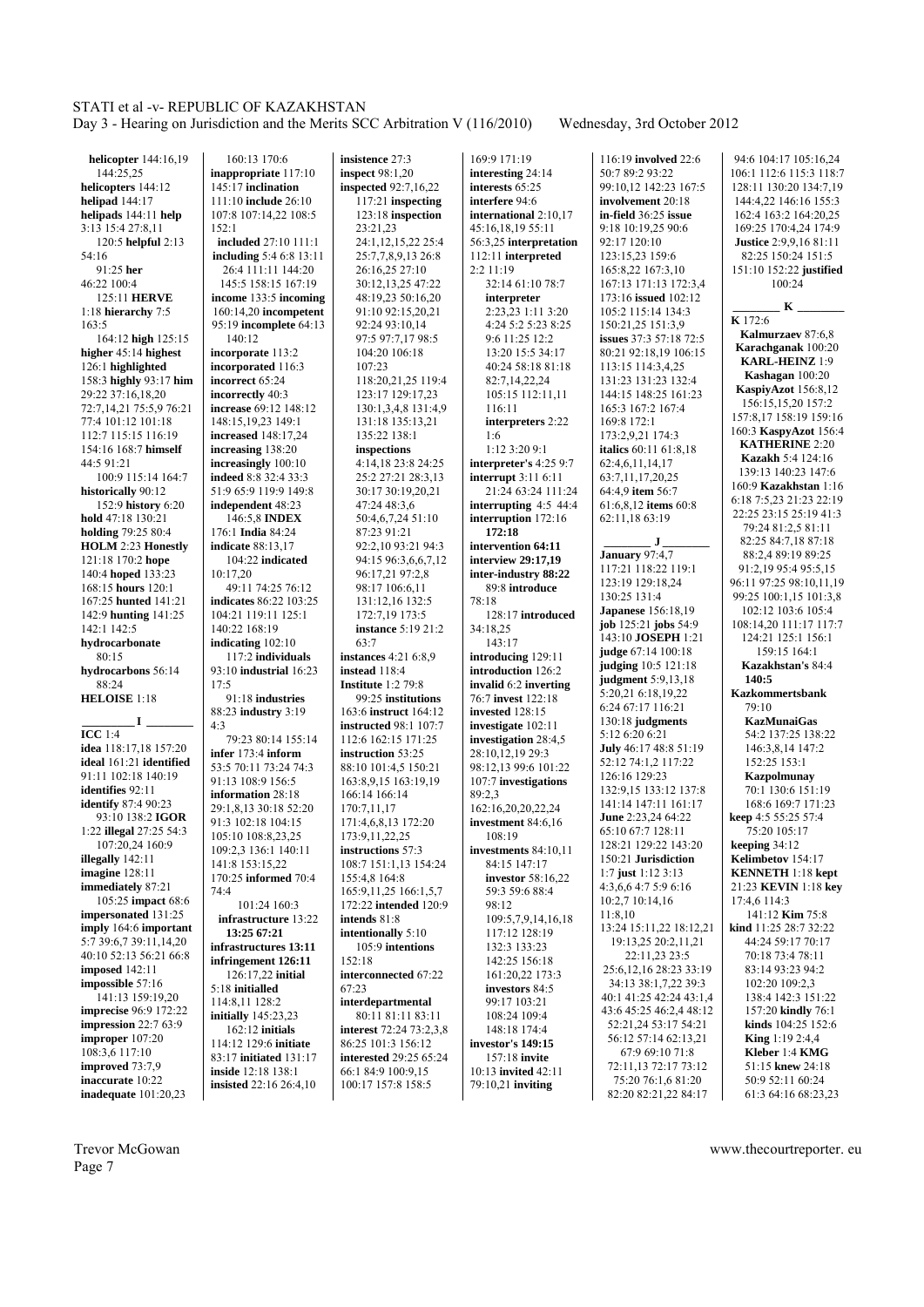**helicopter** 144:16,19
144:25,25
**helicopters** 144:12
**helipad** 144:17
**helipads** 144:11 **help**
3:13 15:4 27:8,11
120:5 **helpful** 2:13
54:16
91:25 **her**
46:22 100:4
125:11 **HERVE**
1:18 **hierarchy** 7:5
163:5
164:12 **high** 125:15
**higher** 45:14 **highest**
126:1 **highlighted**
158:3 **highly** 93:17 **him**
29:22 37:16,18,20
72:7,14,21 75:5,9 76:21
77:4 101:12 101:18
112:7 115:15 116:19
154:16 168:7 **himself**
44:5 91:21
100:9 115:14 164:7
**historically** 90:12
152:9 **history** 6:20
**hold** 47:18 130:21
**holding** 79:25 80:4
**HOLM** 2:23 **Honestly**
121:18 170:2 **hope**
140:4 **hoped** 133:23
168:15 **hours** 120:1
167:25 **hunted** 141:21
142:9 **hunting** 141:25
142:1 142:5
**hydrocarbonate**
80:15
**hydrocarbons** 56:14
88:24
**HELOISE** 1:18

**I**

**ICC** 1:4
**idea** 118:17,18 157:20
**ideal** 161:21 **identified**
91:11 102:18 140:19
**identifies** 92:11
**identify** 87:4 90:23
93:10 138:2 **IGOR**
1:22 **illegal** 27:25 54:3
107:20,24 160:9
**illegally** 142:11
**imagine** 128:11
**immediately** 87:21
105:25 **impact** 68:6
**impersonated** 131:25
**imply** 164:6 **important**
5:7 39:6,7 39:11,14,20
40:10 52:13 56:21 66:8
**imposed** 142:11
**impossible** 57:16
141:13 159:19,20
**imprecise** 96:9 172:22
**impression** 22:7 63:9
**improper** 107:20
108:3,6 117:10
**improved** 73:7,9
**inaccurate** 10:22
**inadequate** 101:20,23
160:13 170:6
**inappropriate** 117:10
145:17 **inclination**
111:10 **include** 26:10
107:8 107:14,22 108:5
152:1
**included** 27:10 111:1
**including** 5:4 6:8 13:11
26:4 111:11 144:20
145:5 158:15 167:19
**income** 133:5 **incoming**
160:14,20 **incompetent**
95:19 **incomplete** 64:13
140:12
**incorporate** 113:2
**incorporated** 116:3
**incorrect** 65:24
**incorrectly** 40:3
**increase** 69:12 148:12
148:15,19,23 149:1
**increased** 148:17,24
**increasing** 138:20
**increasingly** 100:10
**indeed** 8:8 32:4 33:3
51:9 65:9 119:9 149:8
**independent** 48:23
146:5,8 **INDEX**
176:1 **India** 84:24
**indicate** 88:13,17
104:22 **indicated**
10:17,20
49:11 74:25 76:12
**indicates** 86:22 103:25
104:21 119:11 125:1
140:22 168:19
**indicating** 102:10
117:2 **individuals**
93:10 **industrial** 16:23
17:5
91:18 **industries**
88:23 **industry** 3:19
4:3
79:23 80:14 155:14
**infer** 173:4 **inform**
53:5 70:11 73:24 74:3
91:13 108:9 156:5
**information** 28:18
29:1,8,13 30:18 52:20
91:3 102:18 104:15
105:10 108:8,23,25
109:2,3 136:1 140:11
141:8 153:15,22
170:25 **informed** 70:4
74:4
101:24 160:3
**infrastructure** 13:22
**13:25 67:21**
**infrastructures 13:11**
**infringement 126:11**
126:17,22 **initial**
5:18 **initialled**
114:8,11 128:2
**initially** 145:23,23
162:12 **initials**
114:12 129:6 **initiate**
83:17 **initiated** 131:17
**inside** 12:18 138:1
**insisted** 22:16 26:4,10
**insistence** 27:3
**inspect** 98:1,20
**inspected** 92:7,16,22
117:21 **inspecting**
123:18 **inspection**
23:21,23
24:1,12,15,22 25:4
25:7,7,8,9,13 26:8
26:16,25 27:10
30:12,13,25 47:22
48:19,23 50:16,20
91:10 92:15,20,21
92:24 93:10,14
97:5 97:7,17 98:5
104:20 106:18
107:23
118:20,21,25 119:4
123:17 129:17,23
130:1,3,4,8 131:4,9
131:18 135:13,21
135:22 138:1
**inspections**
4:14,18 23:8 24:25
25:2 27:21 28:3,13
30:17 30:19,20,21
47:24 48:3,6
50:4,6,7,24 51:10
87:23 91:21
92:2,10 93:21 94:3
94:15 96:3,6,6,7,12
96:17,21 97:2,8
98:17 106:6,11
131:12,16 132:5
172:7,19 173:5
**instance** 5:19 21:2
63:7
**instances** 4:21 6:8,9
**instead** 118:4
**Institute** 1:2 79:8
99:25 **institutions**
163:6 **instruct** 164:12
112:6 162:15 171:25
**instructed** 98:1 107:7
**instruction** 53:25
88:10 101:4,5 150:21
163:8,9,15 163:19,19
166:14 166:14
170:7,11,17
171:4,6,8,13 172:20
173:9,11,22,25
**instructions** 57:3
108:7 151:1,13 154:24
155:4,8 164:8
165:9,11,25 166:1,5,7
172:22 **intended** 120:9
**intends** 81:8
**intentionally** 5:10
105:9 **intentions**
152:18
**interconnected** 67:22
67:23
**interdepartmental**
80:11 81:11 83:11
**interest** 72:24 73:2,3,8
86:25 101:3 156:12
**interested** 29:25 65:24
66:1 84:9 100:9,15
100:17 157:8 158:5
169:9 171:19
**interesting** 24:14
**interests** 65:25
**interfere** 94:6
**international** 2:10,17
45:16,18,19 55:11
56:3,25 **interpretation**
112:11 **interpreted**
2:2 11:19
32:14 61:10 78:7
**interpreter**
2:23,23 1:11 3:20
4:24 5:2 5:23 8:25
9:6 11:25 12:2
13:20 15:5 34:17
40:24 58:18 81:18
82:7,14,22,24
105:15 112:11,11
116:11
**interpreters** 2:22
1:6
1:12 3:20 9:1
**interpreter's** 4:25 9:7
**interrupt** 3:11 6:11
21:24 63:24 111:24
**interrupting** 4:5 44:4
**interruption** 172:16
**172:18**
**intervention 64:11**
**interview 29:17,19**
**inter-industry 88:22**
89:8 **introduce**
78:18
128:17 **introduced**
34:18,25
143:17
**introducing** 129:11
**introduction** 126:2
**invalid** 6:2 **inverting**
76:7 **invest** 122:18
**invested** 128:15
**investigate** 102:11
**investigation** 28:4,5
28:10,12,19 29:3
98:12,13 99:6 101:22
107:7 **investigations**
89:2,3
162:16,20,20,22,24
**investment** 84:6,16
108:19
**investments** 84:10,11
84:15 147:17
**investor** 58:16,22
59:3 59:6 88:4
98:12
109:5,7,9,14,16,18
117:12 128:19
132:3 133:23
142:25 156:18
161:20,22 173:3
**investors** 84:5
99:17 103:21
108:24 109:4
148:18 174:4
**investor's 149:15**
157:18 **invite**
10:13 **invited** 42:11
79:10,21 **inviting**
116:19 **involved** 22:6
50:7 89:2 93:22
99:10,12 142:23 167:5
**involvement** 20:18
**in-field** 36:25 **issue**
9:18 10:19,25 90:6
92:17 120:10
123:15,23 159:6
165:8,22 167:3,10
167:13 171:13 172:3,4
173:16 **issued** 102:12
105:2 115:14 134:3
150:21,25 151:3,9
**issues** 37:3 57:18 72:5
80:21 92:18,19 106:15
113:15 114:3,4,25
131:23 131:23 132:4
144:15 148:25 161:23
165:3 167:2 167:4
169:8 172:1
173:2,9,21 174:3
**italics** 60:11 61:8,18
62:4,6,11,14,17
63:7,11,17,20,25
64:4,9 **item** 56:7
61:6,8,12 **items** 60:8
62:11,18 63:19

**J**

**January** 97:4,7
117:21 118:22 119:1
123:19 129:18,24
130:25 131:4
**Japanese** 156:18,19
**job** 125:21 **jobs** 54:9
143:10 **JOSEPH** 1:21
**judge** 67:14 100:18
**judging** 10:5 121:18
**judgment** 5:9,13,18
5:20,21 6:18,19,22
6:24 67:17 116:21
130:18 **judgments**
5:12 6:20 6:21
**July** 46:17 48:8 51:19
52:12 74:1,2 117:22
126:16 129:23
132:9,15 133:12 137:8
141:14 147:11 161:17
**June** 2:23,24 64:22
65:10 67:7 128:11
128:21 129:22 143:20
150:21 **Jurisdiction**
1:7 **just** 1:12 3:13
4:3,6,6 4:7 5:9 6:16
10:2,7 10:14,16
11:8,10
13:24 15:11,22 18:12,21
19:13,25 20:2,11,21
22:11,23 23:5
25:6,12,16 28:23 33:19
34:13 38:1,7,22 39:3
40:1 41:25 42:24 43:1,4
43:6 45:25 46:2,4 48:12
52:21,24 53:17 54:21
56:12 57:14 62:13,21
67:9 69:10 71:8
72:11,13 72:17 73:12
75:20 76:1,6 81:20
82:20 82:21,22 84:17
94:6 104:17 105:16,24
106:1 112:6 115:3 118:7
128:11 130:20 134:7,19
144:4,22 146:16 155:3
162:4 163:2 164:20,25
169:25 170:4,24 174:9
**Justice** 2:9,9,16 81:11
82:25 150:24 151:5
151:10 152:22 **justified**
100:24

**K**

**K** 172:6
**Kalmurzaev** 87:6,8
**Karachganak** 100:20
**KARL-HEINZ** 1:9
**Kashagan** 100:20
**KaspiyAzot** 156:8,12
156:15,15,20 157:2
157:8,17 158:19 159:16
160:3 **KaspyAzot** 156:4
**KATHERINE** 2:20
**Kazakh** 5:4 124:16
139:13 140:23 147:6
160:9 **Kazakhstan** 1:16
6:18 7:5,23 21:23 22:19
22:25 23:15 25:19 41:3
79:24 81:2,5 81:11
82:25 84:7,18 87:18
88:2,4 89:19 89:25
91:2,19 95:4 95:5,15
96:11 97:25 98:10,11,19
99:25 100:1,15 101:3,8
102:12 103:6 105:4
108:14,20 111:17 117:7
124:21 125:1 156:1
159:15 164:1
**Kazakhstan's** 84:4
**140:5**
**Kazkommertsbank**
79:10
**KazMunaiGas**
54:2 137:25 138:22
146:3,8,14 147:2
152:25 153:1
**Kazpolmunay**
70:1 130:6 151:19
168:6 169:7 171:23
**keep** 4:5 55:25 57:4
75:20 105:17
**keeping** 34:12
**Kelimbetov** 154:17
**KENNETH** 1:18 **kept**
21:23 **KEVIN** 1:18 **key**
17:4,6 114:3
141:12 **Kim** 75:8
**kind** 11:25 28:7 32:22
44:24 59:17 70:17
70:18 73:4 78:11
83:14 93:23 94:2
102:20 109:2,3
138:4 142:3 151:22
157:20 **kindly** 76:1
**kinds** 104:25 152:6
**King** 1:19 2:4,4
**Kleber** 1:4 **KMG**
51:15 **knew** 24:18
50:9 52:11 60:24
61:3 64:16 68:23,23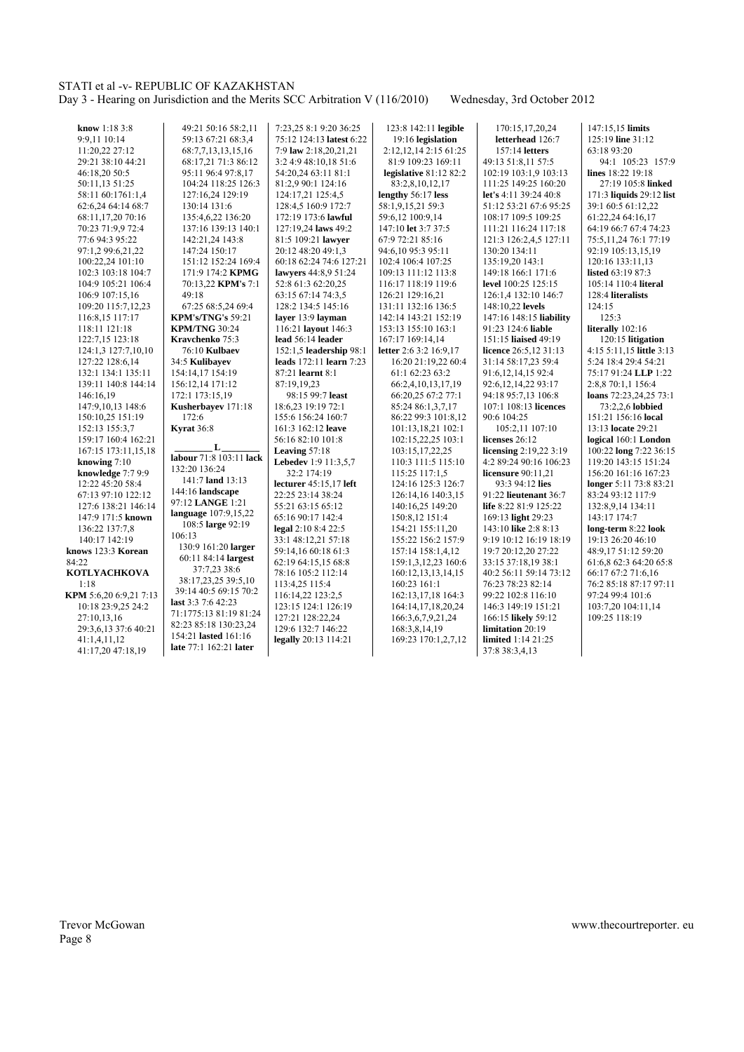**know** 1:18 3:8 9:9,11 10:14 11:20,22 27:12 29:21 38:10 44:21 46:18,20 50:5 50:11,13 51:25 58:11 60:1761:1,4 62:6,24 64:14 68:7 68:11,17,20 70:16 70:23 71:9,9 72:4 77:6 94:3 95:22 97:1,2 99:6,21,22 100:22,24 101:10 102:3 103:18 104:7 104:9 105:21 106:4 106:9 107:15,16 109:20 115:7,12,23 116:8,15 117:17 118:11 121:18 122:7,15 123:18 124:1,3 127:7,10,10 127:22 128:6,14 132:1 134:1 135:11 139:11 140:8 144:14 146:16,19 147:9,10,13 148:6 150:10,25 151:19 152:13 155:3,7 159:17 160:4 162:21 167:15 173:11,15,18
**knowing** 7:10
**knowledge** 7:7 9:9 12:22 45:20 58:4 67:13 97:10 122:12 127:6 138:21 146:14 147:9 171:5 **known** 136:22 137:7,8 140:17 142:19
**knows** 123:3 **Korean** 84:22
**KOTLYACHKOVA** 1:18
**KPM** 5:6,20 6:9,21 7:13 10:18 23:9,25 24:2 27:10,13,16 29:3,6,13 37:6 40:21 41:1,4,11,12 41:17,20 47:18,19 49:21 50:16 58:2,11 59:13 67:21 68:3,4 68:7,7,13,13,15,16 68:17,21 71:3 86:12 95:11 96:4 97:8,17 104:24 118:25 126:3 127:16,24 129:19 130:14 131:6 135:4,6,22 136:20 137:16 139:13 140:1 142:21,24 143:8 147:24 150:17 151:12 152:24 169:4 171:9 174:2 **KPMG** 70:13,22 **KPM's** 7:1 49:18 67:25 68:5,24 69:4
**KPM's/TNG's** 59:21
**KPM/TNG** 30:24
**Kravchenko** 75:3 76:10 **Kulbaev** 34:5 **Kulibayev** 154:14,17 154:19 156:12,14 171:12 172:1 173:15,19
**Kusherbayev** 171:18 172:6
**Kyrat** 36:8

**L**

**labour** 71:8 103:11 **lack** 132:20 136:24 141:7 **land** 13:13 144:16 **landscape** 97:12 **LANGE** 1:21
**language** 107:9,15,22 108:5 **large** 92:19 106:13 130:9 161:20 **larger** 60:11 84:14 **largest** 37:7,23 38:6 38:17,23,25 39:5,10 39:14 40:5 69:15 70:2
**last** 3:3 7:6 42:23 71:1775:13 81:19 81:24 82:23 85:18 130:23,24 154:21 **lasted** 161:16
**late** 77:1 162:21 **later** 7:23,25 8:1 9:20 36:25 75:12 124:13 **latest** 6:22 7:9 **law** 2:18,20,21,21 3:2 4:9 48:10,18 51:6 54:20,24 63:11 81:1 81:2,9 90:1 124:16 124:17,21 125:4,5 128:4,5 160:9 172:7 172:19 173:6 **lawful** 127:19,24 **laws** 49:2 81:5 109:21 **lawyer** 20:12 48:20 49:1,3 60:18 62:24 74:6 127:21
**lawyers** 44:8,9 51:24 52:8 61:3 62:20,25 63:15 67:14 74:3,5 128:2 134:5 145:16
**layer** 13:9 **layman** 116:21 **layout** 146:3
**lead** 56:14 **leader** 152:1,5 **leadership** 98:1
**leads** 172:11 **learn** 7:23 87:21 **learnt** 8:1 87:19,19,23 98:15 99:7 **least** 18:6,23 19:19 72:1 155:6 156:24 160:7 161:3 162:12 **leave** 56:16 82:10 101:8
**Leaving** 57:18
**Lebedev** 1:9 11:3,5,7 32:2 174:19
**lecturer** 45:15,17 **left** 22:25 23:14 38:24 55:21 63:15 65:12 65:16 90:17 142:4
**legal** 2:10 8:4 22:5 33:1 48:12,21 57:18 59:14,16 60:18 61:3 62:19 64:15,15 68:8 78:16 105:2 112:14 113:4,25 115:4 116:14,22 123:2,5 123:15 124:1 126:19 127:21 128:22,24 129:6 132:7 146:22
**legally** 20:13 114:21 123:8 142:11 **legible** 19:16 **legislation** 2:12,12,14 2:15 61:25 81:9 109:23 169:11
**legislative** 81:12 82:2 83:2,8,10,12,17
**lengthy** 56:17 **less** 58:1,9,15,21 59:3 59:6,12 100:9,14 147:10 **let** 3:7 37:5 67:9 72:21 85:16 94:6,10 95:3 95:11 102:4 106:4 107:25 109:13 111:12 113:8 116:17 118:19 119:6 126:21 129:16,21 131:11 132:16 136:5 142:14 143:21 152:19 153:13 155:10 163:1 167:17 169:14,14
**letter** 2:6 3:2 16:9,17 16:20 21:19,22 60:4 61:1 62:23 63:2 66:2,4,10,13,17,19 66:20,25 67:2 77:1 85:24 86:1,3,7,17 86:22 99:3 101:8,12 101:13,18,21 102:1 102:15,22,25 103:1 103:15,17,22,25 110:3 111:5 115:10 115:25 117:1,5 124:16 125:3 126:7 126:14,16 140:3,15 140:16,25 149:20 150:8,12 151:4 154:21 155:11,20 155:22 156:2 157:9 157:14 158:1,4,12 159:1,3,12,23 160:6 160:12,13,13,14,15 160:23 161:1 162:13,17,18 164:3 164:14,17,18,20,24 166:3,6,7,9,21,24 168:3,8,14,19 169:23 170:1,2,7,12 170:15,17,20,24
**letterhead** 126:7 157:14 **letters** 49:13 51:8,11 57:5 102:19 103:1,9 103:13 111:25 149:25 160:20
**let's** 4:11 39:24 40:8 51:12 53:21 67:6 95:25 108:17 109:5 109:25 111:21 116:24 117:18 121:3 126:2,4,5 127:11 130:20 134:11 135:19,20 143:1 149:18 166:1 171:6
**level** 100:25 125:15 126:1,4 132:10 146:7 148:10,22 **levels** 147:16 148:15 **liability** 91:23 124:6 **liable** 151:15 **liaised** 49:19
**licence** 26:5,12 31:13 31:14 58:17,23 59:4 91:6,12,14,15 92:4 92:6,12,14,22 93:17 94:18 95:7,13 106:8 107:1 108:13 **licences** 90:6 104:25 105:2,11 107:10
**licenses** 26:12
**licensing** 2:19,22 3:19 4:2 89:24 90:16 106:23
**licensure** 90:11,21 93:3 94:12 **lies** 91:22 **lieutenant** 36:7
**life** 8:22 81:9 125:22 169:13 **light** 29:23 143:10 **like** 2:8 8:13 9:19 10:12 16:19 18:19 19:7 20:12,20 27:22 33:15 37:18,19 38:1 40:2 56:11 59:14 73:12 76:23 78:23 82:14 99:22 102:8 116:10 146:3 149:19 151:21 166:15 **likely** 59:12
**limitation** 20:19
**limited** 1:14 21:25 37:8 38:3,4,13 147:15,15 **limits** 125:19 **line** 31:12 63:18 93:20 94:1 105:23 157:9
**lines** 18:22 19:18 27:19 105:8 **linked** 171:3 **liquids** 29:12 **list** 39:1 60:5 61:12,22 61:22,24 64:16,17 64:19 66:7 67:4 74:23 75:5,11,24 76:1 77:19 92:19 105:13,15,19 120:16 133:11,13
**listed** 63:19 87:3 105:14 110:4 **literal** 128:4 **literalists** 124:15 125:3
**literally** 102:16 120:15 **litigation** 4:15 5:11,15 **little** 3:13 5:24 18:4 29:4 54:21 75:17 91:24 **LLP** 1:22 2:8,8 70:1,1 156:4
**loans** 72:23,24,25 73:1 73:2,2,6 **lobbied** 151:21 156:16 **local** 13:13 **locate** 29:21
**logical** 160:1 **London** 100:22 **long** 7:22 36:15 119:20 143:15 151:24 156:20 161:16 167:23
**longer** 5:11 73:8 83:21 83:24 93:12 117:9 132:8,9,14 134:11 143:17 174:7
**long-term** 8:22 **look** 19:13 26:20 46:10 48:9,17 51:12 59:20 61:6,8 62:3 64:20 65:8 66:17 67:2 71:6,16 76:2 85:18 87:17 97:11 97:24 99:4 101:6 103:7,20 104:11,14 109:25 118:19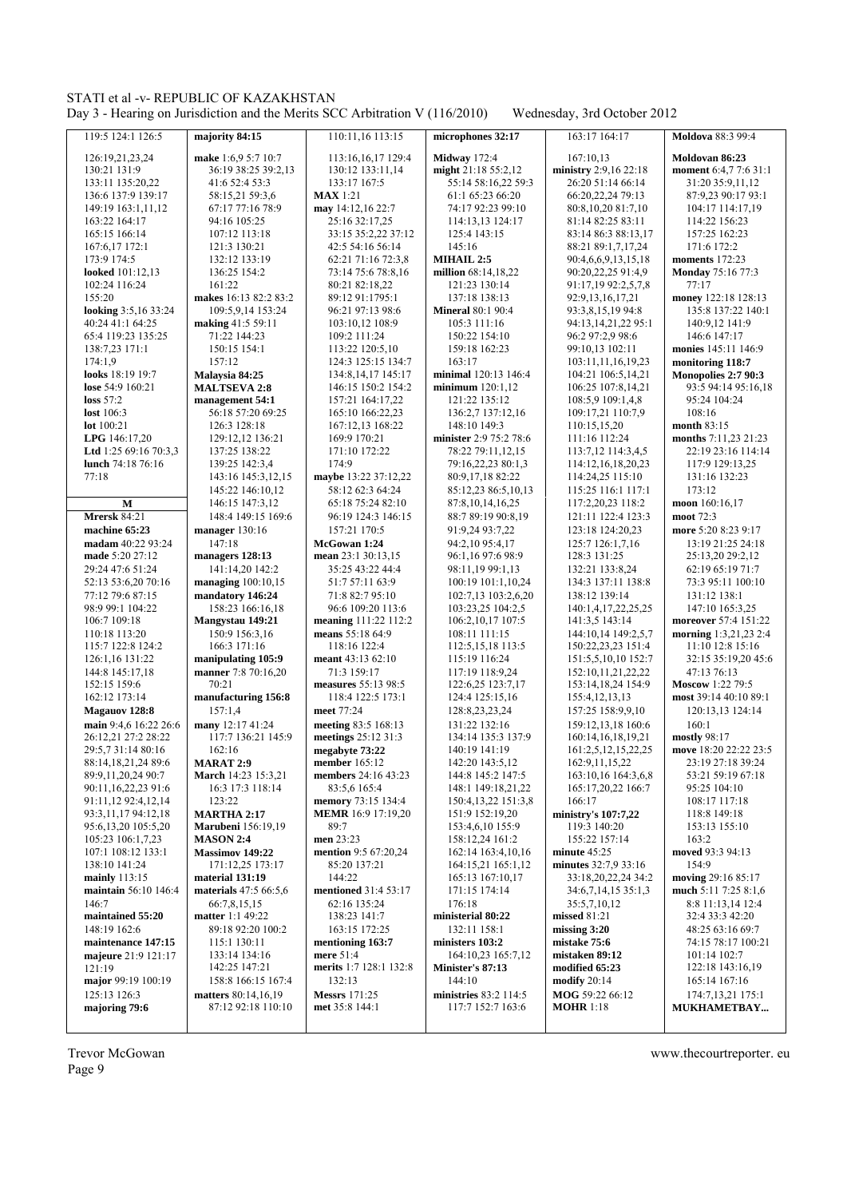119:5 124:1 126:5
126:19,21,23,24
130:21 131:9
133:11 135:20,22
136:6 137:9 139:17
149:19 163:1,11,12
163:22 164:17
165:15 166:14
167:6,17 172:1
173:9 174:5
**looked** 101:12,13
102:24 116:24
155:20
**looking** 3:5,16 33:24
40:24 41:1 64:25
65:4 119:23 135:25
138:7,23 171:1
174:1,9
**looks** 18:19 19:7
**lose** 54:9 160:21
**loss** 57:2
**lost** 106:3
**lot** 100:21
**LPG** 146:17,20
**Ltd** 1:25 69:16 70:3,3
**lunch** 74:18 76:16
77:18

**M**

**Mrersk** 84:21
**machine 65:23**
**madam** 40:22 93:24
**made** 5:20 27:12
29:24 47:6 51:24
52:13 53:6,20 70:16
77:12 79:6 87:15
98:9 99:1 104:22
106:7 109:18
110:18 113:20
115:7 122:8 124:2
126:1,16 131:22
144:8 145:17,18
152:15 159:6
162:12 173:14
**Magauov 128:8**
**main** 9:4,6 16:22 26:6
26:12,21 27:2 28:22
29:5,7 31:14 80:16
88:14,18,21,24 89:6
89:9,11,20,24 90:7
90:11,16,22,23 91:6
91:11,12 92:4,12,14
93:3,11,17 94:12,18
95:6,13,20 105:5,20
105:23 106:1,7,23
107:1 108:12 133:1
138:10 141:24
**mainly** 113:15
**maintain** 56:10 146:4
146:7
**maintained 55:20**
148:19 162:6
**maintenance 147:15**
**majeure** 21:9 121:17
121:19
**major** 99:19 100:19
125:13 126:3
**majoring 79:6**

**majority 84:15**
**make** 1:6,9 5:7 10:7
36:19 38:25 39:2,13
41:6 52:4 53:3
58:15,21 59:3,6
67:17 77:16 78:9
94:16 105:25
107:12 113:18
121:3 130:21
132:12 133:19
136:25 154:2
161:22
**makes** 16:13 82:2 83:2
109:5,9,14 153:24
**making** 41:5 59:11
71:22 144:23
150:15 154:1
157:12
**Malaysia 84:25**
**MALTSEVA 2:8**
**management 54:1**
56:18 57:20 69:25
126:3 128:18
129:12,12 136:21
137:25 138:22
139:25 142:3,4
143:16 145:3,12,15
145:22 146:10,12
146:15 147:3,12
148:4 149:15 169:6
**manager** 130:16
147:18
**managers 128:13**
141:14,20 142:2
**managing** 100:10,15
**mandatory 146:24**
158:23 166:16,18
**Mangystau 149:21**
150:9 156:3,16
166:3 171:16
**manipulating 105:9**
**manner** 7:8 70:16,20
70:21
**manufacturing 156:8**
157:1,4
**many** 12:17 41:24
117:7 136:21 145:9
162:16
**MARAT 2:9**
**March** 14:23 15:3,21
16:3 17:3 118:14
123:22
**MARTHA 2:17**
**Marubeni** 156:19,19
**MASON 2:4**
**Massimov 149:22**
171:12,25 173:17
**material 131:19**
144:22
**materials** 47:5 66:5,6
66:7,8,15,15
**matter** 1:1 49:22
89:18 92:20 100:2
115:1 130:11
133:14 134:16
142:25 147:21
158:8 166:15 167:4
**matters** 80:14,16,19
87:12 92:18 110:10

110:11,16 113:15
113:16,16,17 129:4
130:12 133:11,14
133:17 167:5
**MAX** 1:21
**may** 14:12,16 22:7
25:16 32:17,25
33:15 35:2,22 37:12
42:5 54:16 56:14
62:21 71:16 72:3,8
73:14 75:6 78:8,16
80:21 82:18,22
89:12 91:1795:1
96:21 97:13 98:6
103:10,12 108:9
109:2 111:24
113:22 120:5,10
124:3 125:15 134:7
134:8,14,17 145:17
146:15 150:2 154:2
157:21 164:17,22
165:10 166:22,23
167:12,13 168:22
169:9 170:21
171:10 172:22
174:9
**maybe** 13:22 37:12,22
58:12 62:3 64:24
65:18 75:24 82:10
96:19 124:3 146:15
157:21 170:5
**McGowan 1:24**
**mean** 23:1 30:13,15
35:25 43:22 44:4
51:7 57:11 63:9
71:8 82:7 95:10
96:6 109:20 113:6
**meaning** 111:22 112:2
**means** 55:18 64:9
118:16 122:4
**meant** 43:13 62:10
71:3 159:17
**measures** 55:13 98:5
118:4 122:5 173:1
**meet** 77:24
**meeting** 83:5 168:13
**meetings** 25:12 31:3
**megabyte 73:22**
**member** 165:12
**members** 24:16 43:23
83:5,6 165:4
**memory** 73:15 134:4
**MEMR** 16:9 17:19,20
89:7
**men** 23:23
**mention** 9:5 67:20,24
85:20 137:21
144:22
**mentioned** 31:4 53:17
62:16 135:24
138:23 141:7
163:15 172:25
**mentioning 163:7**
**mere** 51:4
**merits** 1:7 128:1 132:8
132:13
**Messrs** 171:25
**met** 35:8 144:1

**microphones 32:17**

**Midway** 172:4
**might** 21:18 55:2,12
55:14 58:16,22 59:3
61:1 65:23 66:20
74:17 92:23 99:10
114:13,13 124:17
125:4 143:15
145:16
**MIHAIL 2:5**
**million** 68:14,18,22
121:23 130:14
137:18 138:13
163:17
**Mineral** 80:1 90:4
105:3 111:16
150:22 154:10
159:18 162:23
163:17
**minimal** 120:13 146:4
**minimum** 120:1,12
121:22 135:12
136:2,7 137:12,16
148:10 149:3
**minister** 2:9 75:2 78:6
78:22 79:11,12,15
79:16,22,23 80:1,3
80:9,17,18 82:22
85:12,23 86:5,10,13
87:8,10,14,16,25
88:7 89:19 90:8,19
91:9,24 93:7,22
94:2,10 95:4,17
96:1,6 97:6 98:9
98:11,19 99:1,23
100:19 101:1,10,24
102:7,13 103:2,6,20
103:23,25 104:2,5
106:2,10,17 107:5
108:11 111:15
112:5,15,18 113:5
115:19 116:24
117:19 118:9,24
122:6,25 123:7,17
124:4 125:15,16
128:8,23,23,24
131:22 132:16
134:14 135:3 137:9
140:19 141:19
142:20 143:5,12
144:8 145:2 147:5
148:1 149:18,21,22
150:4,13,23 151:3,8
151:9 152:19,20
153:4,6,10 155:9
158:12,24 161:2
162:14 163:4,10,16
164:15,21 165:1,12
165:13 167:10,17
171:15 174:14
176:18
**ministerial 80:22**
132:11 158:1
**ministers 103:2**
164:10,23 165:7,12
**Minister's 87:13**
144:10
**ministries** 83:2 114:5
117:7 152:7 163:6

163:17 164:17
167:10,13
**ministry** 2:9,16 22:18
26:20 51:14 66:14
66:20,22,24 79:13
80:8,10,20 81:7,10
81:14 82:25 83:11
83:14 86:3 88:13,17
88:21 89:1,7,17,24
90:4,6,6,9,13,15,18
90:20,22,25 91:4,9
91:17,19 92:2,5,7,8
92:9,13,16,17,21
93:3,8,15,19 94:8
94:13,14,21,22 95:1
96:2 97:2,9 98:6
99:10,13 102:11
103:11,11,16,19,23
104:21 106:5,14,21
106:25 107:8,14,21
108:5,9 109:1,4,8
109:17,21 110:7,9
110:15,15,20
111:16 112:24
113:7,12 114:3,4,5
114:12,16,18,20,23
114:24,25 115:10
115:25 116:1 117:1
117:2,20,23 118:2
121:11 122:4 123:3
123:18 124:20,23
125:7 126:1,7,16
128:3 131:25
132:21 133:8,24
134:3 137:11 138:8
138:12 139:14
140:1,4,17,22,25,25
141:3,5 143:14
144:10,14 149:2,5,7
150:22,23,23 151:4
151:5,5,10,10 152:7
152:10,11,21,22,22
153:14,18,24 154:9
155:4,12,13,13
157:25 158:9,9,10
159:12,13,18 160:6
160:14,16,18,19,21
161:2,5,12,15,22,25
162:9,11,15,22
163:10,16 164:3,6,8
165:17,20,22 166:7
166:17
**ministry's 107:7,22**
119:3 140:20
155:22 157:14
**minute** 45:25
**minutes** 32:7,9 33:16
33:18,20,22,24 34:2
34:6,7,14,15 35:1,3
35:5,7,10,12
**missed** 81:21
**missing 3:20**
**mistake 75:6**
**mistaken 89:12**
**modified 65:23**
**modify** 20:14
**MOG** 59:22 66:12
**MOHR** 1:18

**Moldova** 88:3 99:4

**Moldovan 86:23**
**moment** 6:4,7 7:6 31:1
31:20 35:9,11,12
87:9,23 90:17 93:1
104:17 114:17,19
114:22 156:23
157:25 162:23
171:6 172:2
**moments** 172:23
**Monday** 75:16 77:3
77:17
**money** 122:18 128:13
135:8 137:22 140:1
140:9,12 141:9
146:6 147:17
**monies** 145:11 146:9
**monitoring 118:7**
**Monopolies 2:7 90:3**
93:5 94:14 95:16,18
95:24 104:24
108:16
**month** 83:15
**months** 7:11,23 21:23
22:19 23:16 114:14
117:9 129:13,25
131:16 132:23
173:12
**moon** 160:16,17
**moot** 72:3
**more** 5:20 8:23 9:17
13:19 21:25 24:18
25:13,20 29:2,12
62:19 65:19 71:7
73:3 95:11 100:10
131:12 138:1
147:10 165:3,25
**moreover** 57:4 151:22
**morning** 1:3,21,23 2:4
11:10 12:8 15:16
32:15 35:19,20 45:6
47:13 76:13
**Moscow** 1:22 79:5
**most** 39:14 40:10 89:1
120:13,13 124:14
160:1
**mostly** 98:17
**move** 18:20 22:22 23:5
23:19 27:18 39:24
53:21 59:19 67:18
95:25 104:10
108:17 117:18
118:8 149:18
153:13 155:10
163:2
**moved** 93:3 94:13
154:9
**moving** 29:16 85:17
**much** 5:11 7:25 8:1,6
8:8 11:13,14 12:4
32:4 33:3 42:20
48:25 63:16 69:7
74:15 78:17 100:21
101:14 102:7
122:18 143:16,19
165:14 167:16
174:7,13,21 175:1
**MUKHAMETBAY...**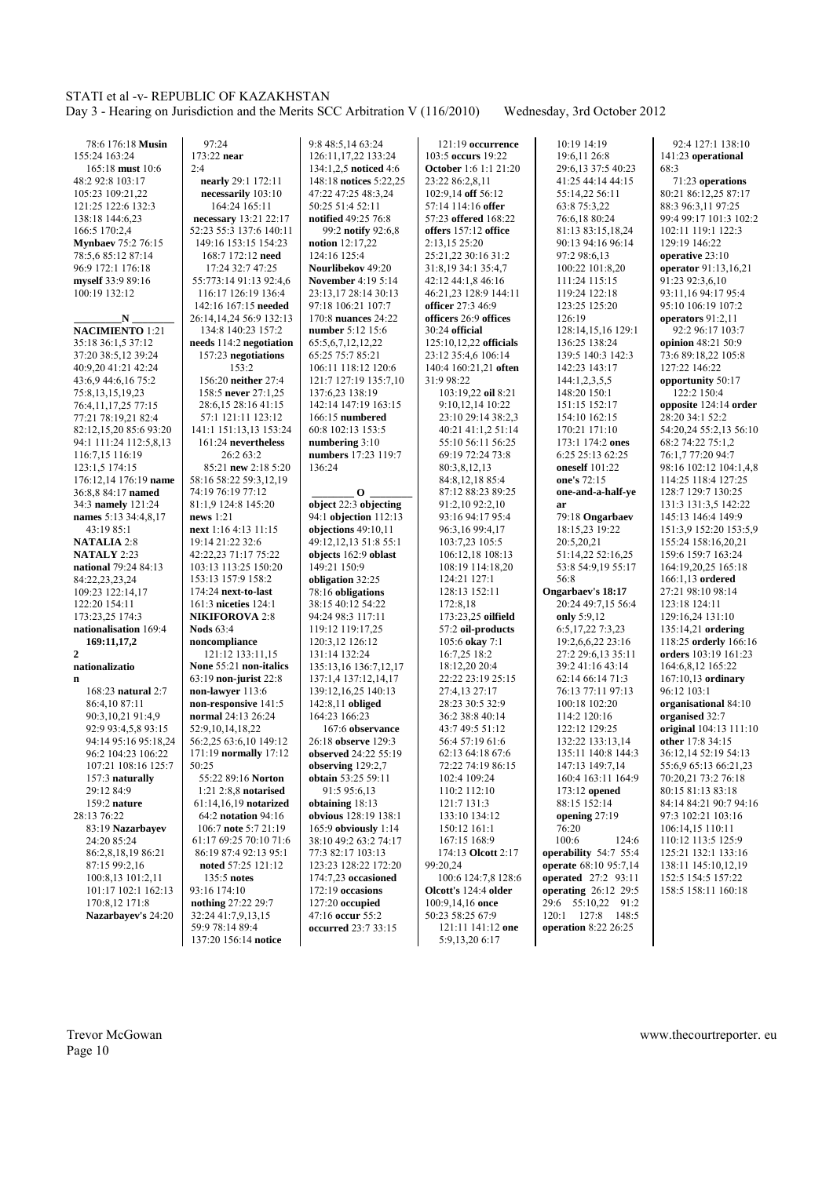78:6 176:18 **Musin** 155:24 163:24
165:18 **must** 10:6 48:2 92:8 103:17 105:23 109:21,22 121:25 122:6 132:3 138:18 144:6,23 166:5 170:2,4
**Mynbaev** 75:2 76:15 78:5,6 85:12 87:14 96:9 172:1 176:18
**myself** 33:9 89:16 100:19 132:12

**N**

**NACIMIENTO** 1:21 35:18 36:1,5 37:12 37:20 38:5,12 39:24 40:9,20 41:21 42:24 43:6,9 44:6,16 75:2 75:8,13,15,19,23 76:4,11,17,25 77:15 77:21 78:19,21 82:4 82:12,15,20 85:6 93:20 94:1 111:24 112:5,8,13 116:7,15 116:19 123:1,5 174:15 176:12,14 176:19 **name** 36:8,8 84:17 **named** 34:3 **namely** 121:24 **names** 5:13 34:4,8,17 43:19 85:1
**NATALIA** 2:8
**NATALY** 2:23
**national** 79:24 84:13 84:22,23,23,24 109:23 122:14,17 122:20 154:11 173:23,25 174:3
**nationalisation** 169:4 **169:11,17,2 2**
**nationalizatio n**
168:23 **natural** 2:7 86:4,10 87:11 90:3,10,21 91:4,9 92:9 93:4,5,8 93:15 94:14 95:16 95:18,24 96:2 104:23 106:22 107:21 108:16 125:7 157:3 **naturally** 29:12 84:9
159:2 **nature** 28:13 76:22
83:19 **Nazarbayev** 24:20 85:24 86:2,8,18,19 86:21 87:15 99:2,16 100:8,13 101:2,11 101:17 102:1 162:13 170:8,12 171:8
**Nazarbayev's** 24:20

97:24
173:22 **near** 2:4
**nearly** 29:1 172:11
**necessarily** 103:10 164:24 165:11
**necessary** 13:21 22:17 52:23 55:3 137:6 140:11 149:16 153:15 154:23 168:7 172:12 **need** 17:24 32:7 47:25 55:773:14 91:13 92:4,6 116:17 126:19 136:4 142:16 167:15 **needed** 26:14,14,24 56:9 132:13 134:8 140:23 157:2
**needs** 114:2 **negotiation** 157:23 **negotiations** 153:2
156:20 **neither** 27:4 158:5 **never** 27:1,25 28:6,15 28:16 41:15 57:1 121:11 123:12 141:1 151:13,13 153:24 161:24 **nevertheless** 26:2 63:2
85:21 **new** 2:18 5:20 58:16 58:22 59:3,12,19 74:19 76:19 77:12 81:1,9 124:8 145:20
**news** 1:21
**next** 1:16 4:13 11:15 19:14 21:22 32:6 42:22,23 71:17 75:22 103:13 113:25 150:20 153:13 157:9 158:2 174:24 **next-to-last** 161:3 **niceties** 124:1
**NIKIFOROVA** 2:8
**Nods** 63:4
**noncompliance** 121:12 133:11,15
**None** 55:21 **non-italics** 63:19 **non-jurist** 22:8
**non-lawyer** 113:6
**non-responsive** 141:5
**normal** 24:13 26:24 52:9,10,14,18,22 56:2,25 63:6,10 149:12 171:19 **normally** 17:12 50:25
55:22 89:16 **Norton** 1:21 2:8,8 **notarised** 61:14,16,19 **notarized** 64:2 **notation** 94:16 106:7 **note** 5:7 21:19 61:17 69:25 70:10 71:6 86:19 87:4 92:13 95:1
**noted** 57:25 121:12 135:5 **notes** 93:16 174:10
**nothing** 27:22 29:7 32:24 41:7,9,13,15 59:9 78:14 89:4 137:20 156:14 **notice**

9:8 48:5,14 63:24 126:11,17,22 133:24 134:1,2,5 **noticed** 4:6 148:18 **notices** 5:22,25 47:22 47:25 48:3,24 50:25 51:4 52:11
**notified** 49:25 76:8
99:2 **notify** 92:6,8
**notion** 12:17,22 124:16 125:4
**Nourlibekov** 49:20
**November** 4:19 5:14 23:13,17 28:14 30:13 97:18 106:21 107:7 170:8 **nuances** 24:22
**number** 5:12 15:6 65:5,6,7,12,12,22 65:25 75:7 85:21 106:11 118:12 120:6 121:7 127:19 135:7,10 137:6,23 138:19 142:14 147:19 163:15 166:15 **numbered** 60:8 102:13 153:5
**numbering** 3:10
**numbers** 17:23 119:7 136:24

**O**

**object** 22:3 **objecting** 94:1 **objection** 112:13
**objections** 49:10,11 49:12,12,13 51:8 55:1
**objects** 162:9 **oblast** 149:21 150:9
**obligation** 32:25 78:16 **obligations** 38:15 40:12 54:22 94:24 98:3 117:11 119:12 119:17,25 120:3,12 126:12 131:14 132:24 135:13,16 136:7,12,17 137:1,4 137:12,14,17 139:12,16,25 140:13 142:8,11 **obliged** 164:23 166:23
167:6 **observance** 26:18 **observe** 129:3
**observed** 24:22 55:19
**observing** 129:2,7
**obtain** 53:25 59:11 91:5 95:6,13
**obtaining** 18:13
**obvious** 128:19 138:1 165:9 **obviously** 1:14 38:10 49:2 63:2 74:17 77:3 82:17 103:13 123:23 128:22 172:20 174:7,23 **occasioned** 172:19 **occasions** 127:20 **occupied** 47:16 **occur** 55:2
**occurred** 23:7 33:15

121:19 **occurrence** 103:5 **occurs** 19:22
**October** 1:6 1:1 21:20 23:22 86:2,8,11 102:9,14 **off** 56:12 57:14 114:16 **offer** 57:23 **offered** 168:22
**offers** 157:12 **office** 2:13,15 25:20 25:21,22 30:16 31:2 31:8,19 34:1 35:4,7 42:12 44:1,8 46:16 46:21,23 128:9 144:11
**officer** 27:3 46:9
**officers** 26:9 **offices** 30:24 **official** 125:10,12,22 **officials** 23:12 35:4,6 106:14 140:4 160:21,21 **often** 31:9 98:22
103:19,22 **oil** 8:21 9:10,12,14 10:22 23:10 29:14 38:2,3 40:21 41:1,2 51:14 55:10 56:11 56:25 69:19 72:24 73:8 80:3,8,12,13 84:8,12,18 85:4 87:12 88:23 89:25 91:2,10 92:2,10 93:16 94:17 95:4 96:3,16 99:4,17 103:7,23 105:5 106:12,18 108:13 108:19 114:18,20 124:21 127:1 128:13 152:11 172:8,18 173:23,25 **oilfield** 57:2 **oil-products** 105:6 **okay** 7:1 16:7,25 18:2 18:12,20 20:4 22:22 23:19 25:15 27:4,13 27:17 28:23 30:5 32:9 36:2 38:8 40:14 43:7 49:5 51:12 56:4 57:19 61:6 62:13 64:18 67:6 72:22 74:19 86:15 102:4 109:24 110:2 112:10 121:7 131:3 133:10 134:12 150:12 161:1 167:15 168:9
174:13 **Olcott** 2:17 99:20,24
100:6 124:7,8 128:6
**Olcott's** 124:4 **older** 100:9,14,16 **once** 50:23 58:25 67:9
121:11 141:12 **one** 5:9,13,20 6:17

10:19 14:19 19:6,11 26:8 29:6,13 37:5 40:23 41:25 44:14 44:15 55:14,22 56:11 63:8 75:3,22 76:6,18 80:24 81:13 83:15,18,24 90:13 94:16 96:14 97:2 98:6,13 100:22 101:8,20 111:24 115:15 119:24 122:18 123:25 125:20 126:19
128:14,15,16 129:1 136:25 138:24 139:5 140:3 142:3 142:23 143:17 144:1,2,3,5,5 148:20 150:1 151:15 152:17 154:10 162:15 170:21 171:10 173:1 174:2 **ones** 6:25 25:13 62:25
**oneself** 101:22
**one's** 72:15
**one-and-a-half-ye ar**
79:18 **Ongarbaev** 18:15,23 19:22 20:5,20,21 51:14,22 52:16,25 53:8 54:9,19 55:17 56:8
**Ongarbaev's 18:17** 20:24 49:7,15 56:4
**only** 5:9,12 6:5,17,22 7:3,23 19:2,6,6,22 23:16 27:2 29:6,13 35:11 39:2 41:16 43:14 62:14 66:14 71:3 76:13 77:11 97:13 100:18 102:20 114:2 120:16 122:12 129:25 132:22 133:13,14 135:11 140:8 144:3 147:13 149:7,14 160:4 163:11 164:9 173:12 **opened** 88:15 152:14
**opening** 27:19 76:20
100:6 124:6
**operability** 54:7 55:4
**operate** 68:10 95:7,14
**operated** 27:2 93:11
**operating** 26:12 29:5 29:6 55:10,22 91:2 120:1 127:8 148:5
**operation** 8:22 26:25

92:4 127:1 138:10 141:23 **operational** 68:3
71:23 **operations** 80:21 86:12,25 87:17 88:3 96:3,11 97:25 99:4 99:17 101:3 102:2 102:11 119:1 122:3 129:19 146:22
**operative** 23:10
**operator** 91:13,16,21 91:23 92:3,6,10 93:11,16 94:17 95:4 95:10 106:19 107:2
**operators** 91:2,11 92:2 96:17 103:7
**opinion** 48:21 50:9 73:6 89:18,22 105:8 127:22 146:22
**opportunity** 50:17 122:2 150:4
**opposite** 124:14 **order** 28:20 34:1 52:2 54:20,24 55:2,13 56:10 68:2 74:22 75:1,2 76:1,7 77:20 94:7 98:16 102:12 104:1,4,8 114:25 118:4 127:25 128:7 129:7 130:25 131:3 131:3,5 142:22 145:13 146:4 149:9 151:3,9 152:20 153:5,9 155:24 158:16,20,21 159:6 159:7 163:24 164:19,20,25 165:18 166:1,13 **ordered** 27:21 98:10 98:14 123:18 124:11 129:16,24 131:10 135:14,21 **ordering** 118:25 **orderly** 166:16
**orders** 103:19 161:23 164:6,8,12 165:22 167:10,13 **ordinary** 96:12 103:1
**organisational** 84:10
**organised** 32:7
**original** 104:13 111:10
**other** 17:8 34:15 36:12,14 52:19 54:13 55:6,9 65:13 66:21,23 70:20,21 73:2 76:18 80:15 81:13 83:18 84:14 84:21 90:7 94:16 97:3 102:21 103:16 106:14,15 110:11 110:12 113:5 125:9 125:21 132:1 133:16 138:11 145:10,12,19 152:5 154:5 157:22 158:5 158:11 160:18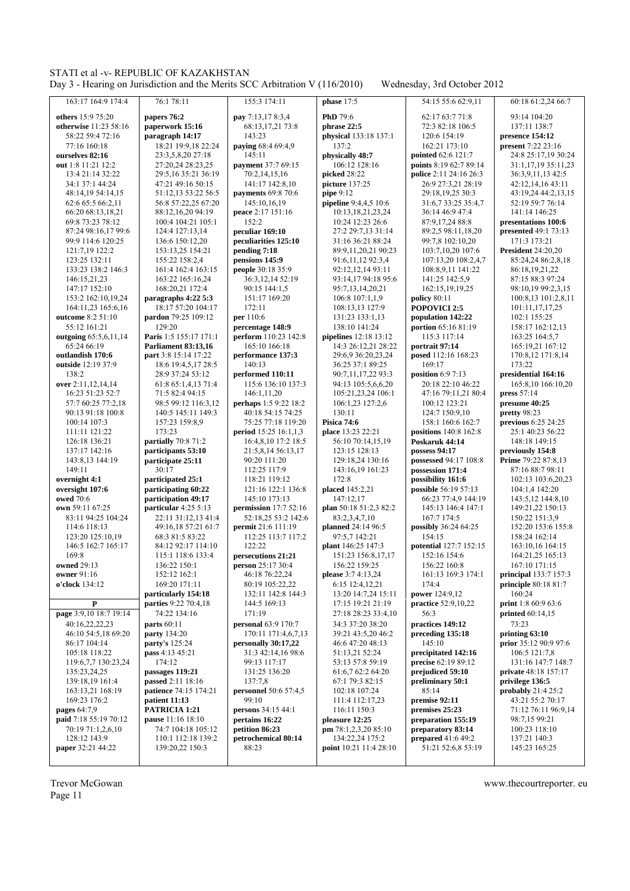163:17 164:9 174:4
**others** 15:9 75:20
**otherwise** 11:23 58:16 58:22 59:4 72:16 77:16 160:18
**ourselves 82:16**
**out** 1:8 11:21 12:2 13:4 21:14 32:22 34:1 37:1 44:24 48:14,19 54:14,15 62:6 65:5 66:2,11 66:20 68:13,18,21 69:8 73:23 78:12 87:24 98:16,17 99:6 99:9 114:6 120:25 121:7,19 122:2 123:25 132:11 133:23 138:2 146:3 146:15,21,23 147:17 152:10 153:2 162:10,19,24 164:11,23 165:6,16
**outcome** 8:2 51:10 55:12 161:21
**outgoing** 65:5,6,11,14 65:24 66:19
**outlandish 170:6**
**outside** 12:19 37:9 138:2
**over** 2:11,12,14,14 16:23 51:23 52:7 57:7 60:25 77:2,18 90:13 91:18 100:8 100:14 107:3 111:11 121:22 126:18 136:21 137:17 142:16 143:8,13 144:19 149:11
**overnight 4:1**
**oversight 107:6**
**owed** 70:6
**own** 59:11 67:25 83:11 94:25 104:24 114:6 118:13 123:20 125:10,19 146:5 162:7 165:17 169:8
**owned** 29:13
**owner** 91:16
**o'clock** 134:12

**P**

**page** 3:9,10 18:7 19:14 40:16,22,22,23 46:10 54:5,18 69:20 86:17 104:14 105:18 118:22 119:6,7,7 130:23,24 135:23,24,25 139:18,19 161:4 163:13,21 168:19 169:23 176:2
**pages** 64:7,9
**paid** 7:18 55:19 70:12 70:19 71:1,2,6,10 128:12 143:9
**paper** 32:21 44:22

76:1 78:11
**papers 76:2**
**paperwork 15:16**
**paragraph 14:17** 18:21 19:9,18 22:24 23:3,5,8,20 27:18 27:20,24 28:23,25 29:5,16 35:21 36:19 47:21 49:16 50:15 51:12,13 53:22 56:5 56:8 57:22,25 67:20 88:12,16,20 94:19 100:4 104:21 105:1 124:4 127:13,14 136:6 150:12,20 153:13,25 154:21 155:22 158:2,4 161:4 162:4 163:15 163:22 165:16,24 168:20,21 172:4
**paragraphs 4:22 5:3** 18:17 57:20 104:17 129:20
**pardon** 79:25 109:12
**Paris** 1:5 155:17 171:1
**Parliament 83:13,16**
**part** 3:8 15:14 17:22 18:6 19:4,5,17 28:5 28:9 37:24 53:12 61:8 65:1,4,13 71:4 71:5 82:4 94:15 98:5 99:12 116:3,12 140:5 145:11 149:3 157:23 159:8,9 173:23
**partially** 70:8 71:2
**participants 53:10**
**participate 25:11** 30:17
**participated 25:1**
**participating 60:22**
**participation 49:17**
**particular** 4:25 5:13 22:11 31:12,13 41:4 49:16,18 57:21 61:7 68:3 81:5 83:22 84:12 92:17 114:10 115:1 118:6 133:4 136:22 150:1 152:12 162:1 169:20 171:11
**particularly 154:18**
**parties** 9:22 70:4,18 74:22 134:16
**parts** 60:11
**party** 134:20
**party's** 125:24
**pass** 4:13 45:21 174:12
**passages 119:21**
**passed** 2:11 18:16
**patience** 74:15 174:21
**patient 11:13**
**PATRICIA 1:21**
**pause** 11:16 18:10 74:7 104:18 105:12 110:1 112:18 139:2 139:20,22 150:3

155:3 174:11
**pay** 7:13,17 8:3,4 68:13,17,21 73:8 143:23
**paying** 68:4 69:4,9 145:11
**payment** 37:7 69:15 70:2,14,15,16 141:17 142:8,10
**payments** 69:8 70:6 145:10,16,19
**peace** 2:17 151:16 152:2
**peculiar 169:10**
**peculiarities 125:10**
**pending 7:18**
**pensions 145:9**
**people** 30:18 35:9 36:3,12,14 52:19 90:15 144:1,5 151:17 169:20 172:11
**per** 110:6
**percentage 148:9**
**perform** 110:23 142:8 165:10 166:18
**performance 137:3** 140:13
**performed 110:11** 115:6 136:10 137:3 146:1,11,20
**perhaps** 1:5 9:22 18:2 40:18 54:15 74:25 75:25 77:18 119:20
**period** 15:25 16:1,1,3 16:4,8,10 17:2 18:5 21:5,8,14 56:13,17 90:20 111:20 112:25 117:9 118:21 119:12 121:16 122:1 136:8 145:10 173:13
**permission** 17:7 52:16 52:18,25 53:2 142:6
**permit** 21:6 111:19 112:25 113:7 117:2 122:22
**persecutions 21:21**
**person** 25:17 30:4 46:18 76:22,24 80:19 105:22,22 132:11 142:8 144:3 144:5 169:13 171:19
**personal** 63:9 170:7 170:11 171:4,6,7,13
**personally 30:17,22** 31:3 42:14,16 98:6 99:13 117:17 131:25 136:20 137:7,8
**personnel** 50:6 57:4,5 99:10
**persons** 34:15 44:1
**pertains 16:22**
**petition 86:23**
**petrochemical 80:14** 88:23

**phase** 17:5
**PhD** 79:6
**phrase 22:5**
**physical** 133:18 137:1 137:2
**physically 48:7** 106:12 128:16
**picked** 28:22
**picture** 137:25
**pipe** 9:12
**pipeline** 9:4,4,5 10:6 10:13,18,21,23,24 10:24 12:23 26:6 27:2 29:7,13 31:14 31:16 36:21 88:24 89:9,11,20,21 90:23 91:6,11,12 92:3,4 92:12,12,14 93:11 93:14,17 94:18 95:6 95:7,13,14,20,21 106:8 107:1,1,9 108:13,13 127:9 131:23 133:1,13 138:10 141:24
**pipelines** 12:18 13:12 14:3 26:12,21 28:22 29:6,9 36:20,23,24 36:25 37:1 89:25 90:7,11,17,22 93:3 94:13 105:5,6,6,20 105:21,23,24 106:1 106:1,23 127:2,6 130:11
**Pisica 74:6**
**place** 13:23 22:21 56:10 70:14,15,19 123:15 128:13 129:18,24 130:16 143:16,19 161:23 172:8
**placed** 145:2,21 147:12,17
**plan** 50:18 51:2,3 82:2 83:2,3,4,7,10
**planned** 24:14 96:5 97:5,7 142:21
**plant** 146:25 147:3 151:23 156:8,17,17 156:22 159:25
**please** 3:7 4:13,24 6:15 12:4,12,21 13:20 14:7,24 15:11 17:15 19:21 21:19 27:18 28:23 33:4,10 34:3 37:20 38:20 39:21 43:5,20 46:2 46:6 47:20 48:13 51:13,21 52:24 53:13 57:8 59:19 61:6,7 62:2 64:20 67:1 79:3 82:15 102:18 107:24 111:4 112:17,23 116:11 150:3
**pleasure 12:25**
**pm** 78:1,2,3,20 85:10 134:22,24 175:2
**point** 10:21 11:4 28:10

54:15 55:6 62:9,11 62:17 63:7 71:8 72:3 82:18 106:5 120:6 154:19 162:21 173:10
**pointed** 62:6 121:7
**points** 8:19 62:7 89:14
**police** 2:11 24:16 26:3 26:9 27:3,21 28:19 29:18,19,25 30:3 31:6,7 33:25 35:4,7 36:14 46:9 47:4 87:9,17,24 88:8 89:2,5 98:11,18,20 99:7,8 102:10,20 103:7,10,20 107:6 107:13,20 108:2,4,7 108:8,9,11 141:22 141:25 142:5,9 162:15,19,19,25
**policy** 80:11
**POPOVICI 2:5**
**population 142:22**
**portion** 65:16 81:19 115:3 117:14
**portrait 97:14**
**posed** 112:16 168:23 169:17
**position** 6:9 7:13 20:18 22:10 46:22 47:16 79:11,21 80:4 100:12 123:21 124:7 150:9,10 158:1 160:6 162:7
**positions** 140:8 162:8
**Poskaruk 44:14**
**possess 94:17**
**possessed** 94:17 108:8
**possession 171:4**
**possibility 161:6**
**possible** 56:19 57:13 66:23 77:4,9 144:19 145:13 146:4 147:1 167:7 174:5
**possibly** 36:24 64:25 154:15
**potential** 127:7 152:15 152:16 154:6 156:22 160:8 161:13 169:3 174:1 174:4
**power** 124:9,12
**practice** 52:9,10,22 56:3
**practices 149:12**
**preceding 135:18** 145:10
**precipitated 142:16**
**precise** 62:19 89:12
**prejudiced 59:10**
**preliminary 50:1** 85:14
**premise 92:11**
**premises 25:23**
**preparation 155:19**
**preparatory 83:14**
**prepared** 41:6 49:2 51:21 52:6,8 53:19

60:18 61:2,24 66:7 93:14 104:20 137:11 138:7
**presence 154:12**
**present** 7:22 23:16 24:8 25:17,19 30:24 31:1,17,19 35:11,23 36:3,9,11,13 42:5 42:12,14,16 43:11 43:19,24 44:2,13,15 52:19 59:7 76:14 141:14 146:25
**presentations 100:6**
**presented** 49:1 73:13 171:3 173:21
**President** 24:20,20 85:24,24 86:2,8,18 86:18,19,21,22 87:15 88:3 97:24 98:10,19 99:2,3,15 100:8,13 101:2,8,11 101:11,17,17,25 102:1 155:25 158:17 162:12,13 163:25 164:5,7 165:19,21 167:12 170:8,12 171:8,14 173:22
**presidential 164:16** 165:8,10 166:10,20
**press** 57:14
**presume 40:25**
**pretty** 98:23
**previous** 6:25 24:25 25:1 40:23 56:22 148:18 149:15
**previously 154:8**
**Prime** 79:22 87:8,13 87:16 88:7 98:11 102:13 103:6,20,23 104:1,4 142:20 143:5,12 144:8,10 149:21,22 150:13 150:22 151:3,9 152:20 153:6 155:8 158:24 162:14 163:10,16 164:15 164:21,25 165:13 167:10 171:15
**principal** 133:7 157:3
**principle** 80:18 81:7 160:24
**print** 1:8 60:9 63:6
**printed** 60:14,15 73:23
**printing 63:10**
**prior** 35:12 90:9 97:6 106:5 121:7,8 131:16 147:7 148:7
**private** 48:18 157:17
**privilege 136:5**
**probably** 21:4 25:2 43:21 55:2 70:17 71:12 76:11 96:9,14 98:7,15 99:21 100:23 118:10 137:21 140:3 145:23 165:25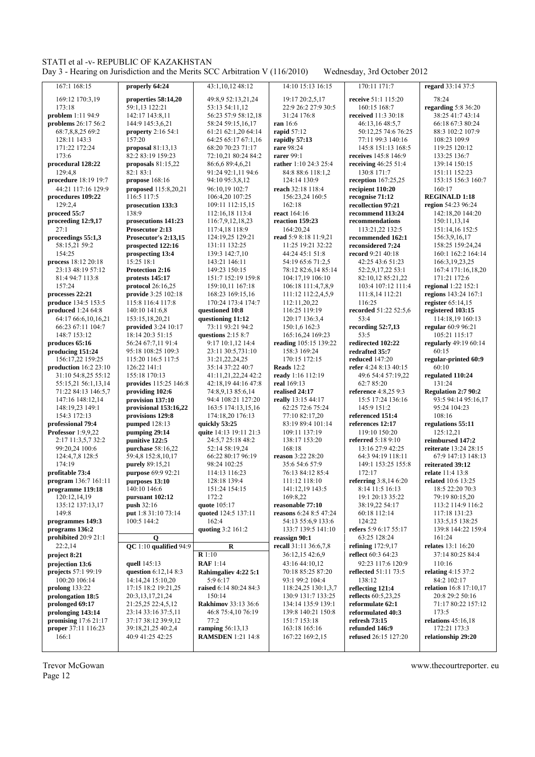167:1 168:15
169:12 170:3,19
173:18
**problem** 1:11 94:9
**problems** 26:17 56:2
68:7,8,8,25 69:2
128:11 143:3
171:22 172:24
173:6
**procedural 128:22**
129:4,8
**procedure** 18:19 19:7
44:21 117:16 129:9
**procedures** 109:22
129:2,4
**proceed 55:7**
**proceeding 12:9,17**
27:1
**proceedings 55:1,3**
58:15,21 59:2
154:25
**process** 18:12 20:18
23:13 48:19 57:12
81:4 94:7 113:8
157:24
**processes 22:21**
**produce** 134:5 153:5
**produced** 1:24 64:8
64:17 66:6,10,16,21
66:23 67:11 104:7
148:7 153:12
**produces 65:16**
**producing 151:24**
156:17,22 159:25
**production** 16:2 23:10
31:10 54:8,25 55:12
55:15,21 56:1,13,14
71:22 84:13 146:5,7
147:16 148:12,14
148:19,23 149:1
154:3 172:13
**professional 79:4**
**Professor** 1:9,9,22
2:17 11:3,5,7 32:2
99:20,24 100:6
124:4,7,8 128:5
174:19
**profitable 73:4**
**program** 136:7 161:11
**programme 119:18**
120:12,14,19
135:12 137:13,17
149:8
**programmes** 149:3
**programs** 136:2
**prohibited** 20:9 21:1
22:2,14
**project 8:21**
**projection 13:6**
**projects** 57:1 99:19
100:20 106:14
**prolong** 133:22
**prolongation 18:5**
**prolonged 69:17**
**prolonging 143:14**
**promising** 17:6 21:17
**proper** 37:11 116:23
166:1

**properly 64:24**
**properties 58:14,20**
59:1,13 122:21
142:17 143:8,11
144:9 145:3,6,21
**property** 2:16 54:1
157:20
**proposal** 81:13,13
82:2 83:19 159:23
**proposals** 81:15,22
82:1 83:1
**propose** 168:16
**proposed** 115:8,20,21
116:5 117:5
**prosecution 133:3**
138:9
**prosecutions 141:23**
**Prosecutor 2:13**
**Prosecutor's 2:13,15**
**prospected 122:16**
**prospecting 13:4**
15:25 18:1
**Protection 2:16**
**protests 145:17**
**protocol** 26:16,25
**provide** 3:25 102:18
115:8 116:4 117:8
140:10 141:6,8
153:15,18,20,21
**provided** 3:24 10:17
18:14 20:3 51:15
56:24 67:7,11 91:4
95:18 108:25 109:3
115:20 116:5 117:5
126:22 141:1
155:18 170:13
**provides** 115:25 146:8
**providing** 102:6
**provision 137:10**
**provisional 153:16,22**
**provisions 129:8**
**pumped** 128:13
**pumping 29:14**
**punitive 122:5**
**purchase** 58:16,22
59:4,8 152:8,10,17
**purely** 89:15,21
**purpose** 69:9 92:21
**purposes 13:10**
140:10 146:6
**pursuant 102:12**
**push** 32:16
**put** 1:8 31:10 73:14
100:5 144:2

**Q**

**QC** 1:10 **qualified** 94:9
**quell** 145:13
**question** 6:12,14 8:3
14:14,24 15:10,20
17:15 18:2 19:21,25
20:3,13,17,21,24
21:25,25 22:4,5,12
23:14 33:16 37:5,11
37:17 38:12 39:9,12
39:18,21,25 40:2,4
40:9 41:25 42:25

43:1,10,12 48:12
49:8,9 52:13,21,24
53:13 54:11,12
56:23 57:9 58:12,18
58:24 59:15,16,17
61:21 62:1,20 64:14
64:25 65:17 67:1,16
68:20 70:23 71:17
72:10,21 80:24 84:2
86:6,6 89:4,6,21
91:24 92:1,11 94:6
94:10 95:3,8,12
96:10,19 102:7
106:4,20 107:25
109:11 112:15,15
112:16,18 113:4
116:7,9,12,18,23
117:4,18 118:9
124:19,25 129:21
131:11 132:25
139:3 142:7,10
143:21 146:11
149:23 150:15
151:7 152:19 159:8
159:10,11 167:18
168:23 169:15,16
170:24 173:4 174:7
**questioned 10:8**
**questioning 11:12**
73:11 93:21 94:2
**questions** 2:15 8:7
9:17 10:1,12 14:4
23:11 30:5,731:10
31:21,22,24,25
35:14 37:22 40:7
41:11,21,22,24 42:2
42:18,19 44:16 47:8
74:8,9,13 85:6,14
94:4 108:21 127:20
163:5 174:13,15,16
174:18,20 176:13
**quickly 53:25**
**quite** 14:13 19:11 21:3
24:5,7 25:18 48:2
52:14 58:19,24
66:22 80:17 96:19
98:24 102:25
114:13 116:23
128:18 139:4
151:24 154:15
172:2
**quote** 105:17
**quoted** 124:5 137:11
162:4
**quoting** 3:2 161:2

**R**

**R** 1:10
**RAF** 1:14
**Rahimgaliev 4:22 5:1**
5:9 6:17
**raised** 6:14 80:24 84:3
150:14
**Rakhimov** 33:13 36:6
46:8 75:4,10 76:19
77:2
**ramping** 56:13,13
**RAMSDEN** 1:21 14:8

14:10 15:13 16:15
19:17 20:2,5,17
22:9 26:2 27:9 30:5
31:24 176:8
**ran** 16:6
**rapid** 57:12
**rapidly 57:13**
**rare** 98:24
**rarer** 99:1
**rather** 1:10 24:3 25:4
84:8 88:6 118:1,2
124:14 130:9
**reach** 32:18 118:4
156:23,24 160:5
162:18
**react** 164:16
**reaction 159:23**
164:20,24
**read** 5:9 8:18 11:9,21
11:25 19:21 32:22
44:24 45:1 51:8
54:19 65:6 71:2,5
78:12 82:6,14 85:14
104:17,19 106:10
106:18 111:4,7,8,9
111:12 112:2,4,5,9
112:11,20,22
116:25 119:19
120:17 136:3,4
150:1,6 162:3
165:16,24 169:23
**reading** 105:15 139:22
158:3 169:24
170:15 172:15
**Reads** 12:2
**ready** 1:16 112:19
**real** 169:13
**realised 24:17**
**really** 13:15 44:17
62:25 72:6 75:24
77:10 82:17,20
83:19 89:4 101:14
109:11 137:19
138:17 153:20
168:18
**reason** 3:22 28:20
35:6 54:6 57:9
76:13 84:12 85:4
111:12 118:10
141:12,19 143:5
169:8,22
**reasonable 77:10**
**reasons** 6:24 8:5 47:24
54:13 55:6,9 133:6
133:7 139:5 141:10
**reassign 90:1**
**recall** 31:11 36:6,7,8
36:12,15 42:6,9
43:16 44:10,12
70:18 85:25 87:20
93:1 99:2 104:4
118:24,25 130:1,3,7
130:9 131:7 133:25
134:14 135:9 139:1
139:8 140:21 150:8
151:7 153:18
163:18 165:16
167:22 169:2,15

170:11 171:7
**receive** 51:1 115:20
160:15 168:7
**received** 11:3 30:18
46:13,16 48:5,7
50:12,25 74:6 76:25
77:11 99:3 140:16
145:8 151:13 168:5
**receives** 145:8 146:9
**receiving** 46:25 51:4
130:8 171:7
**reception** 167:25,25
**recipient 110:20**
**recognise 71:12**
**recollection 97:21**
**recommend 113:24**
**recommendations**
113:21,22 132:5
**recommended 162:1**
**reconsidered 7:24**
**record** 9:21 40:18
42:25 43:6 51:23
52:2,9,17,22 53:1
82:10,12 85:21,22
103:4 107:12 111:4
111:8,14 112:21
116:25
**recorded** 51:22 52:5,6
53:4
**recording 52:7,13**
53:5
**redirected 102:22**
**redrafted 35:7**
**reduced** 147:20
**refer** 4:24 8:13 40:15
49:6 54:4 57:19,22
62:7 85:20
**reference** 4:8,25 9:3
15:5 17:24 136:16
145:9 151:2
**referenced 151:4**
**references 12:17**
119:10 150:20
**referred** 5:18 9:10
13:16 27:9 42:25
64:3 94:19 118:11
149:1 153:25 155:8
172:17
**referring** 3:8,14 6:20
8:14 11:5 16:13
19:1 20:13 35:22
38:19,22 54:17
60:18 112:14
124:22
**refers** 5:9 6:17 55:17
63:25 128:24
**refining** 172:9,17
**reflect** 60:3 64:23
92:23 117:6 120:9
**reflected** 51:11 73:5
138:12
**reflecting 121:4**
**reflects** 60:5,23,25
**reformulate 62:1**
**reformulated 40:3**
**refresh 73:15**
**refunded 146:9**
**refused** 26:15 127:20

**regard** 33:14 37:5
78:24
**regarding** 5:8 36:20
38:25 41:7 43:14
66:18 67:3 80:24
88:3 102:2 107:9
108:23 109:9
119:25 120:12
133:25 136:7
139:14 150:15
151:11 152:23
153:15 156:3 160:7
160:17
**REGINALD 1:18**
**region** 54:23 96:24
142:18,20 144:20
150:11,13,14
151:14,16 152:5
156:3,9,16,17
158:25 159:24,24
160:1 162:2 164:14
166:3,19,23,25
167:4 171:16,18,20
171:21 172:6
**regional** 1:22 152:1
**regions** 143:24 167:1
**register** 65:14,15
**registered 103:15**
114:18,19 160:13
**regular** 60:9 96:21
105:21 115:17
**regularly** 49:19 60:14
60:15
**regular-printed 60:9**
60:10
**regulated 110:24**
131:24
**Regulation 2:7 90:2**
93:5 94:14 95:16,17
95:24 104:23
108:16
**regulations 55:11**
125:12,21
**reimbursed 147:2**
**reiterate** 13:24 28:15
67:9 147:13 148:13
**reiterated 39:12**
**relate** 11:4 13:8
**related** 10:6 13:25
18:5 22:20 70:3
79:19 80:15,20
113:2 114:9 116:2
117:18 131:23
133:5,15 138:25
139:8 144:22 159:4
161:24
**relates** 13:1 16:20
37:14 80:25 84:4
110:16
**relating** 4:15 37:2
84:2 102:17
**relation** 16:8 17:10,17
20:8 29:2 50:16
71:17 80:22 157:12
173:5
**relations** 45:16,18
172:21 173:3
**relationship 29:20**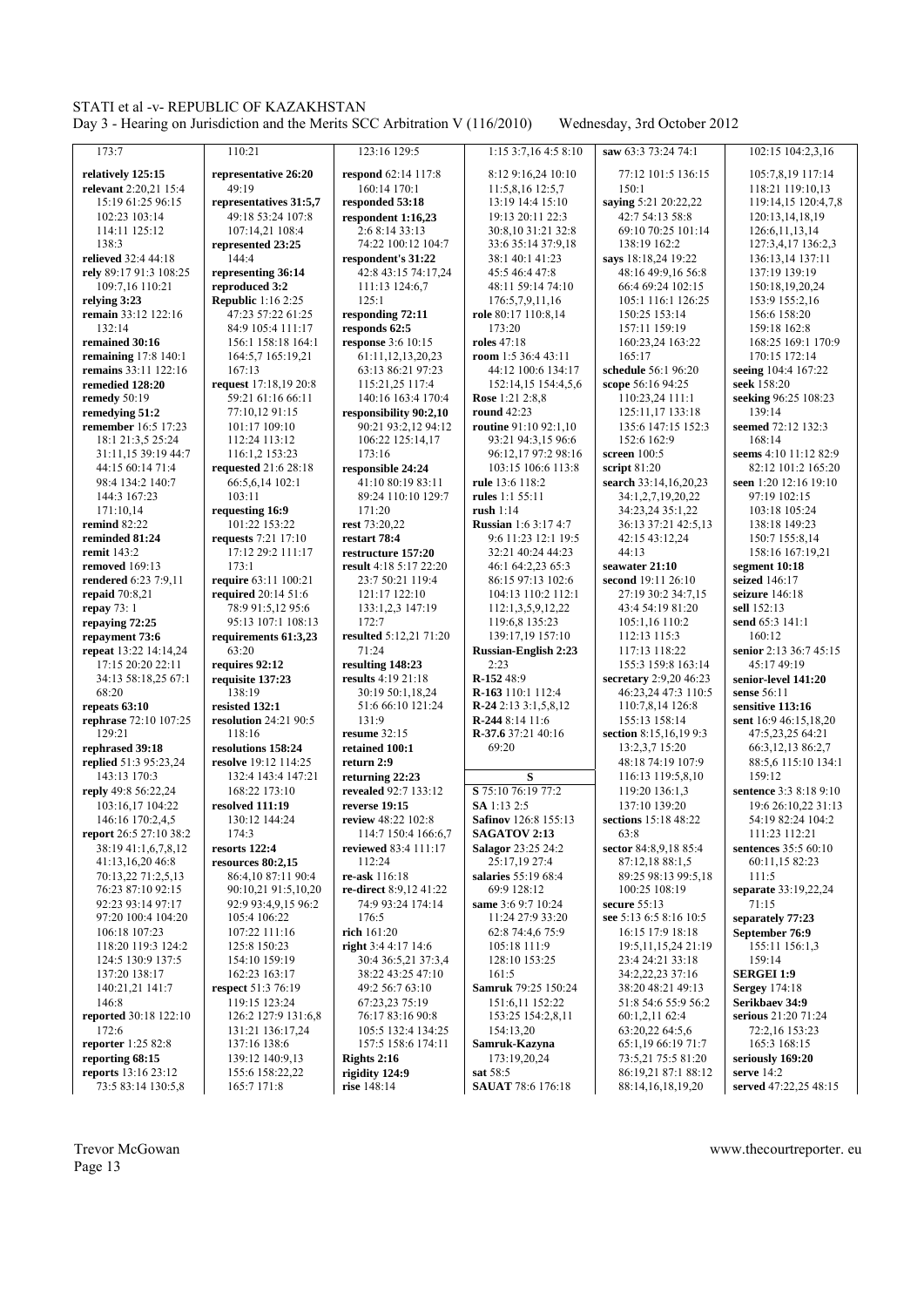173:7

**relatively 125:15**
**relevant** 2:20,21 15:4 15:19 61:25 96:15 102:23 103:14 114:11 125:12 138:3
**relieved** 32:4 44:18
**rely** 89:17 91:3 108:25 109:7,16 110:21
**relying 3:23**
**remain** 33:12 122:16 132:14
**remained 30:16**
**remaining** 17:8 140:1
**remains** 33:11 122:16
**remedied 128:20**
**remedy** 50:19
**remedying 51:2**
**remember** 16:5 17:23 18:1 21:3,5 25:24 31:11,15 39:19 44:7 44:15 60:14 71:4 98:4 134:2 140:7 144:3 167:23 171:10,14
**remind** 82:22
**reminded 81:24**
**remit** 143:2
**removed** 169:13
**rendered** 6:23 7:9,11
**repaid** 70:8,21
**repay** 73: 1
**repaying 72:25**
**repayment 73:6**
**repeat** 13:22 14:14,24 17:15 20:20 22:11 34:13 58:18,25 67:1 68:20
**repeats 63:10**
**rephrase** 72:10 107:25 129:21
**rephrased 39:18**
**replied** 51:3 95:23,24 143:13 170:3
**reply** 49:8 56:22,24 103:16,17 104:22 146:16 170:2,4,5
**report** 26:5 27:10 38:2 38:19 41:1,6,7,8,12 41:13,16,20 46:8 70:13,22 71:2,5,13 76:23 87:10 92:15 92:23 93:14 97:17 97:20 100:4 104:20 106:18 107:23 118:20 119:3 124:2 124:5 130:9 137:5 137:20 138:17 140:21,21 141:7 146:8
**reported** 30:18 122:10 172:6
**reporter** 1:25 82:8
**reporting 68:15**
**reports** 13:16 23:12 73:5 83:14 130:5,8

110:21

**representative 26:20** 49:19
**representatives 31:5,7** 49:18 53:24 107:8 107:14,21 108:4
**represented 23:25** 144:4
**representing 36:14**
**reproduced 3:2**
**Republic** 1:16 2:25 47:23 57:22 61:25 84:9 105:4 111:17 156:1 158:18 164:1 164:5,7 165:19,21 167:13
**request** 17:18,19 20:8 59:21 61:16 66:11 77:10,12 91:15 101:17 109:10 112:24 113:12 116:1,2 153:23
**requested** 21:6 28:18 66:5,6,14 102:1 103:11
**requesting 16:9** 101:22 153:22
**requests** 7:21 17:10 17:12 29:2 111:17 173:1
**require** 63:11 100:21
**required** 20:14 51:6 78:9 91:5,12 95:6 95:13 107:1 108:13
**requirements 61:3,23** 63:20
**requires 92:12**
**requisite 137:23** 138:19
**resisted 132:1**
**resolution** 24:21 90:5 118:16
**resolutions 158:24**
**resolve** 19:12 114:25 132:4 143:4 147:21 168:22 173:10
**resolved 111:19** 130:12 144:24 174:3
**resorts 122:4**
**resources 80:2,15** 86:4,10 87:11 90:4 90:10,21 91:5,10,20 92:9 93:4,9,15 96:2 105:4 106:22 107:22 111:16 125:8 150:23 154:10 159:19 162:23 163:17
**respect** 51:3 76:19 119:15 123:24 126:2 127:9 131:6,8 131:21 136:17,24 137:16 138:6 139:12 140:9,13 155:6 158:22,22 165:7 171:8

123:16 129:5

**respond** 62:14 117:8 160:14 170:1
**responded 53:18**
**respondent 1:16,23** 2:6 8:14 33:13 74:22 100:12 104:7
**respondent's 31:22** 42:8 43:15 74:17,24 111:13 124:6,7 125:1
**responding 72:11**
**responds 62:5**
**response** 3:6 10:15 61:11,12,13,20,23 63:13 86:21 97:23 115:21,25 117:4 140:16 163:4 170:4
**responsibility 90:2,10** 90:21 93:2,12 94:12 106:22 125:14,17 173:16
**responsible 24:24** 41:10 80:19 83:11 89:24 110:10 129:7 171:20
**rest** 73:20,22
**restart 78:4**
**restructure 157:20**
**result** 4:18 5:17 22:20 23:7 50:21 119:4 121:17 122:10 133:1,2,3 147:19 172:7
**resulted** 5:12,21 71:20 71:24
**resulting 148:23**
**results** 4:19 21:18 30:19 50:1,18,24 51:6 66:10 121:24 131:9
**resume** 32:15
**retained 100:1**
**return 2:9**
**returning 22:23**
**revealed** 92:7 133:12
**reverse 19:15**
**review** 48:22 102:8 114:7 150:4 166:6,7
**reviewed** 83:4 111:17 112:24
**re-ask** 116:18
**re-direct** 8:9,12 41:22 74:9 93:24 174:14 176:5
**rich** 161:20
**right** 3:4 4:17 14:6 30:4 36:5,21 37:3,4 38:22 43:25 47:10 49:2 56:7 63:10 67:23,23 75:19 76:17 83:16 90:8 105:5 132:4 134:25 157:5 158:6 174:11
**Rights 2:16**
**rigidity 124:9**
**rise** 148:14

1:15 3:7,16 4:5 8:10 8:12 9:16,24 10:10 11:5,8,16 12:5,7 13:19 14:4 15:10 19:13 20:11 22:3 30:8,10 31:21 32:8 33:6 35:14 37:9,18 38:1 40:1 41:23 45:5 46:4 47:8 48:11 59:14 74:10 176:5,7,9,11,16
**role** 80:17 110:8,14 173:20
**roles** 47:18
**room** 1:5 36:4 43:11 44:12 100:6 134:17 152:14,15 154:4,5,6
**Rose** 1:21 2:8,8
**round** 42:23
**routine** 91:10 92:1,10 93:21 94:3,15 96:6 96:12,17 97:2 98:16 103:15 106:6 113:8
**rule** 13:6 118:2
**rules** 1:1 55:11
**rush** 1:14
**Russian** 1:6 3:17 4:7 9:6 11:23 12:1 19:5 32:21 40:24 44:23 46:1 64:2,23 65:3 86:15 97:13 102:6 104:13 110:2 112:1 112:1,3,5,9,12,22 119:6,8 135:23 139:17,19 157:10
**Russian-English 2:23** 2:23
**R-152** 48:9
**R-163** 110:1 112:4
**R-24** 2:13 3:1,5,8,12
**R-244** 8:14 11:6
**R-37.6** 37:21 40:16 69:20

**S**

**S** 75:10 76:19 77:2
**SA** 1:13 2:5
**Safinov** 126:8 155:13
**SAGATOV 2:13**
**Salagor** 23:25 24:2 25:17,19 27:4
**salaries** 55:19 68:4 69:9 128:12
**same** 3:6 9:7 10:24 11:24 27:9 33:20 62:8 74:4,6 75:9 105:18 111:9 128:10 153:25 161:5
**Samruk** 79:25 150:24 151:6,11 152:22 153:25 154:2,8,11 154:13,20
**Samruk-Kazyna** 173:19,20,24
**sat** 58:5
**SAUAT** 78:6 176:18

**saw** 63:3 73:24 74:1 77:12 101:5 136:15 150:1
**saying** 5:21 20:22,22 42:7 54:13 58:8 69:10 70:25 101:14 138:19 162:2
**says** 18:18,24 19:22 48:16 49:9,16 56:8 66:4 69:24 102:15 105:1 116:1 126:25 150:25 153:14 157:11 159:19 160:23,24 163:22 165:17
**schedule** 56:1 96:20
**scope** 56:16 94:25 110:23,24 111:1 125:11,17 133:18 135:6 147:15 152:3 152:6 162:9
**screen** 100:5
**script** 81:20
**search** 33:14,16,20,23 34:1,2,7,19,20,22 34:23,24 35:1,22 36:13 37:21 42:5,13 42:15 43:12,24 44:13
**seawater 21:10**
**second** 19:11 26:10 27:19 30:2 34:7,15 43:4 54:19 81:20 105:1,16 110:2 112:13 115:3 117:13 118:22 155:3 159:8 163:14
**secretary** 2:9,20 46:23 46:23,24 47:3 110:5 110:7,8,14 126:8 155:13 158:14
**section** 8:15,16,19 9:3 13:2,3,7 15:20 48:18 74:19 107:9 116:13 119:5,8,10 119:20 136:1,3 137:10 139:20
**sections** 15:18 48:22 63:8
**sector** 84:8,9,18 85:4 87:12,18 88:1,5 89:25 98:13 99:5,18 100:25 108:19
**secure** 55:13
**see** 5:13 6:5 8:16 10:5 16:15 17:9 18:18 19:5,11,15,24 21:19 23:4 24:21 33:18 34:2,22,23 37:16 38:20 48:21 49:13 51:8 54:6 55:9 56:2 60:1,2,11 62:4 63:20,22 64:5,6 65:1,19 66:19 71:7 73:5,21 75:5 81:20 86:19,21 87:1 88:12 88:14,16,18,19,20

102:15 104:2,3,16 105:7,8,19 117:14 118:21 119:10,13 119:14,15 120:4,7,8 120:13,14,18,19 126:6,11,13,14 127:3,4,17 136:2,3 136:13,14 137:11 137:19 139:19 150:18,19,20,24 153:9 155:2,16 156:6 158:20 159:18 162:8 168:25 169:1 170:9 170:15 172:14
**seeing** 104:4 167:22
**seek** 158:20
**seeking** 96:25 108:23 139:14
**seemed** 72:12 132:3 168:14
**seems** 4:10 11:12 82:9 82:12 101:2 165:20
**seen** 1:20 12:16 19:10 97:19 102:15 103:18 105:24 138:18 149:23 150:7 155:8,14 158:16 167:19,21
**segment 10:18**
**seized** 146:17
**seizure** 146:18
**sell** 152:13
**send** 65:3 141:1 160:12
**senior** 2:13 36:7 45:15 45:17 49:19
**senior-level 141:20**
**sense** 56:11
**sensitive 113:16**
**sent** 16:9 46:15,18,20 47:5,23,25 64:21 66:3,12,13 86:2,7 88:5,6 115:10 134:1 159:12
**sentence** 3:3 8:18 9:10 19:6 26:10,22 31:13 54:19 82:24 104:2 111:23 112:21
**sentences** 35:5 60:10 60:11,15 82:23 111:5
**separate** 33:19,22,24 71:15
**separately 77:23**
**September 76:9** 155:11 156:1,3 159:14
**SERGEI 1:9**
**Sergey** 174:18
**Serikbaev 34:9**
**serious** 21:20 71:24 72:2,16 153:23 165:3 168:15
**seriously 169:20**
**serve** 14:2
**served** 47:22,25 48:15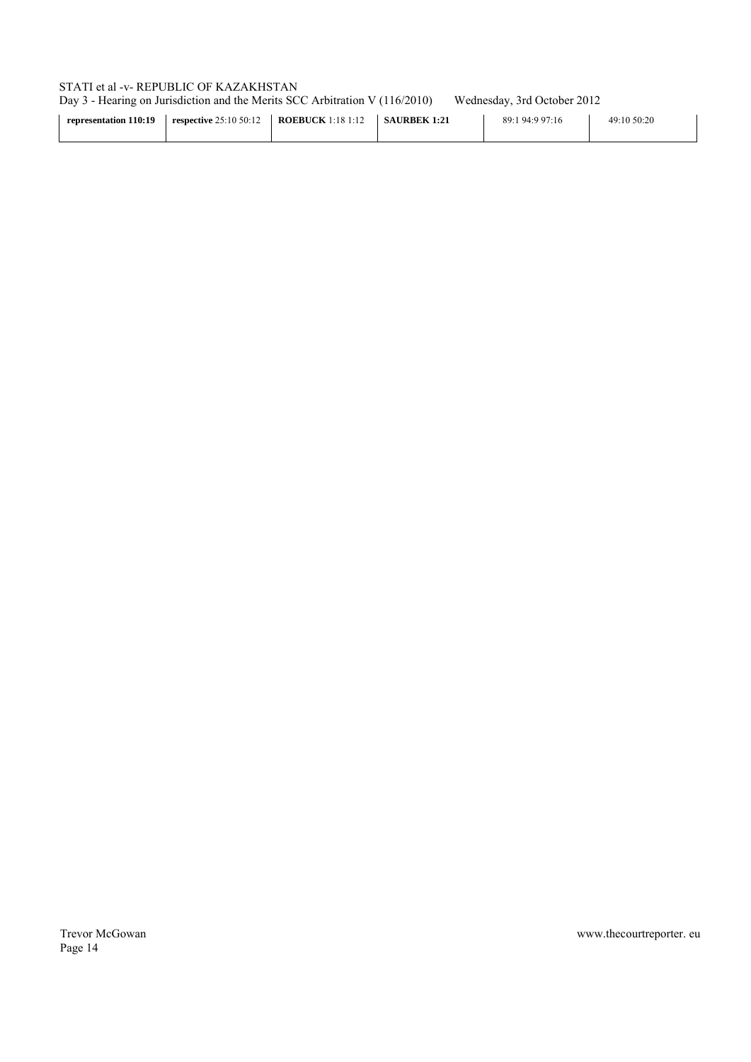| representation 110:19 | respective 25:10 50:12 | ROEBUCK 1:18 1:12 | SAURBEK 1:21 | 89:1 94:9 97:16 | 49:10 50:20 |
|---|---|---|---|---|---|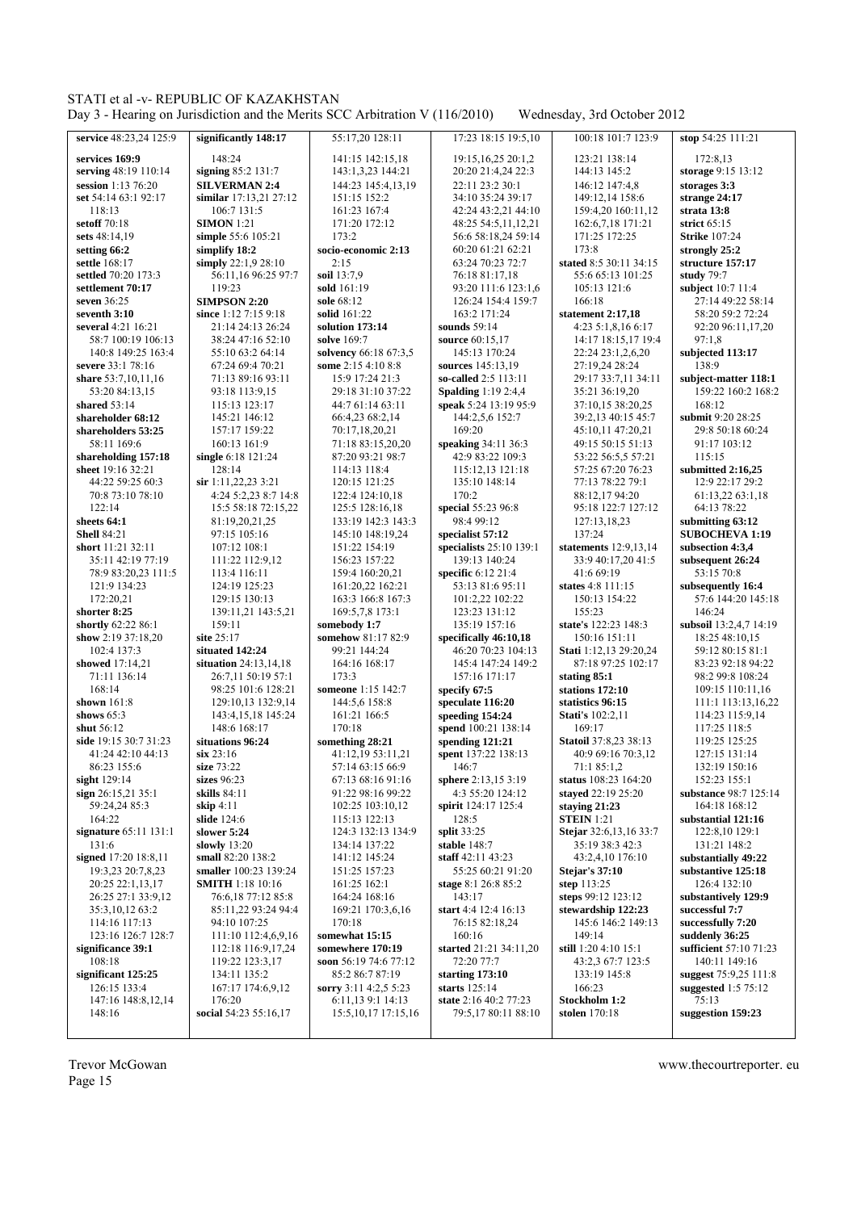**service** 48:23,24 125:9
**services 169:9**
**serving** 48:19 110:14
**session** 1:13 76:20
**set** 54:14 63:1 92:17 118:13
**setoff** 70:18
**sets** 48:14,19
**setting 66:2**
**settle** 168:17
**settled** 70:20 173:3
**settlement 70:17**
**seven** 36:25
**seventh 3:10**
**several** 4:21 16:21 58:7 100:19 106:13 140:8 149:25 163:4
**severe** 33:1 78:16
**share** 53:7,10,11,16 53:20 84:13,15
**shared** 53:14
**shareholder 68:12**
**shareholders 53:25** 58:11 169:6
**shareholding 157:18**
**sheet** 19:16 32:21 44:22 59:25 60:3 70:8 73:10 78:10 122:14
**sheets 64:1**
**Shell** 84:21
**short** 11:21 32:11 35:11 42:19 77:19 78:9 83:20,23 111:5 121:9 134:23 172:20,21
**shorter 8:25**
**shortly** 62:22 86:1
**show** 2:19 37:18,20 102:4 137:3
**showed** 17:14,21 71:11 136:14 168:14
**shown** 161:8
**shows** 65:3
**shut** 56:12
**side** 19:15 30:7 31:23 41:24 42:10 44:13 86:23 155:6
**sight** 129:14
**sign** 26:15,21 35:1 59:24,24 85:3 164:22
**signature** 65:11 131:1 131:6
**signed** 17:20 18:8,11 19:3,23 20:7,8,23 20:25 22:1,13,17 26:25 27:1 33:9,12 35:3,10,12 63:2 114:16 117:13 123:16 126:7 128:7
**significance 39:1** 108:18
**significant 125:25** 126:15 133:4 147:16 148:8,12,14 148:16

**significantly 148:17** 148:24
**signing** 85:2 131:7
**SILVERMAN 2:4**
**similar** 17:13,21 27:12 106:7 131:5
**SIMON** 1:21
**simple** 55:6 105:21
**simplify 18:2**
**simply** 22:1,9 28:10 56:11,16 96:25 97:7 119:23
**SIMPSON 2:20**
**since** 1:12 7:15 9:18 21:14 24:13 26:24 38:24 47:16 52:10 55:10 63:2 64:14 67:24 69:4 70:21 71:13 89:16 93:11 93:18 113:9,15 115:13 123:17 145:21 146:12 157:17 159:22 160:13 161:9
**single** 6:18 121:24 128:14
**sir** 1:11,22,23 3:21 4:24 5:2,23 8:7 14:8 15:5 58:18 72:15,22 81:19,20,21,25 97:15 105:16 107:12 108:1 111:22 112:9,12 113:4 116:11 124:19 125:23 129:15 130:13 139:11,21 143:5,21 159:11
**site** 25:17
**situated 142:24**
**situation** 24:13,14,18 26:7,11 50:19 57:1 98:25 101:6 128:21 129:10,13 132:9,14 143:4,15,18 145:24 148:6 168:17
**situations 96:24**
**six** 23:16
**size** 73:22
**sizes** 96:23
**skills** 84:11
**skip** 4:11
**slide** 124:6
**slower 5:24**
**slowly** 13:20
**small** 82:20 138:2
**smaller** 100:23 139:24
**SMITH** 1:18 10:16 76:6,18 77:12 85:8 85:11,22 93:24 94:4 94:10 107:25 111:10 112:4,6,9,16 112:18 116:9,17,24 119:22 123:3,17 134:11 135:2 167:17 174:6,9,12 176:20
**social** 54:23 55:16,17

55:17,20 128:11
141:15 142:15,18 143:1,3,23 144:21 144:23 145:4,13,19 151:15 152:2 161:23 167:4 171:20 172:12 173:2
**socio-economic 2:13** 2:15
**soil** 13:7,9
**sold** 161:19
**sole** 68:12
**solid** 161:22
**solution 173:14**
**solve** 169:7
**solvency** 66:18 67:3,5
**some** 2:15 4:10 8:8 15:9 17:24 21:3 29:18 31:10 37:22 44:7 61:14 63:11 66:4,23 68:2,14 70:17,18,20,21 71:18 83:15,20,20 87:20 93:21 98:7 114:13 118:4 120:15 121:25 122:4 124:10,18 125:5 128:16,18 133:19 142:3 143:3 145:10 148:19,24 151:22 154:19 156:23 157:22 159:4 160:20,21 161:20,22 162:21 163:3 166:8 167:3 169:5,7,8 173:1
**somebody 1:7**
**somehow** 81:17 82:9 99:21 144:24 164:16 168:17 173:3
**someone** 1:15 142:7 144:5,6 158:8 161:21 166:5 170:18
**something 28:21** 41:12,19 53:11,21 57:14 63:15 66:9 67:13 68:16 91:16 91:22 98:16 99:22 102:25 103:10,12 115:13 122:13 124:3 132:13 134:9 134:14 137:22 141:12 145:24 151:25 157:23 161:25 162:1 164:24 168:16 169:21 170:3,6,16 170:18
**somewhat 15:15**
**somewhere 170:19**
**soon** 56:19 74:6 77:12 85:2 86:7 87:19
**sorry** 3:11 4:2,5 5:23 6:11,13 9:1 14:13 15:5,10,17 17:15,16

17:23 18:15 19:5,10 19:15,16,25 20:1,2 20:20 21:4,24 22:3 22:11 23:2 30:1 34:10 35:24 39:17 42:24 43:2,21 44:10 48:25 54:5,11,12,21 56:6 58:18,24 59:14 60:20 61:21 62:21 63:24 70:23 72:7 76:18 81:17,18 93:20 111:6 123:1,6 126:24 154:4 159:7 163:2 171:24
**sounds** 59:14
**source** 60:15,17 145:13 170:24
**sources** 145:13,19
**so-called** 2:5 113:11
**Spalding** 1:19 2:4,4
**speak** 5:24 13:19 95:9 144:2,5,6 152:7 169:20
**speaking** 34:11 36:3 42:9 83:22 109:3 115:12,13 121:18 135:10 148:14 170:2
**special** 55:23 96:8 98:4 99:12
**specialist 57:12**
**specialists** 25:10 139:1 139:13 140:24
**specific** 6:12 21:4 53:13 81:6 95:11 101:2,22 102:22 123:23 131:12 135:19 157:16
**specifically 46:10,18** 46:20 70:23 104:13 145:4 147:24 149:2 157:16 171:17
**specify 67:5**
**speculate 116:20**
**speeding 154:24**
**spend** 100:21 138:14
**spending 121:21**
**spent** 137:22 138:13 146:7
**sphere** 2:13,15 3:19 4:3 55:20 124:12
**spirit** 124:17 125:4 128:5
**split** 33:25
**stable** 148:7
**staff** 42:11 43:23 55:25 60:21 91:20
**stage** 8:1 26:8 85:2 143:17
**start** 4:4 12:4 16:13 76:15 82:18,24 160:16
**started** 21:21 34:11,20 72:20 77:7
**starting 173:10**
**starts** 125:14
**state** 2:16 40:2 77:23 79:5,17 80:11 88:10

100:18 101:7 123:9
123:21 138:14 144:13 145:2 146:12 147:4,8 149:12,14 158:6 159:4,20 160:11,12 162:6,7,18 171:21 171:25 172:25 173:8
**stated** 8:5 30:11 34:15 55:6 65:13 101:25 105:13 121:6 166:18
**statement 2:17,18** 4:23 5:1,8,16 6:17 14:17 18:15,17 19:4 22:24 23:1,2,6,20 27:19,24 28:24 29:17 33:7,11 34:11 35:21 36:19,20 37:10,15 38:20,25 39:2,13 40:15 45:7 45:10,11 47:20,21 49:15 50:15 51:13 53:22 56:5,5 57:21 57:25 67:20 76:23 77:13 78:22 79:1 88:12,17 94:20 95:18 122:7 127:12 127:13,18,23 137:24
**statements** 12:9,13,14 33:9 40:17,20 41:5 41:6 69:19
**states** 4:8 111:15 150:13 154:22 155:23
**state's** 122:23 148:3 150:16 151:11
**Stati** 1:12,13 29:20,24 87:18 97:25 102:17
**stating 85:1**
**stations 172:10**
**statistics 96:15**
**Stati's** 102:2,11 169:17
**Statoil** 37:8,23 38:13 40:9 69:16 70:3,12 71:1 85:1,2
**status** 108:23 164:20
**stayed** 22:19 25:20
**staying 21:23**
**STEIN** 1:21
**Stejar** 32:6,13,16 33:7 35:19 38:3 42:3 43:2,4,10 176:10
**Stejar's 37:10**
**step** 113:25
**steps** 99:12 123:12
**stewardship 122:23** 145:6 146:2 149:13 149:14
**still** 1:20 4:10 15:1 43:2,3 67:7 123:5 133:19 145:8 166:23
**Stockholm 1:2**
**stolen** 170:18

**stop** 54:25 111:21 172:8,13
**storage** 9:15 13:12
**storages 3:3**
**strange 24:17**
**strata 13:8**
**strict** 65:15
**Strike** 107:24
**strongly 25:2**
**structure 157:17**
**study** 79:7
**subject** 10:7 11:4 27:14 49:22 58:14 58:20 59:2 72:24 92:20 96:11,17,20 97:1,8
**subjected 113:17** 138:9
**subject-matter 118:1** 159:22 160:2 168:2 168:12
**submit** 9:20 28:25 29:8 50:18 60:24 91:17 103:12 115:15
**submitted 2:16,25** 12:9 22:17 29:2 61:13,22 63:1,18 64:13 78:22
**submitting 63:12**
**SUBOCHEVA 1:19**
**subsection 4:3,4**
**subsequent 26:24**
53:15 70:8
**subsequently 16:4** 57:6 144:20 145:18 146:24
**subsoil** 13:2,4,7 14:19 18:25 48:10,15 59:12 80:15 81:1 83:23 92:18 94:22 98:2 99:8 108:24 109:15 110:11,16 111:1 113:13,16,22 114:23 115:9,14 117:25 118:5 119:25 125:25 127:15 131:14 132:19 150:16 152:23 155:1
**substance** 98:7 125:14 164:18 168:12
**substantial 121:16** 122:8,10 129:1 131:21 148:2
**substantially 49:22**
**substantive 125:18** 126:4 132:10
**substantively 129:9**
**successful 7:7**
**successfully 7:20**
**suddenly 36:25**
**sufficient** 57:10 71:23 140:11 149:16
**suggest** 75:9,25 111:8
**suggested** 1:5 75:12 75:13
**suggestion 159:23**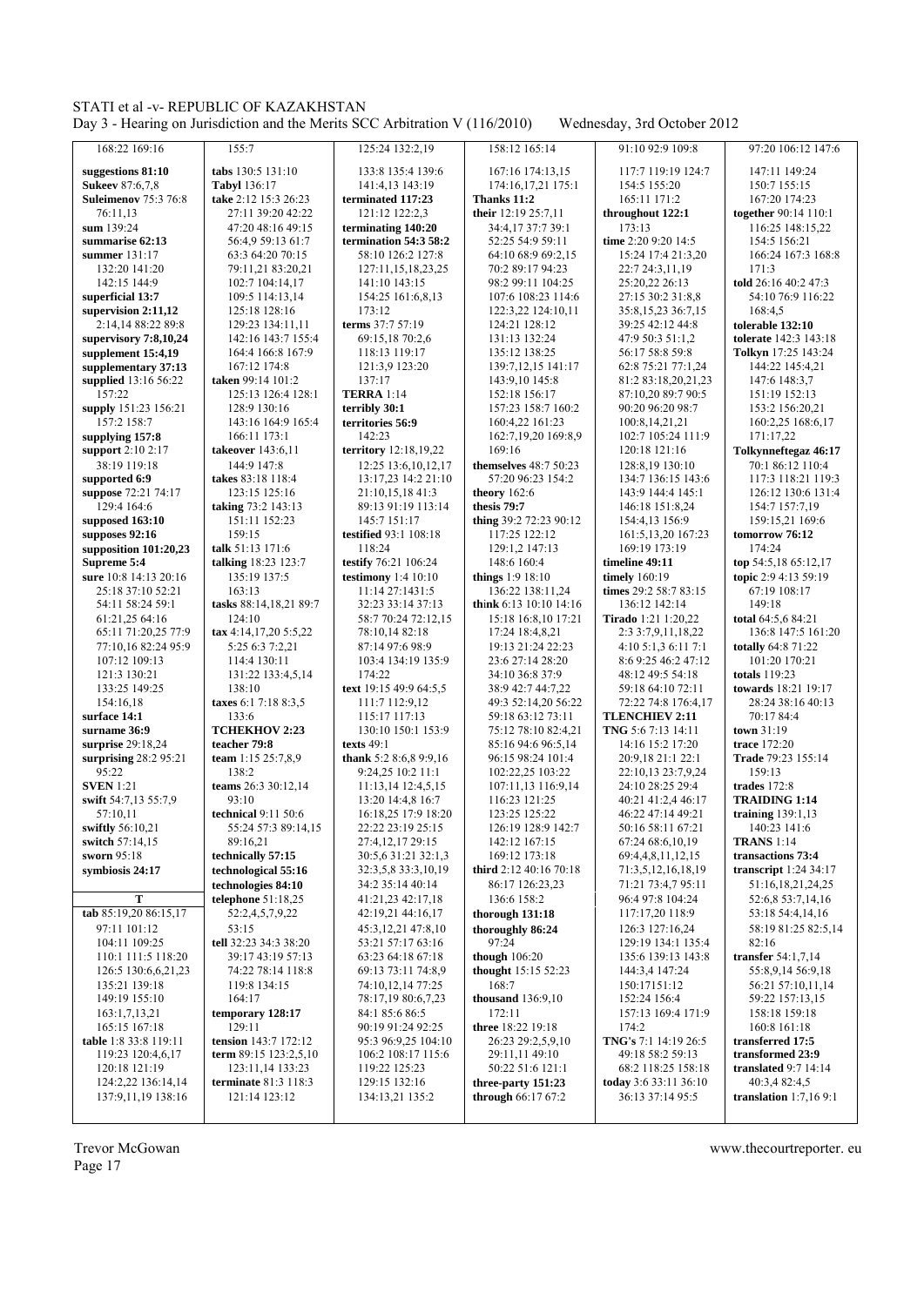168:22 169:16

**suggestions 81:10**
**Sukeev** 87:6,7,8
**Suleimenov** 75:3 76:8 76:11,13
**sum** 139:24
**summarise 62:13**
**summer** 131:17 132:20 141:20 142:15 144:9
**superficial 13:7**
**supervision 2:11,12** 2:14,14 88:22 89:8
**supervisory 7:8,10,24**
**supplement 15:4,19**
**supplementary 37:13**
**supplied** 13:16 56:22 157:22
**supply** 151:23 156:21 157:2 158:7
**supplying 157:8**
**support** 2:10 2:17 38:19 119:18
**supported 6:9**
**suppose** 72:21 74:17 129:4 164:6
**supposed 163:10**
**supposes 92:16**
**supposition 101:20,23**
**Supreme 5:4**
**sure** 10:8 14:13 20:16 25:18 37:10 52:21 54:11 58:24 59:1 61:21,25 64:16 65:11 71:20,25 77:9 77:10,16 82:24 95:9 107:12 109:13 121:3 130:21 133:25 149:25 154:16,18
**surface 14:1**
**surname 36:9**
**surprise** 29:18,24
**surprising** 28:2 95:21 95:22
**SVEN** 1:21
**swift** 54:7,13 55:7,9 57:10,11
**swiftly** 56:10,21
**switch** 57:14,15
**sworn** 95:18
**symbiosis 24:17**

**T**

**tab** 85:19,20 86:15,17 97:11 101:12 104:11 109:25 110:1 111:5 118:20 126:5 130:6,6,21,23 135:21 139:18 149:19 155:10 163:1,7,13,21 165:15 167:18
**table** 1:8 33:8 119:11 119:23 120:4,6,17 120:18 121:19 124:2,22 136:14,14 137:9,11,19 138:16

155:7

**tabs** 130:5 131:10
**Tabyl** 136:17
**take** 2:12 15:3 26:23 27:11 39:20 42:22 47:20 48:16 49:15 56:4,9 59:13 61:7 63:3 64:20 70:15 79:11,21 83:20,21 102:7 104:14,17 109:5 114:13,14 125:18 128:16 129:23 134:11,11 142:16 143:7 155:4 164:4 166:8 167:9 167:12 174:8
**taken** 99:14 101:2 125:13 126:4 128:1 128:9 130:16 143:16 164:9 165:4 166:11 173:1
**takeover** 143:6,11 144:9 147:8
**takes** 83:18 118:4 123:15 125:16
**taking** 73:2 143:13 151:11 152:23 159:15
**talk** 51:13 171:6
**talking** 18:23 123:7 135:19 137:5 163:13
**tasks** 88:14,18,21 89:7 124:10
**tax** 4:14,17,20 5:5,22 5:25 6:3 7:2,21 114:4 130:11 131:22 133:4,5,14 138:10
**taxes** 6:1 7:18 8:3,5 133:6
**TCHEKHOV 2:23**
**teacher 79:8**
**team** 1:15 25:7,8,9 138:2
**teams** 26:3 30:12,14 93:10
**technical** 9:11 50:6 55:24 57:3 89:14,15 89:16,21
**technically 57:15**
**technological 55:16**
**technologies 84:10**
**telephone** 51:18,25 52:2,4,5,7,9,22 53:15
**tell** 32:23 34:3 38:20 39:17 43:19 57:13 74:22 78:14 118:8 119:8 134:15 164:17
**temporary 128:17** 129:11
**tension** 143:7 172:12
**term** 89:15 123:2,5,10 123:11,14 133:23
**terminate** 81:3 118:3 121:14 123:12

125:24 132:2,19

133:8 135:4 139:6 141:4,13 143:19
**terminated 117:23** 121:12 122:2,3
**terminating 140:20**
**termination 54:3 58:2** 58:10 126:2 127:8 127:11,15,18,23,25 141:10 143:15 154:25 161:6,8,13 173:12
**terms** 37:7 57:19 69:15,18 70:2,6 118:13 119:17 121:3,9 123:20 137:17
**TERRA** 1:14
**terribly 30:1**
**territories 56:9** 142:23
**territory** 12:18,19,22 12:25 13:6,10,12,17 13:17,23 14:2 21:10 21:10,15,18 41:3 89:13 91:19 113:14 145:7 151:17
**testified** 93:1 108:18 118:24
**testify** 76:21 106:24
**testimony** 1:4 10:10 11:14 27:1431:5 32:23 33:14 37:13 58:7 70:24 72:12,15 78:10,14 82:18 87:14 97:6 98:9 103:4 134:19 135:9 174:22
**text** 19:15 49:9 64:5,5 111:7 112:9,12 115:17 117:13 130:10 150:1 153:9
**texts** 49:1
**thank** 5:2 8:6,8 9:9,16 9:24,25 10:2 11:1 11:13,14 12:4,5,15 13:20 14:4,8 16:7 16:18,25 17:9 18:20 22:22 23:19 25:15 27:4,12,17 29:15 30:5,6 31:21 32:1,3 32:3,5,8 33:3,10,19 34:2 35:14 40:14 41:21,23 42:17,18 42:19,21 44:16,17 45:3,12,21 47:8,10 53:21 57:17 63:16 63:23 64:18 67:18 69:13 73:11 74:8,9 74:10,12,14 77:25 78:17,19 80:6,7,23 84:1 85:6 86:5 90:19 91:24 92:25 95:3 96:9,25 104:10 106:2 108:17 115:6 119:22 125:23 129:15 132:16 134:13,21 135:2

158:12 165:14

167:16 174:13,15 174:16,17,21 175:1
**Thanks 11:2**
**their** 12:19 25:7,11 34:4,17 37:7 39:1 52:25 54:9 59:11 64:10 68:9 69:2,15 70:2 89:17 94:23 98:2 99:11 104:25 107:6 108:23 114:6 122:3,22 124:10,11 124:21 128:12 131:13 132:24 135:12 138:25 139:7,12,15 141:17 143:9,10 145:8 152:18 156:17 157:23 158:7 160:2 160:4,22 161:23 162:7,19,20 169:8,9 169:16
**themselves** 48:7 50:23 57:20 96:23 154:2
**theory** 162:6
**thesis 79:7**
**thing** 39:2 72:23 90:12 117:25 122:12 129:1,2 147:13 148:6 160:4
**things** 1:9 18:10 136:22 138:11,24
**think** 6:13 10:10 14:16 15:18 16:8,10 17:21 17:24 18:4,8,21 19:13 21:24 22:23 23:6 27:14 28:20 34:10 36:8 37:9 38:9 42:7 44:7,22 49:3 52:14,20 56:22 59:18 63:12 73:11 75:12 78:10 82:4,21 85:16 94:6 96:5,14 96:15 98:24 101:4 102:22,25 103:22 107:11,13 116:9,14 116:23 121:25 123:25 125:22 126:19 128:9 142:7 142:12 167:15 169:12 173:18
**third** 2:12 40:16 70:18 86:17 126:23,23 136:6 158:2
**thorough 131:18**
**thoroughly 86:24** 97:24
**though** 106:20
**thought** 15:15 52:23 168:7
**thousand** 136:9,10 172:11
**three** 18:22 19:18 26:23 29:2,5,9,10 29:11,11 49:10 50:22 51:6 121:1
**three-party 151:23**
**through** 66:17 67:2

91:10 92:9 109:8

117:7 119:19 124:7 154:5 155:20 165:11 171:2
**throughout 122:1** 173:13
**time** 2:20 9:20 14:5 15:24 17:4 21:3,20 22:7 24:3,11,19 25:20,22 26:13 27:15 30:2 31:8,8 35:8,15,23 36:7,15 39:25 42:12 44:8 47:9 50:3 51:1,2 56:17 58:8 59:8 62:8 75:21 77:1,24 81:2 83:18,20,21,23 87:10,20 89:7 90:5 90:20 96:20 98:7 100:8,14,21,21 102:7 105:24 111:9 120:18 121:16 128:8,19 130:10 134:7 136:15 143:6 143:9 144:4 145:1 146:18 151:8,24 154:4,13 156:9 161:5,13,20 167:23 169:19 173:19
**timeline 49:11**
**timely** 160:19
**times** 29:2 58:7 83:15 136:12 142:14
**Tirado** 1:21 1:20,22 2:3 3:7,9,11,18,22 4:10 5:1,3 6:11 7:1 8:6 9:25 46:2 47:12 48:12 49:5 54:18 59:18 64:10 72:11 72:22 74:8 176:4,17
**TLENCHIEV 2:11**
**TNG** 5:6 7:13 14:11 14:16 15:2 17:20 20:9,18 21:1 22:1 22:10,13 23:7,9,24 24:10 28:25 29:4 40:21 41:2,4 46:17 46:22 47:14 49:21 50:16 58:11 67:21 67:24 68:6,10,19 69:4,4,8,11,12,15 71:3,5,12,16,18,19 71:21 73:4,7 95:11 96:4 97:8 104:24 117:17,20 118:9 126:3 127:16,24 129:19 134:1 135:4 135:6 139:13 143:8 144:3,4 147:24 150:17151:12 152:24 156:4 157:13 169:4 171:9 174:2
**TNG's** 7:1 14:19 26:5 49:18 58:2 59:13 68:2 118:25 158:18
**today** 3:6 33:11 36:10 36:13 37:14 95:5

97:20 106:12 147:6

147:11 149:24 150:7 155:15 167:20 174:23
**together** 90:14 110:1 116:25 148:15,22 154:5 156:21 166:24 167:3 168:8 171:3
**told** 26:16 40:2 47:3 54:10 76:9 116:22 168:4,5
**tolerable 132:10**
**tolerate** 142:3 143:18
**Tolkyn** 17:25 143:24 144:22 145:4,21 147:6 148:3,7 151:19 152:13 153:2 156:20,21 160:2,25 168:6,17 171:17,22
**Tolkynneftegaz 46:17** 70:1 86:12 110:4 117:3 118:21 119:3 126:12 130:6 131:4 154:7 157:7,19 159:15,21 169:6
**tomorrow 76:12** 174:24
**top** 54:5,18 65:12,17
**topic** 2:9 4:13 59:19 67:19 108:17 149:18
**total** 64:5,6 84:21 136:8 147:5 161:20
**totally** 64:8 71:22 101:20 170:21
**totals** 119:23
**towards** 18:21 19:17 28:24 38:16 40:13 70:17 84:4
**town** 31:19
**trace** 172:20
**Trade** 79:23 155:14 159:13
**trades** 172:8
**TRAIDING 1:14**
**training** 139:1,13 140:23 141:6
**TRANS** 1:14
**transactions 73:4**
**transcript** 1:24 34:17 51:16,18,21,24,25 52:6,8 53:7,14,16 53:18 54:4,14,16 58:19 81:25 82:5,14 82:16
**transfer** 54:1,7,14 55:8,9,14 56:9,18 56:21 57:10,11,14 59:22 157:13,15 158:18 159:18 160:8 161:18
**transferred 17:5**
**transformed 23:9**
**translated** 9:7 14:14 40:3,4 82:4,5
**translation** 1:7,16 9:1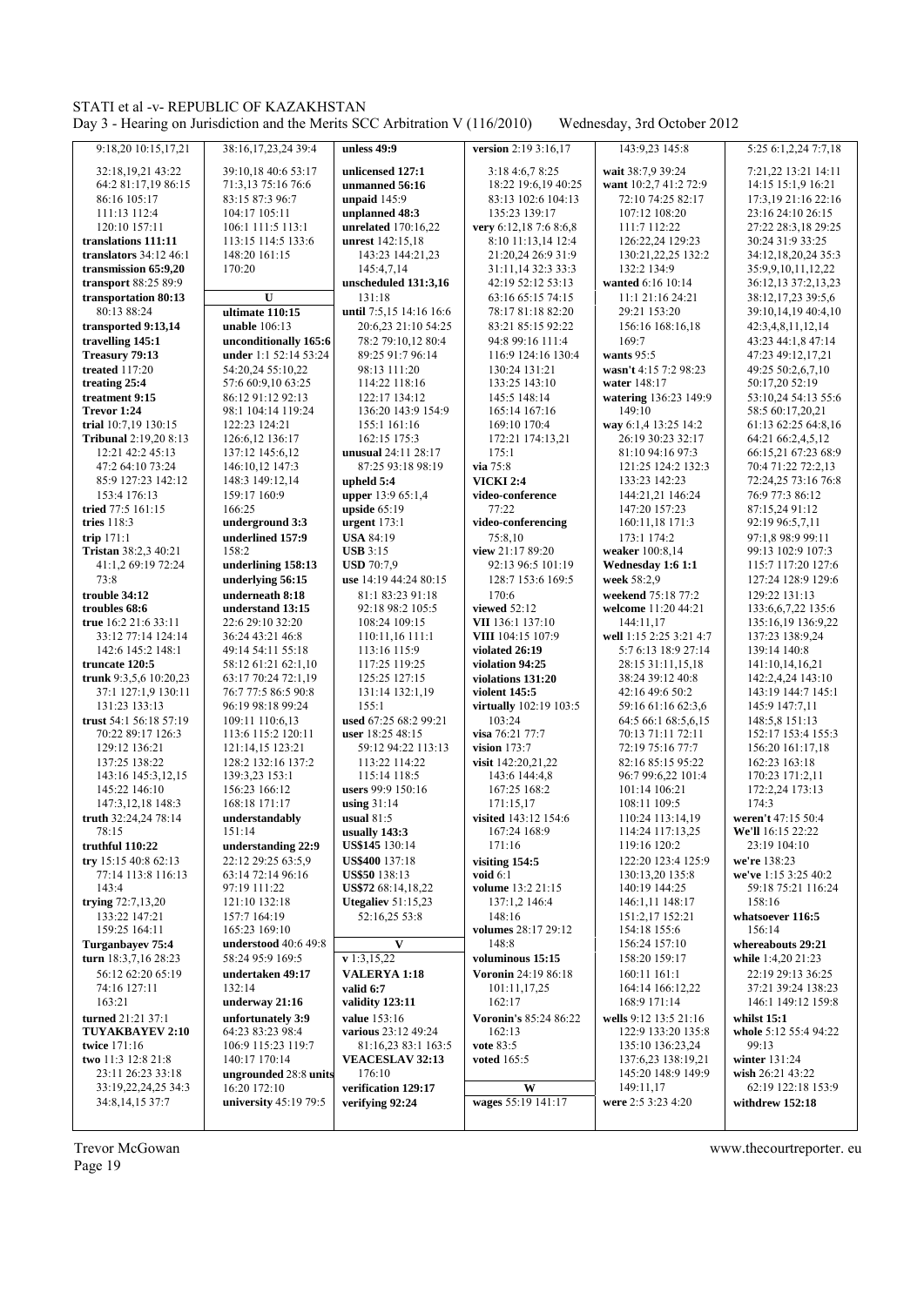9:18,20 10:15,17,21
32:18,19,21 43:22
64:2 81:17,19 86:15
86:16 105:17
111:13 112:4
120:10 157:11

**translations 111:11**
**translators** 34:12 46:1
**transmission 65:9,20**
**transport** 88:25 89:9
**transportation 80:13**
80:13 88:24
**transported 9:13,14**
**travelling 145:1**
**Treasury 79:13**
**treated** 117:20
**treating 25:4**
**treatment 9:15**
**Trevor 1:24**
**trial** 10:7,19 130:15
**Tribunal** 2:19,20 8:13
12:21 42:2 45:13
47:2 64:10 73:24
85:9 127:23 142:12
153:4 176:13
**tried** 77:5 161:15
**tries** 118:3
**trip** 171:1
**Tristan** 38:2,3 40:21
41:1,2 69:19 72:24
73:8
**trouble 34:12**
**troubles 68:6**
**true** 16:2 21:6 33:11
33:12 77:14 124:14
142:6 145:2 148:1
**truncate 120:5**
**trunk** 9:3,5,6 10:20,23
37:1 127:1,9 130:11
131:23 133:13
**trust** 54:1 56:18 57:19
70:22 89:17 126:3
129:12 136:21
137:25 138:22
143:16 145:3,12,15
145:22 146:10
147:3,12,18 148:3
**truth** 32:24,24 78:14
78:15
**truthful 110:22**
**try** 15:15 40:8 62:13
77:14 113:8 116:13
143:4
**trying** 72:7,13,20
133:22 147:21
159:25 164:11
**Turganbayev 75:4**
**turn** 18:3,7,16 28:23
56:12 62:20 65:19
74:16 127:11
163:21
**turned** 21:21 37:1
**TUYAKBAYEV 2:10**
**twice** 171:16
**two** 11:3 12:8 21:8
23:11 26:23 33:18
33:19,22,24,25 34:3
34:8,14,15 37:7

38:16,17,23,24 39:4
39:10,18 40:6 53:17
71:3,13 75:16 76:6
83:15 87:3 96:7
104:17 105:11
106:1 111:5 113:1
113:15 114:5 133:6
148:20 161:15
170:20

**U**

**ultimate 110:15**
**unable** 106:13
**unconditionally 165:6**
**under** 1:1 52:14 53:24
54:20,24 55:10,22
57:6 60:9,10 63:25
86:12 91:12 92:13
98:1 104:14 119:24
122:23 124:21
126:6,12 136:17
137:12 145:6,12
146:10,12 147:3
148:3 149:12,14
159:17 160:9
166:25
**underground 3:3**
**underlined 157:9**
158:2
**underlining 158:13**
**underlying 56:15**
**underneath 8:18**
**understand 13:15**
22:6 29:10 32:20
36:24 43:21 46:8
49:14 54:11 55:18
58:12 61:21 62:1,10
63:17 70:24 72:1,19
76:7 77:5 86:5 90:8
96:19 98:18 99:24
109:11 110:6,13
113:6 115:2 120:11
121:14,15 123:21
128:2 132:16 137:2
139:3,23 153:1
156:23 166:12
168:18 171:17
**understandably**
151:14
**understanding 22:9**
22:12 29:25 63:5,9
63:14 72:14 96:16
97:19 111:22
121:10 132:18
157:7 164:19
165:23 169:10
**understood** 40:6 49:8
58:24 95:9 169:5
**undertaken 49:17**
132:14
**underway 21:16**
**unfortunately 3:9**
64:23 83:23 98:4
106:9 115:23 119:7
140:17 170:14
**ungrounded** 28:8 **units**
16:20 172:10
**university** 45:19 79:5

**unless 49:9**
**unlicensed 127:1**
**unmanned 56:16**
**unpaid** 145:9
**unplanned 48:3**
**unrelated** 170:16,22
**unrest** 142:15,18
143:23 144:21,23
145:4,7,14
**unscheduled 131:3,16**
131:18
**until** 7:5,15 14:16 16:6
20:6,23 21:10 54:25
78:2 79:10,12 80:4
89:25 91:7 96:14
98:13 111:20
114:22 118:16
122:17 134:12
136:20 143:9 154:9
155:1 161:16
162:15 175:3
**unusual** 24:11 28:17
87:25 93:18 98:19
**upheld 5:4**
**upper** 13:9 65:1,4
**upside** 65:19
**urgent** 173:1
**USA** 84:19
**USB** 3:15
**USD** 70:7,9
**use** 14:19 44:24 80:15
81:1 83:23 91:18
92:18 98:2 105:5
108:24 109:15
110:11,16 111:1
113:16 115:9
117:25 119:25
125:25 127:15
131:14 132:1,19
155:1
**used** 67:25 68:2 99:21
**user** 18:25 48:15
59:12 94:22 113:13
113:22 114:22
115:14 118:5
**users** 99:9 150:16
**using** 31:14
**usual** 81:5
**usually 143:3**
**US$145** 130:14
**US$400** 137:18
**US$50** 138:13
**US$72** 68:14,18,22
**Utegaliev** 51:15,23
52:16,25 53:8

**V**

**v** 1:3,15,22
**VALERYA 1:18**
**valid 6:7**
**validity 123:11**
**value** 153:16
**various** 23:12 49:24
81:16,23 83:1 163:5
**VEACESLAV 32:13**
176:10
**verification 129:17**
**verifying 92:24**

**version** 2:19 3:16,17
3:18 4:6,7 8:25
18:22 19:6,19 40:25
83:13 102:6 104:13
135:23 139:17
**very** 6:12,18 7:6 8:6,8
8:10 11:13,14 12:4
21:20,24 26:9 31:9
31:11,14 32:3 33:3
42:19 52:12 53:13
63:16 65:15 74:15
78:17 81:18 82:20
83:21 85:15 92:22
94:8 99:16 111:4
116:9 124:16 130:4
130:24 131:21
133:25 143:10
145:5 148:14
165:14 167:16
169:10 170:4
172:21 174:13,21
175:1
**via** 75:8
**VICKI 2:4**
**video-conference**
77:22
**video-conferencing**
75:8,10
**view** 21:17 89:20
92:13 96:5 101:19
128:7 153:6 169:5
170:6
**viewed** 52:12
**VII** 136:1 137:10
**VIII** 104:15 107:9
**violated 26:19**
**violation 94:25**
**violations 131:20**
**violent 145:5**
**virtually** 102:19 103:5
103:24
**visa** 76:21 77:7
**vision** 173:7
**visit** 142:20,21,22
143:6 144:4,8
167:25 168:2
171:15,17
**visited** 143:12 154:6
167:24 168:9
171:16
**visiting 154:5**
**void** 6:1
**volume** 13:2 21:15
137:1,2 146:4
148:16
**volumes** 28:17 29:12
148:8
**voluminous 15:15**
**Voronin** 24:19 86:18
101:11,17,25
162:17
**Voronin's** 85:24 86:22
162:13
**vote** 83:5
**voted** 165:5

**W**

**wages** 55:19 141:17

143:9,23 145:8
**wait** 38:7,9 39:24
**want** 10:2,7 41:2 72:9
72:10 74:25 82:17
107:12 108:20
111:7 112:22
126:22,24 129:23
130:21,22,25 132:2
132:2 134:9
**wanted** 6:16 10:14
11:1 21:16 24:21
29:21 153:20
156:16 168:16,18
169:7
**wants** 95:5
**wasn't** 4:15 7:2 98:23
**water** 148:17
**watering** 136:23 149:9
149:10
**way** 6:1,4 13:25 14:2
26:19 30:23 32:17
81:10 94:16 97:3
121:25 124:2 132:3
133:23 142:23
144:21,21 146:24
147:20 157:23
160:11,18 171:3
173:1 174:2
**weaker** 100:8,14
**Wednesday 1:6 1:1**
**week** 58:2,9
**weekend** 75:18 77:2
**welcome** 11:20 44:21
144:11,17
**well** 1:15 2:25 3:21 4:7
5:7 6:13 18:9 27:14
28:15 31:11,15,18
38:24 39:12 40:8
42:16 49:6 50:2
59:16 61:16 62:3,6
64:5 66:1 68:5,6,15
70:13 71:11 72:11
72:19 75:16 77:7
82:16 85:15 95:22
96:7 99:6,22 101:4
101:14 106:21
108:11 109:5
110:24 113:14,19
114:24 117:13,25
119:16 120:2
122:20 123:4 125:9
130:13,20 135:8
140:19 144:25
146:1,11 148:17
151:2,17 152:21
154:18 155:6
156:24 157:10
158:20 159:17
160:11 161:1
164:14 166:12,22
168:9 171:14
**wells** 9:12 13:5 21:16
122:9 133:20 135:8
135:10 136:23,24
137:6,23 138:19,21
145:20 148:9 149:9
149:11,17
**were** 2:5 3:23 4:20

5:25 6:1,2,24 7:7,18
7:21,22 13:21 14:11
14:15 15:1,9 16:21
17:3,19 21:16 22:16
23:16 24:10 26:15
27:22 28:3,18 29:25
30:24 31:9 33:25
34:12,18,20,24 35:3
35:9,9,10,11,12,22
36:12,13 37:2,13,23
38:12,17,23 39:5,6
39:10,14,19 40:4,10
42:3,4,8,11,12,14
43:23 44:1,8 47:14
47:23 49:12,17,21
49:25 50:2,6,7,10
50:17,20 52:19
53:10,24 54:13 55:6
58:5 60:17,20,21
61:13 62:25 64:8,16
64:21 66:2,4,5,12
66:15,21 67:23 68:9
70:4 71:22 72:2,13
72:24,25 73:16 76:8
76:9 77:3 86:12
87:15,24 91:12
92:19 96:5,7,11
97:1,8 98:9 99:11
99:13 102:9 107:3
115:7 117:20 127:6
127:24 128:9 129:6
129:22 131:13
133:6,6,7,22 135:6
135:16,19 136:9,22
137:23 138:9,24
139:14 140:8
141:10,14,16,21
142:2,4,24 143:10
143:19 144:7 145:1
145:9 147:7,11
148:5,8 151:13
152:17 153:4 155:3
156:20 161:17,18
162:23 163:18
170:23 171:2,11
172:2,24 173:13
174:3
**weren't** 47:15 50:4
**We'll** 16:15 22:22
23:19 104:10
**we're** 138:23
**we've** 1:15 3:25 40:2
59:18 75:21 116:24
158:16
**whatsoever 116:5**
156:14
**whereabouts 29:21**
**while** 1:4,20 21:23
22:19 29:13 36:25
37:21 39:24 138:23
146:1 149:12 159:8
**whilst 15:1**
**whole** 5:12 55:4 94:22
99:13
**winter** 131:24
**wish** 26:21 43:22
62:19 122:18 153:9
**withdrew 152:18**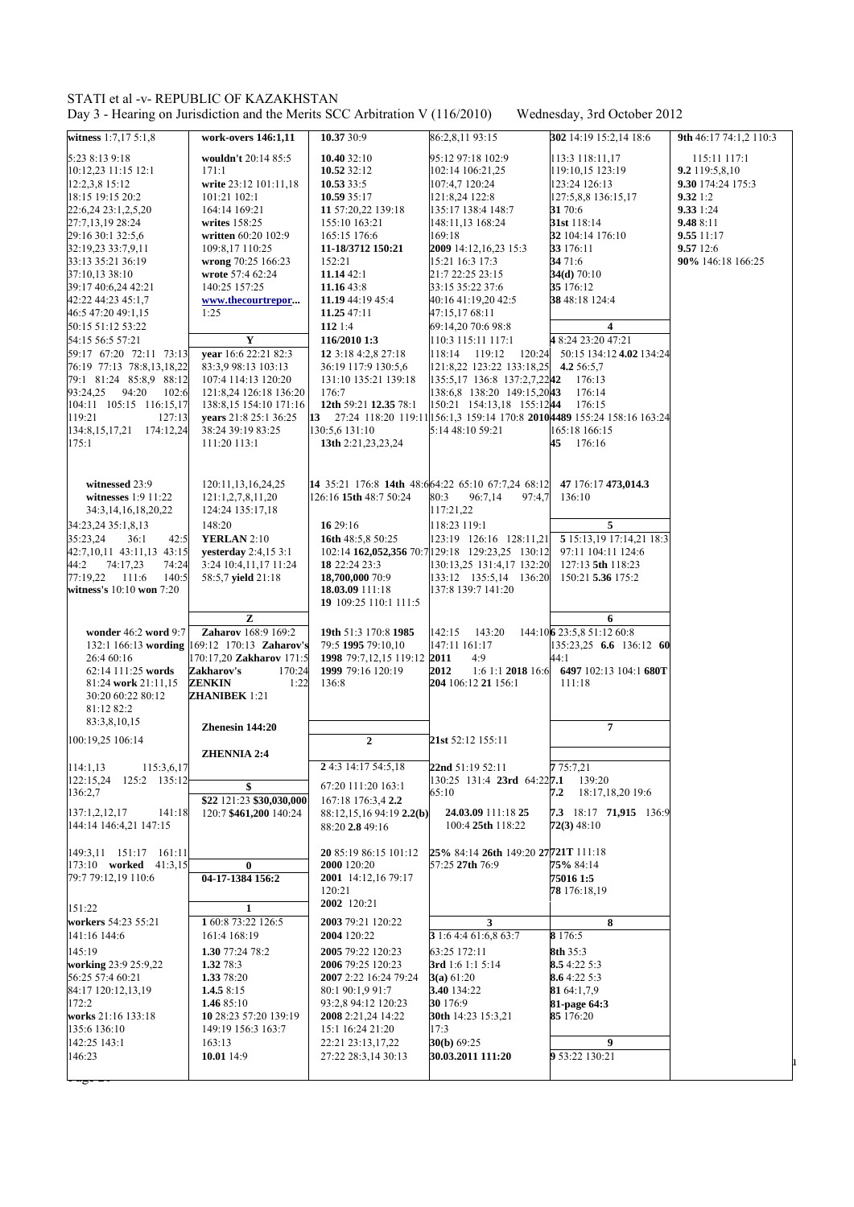STATI et al -v- REPUBLIC OF KAZAKHSTAN
Day 3 - Hearing on Jurisdiction and the Merits SCC Arbitration V (116/2010) Wednesday, 3rd October 2012

**witness** 1:7,17 5:1,8
5:23 8:13 9:18
10:12,23 11:15 12:1
12:2,3,8 15:12
18:15 19:15 20:2
22:6,24 23:1,2,5,20
27:7,13,19 28:24
29:16 30:1 32:5,6
32:19,23 33:7,9,11
33:13 35:21 36:19
37:10,13 38:10
39:17 40:6,24 42:21
42:22 44:23 45:1,7
46:5 47:20 49:1,15
50:15 51:12 53:22
54:15 56:5 57:21
59:17 67:20 72:11 73:13
76:19 77:13 78:8,13,18,22
79:1 81:24 85:8,9 88:12
93:24,25 94:20 102:6
104:11 105:15 116:15,17
119:21 127:13
134:8,15,17,21 174:12,24
175:1
**witnessed** 23:9
**witnesses** 1:9 11:22
34:3,14,16,18,20,22
34:23,24 35:1,8,13
35:23,24 36:1 42:5
42:7,10,11 43:11,13 43:15
44:2 74:17,23 74:24
77:19,22 111:6 140:5
**witness's** 10:10 **won** 7:20
**wonder** 46:2 **word** 9:7
132:1 166:13 **wording**
26:4 60:16
62:14 111:25 **words**
81:24 **work** 21:11,15
30:20 60:22 80:12
81:12 82:2
83:3,8,10,15
100:19,25 106:14
114:1,13 115:3,6,17
122:15,24 125:2 135:12
136:2,7
137:1,2,12,17 141:18
144:14 146:4,21 147:15
149:3,11 151:17 161:11
173:10 **worked** 41:3,15
79:7 79:12,19 110:6
151:22
**workers** 54:23 55:21
141:16 144:6
145:19
**working** 23:9 25:9,22
56:25 57:4 60:21
84:17 120:12,13,19
172:2
**works** 21:16 133:18
135:6 136:10
142:25 143:1
146:23

**work-overs** 146:1,11
**wouldn't** 20:14 85:5
171:1
**write** 23:12 101:11,18
101:21 102:1
164:14 169:21
**writes** 158:25
**written** 60:20 102:9
109:8,17 110:25
**wrong** 70:25 166:23
**wrote** 57:4 62:24
140:25 157:25
**www.thecourtrepor...**
1:25

**Y**

**year** 16:6 22:21 82:3
83:3,9 98:13 103:13
107:4 114:13 120:20
121:8,24 126:18 136:20
138:8,15 154:10 171:16
**years** 21:8 25:1 36:25
38:24 39:19 83:25
111:20 113:1
120:11,13,16,24,25
121:1,2,7,8,11,20
124:24 135:17,18
148:20
**YERLAN** 2:10
**yesterday** 2:4,15 3:1
3:24 10:4,11,17 11:24
58:5,7 **yield** 21:18

**Z**

**Zaharov** 168:9 169:2
169:12 170:13 **Zaharov's**
170:17,20 **Zakharov** 171:5
**Zakharov's** 170:24
**ZENKIN** 1:22
**ZHANIBEK** 1:21
**Zhenesin** 144:20
**ZHENNIA** 2:4

**$**

**$22** 121:23 **$30,030,000**
120:7 **$461,200** 140:24

**0**

**04-17-1384** 156:2

**1**

**1** 60:8 73:22 126:5
161:4 168:19
**1.30** 77:24 78:2
**1.32** 78:3
**1.33** 78:20
**1.4.5** 8:15
**1.46** 85:10
**10** 28:23 57:20 139:19
149:19 156:3 163:7
163:13
**10.01** 14:9

**10.37** 30:9
**10.40** 32:10
**10.52** 32:12
**10.53** 33:5
**10.59** 35:17
**11** 57:20,22 139:18
155:10 163:21
165:15 176:6
**11-18/3712 150:21**
152:21
**11.14** 42:1
**11.16** 43:8
**11.19** 44:19 45:4
**11.25** 47:11
**112** 1:4
**116/2010 1:3**
**12** 3:18 4:2,8 27:18
36:19 117:9 130:5,6
131:10 135:21 139:18
176:7
**12th** 59:21 **12.35** 78:1
**13** 27:24 118:20 119:11
130:5,6 131:10
**13th** 2:21,23,23,24
**14** 35:21 176:8 **14th** 48:6
126:16 **15th** 48:7 50:24
**16** 29:16
**16th** 48:5,8 50:25
102:14 **162,052,356** 70:7
**18** 22:24 23:3
**18,700,000** 70:9
**18.03.09** 111:18
**19** 109:25 110:1 111:5
**19th** 51:3 170:8 **1985**
79:5 **1995** 79:10,10
**1998** 79:7,12,15 119:12
**1999** 79:16 120:19
136:8

**2**

**2** 4:3 14:17 54:5,18
67:20 111:20 163:1
167:18 176:3,4 **2.2**
88:12,15,16 94:19 **2.2(b)**
88:20 **2.8** 49:16
**20** 85:19 86:15 101:12
**2000** 120:20
**2001** 14:12,16 79:17
120:21
**2002** 120:21
**2003** 79:21 120:22
**2004** 120:22
**2005** 79:22 120:23
**2006** 79:25 120:23
**2007** 2:22 16:24 79:24
80:1 90:1,9 91:7
93:2,8 94:12 120:23
**2008** 2:21,24 14:22
15:1 16:24 21:20
22:21 23:13,17,22
27:22 28:3,14 30:13

86:2,8,11 93:15
95:12 97:18 102:9
102:14 106:21,25
107:4,7 120:24
121:8,24 122:8
135:17 138:4 148:7
148:11,13 168:24
169:18
**2009** 14:12,16,23 15:3
15:21 16:3 17:3
21:7 22:25 23:15
33:15 35:22 37:6
40:16 41:19,20 42:5
47:15,17 68:11
69:14,20 70:6 98:8
110:3 115:11 117:1
118:14 119:12 120:24
121:8,22 123:22 133:18,25
135:5,17 136:8 137:2,7,22
138:6,8 138:20 149:15,20
150:21 154:13,18 155:12
156:1,3 159:14 170:8 **2010**
5:14 48:10 59:21
64:22 65:10 67:7,24 68:12
80:3 96:7,14 97:4,7
117:21,22
118:23 119:1
123:19 126:16 128:11,21
129:18 129:23,25 130:12
130:13,25 131:4,17 132:20
133:12 135:5,14 136:20
137:8 139:7 141:20
142:15 143:20 144:10
147:11 161:17
**2011** 4:9
**2012** 1:6 1:1 **2018** 16:6
**204** 106:12 **21** 156:1
**21st** 52:12 155:11
**22nd** 51:19 52:11
130:25 131:4 **23rd** 64:22
65:10
**24.03.09** 111:18 **25**
100:4 **25th** 118:22
**25%** 84:14 **26th** 149:20 **27**
57:25 **27th** 76:9

**3**

**3** 1:6 4:4 61:6,8 63:7
63:25 172:11
**3rd** 1:6 1:1 5:14
**3(a)** 61:20
**3.40** 134:22
**30** 176:9
**30th** 14:23 15:3,21
17:3
**30(b)** 69:25
**30.03.2011 111:20**

**302** 14:19 15:2,14 18:6
113:3 118:11,17
119:10,15 123:19
123:24 126:13
127:5,8,8 136:15,17
**31** 70:6
**31st** 118:14
**32** 104:14 176:10
**33** 176:11
**34** 71:6
**34(d)** 70:10
**35** 176:12
**38** 48:18 124:4

**4**

**4** 8:24 23:20 47:21
50:15 134:12 **4.02** 134:24
**4.2** 56:5,7
**42** 176:13
**43** 176:14
**44** 176:15
**4489** 155:24 158:16 163:24
165:18 166:15
**45** 176:16
**47** 176:17 **473,014.3**
136:10

**5**

**5** 15:13,19 17:14,21 18:3
97:11 104:11 124:6
127:13 **5th** 118:23
150:21 **5.36** 175:2

**6**

**6** 23:5,8 51:12 60:8
135:23,25 **6.6** 136:12 **60**
44:1
**6497** 102:13 104:1 **680T**
111:18

**7**

**7** 75:7,21
**7.1** 139:20
**7.2** 18:17,18,20 19:6
**7.3** 18:17 **71,915** 136:9
**72(3)** 48:10
**721T** 111:18
**75%** 84:14
**75016** 1:5
**78** 176:18,19

**8**

**8** 176:5
**8th** 35:3
**8.5** 4:22 5:3
**8.6** 4:22 5:3
**81** 64:1,7,9
**81-page** 64:3
**85** 176:20

**9**

**9** 53:22 130:21
**9th** 46:17 74:1,2 110:3
115:11 117:1
**9.2** 119:5,8,10
**9.30** 174:24 175:3
**9.32** 1:2
**9.33** 1:24
**9.48** 8:11
**9.55** 11:17
**9.57** 12:6
**90%** 146:18 166:25